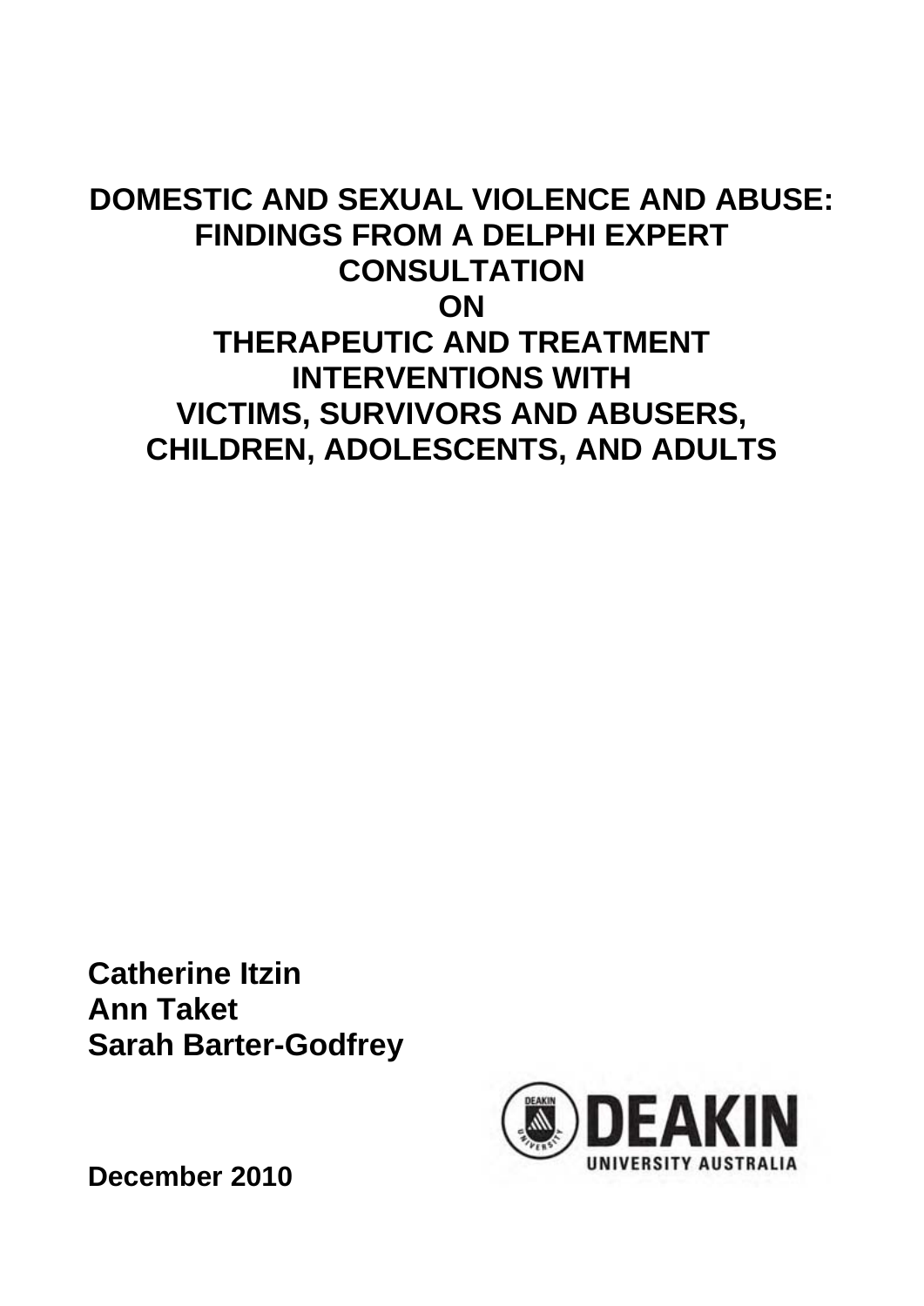# DOMESTIC AND SEXUAL VIOLENCE AND ABUSE: FINDINGS FROM A DELPHI EXPERT CONSULTATION ON THERAPEUTIC AND TREATMENT INTERVENTIONS WITH VICTIMS, SURVIVORS AND ABUSERS, CHILDREN, ADOLESCENTS, AND ADULTS

**Catherine Itzin**
**Ann Taket**
**Sarah Barter-Godfrey**

DEAKIN UNIVERSITY AUSTRALIA

**December 2010**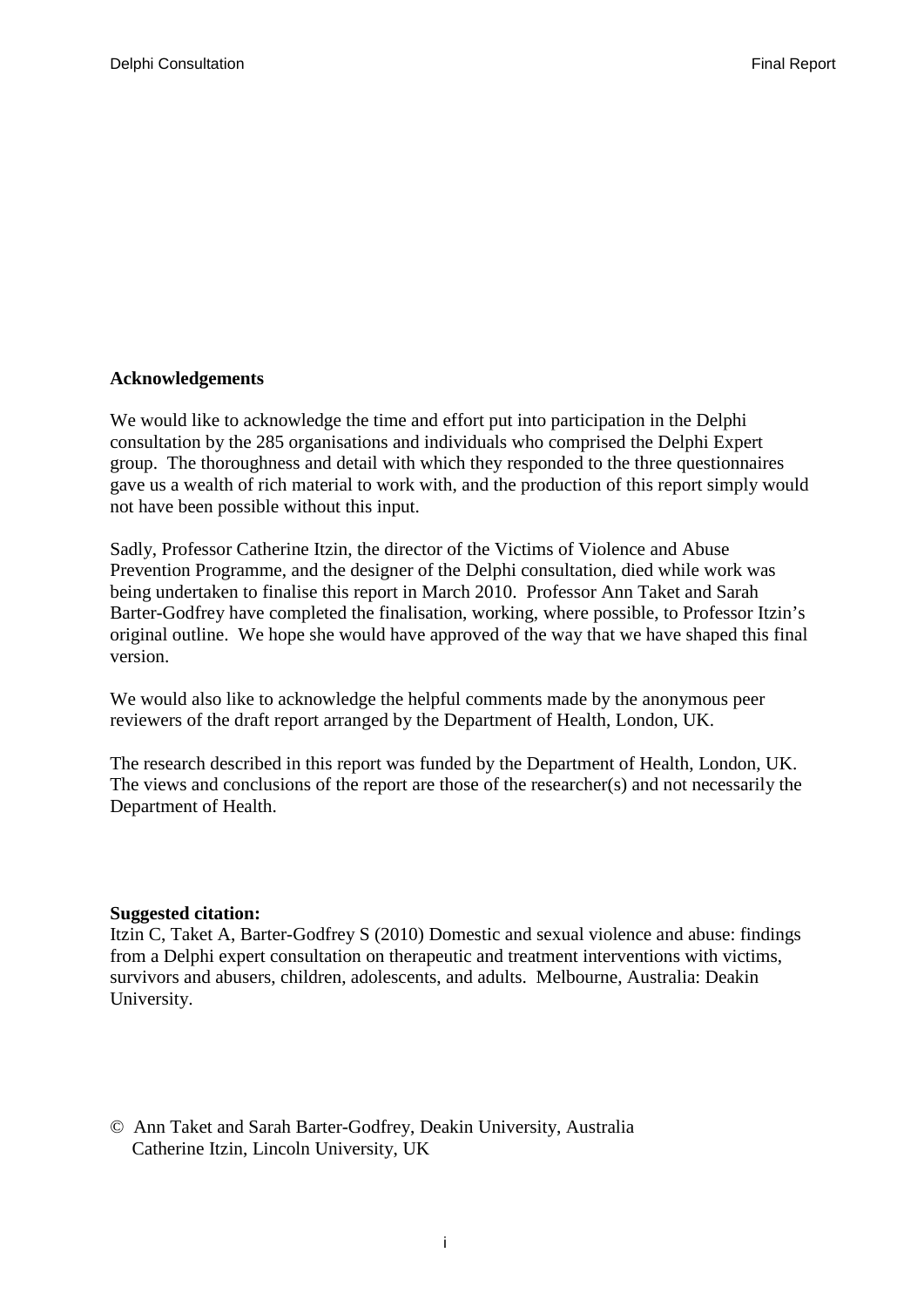**Acknowledgements**

We would like to acknowledge the time and effort put into participation in the Delphi consultation by the 285 organisations and individuals who comprised the Delphi Expert group. The thoroughness and detail with which they responded to the three questionnaires gave us a wealth of rich material to work with, and the production of this report simply would not have been possible without this input.

Sadly, Professor Catherine Itzin, the director of the Victims of Violence and Abuse Prevention Programme, and the designer of the Delphi consultation, died while work was being undertaken to finalise this report in March 2010. Professor Ann Taket and Sarah Barter-Godfrey have completed the finalisation, working, where possible, to Professor Itzin's original outline. We hope she would have approved of the way that we have shaped this final version.

We would also like to acknowledge the helpful comments made by the anonymous peer reviewers of the draft report arranged by the Department of Health, London, UK.

The research described in this report was funded by the Department of Health, London, UK. The views and conclusions of the report are those of the researcher(s) and not necessarily the Department of Health.

**Suggested citation:**
Itzin C, Taket A, Barter-Godfrey S (2010) Domestic and sexual violence and abuse: findings from a Delphi expert consultation on therapeutic and treatment interventions with victims, survivors and abusers, children, adolescents, and adults. Melbourne, Australia: Deakin University.

© Ann Taket and Sarah Barter-Godfrey, Deakin University, Australia
Catherine Itzin, Lincoln University, UK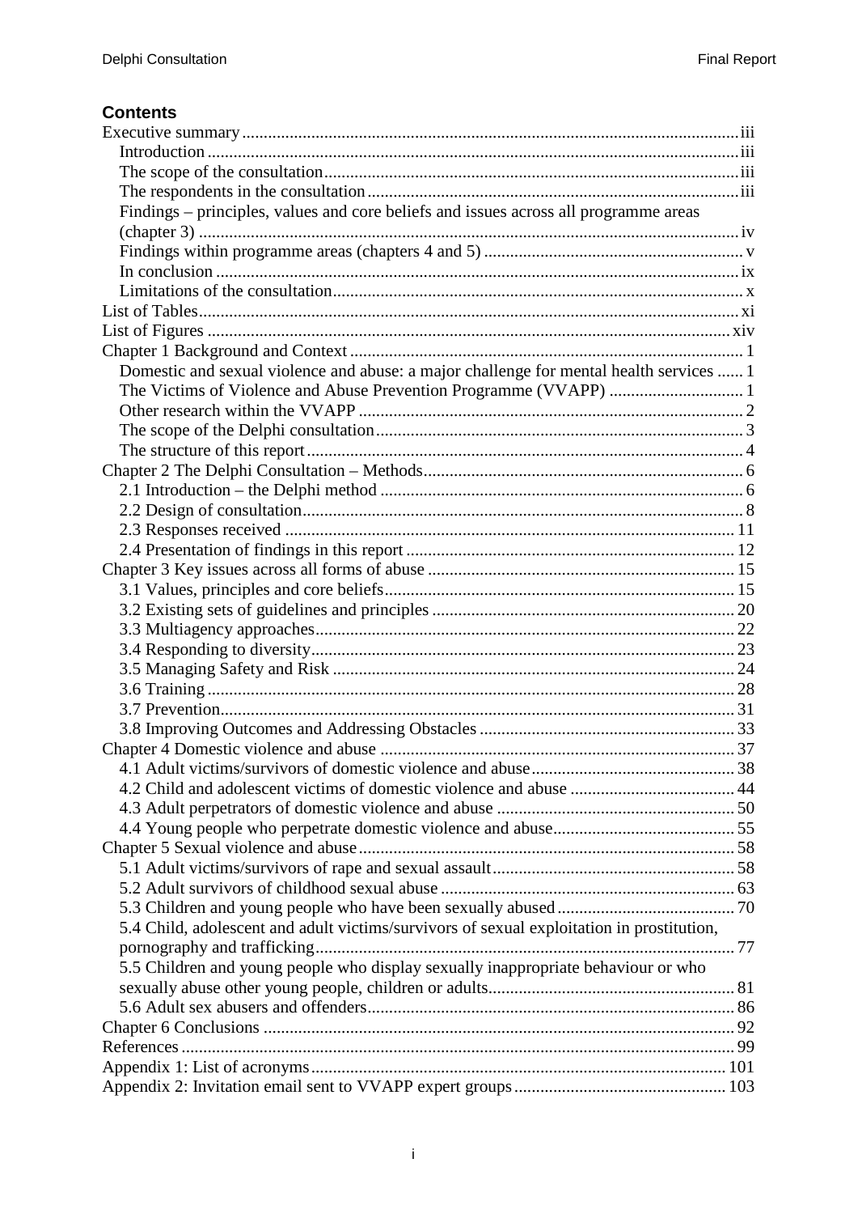## Contents

Executive summary ... iii
- Introduction ... iii
- The scope of the consultation ... iii
- The respondents in the consultation ... iii
- Findings – principles, values and core beliefs and issues across all programme areas (chapter 3) ... iv
- Findings within programme areas (chapters 4 and 5) ... v
- In conclusion ... ix
- Limitations of the consultation ... x

List of Tables ... xi

List of Figures ... xiv

Chapter 1 Background and Context ... 1
- Domestic and sexual violence and abuse: a major challenge for mental health services ... 1
- The Victims of Violence and Abuse Prevention Programme (VVAPP) ... 1
- Other research within the VVAPP ... 2
- The scope of the Delphi consultation ... 3
- The structure of this report ... 4

Chapter 2 The Delphi Consultation – Methods ... 6
- 2.1 Introduction – the Delphi method ... 6
- 2.2 Design of consultation ... 8
- 2.3 Responses received ... 11
- 2.4 Presentation of findings in this report ... 12

Chapter 3 Key issues across all forms of abuse ... 15
- 3.1 Values, principles and core beliefs ... 15
- 3.2 Existing sets of guidelines and principles ... 20
- 3.3 Multiagency approaches ... 22
- 3.4 Responding to diversity ... 23
- 3.5 Managing Safety and Risk ... 24
- 3.6 Training ... 28
- 3.7 Prevention ... 31
- 3.8 Improving Outcomes and Addressing Obstacles ... 33

Chapter 4 Domestic violence and abuse ... 37
- 4.1 Adult victims/survivors of domestic violence and abuse ... 38
- 4.2 Child and adolescent victims of domestic violence and abuse ... 44
- 4.3 Adult perpetrators of domestic violence and abuse ... 50
- 4.4 Young people who perpetrate domestic violence and abuse ... 55

Chapter 5 Sexual violence and abuse ... 58
- 5.1 Adult victims/survivors of rape and sexual assault ... 58
- 5.2 Adult survivors of childhood sexual abuse ... 63
- 5.3 Children and young people who have been sexually abused ... 70
- 5.4 Child, adolescent and adult victims/survivors of sexual exploitation in prostitution, pornography and trafficking ... 77
- 5.5 Children and young people who display sexually inappropriate behaviour or who sexually abuse other young people, children or adults ... 81
- 5.6 Adult sex abusers and offenders ... 86

Chapter 6 Conclusions ... 92

References ... 99

Appendix 1: List of acronyms ... 101

Appendix 2: Invitation email sent to VVAPP expert groups ... 103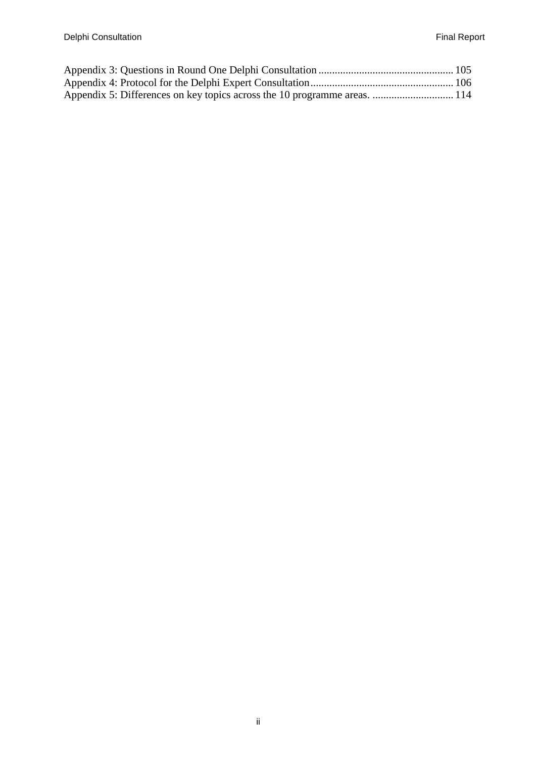Appendix 3: Questions in Round One Delphi Consultation .................................................. 105
Appendix 4: Protocol for the Delphi Expert Consultation..................................................... 106
Appendix 5: Differences on key topics across the 10 programme areas. .............................. 114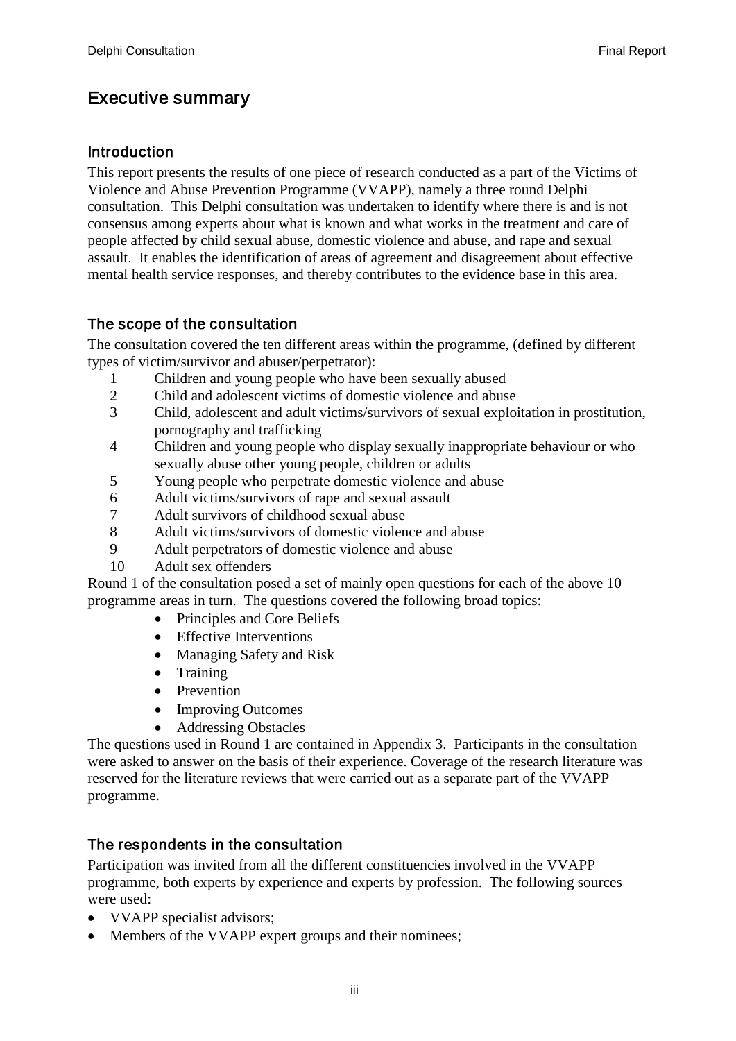## Executive summary

### Introduction

This report presents the results of one piece of research conducted as a part of the Victims of Violence and Abuse Prevention Programme (VVAPP), namely a three round Delphi consultation. This Delphi consultation was undertaken to identify where there is and is not consensus among experts about what is known and what works in the treatment and care of people affected by child sexual abuse, domestic violence and abuse, and rape and sexual assault. It enables the identification of areas of agreement and disagreement about effective mental health service responses, and thereby contributes to the evidence base in this area.

### The scope of the consultation

The consultation covered the ten different areas within the programme, (defined by different types of victim/survivor and abuser/perpetrator):

1. Children and young people who have been sexually abused
2. Child and adolescent victims of domestic violence and abuse
3. Child, adolescent and adult victims/survivors of sexual exploitation in prostitution, pornography and trafficking
4. Children and young people who display sexually inappropriate behaviour or who sexually abuse other young people, children or adults
5. Young people who perpetrate domestic violence and abuse
6. Adult victims/survivors of rape and sexual assault
7. Adult survivors of childhood sexual abuse
8. Adult victims/survivors of domestic violence and abuse
9. Adult perpetrators of domestic violence and abuse
10. Adult sex offenders

Round 1 of the consultation posed a set of mainly open questions for each of the above 10 programme areas in turn. The questions covered the following broad topics:

- Principles and Core Beliefs
- Effective Interventions
- Managing Safety and Risk
- Training
- Prevention
- Improving Outcomes
- Addressing Obstacles

The questions used in Round 1 are contained in Appendix 3. Participants in the consultation were asked to answer on the basis of their experience. Coverage of the research literature was reserved for the literature reviews that were carried out as a separate part of the VVAPP programme.

### The respondents in the consultation

Participation was invited from all the different constituencies involved in the VVAPP programme, both experts by experience and experts by profession. The following sources were used:

- VVAPP specialist advisors;
- Members of the VVAPP expert groups and their nominees;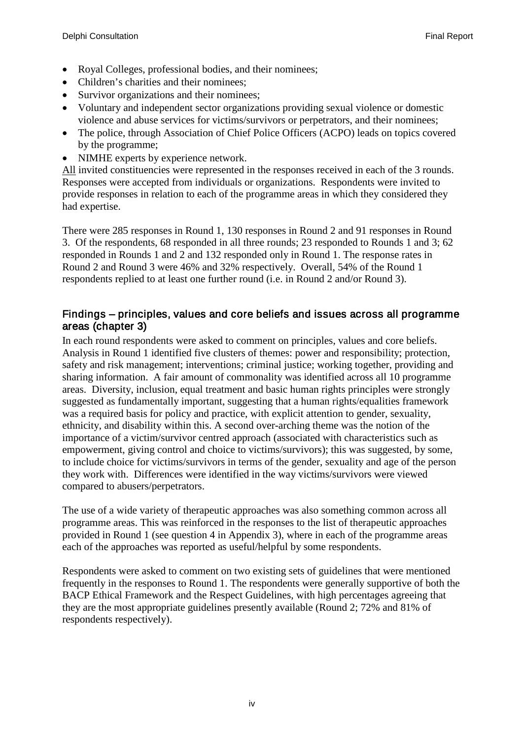- Royal Colleges, professional bodies, and their nominees;
- Children's charities and their nominees;
- Survivor organizations and their nominees;
- Voluntary and independent sector organizations providing sexual violence or domestic violence and abuse services for victims/survivors or perpetrators, and their nominees;
- The police, through Association of Chief Police Officers (ACPO) leads on topics covered by the programme;
- NIMHE experts by experience network.

All invited constituencies were represented in the responses received in each of the 3 rounds. Responses were accepted from individuals or organizations. Respondents were invited to provide responses in relation to each of the programme areas in which they considered they had expertise.

There were 285 responses in Round 1, 130 responses in Round 2 and 91 responses in Round 3. Of the respondents, 68 responded in all three rounds; 23 responded to Rounds 1 and 3; 62 responded in Rounds 1 and 2 and 132 responded only in Round 1. The response rates in Round 2 and Round 3 were 46% and 32% respectively. Overall, 54% of the Round 1 respondents replied to at least one further round (i.e. in Round 2 and/or Round 3).

## Findings – principles, values and core beliefs and issues across all programme areas (chapter 3)

In each round respondents were asked to comment on principles, values and core beliefs. Analysis in Round 1 identified five clusters of themes: power and responsibility; protection, safety and risk management; interventions; criminal justice; working together, providing and sharing information. A fair amount of commonality was identified across all 10 programme areas. Diversity, inclusion, equal treatment and basic human rights principles were strongly suggested as fundamentally important, suggesting that a human rights/equalities framework was a required basis for policy and practice, with explicit attention to gender, sexuality, ethnicity, and disability within this. A second over-arching theme was the notion of the importance of a victim/survivor centred approach (associated with characteristics such as empowerment, giving control and choice to victims/survivors); this was suggested, by some, to include choice for victims/survivors in terms of the gender, sexuality and age of the person they work with. Differences were identified in the way victims/survivors were viewed compared to abusers/perpetrators.

The use of a wide variety of therapeutic approaches was also something common across all programme areas. This was reinforced in the responses to the list of therapeutic approaches provided in Round 1 (see question 4 in Appendix 3), where in each of the programme areas each of the approaches was reported as useful/helpful by some respondents.

Respondents were asked to comment on two existing sets of guidelines that were mentioned frequently in the responses to Round 1. The respondents were generally supportive of both the BACP Ethical Framework and the Respect Guidelines, with high percentages agreeing that they are the most appropriate guidelines presently available (Round 2; 72% and 81% of respondents respectively).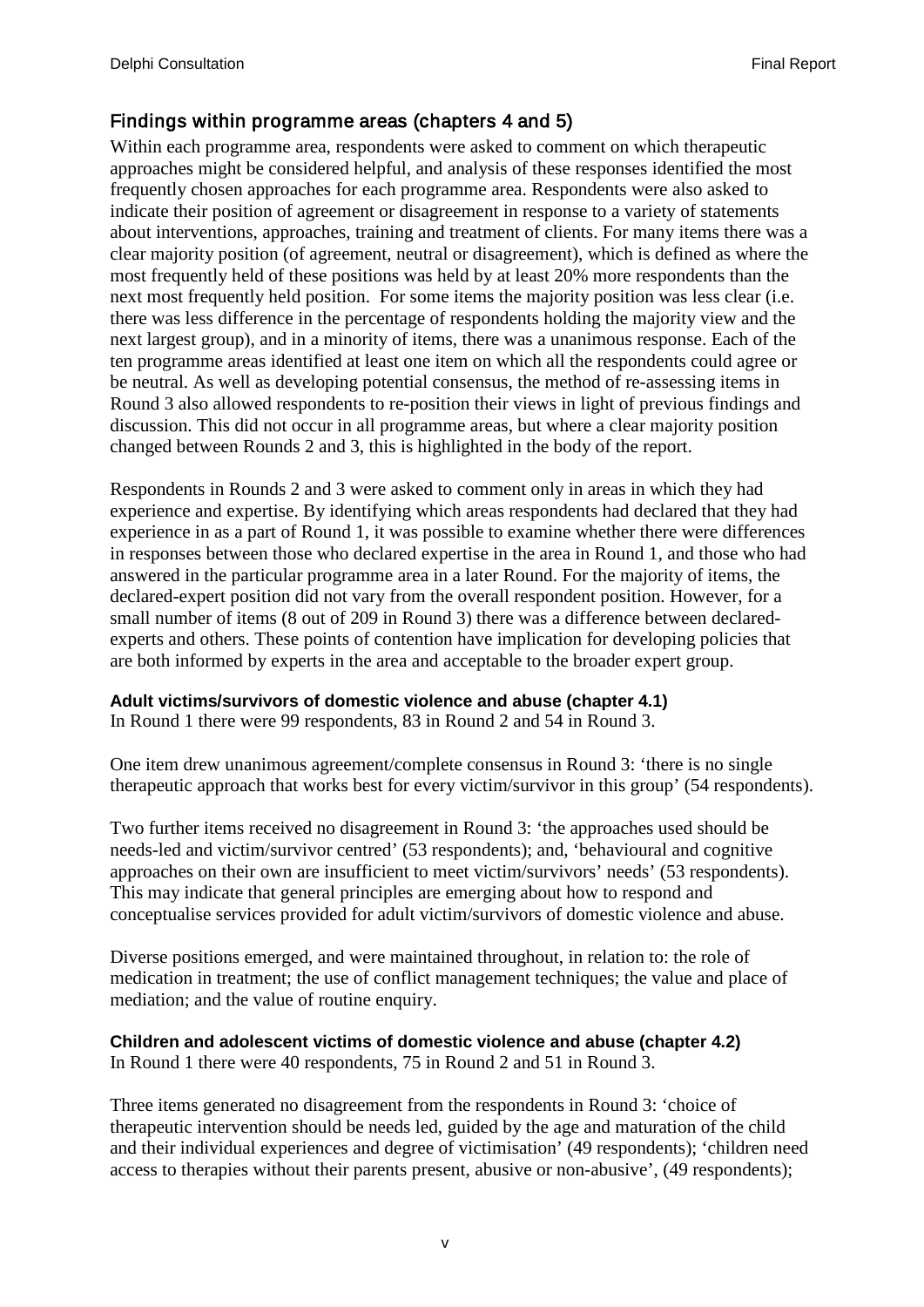## Findings within programme areas (chapters 4 and 5)

Within each programme area, respondents were asked to comment on which therapeutic approaches might be considered helpful, and analysis of these responses identified the most frequently chosen approaches for each programme area. Respondents were also asked to indicate their position of agreement or disagreement in response to a variety of statements about interventions, approaches, training and treatment of clients. For many items there was a clear majority position (of agreement, neutral or disagreement), which is defined as where the most frequently held of these positions was held by at least 20% more respondents than the next most frequently held position. For some items the majority position was less clear (i.e. there was less difference in the percentage of respondents holding the majority view and the next largest group), and in a minority of items, there was a unanimous response. Each of the ten programme areas identified at least one item on which all the respondents could agree or be neutral. As well as developing potential consensus, the method of re-assessing items in Round 3 also allowed respondents to re-position their views in light of previous findings and discussion. This did not occur in all programme areas, but where a clear majority position changed between Rounds 2 and 3, this is highlighted in the body of the report.

Respondents in Rounds 2 and 3 were asked to comment only in areas in which they had experience and expertise. By identifying which areas respondents had declared that they had experience in as a part of Round 1, it was possible to examine whether there were differences in responses between those who declared expertise in the area in Round 1, and those who had answered in the particular programme area in a later Round. For the majority of items, the declared-expert position did not vary from the overall respondent position. However, for a small number of items (8 out of 209 in Round 3) there was a difference between declared-experts and others. These points of contention have implication for developing policies that are both informed by experts in the area and acceptable to the broader expert group.

**Adult victims/survivors of domestic violence and abuse (chapter 4.1)**

In Round 1 there were 99 respondents, 83 in Round 2 and 54 in Round 3.

One item drew unanimous agreement/complete consensus in Round 3: 'there is no single therapeutic approach that works best for every victim/survivor in this group' (54 respondents).

Two further items received no disagreement in Round 3: 'the approaches used should be needs-led and victim/survivor centred' (53 respondents); and, 'behavioural and cognitive approaches on their own are insufficient to meet victim/survivors' needs' (53 respondents). This may indicate that general principles are emerging about how to respond and conceptualise services provided for adult victim/survivors of domestic violence and abuse.

Diverse positions emerged, and were maintained throughout, in relation to: the role of medication in treatment; the use of conflict management techniques; the value and place of mediation; and the value of routine enquiry.

**Children and adolescent victims of domestic violence and abuse (chapter 4.2)**

In Round 1 there were 40 respondents, 75 in Round 2 and 51 in Round 3.

Three items generated no disagreement from the respondents in Round 3: 'choice of therapeutic intervention should be needs led, guided by the age and maturation of the child and their individual experiences and degree of victimisation' (49 respondents); 'children need access to therapies without their parents present, abusive or non-abusive', (49 respondents);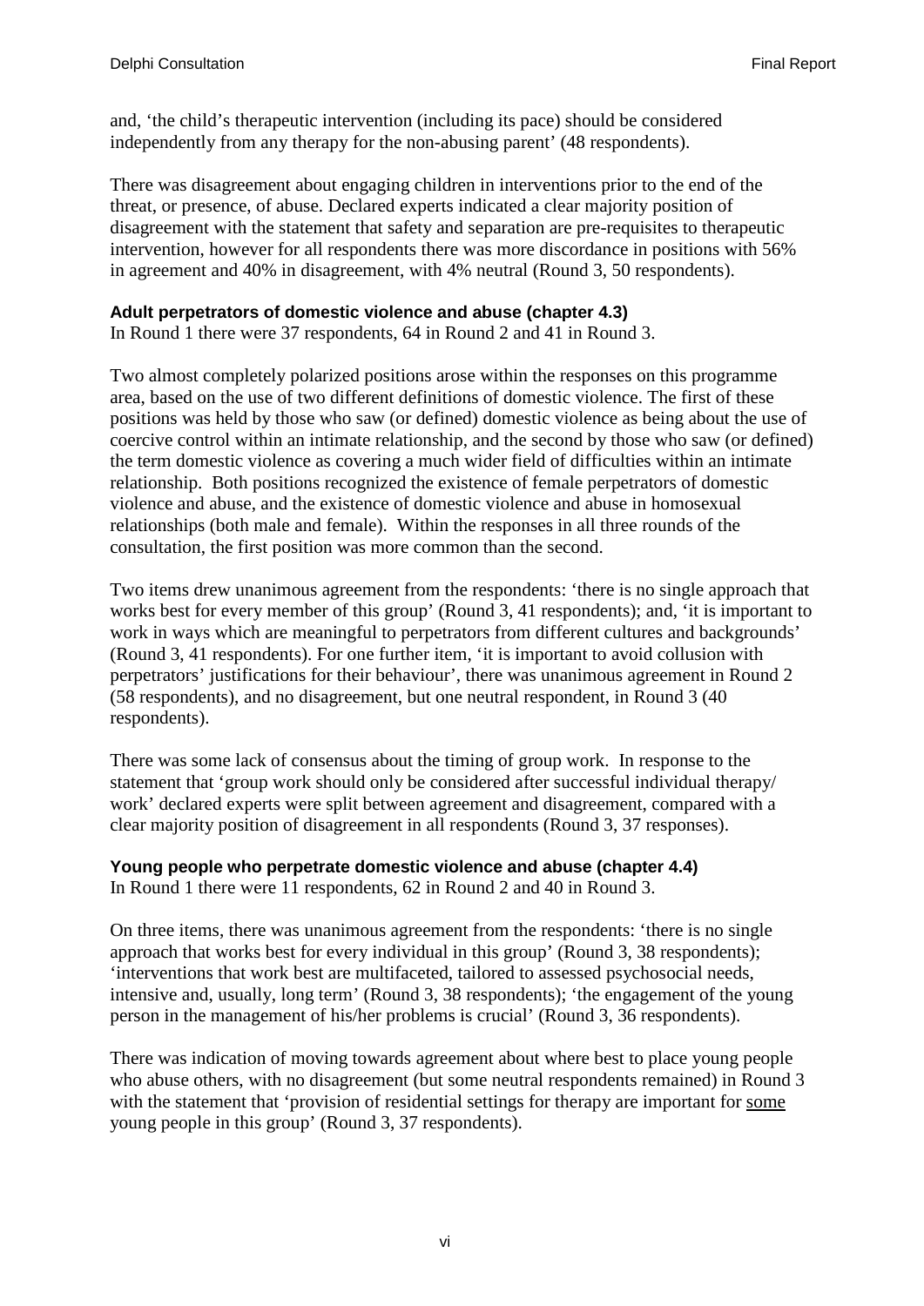and, 'the child's therapeutic intervention (including its pace) should be considered independently from any therapy for the non-abusing parent' (48 respondents).

There was disagreement about engaging children in interventions prior to the end of the threat, or presence, of abuse. Declared experts indicated a clear majority position of disagreement with the statement that safety and separation are pre-requisites to therapeutic intervention, however for all respondents there was more discordance in positions with 56% in agreement and 40% in disagreement, with 4% neutral (Round 3, 50 respondents).

**Adult perpetrators of domestic violence and abuse (chapter 4.3)**

In Round 1 there were 37 respondents, 64 in Round 2 and 41 in Round 3.

Two almost completely polarized positions arose within the responses on this programme area, based on the use of two different definitions of domestic violence. The first of these positions was held by those who saw (or defined) domestic violence as being about the use of coercive control within an intimate relationship, and the second by those who saw (or defined) the term domestic violence as covering a much wider field of difficulties within an intimate relationship. Both positions recognized the existence of female perpetrators of domestic violence and abuse, and the existence of domestic violence and abuse in homosexual relationships (both male and female). Within the responses in all three rounds of the consultation, the first position was more common than the second.

Two items drew unanimous agreement from the respondents: 'there is no single approach that works best for every member of this group' (Round 3, 41 respondents); and, 'it is important to work in ways which are meaningful to perpetrators from different cultures and backgrounds' (Round 3, 41 respondents). For one further item, 'it is important to avoid collusion with perpetrators' justifications for their behaviour', there was unanimous agreement in Round 2 (58 respondents), and no disagreement, but one neutral respondent, in Round 3 (40 respondents).

There was some lack of consensus about the timing of group work. In response to the statement that 'group work should only be considered after successful individual therapy/ work' declared experts were split between agreement and disagreement, compared with a clear majority position of disagreement in all respondents (Round 3, 37 responses).

**Young people who perpetrate domestic violence and abuse (chapter 4.4)**

In Round 1 there were 11 respondents, 62 in Round 2 and 40 in Round 3.

On three items, there was unanimous agreement from the respondents: 'there is no single approach that works best for every individual in this group' (Round 3, 38 respondents); 'interventions that work best are multifaceted, tailored to assessed psychosocial needs, intensive and, usually, long term' (Round 3, 38 respondents); 'the engagement of the young person in the management of his/her problems is crucial' (Round 3, 36 respondents).

There was indication of moving towards agreement about where best to place young people who abuse others, with no disagreement (but some neutral respondents remained) in Round 3 with the statement that 'provision of residential settings for therapy are important for <u>some</u> young people in this group' (Round 3, 37 respondents).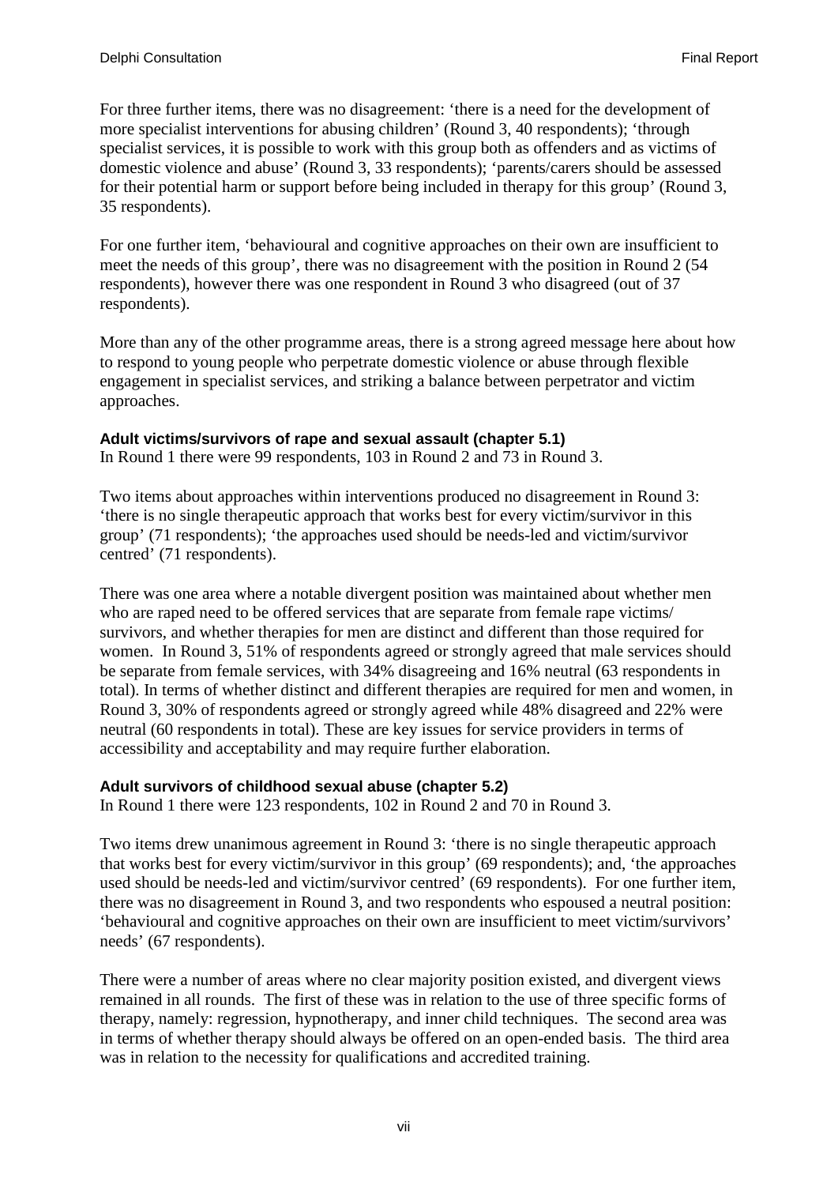For three further items, there was no disagreement: 'there is a need for the development of more specialist interventions for abusing children' (Round 3, 40 respondents); 'through specialist services, it is possible to work with this group both as offenders and as victims of domestic violence and abuse' (Round 3, 33 respondents); 'parents/carers should be assessed for their potential harm or support before being included in therapy for this group' (Round 3, 35 respondents).

For one further item, 'behavioural and cognitive approaches on their own are insufficient to meet the needs of this group', there was no disagreement with the position in Round 2 (54 respondents), however there was one respondent in Round 3 who disagreed (out of 37 respondents).

More than any of the other programme areas, there is a strong agreed message here about how to respond to young people who perpetrate domestic violence or abuse through flexible engagement in specialist services, and striking a balance between perpetrator and victim approaches.

**Adult victims/survivors of rape and sexual assault (chapter 5.1)**
In Round 1 there were 99 respondents, 103 in Round 2 and 73 in Round 3.

Two items about approaches within interventions produced no disagreement in Round 3: 'there is no single therapeutic approach that works best for every victim/survivor in this group' (71 respondents); 'the approaches used should be needs-led and victim/survivor centred' (71 respondents).

There was one area where a notable divergent position was maintained about whether men who are raped need to be offered services that are separate from female rape victims/ survivors, and whether therapies for men are distinct and different than those required for women. In Round 3, 51% of respondents agreed or strongly agreed that male services should be separate from female services, with 34% disagreeing and 16% neutral (63 respondents in total). In terms of whether distinct and different therapies are required for men and women, in Round 3, 30% of respondents agreed or strongly agreed while 48% disagreed and 22% were neutral (60 respondents in total). These are key issues for service providers in terms of accessibility and acceptability and may require further elaboration.

**Adult survivors of childhood sexual abuse (chapter 5.2)**
In Round 1 there were 123 respondents, 102 in Round 2 and 70 in Round 3.

Two items drew unanimous agreement in Round 3: 'there is no single therapeutic approach that works best for every victim/survivor in this group' (69 respondents); and, 'the approaches used should be needs-led and victim/survivor centred' (69 respondents). For one further item, there was no disagreement in Round 3, and two respondents who espoused a neutral position: 'behavioural and cognitive approaches on their own are insufficient to meet victim/survivors' needs' (67 respondents).

There were a number of areas where no clear majority position existed, and divergent views remained in all rounds. The first of these was in relation to the use of three specific forms of therapy, namely: regression, hypnotherapy, and inner child techniques. The second area was in terms of whether therapy should always be offered on an open-ended basis. The third area was in relation to the necessity for qualifications and accredited training.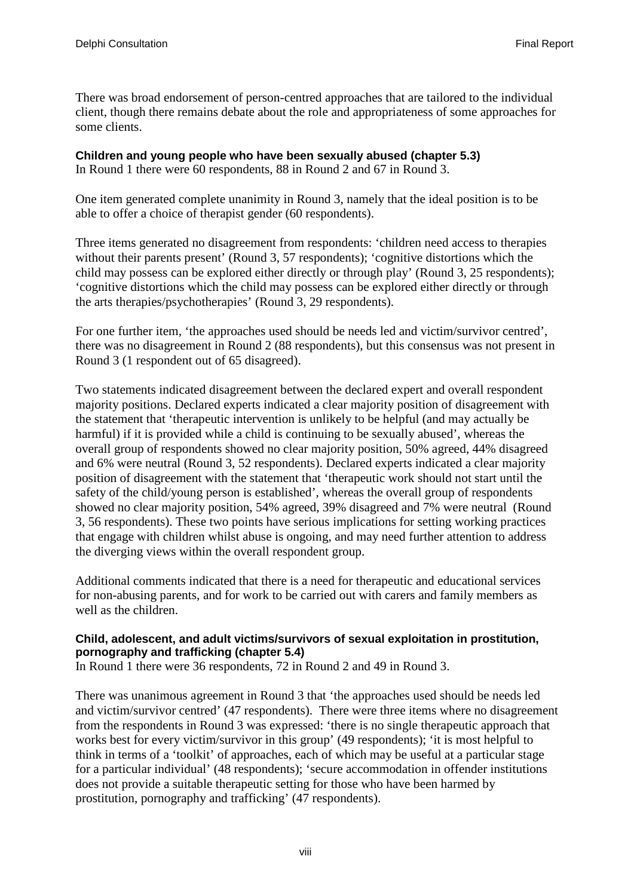There was broad endorsement of person-centred approaches that are tailored to the individual client, though there remains debate about the role and appropriateness of some approaches for some clients.

**Children and young people who have been sexually abused (chapter 5.3)**
In Round 1 there were 60 respondents, 88 in Round 2 and 67 in Round 3.

One item generated complete unanimity in Round 3, namely that the ideal position is to be able to offer a choice of therapist gender (60 respondents).

Three items generated no disagreement from respondents: 'children need access to therapies without their parents present' (Round 3, 57 respondents); 'cognitive distortions which the child may possess can be explored either directly or through play' (Round 3, 25 respondents); 'cognitive distortions which the child may possess can be explored either directly or through the arts therapies/psychotherapies' (Round 3, 29 respondents).

For one further item, 'the approaches used should be needs led and victim/survivor centred', there was no disagreement in Round 2 (88 respondents), but this consensus was not present in Round 3 (1 respondent out of 65 disagreed).

Two statements indicated disagreement between the declared expert and overall respondent majority positions. Declared experts indicated a clear majority position of disagreement with the statement that 'therapeutic intervention is unlikely to be helpful (and may actually be harmful) if it is provided while a child is continuing to be sexually abused', whereas the overall group of respondents showed no clear majority position, 50% agreed, 44% disagreed and 6% were neutral (Round 3, 52 respondents). Declared experts indicated a clear majority position of disagreement with the statement that 'therapeutic work should not start until the safety of the child/young person is established', whereas the overall group of respondents showed no clear majority position, 54% agreed, 39% disagreed and 7% were neutral (Round 3, 56 respondents). These two points have serious implications for setting working practices that engage with children whilst abuse is ongoing, and may need further attention to address the diverging views within the overall respondent group.

Additional comments indicated that there is a need for therapeutic and educational services for non-abusing parents, and for work to be carried out with carers and family members as well as the children.

**Child, adolescent, and adult victims/survivors of sexual exploitation in prostitution, pornography and trafficking (chapter 5.4)**
In Round 1 there were 36 respondents, 72 in Round 2 and 49 in Round 3.

There was unanimous agreement in Round 3 that 'the approaches used should be needs led and victim/survivor centred' (47 respondents). There were three items where no disagreement from the respondents in Round 3 was expressed: 'there is no single therapeutic approach that works best for every victim/survivor in this group' (49 respondents); 'it is most helpful to think in terms of a 'toolkit' of approaches, each of which may be useful at a particular stage for a particular individual' (48 respondents); 'secure accommodation in offender institutions does not provide a suitable therapeutic setting for those who have been harmed by prostitution, pornography and trafficking' (47 respondents).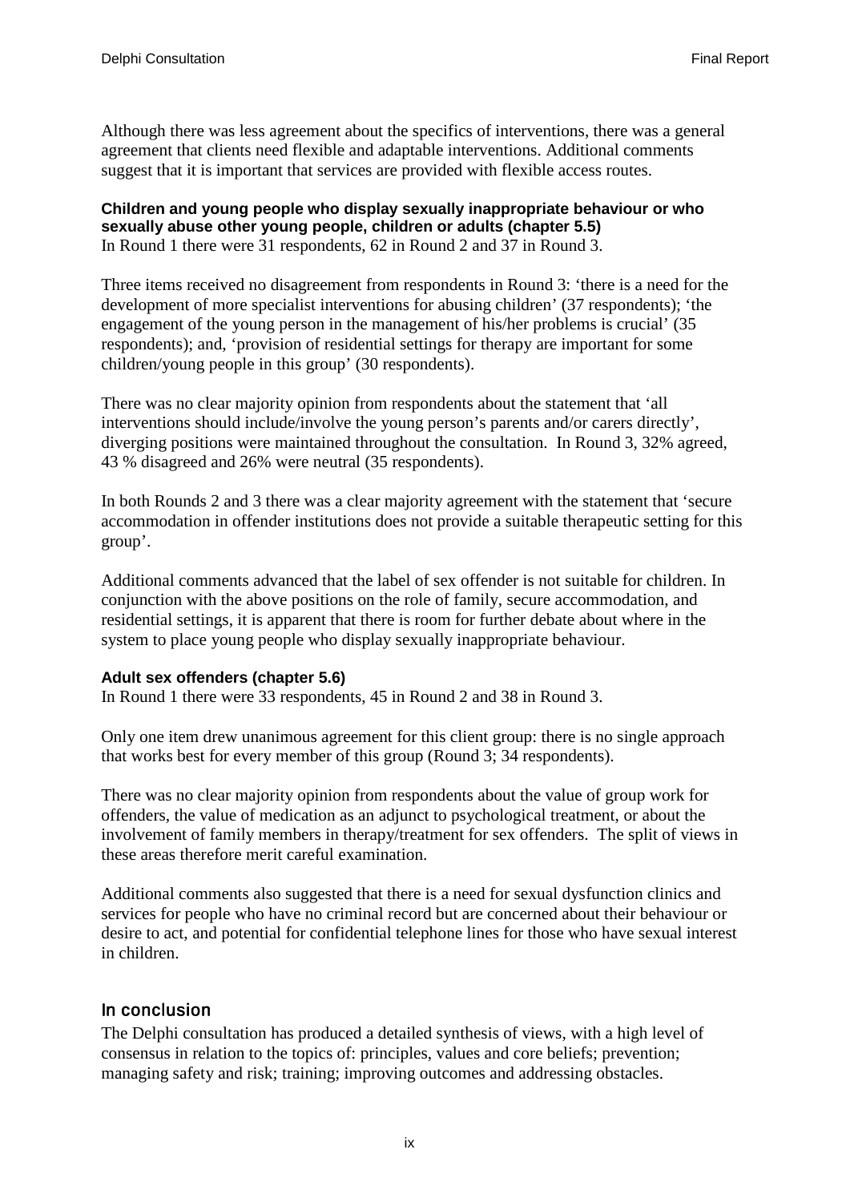Although there was less agreement about the specifics of interventions, there was a general agreement that clients need flexible and adaptable interventions. Additional comments suggest that it is important that services are provided with flexible access routes.

**Children and young people who display sexually inappropriate behaviour or who sexually abuse other young people, children or adults (chapter 5.5)**
In Round 1 there were 31 respondents, 62 in Round 2 and 37 in Round 3.

Three items received no disagreement from respondents in Round 3: 'there is a need for the development of more specialist interventions for abusing children' (37 respondents); 'the engagement of the young person in the management of his/her problems is crucial' (35 respondents); and, 'provision of residential settings for therapy are important for some children/young people in this group' (30 respondents).

There was no clear majority opinion from respondents about the statement that 'all interventions should include/involve the young person's parents and/or carers directly', diverging positions were maintained throughout the consultation. In Round 3, 32% agreed, 43 % disagreed and 26% were neutral (35 respondents).

In both Rounds 2 and 3 there was a clear majority agreement with the statement that 'secure accommodation in offender institutions does not provide a suitable therapeutic setting for this group'.

Additional comments advanced that the label of sex offender is not suitable for children. In conjunction with the above positions on the role of family, secure accommodation, and residential settings, it is apparent that there is room for further debate about where in the system to place young people who display sexually inappropriate behaviour.

**Adult sex offenders (chapter 5.6)**
In Round 1 there were 33 respondents, 45 in Round 2 and 38 in Round 3.

Only one item drew unanimous agreement for this client group: there is no single approach that works best for every member of this group (Round 3; 34 respondents).

There was no clear majority opinion from respondents about the value of group work for offenders, the value of medication as an adjunct to psychological treatment, or about the involvement of family members in therapy/treatment for sex offenders. The split of views in these areas therefore merit careful examination.

Additional comments also suggested that there is a need for sexual dysfunction clinics and services for people who have no criminal record but are concerned about their behaviour or desire to act, and potential for confidential telephone lines for those who have sexual interest in children.

## In conclusion

The Delphi consultation has produced a detailed synthesis of views, with a high level of consensus in relation to the topics of: principles, values and core beliefs; prevention; managing safety and risk; training; improving outcomes and addressing obstacles.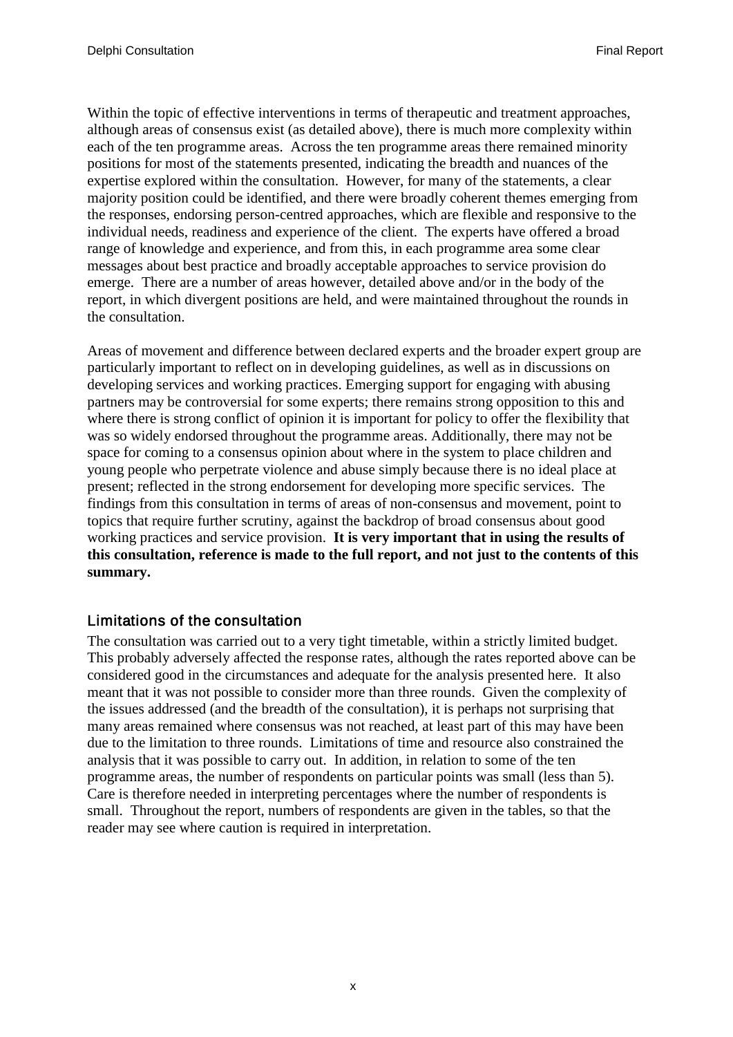Within the topic of effective interventions in terms of therapeutic and treatment approaches, although areas of consensus exist (as detailed above), there is much more complexity within each of the ten programme areas. Across the ten programme areas there remained minority positions for most of the statements presented, indicating the breadth and nuances of the expertise explored within the consultation. However, for many of the statements, a clear majority position could be identified, and there were broadly coherent themes emerging from the responses, endorsing person-centred approaches, which are flexible and responsive to the individual needs, readiness and experience of the client. The experts have offered a broad range of knowledge and experience, and from this, in each programme area some clear messages about best practice and broadly acceptable approaches to service provision do emerge. There are a number of areas however, detailed above and/or in the body of the report, in which divergent positions are held, and were maintained throughout the rounds in the consultation.

Areas of movement and difference between declared experts and the broader expert group are particularly important to reflect on in developing guidelines, as well as in discussions on developing services and working practices. Emerging support for engaging with abusing partners may be controversial for some experts; there remains strong opposition to this and where there is strong conflict of opinion it is important for policy to offer the flexibility that was so widely endorsed throughout the programme areas. Additionally, there may not be space for coming to a consensus opinion about where in the system to place children and young people who perpetrate violence and abuse simply because there is no ideal place at present; reflected in the strong endorsement for developing more specific services. The findings from this consultation in terms of areas of non-consensus and movement, point to topics that require further scrutiny, against the backdrop of broad consensus about good working practices and service provision. **It is very important that in using the results of this consultation, reference is made to the full report, and not just to the contents of this summary.**

## Limitations of the consultation

The consultation was carried out to a very tight timetable, within a strictly limited budget. This probably adversely affected the response rates, although the rates reported above can be considered good in the circumstances and adequate for the analysis presented here. It also meant that it was not possible to consider more than three rounds. Given the complexity of the issues addressed (and the breadth of the consultation), it is perhaps not surprising that many areas remained where consensus was not reached, at least part of this may have been due to the limitation to three rounds. Limitations of time and resource also constrained the analysis that it was possible to carry out. In addition, in relation to some of the ten programme areas, the number of respondents on particular points was small (less than 5). Care is therefore needed in interpreting percentages where the number of respondents is small. Throughout the report, numbers of respondents are given in the tables, so that the reader may see where caution is required in interpretation.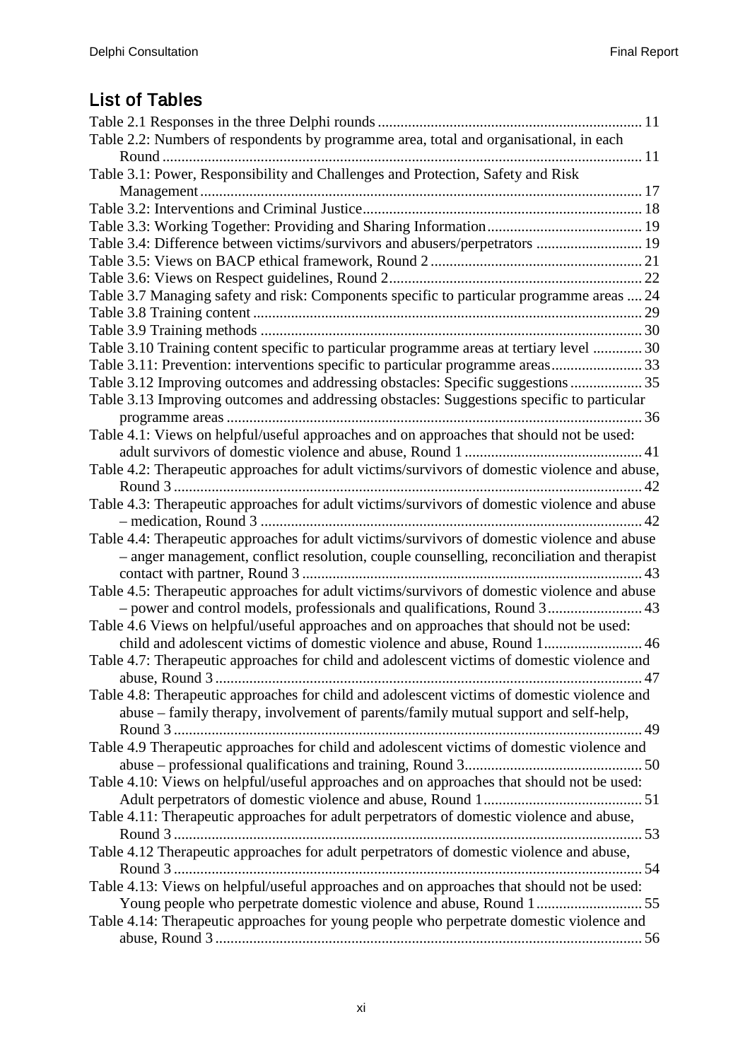## List of Tables

Table 2.1 Responses in the three Delphi rounds ..... 11
Table 2.2: Numbers of respondents by programme area, total and organisational, in each Round ..... 11
Table 3.1: Power, Responsibility and Challenges and Protection, Safety and Risk Management ..... 17
Table 3.2: Interventions and Criminal Justice ..... 18
Table 3.3: Working Together: Providing and Sharing Information ..... 19
Table 3.4: Difference between victims/survivors and abusers/perpetrators ..... 19
Table 3.5: Views on BACP ethical framework, Round 2 ..... 21
Table 3.6: Views on Respect guidelines, Round 2 ..... 22
Table 3.7 Managing safety and risk: Components specific to particular programme areas ..... 24
Table 3.8 Training content ..... 29
Table 3.9 Training methods ..... 30
Table 3.10 Training content specific to particular programme areas at tertiary level ..... 30
Table 3.11: Prevention: interventions specific to particular programme areas ..... 33
Table 3.12 Improving outcomes and addressing obstacles: Specific suggestions ..... 35
Table 3.13 Improving outcomes and addressing obstacles: Suggestions specific to particular programme areas ..... 36
Table 4.1: Views on helpful/useful approaches and on approaches that should not be used: adult survivors of domestic violence and abuse, Round 1 ..... 41
Table 4.2: Therapeutic approaches for adult victims/survivors of domestic violence and abuse, Round 3 ..... 42
Table 4.3: Therapeutic approaches for adult victims/survivors of domestic violence and abuse – medication, Round 3 ..... 42
Table 4.4: Therapeutic approaches for adult victims/survivors of domestic violence and abuse – anger management, conflict resolution, couple counselling, reconciliation and therapist contact with partner, Round 3 ..... 43
Table 4.5: Therapeutic approaches for adult victims/survivors of domestic violence and abuse – power and control models, professionals and qualifications, Round 3 ..... 43
Table 4.6 Views on helpful/useful approaches and on approaches that should not be used: child and adolescent victims of domestic violence and abuse, Round 1 ..... 46
Table 4.7: Therapeutic approaches for child and adolescent victims of domestic violence and abuse, Round 3 ..... 47
Table 4.8: Therapeutic approaches for child and adolescent victims of domestic violence and abuse – family therapy, involvement of parents/family mutual support and self-help, Round 3 ..... 49
Table 4.9 Therapeutic approaches for child and adolescent victims of domestic violence and abuse – professional qualifications and training, Round 3 ..... 50
Table 4.10: Views on helpful/useful approaches and on approaches that should not be used: Adult perpetrators of domestic violence and abuse, Round 1 ..... 51
Table 4.11: Therapeutic approaches for adult perpetrators of domestic violence and abuse, Round 3 ..... 53
Table 4.12 Therapeutic approaches for adult perpetrators of domestic violence and abuse, Round 3 ..... 54
Table 4.13: Views on helpful/useful approaches and on approaches that should not be used: Young people who perpetrate domestic violence and abuse, Round 1 ..... 55
Table 4.14: Therapeutic approaches for young people who perpetrate domestic violence and abuse, Round 3 ..... 56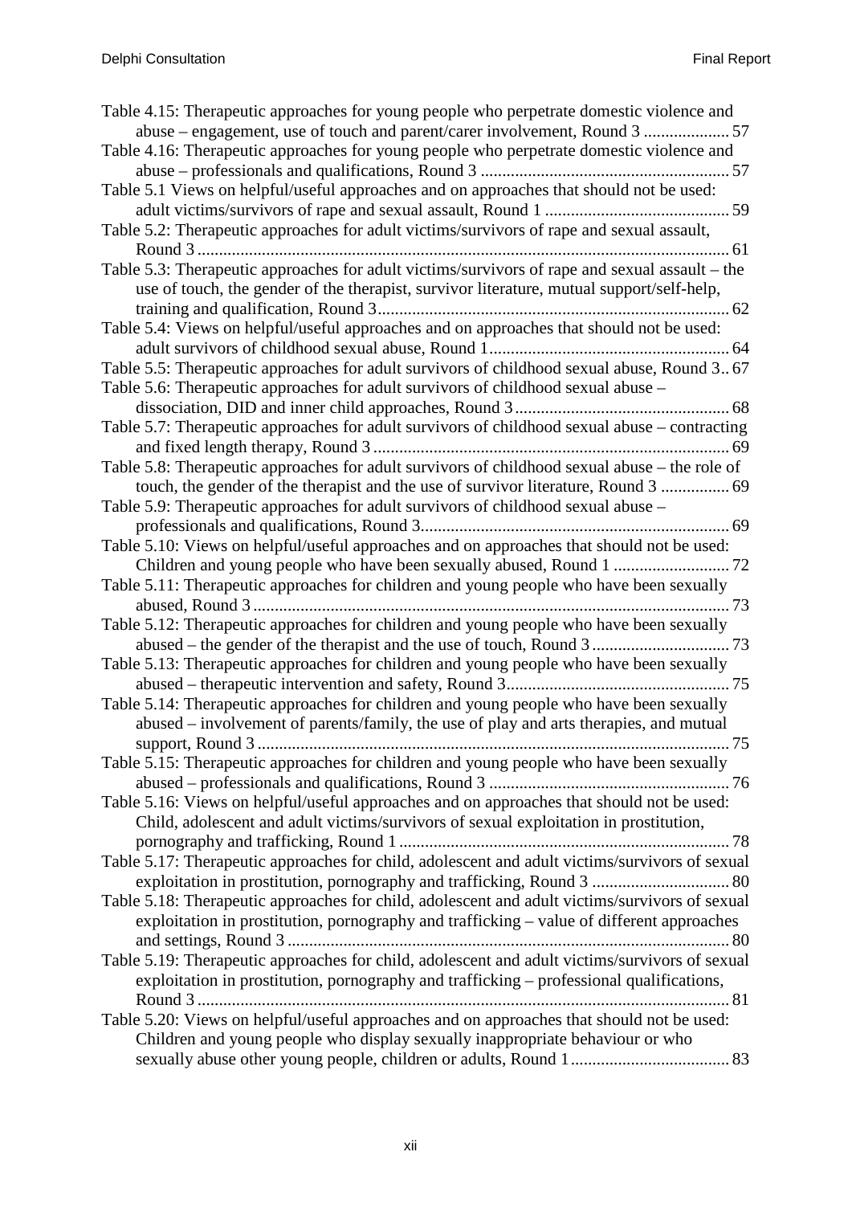Table 4.15: Therapeutic approaches for young people who perpetrate domestic violence and abuse – engagement, use of touch and parent/carer involvement, Round 3 .................... 57

Table 4.16: Therapeutic approaches for young people who perpetrate domestic violence and abuse – professionals and qualifications, Round 3 .......................................................... 57

Table 5.1 Views on helpful/useful approaches and on approaches that should not be used: adult victims/survivors of rape and sexual assault, Round 1 ........................................... 59

Table 5.2: Therapeutic approaches for adult victims/survivors of rape and sexual assault, Round 3 ........................................................................................................................... 61

Table 5.3: Therapeutic approaches for adult victims/survivors of rape and sexual assault – the use of touch, the gender of the therapist, survivor literature, mutual support/self-help, training and qualification, Round 3.................................................................................. 62

Table 5.4: Views on helpful/useful approaches and on approaches that should not be used: adult survivors of childhood sexual abuse, Round 1........................................................ 64

Table 5.5: Therapeutic approaches for adult survivors of childhood sexual abuse, Round 3.. 67

Table 5.6: Therapeutic approaches for adult survivors of childhood sexual abuse – dissociation, DID and inner child approaches, Round 3.................................................. 68

Table 5.7: Therapeutic approaches for adult survivors of childhood sexual abuse – contracting and fixed length therapy, Round 3 ................................................................................... 69

Table 5.8: Therapeutic approaches for adult survivors of childhood sexual abuse – the role of touch, the gender of the therapist and the use of survivor literature, Round 3 ................ 69

Table 5.9: Therapeutic approaches for adult survivors of childhood sexual abuse – professionals and qualifications, Round 3........................................................................ 69

Table 5.10: Views on helpful/useful approaches and on approaches that should not be used: Children and young people who have been sexually abused, Round 1 ........................... 72

Table 5.11: Therapeutic approaches for children and young people who have been sexually abused, Round 3 .............................................................................................................. 73

Table 5.12: Therapeutic approaches for children and young people who have been sexually abused – the gender of the therapist and the use of touch, Round 3................................ 73

Table 5.13: Therapeutic approaches for children and young people who have been sexually abused – therapeutic intervention and safety, Round 3.................................................... 75

Table 5.14: Therapeutic approaches for children and young people who have been sexually abused – involvement of parents/family, the use of play and arts therapies, and mutual support, Round 3 ............................................................................................................. 75

Table 5.15: Therapeutic approaches for children and young people who have been sexually abused – professionals and qualifications, Round 3 ........................................................ 76

Table 5.16: Views on helpful/useful approaches and on approaches that should not be used: Child, adolescent and adult victims/survivors of sexual exploitation in prostitution, pornography and trafficking, Round 1 ............................................................................. 78

Table 5.17: Therapeutic approaches for child, adolescent and adult victims/survivors of sexual exploitation in prostitution, pornography and trafficking, Round 3 ................................ 80

Table 5.18: Therapeutic approaches for child, adolescent and adult victims/survivors of sexual exploitation in prostitution, pornography and trafficking – value of different approaches and settings, Round 3 ....................................................................................................... 80

Table 5.19: Therapeutic approaches for child, adolescent and adult victims/survivors of sexual exploitation in prostitution, pornography and trafficking – professional qualifications, Round 3 ........................................................................................................................... 81

Table 5.20: Views on helpful/useful approaches and on approaches that should not be used: Children and young people who display sexually inappropriate behaviour or who sexually abuse other young people, children or adults, Round 1..................................... 83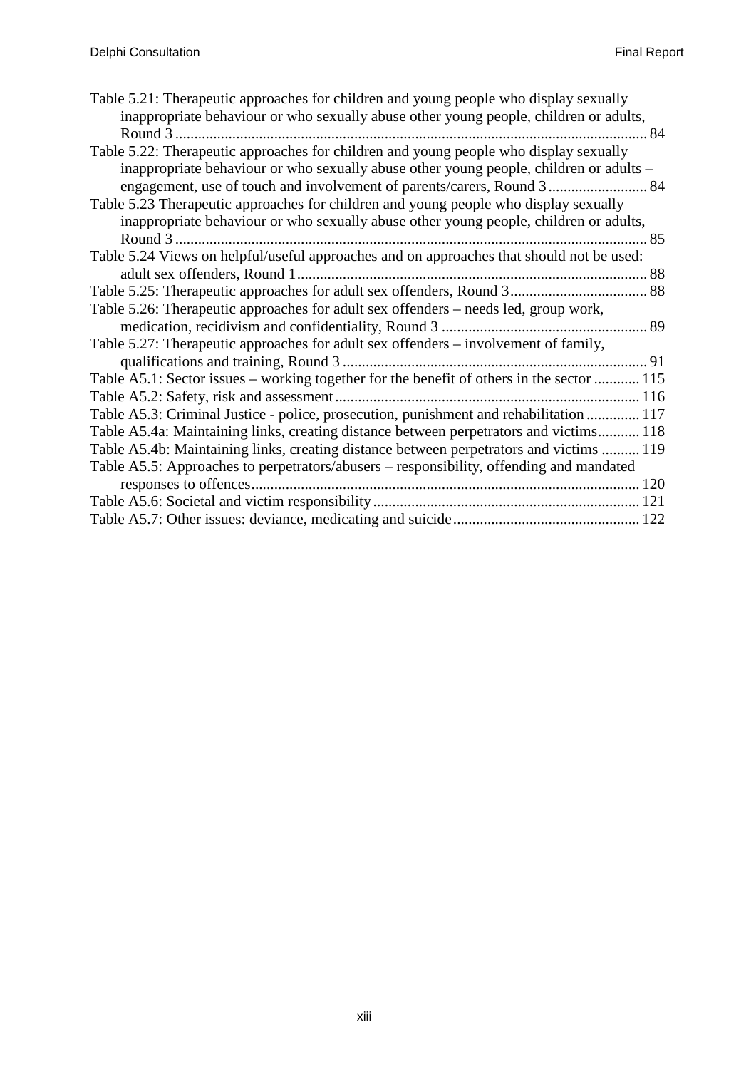Table 5.21: Therapeutic approaches for children and young people who display sexually inappropriate behaviour or who sexually abuse other young people, children or adults, Round 3 ........ 84

Table 5.22: Therapeutic approaches for children and young people who display sexually inappropriate behaviour or who sexually abuse other young people, children or adults – engagement, use of touch and involvement of parents/carers, Round 3 ........ 84

Table 5.23 Therapeutic approaches for children and young people who display sexually inappropriate behaviour or who sexually abuse other young people, children or adults, Round 3 ........ 85

Table 5.24 Views on helpful/useful approaches and on approaches that should not be used: adult sex offenders, Round 1 ........ 88

Table 5.25: Therapeutic approaches for adult sex offenders, Round 3 ........ 88

Table 5.26: Therapeutic approaches for adult sex offenders – needs led, group work, medication, recidivism and confidentiality, Round 3 ........ 89

Table 5.27: Therapeutic approaches for adult sex offenders – involvement of family, qualifications and training, Round 3 ........ 91

Table A5.1: Sector issues – working together for the benefit of others in the sector ........ 115

Table A5.2: Safety, risk and assessment ........ 116

Table A5.3: Criminal Justice - police, prosecution, punishment and rehabilitation ........ 117

Table A5.4a: Maintaining links, creating distance between perpetrators and victims ........ 118

Table A5.4b: Maintaining links, creating distance between perpetrators and victims ........ 119

Table A5.5: Approaches to perpetrators/abusers – responsibility, offending and mandated responses to offences ........ 120

Table A5.6: Societal and victim responsibility ........ 121

Table A5.7: Other issues: deviance, medicating and suicide ........ 122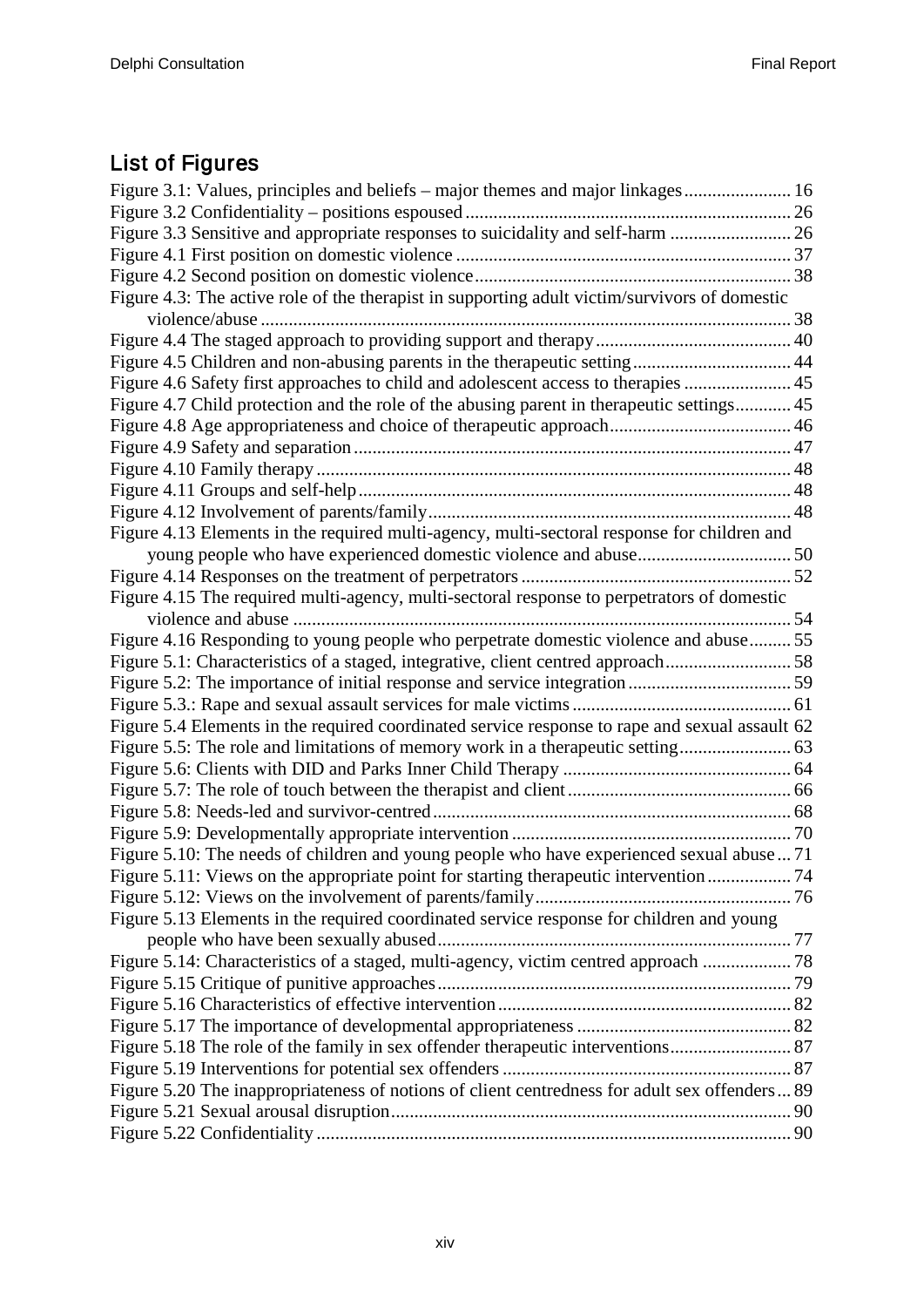## List of Figures

Figure 3.1: Values, principles and beliefs – major themes and major linkages ....................... 16
Figure 3.2 Confidentiality – positions espoused ..................................................................... 26
Figure 3.3 Sensitive and appropriate responses to suicidality and self-harm .......................... 26
Figure 4.1 First position on domestic violence ........................................................................ 37
Figure 4.2 Second position on domestic violence .................................................................... 38
Figure 4.3: The active role of the therapist in supporting adult victim/survivors of domestic violence/abuse ................................................................................................................. 38
Figure 4.4 The staged approach to providing support and therapy .......................................... 40
Figure 4.5 Children and non-abusing parents in the therapeutic setting .................................. 44
Figure 4.6 Safety first approaches to child and adolescent access to therapies ....................... 45
Figure 4.7 Child protection and the role of the abusing parent in therapeutic settings ............ 45
Figure 4.8 Age appropriateness and choice of therapeutic approach ....................................... 46
Figure 4.9 Safety and separation .............................................................................................. 47
Figure 4.10 Family therapy ...................................................................................................... 48
Figure 4.11 Groups and self-help ............................................................................................ 48
Figure 4.12 Involvement of parents/family ............................................................................. 48
Figure 4.13 Elements in the required multi-agency, multi-sectoral response for children and young people who have experienced domestic violence and abuse ................................. 50
Figure 4.14 Responses on the treatment of perpetrators .......................................................... 52
Figure 4.15 The required multi-agency, multi-sectoral response to perpetrators of domestic violence and abuse .......................................................................................................... 54
Figure 4.16 Responding to young people who perpetrate domestic violence and abuse ......... 55
Figure 5.1: Characteristics of a staged, integrative, client centred approach ........................... 58
Figure 5.2: The importance of initial response and service integration ................................... 59
Figure 5.3.: Rape and sexual assault services for male victims ............................................... 61
Figure 5.4 Elements in the required coordinated service response to rape and sexual assault 62
Figure 5.5: The role and limitations of memory work in a therapeutic setting ........................ 63
Figure 5.6: Clients with DID and Parks Inner Child Therapy ................................................. 64
Figure 5.7: The role of touch between the therapist and client ................................................ 66
Figure 5.8: Needs-led and survivor-centred ............................................................................. 68
Figure 5.9: Developmentally appropriate intervention ............................................................ 70
Figure 5.10: The needs of children and young people who have experienced sexual abuse ... 71
Figure 5.11: Views on the appropriate point for starting therapeutic intervention .................. 74
Figure 5.12: Views on the involvement of parents/family ....................................................... 76
Figure 5.13 Elements in the required coordinated service response for children and young people who have been sexually abused ............................................................................ 77
Figure 5.14: Characteristics of a staged, multi-agency, victim centred approach ................... 78
Figure 5.15 Critique of punitive approaches ............................................................................ 79
Figure 5.16 Characteristics of effective intervention ............................................................... 82
Figure 5.17 The importance of developmental appropriateness .............................................. 82
Figure 5.18 The role of the family in sex offender therapeutic interventions .......................... 87
Figure 5.19 Interventions for potential sex offenders .............................................................. 87
Figure 5.20 The inappropriateness of notions of client centredness for adult sex offenders ... 89
Figure 5.21 Sexual arousal disruption ...................................................................................... 90
Figure 5.22 Confidentiality ...................................................................................................... 90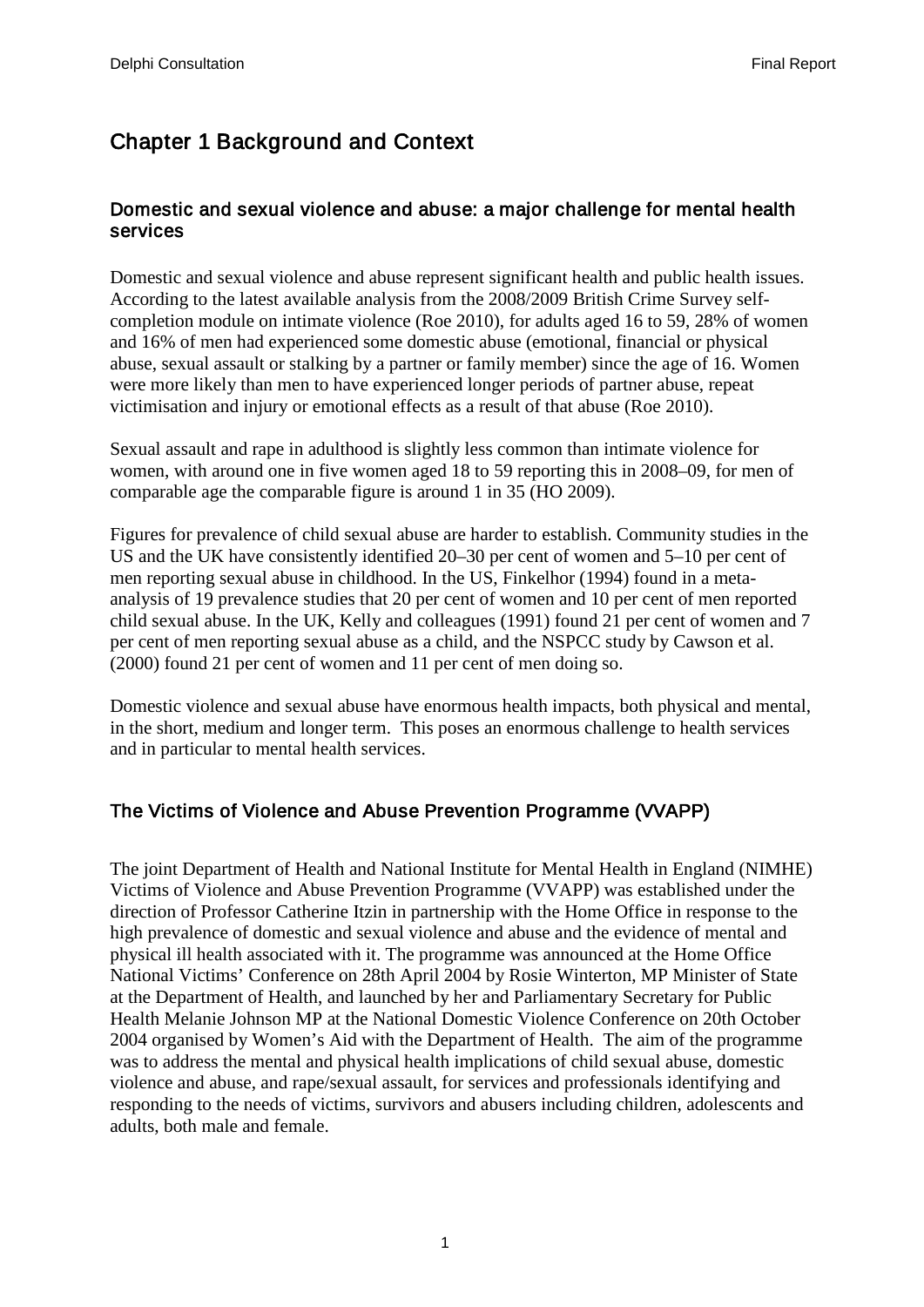# Chapter 1 Background and Context

## Domestic and sexual violence and abuse: a major challenge for mental health services

Domestic and sexual violence and abuse represent significant health and public health issues. According to the latest available analysis from the 2008/2009 British Crime Survey self-completion module on intimate violence (Roe 2010), for adults aged 16 to 59, 28% of women and 16% of men had experienced some domestic abuse (emotional, financial or physical abuse, sexual assault or stalking by a partner or family member) since the age of 16. Women were more likely than men to have experienced longer periods of partner abuse, repeat victimisation and injury or emotional effects as a result of that abuse (Roe 2010).

Sexual assault and rape in adulthood is slightly less common than intimate violence for women, with around one in five women aged 18 to 59 reporting this in 2008–09, for men of comparable age the comparable figure is around 1 in 35 (HO 2009).

Figures for prevalence of child sexual abuse are harder to establish. Community studies in the US and the UK have consistently identified 20–30 per cent of women and 5–10 per cent of men reporting sexual abuse in childhood. In the US, Finkelhor (1994) found in a meta-analysis of 19 prevalence studies that 20 per cent of women and 10 per cent of men reported child sexual abuse. In the UK, Kelly and colleagues (1991) found 21 per cent of women and 7 per cent of men reporting sexual abuse as a child, and the NSPCC study by Cawson et al. (2000) found 21 per cent of women and 11 per cent of men doing so.

Domestic violence and sexual abuse have enormous health impacts, both physical and mental, in the short, medium and longer term. This poses an enormous challenge to health services and in particular to mental health services.

## The Victims of Violence and Abuse Prevention Programme (VVAPP)

The joint Department of Health and National Institute for Mental Health in England (NIMHE) Victims of Violence and Abuse Prevention Programme (VVAPP) was established under the direction of Professor Catherine Itzin in partnership with the Home Office in response to the high prevalence of domestic and sexual violence and abuse and the evidence of mental and physical ill health associated with it. The programme was announced at the Home Office National Victims' Conference on 28th April 2004 by Rosie Winterton, MP Minister of State at the Department of Health, and launched by her and Parliamentary Secretary for Public Health Melanie Johnson MP at the National Domestic Violence Conference on 20th October 2004 organised by Women's Aid with the Department of Health. The aim of the programme was to address the mental and physical health implications of child sexual abuse, domestic violence and abuse, and rape/sexual assault, for services and professionals identifying and responding to the needs of victims, survivors and abusers including children, adolescents and adults, both male and female.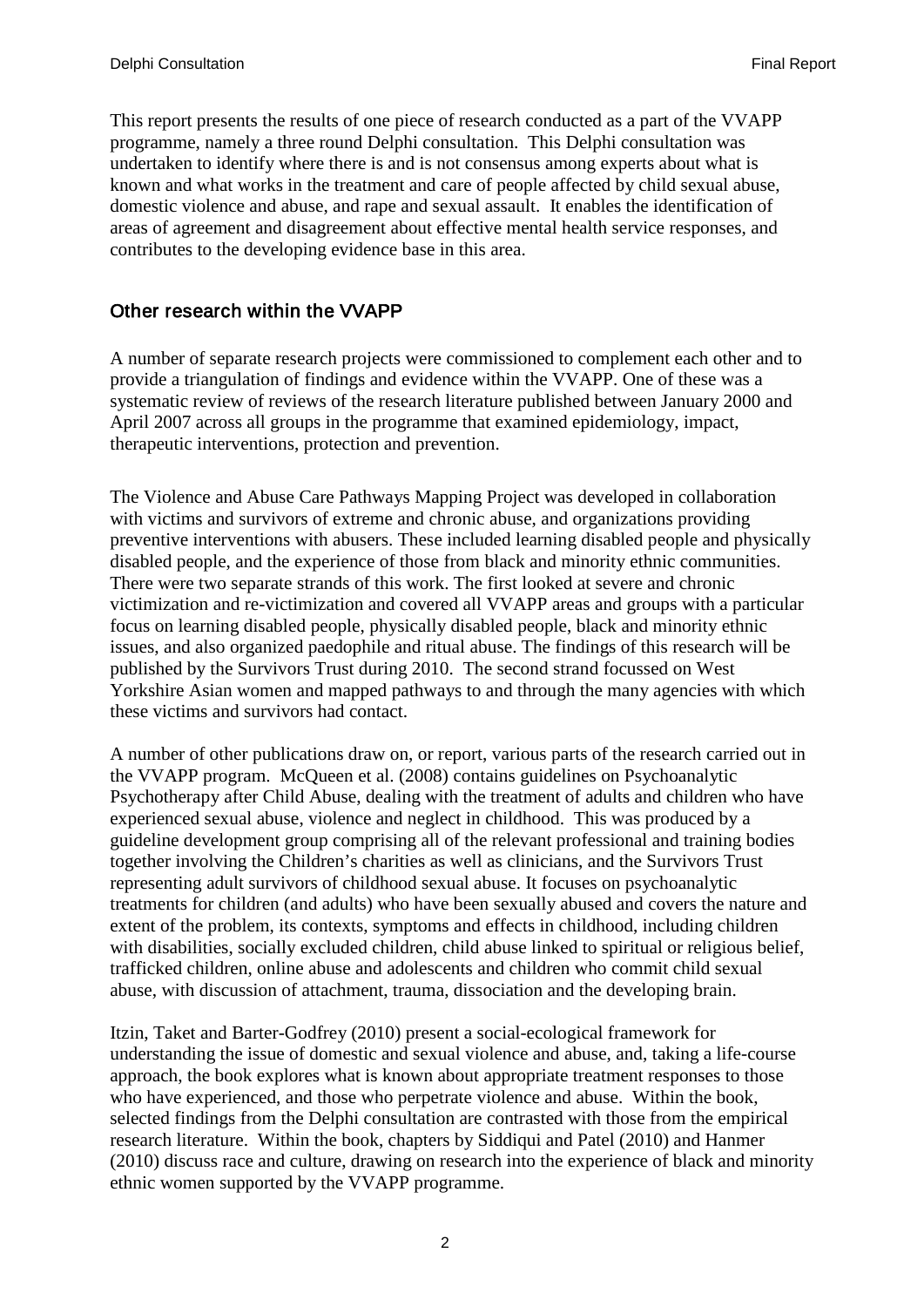This report presents the results of one piece of research conducted as a part of the VVAPP programme, namely a three round Delphi consultation. This Delphi consultation was undertaken to identify where there is and is not consensus among experts about what is known and what works in the treatment and care of people affected by child sexual abuse, domestic violence and abuse, and rape and sexual assault. It enables the identification of areas of agreement and disagreement about effective mental health service responses, and contributes to the developing evidence base in this area.

## Other research within the VVAPP

A number of separate research projects were commissioned to complement each other and to provide a triangulation of findings and evidence within the VVAPP. One of these was a systematic review of reviews of the research literature published between January 2000 and April 2007 across all groups in the programme that examined epidemiology, impact, therapeutic interventions, protection and prevention.

The Violence and Abuse Care Pathways Mapping Project was developed in collaboration with victims and survivors of extreme and chronic abuse, and organizations providing preventive interventions with abusers. These included learning disabled people and physically disabled people, and the experience of those from black and minority ethnic communities. There were two separate strands of this work. The first looked at severe and chronic victimization and re-victimization and covered all VVAPP areas and groups with a particular focus on learning disabled people, physically disabled people, black and minority ethnic issues, and also organized paedophile and ritual abuse. The findings of this research will be published by the Survivors Trust during 2010. The second strand focussed on West Yorkshire Asian women and mapped pathways to and through the many agencies with which these victims and survivors had contact.

A number of other publications draw on, or report, various parts of the research carried out in the VVAPP program. McQueen et al. (2008) contains guidelines on Psychoanalytic Psychotherapy after Child Abuse, dealing with the treatment of adults and children who have experienced sexual abuse, violence and neglect in childhood. This was produced by a guideline development group comprising all of the relevant professional and training bodies together involving the Children's charities as well as clinicians, and the Survivors Trust representing adult survivors of childhood sexual abuse. It focuses on psychoanalytic treatments for children (and adults) who have been sexually abused and covers the nature and extent of the problem, its contexts, symptoms and effects in childhood, including children with disabilities, socially excluded children, child abuse linked to spiritual or religious belief, trafficked children, online abuse and adolescents and children who commit child sexual abuse, with discussion of attachment, trauma, dissociation and the developing brain.

Itzin, Taket and Barter-Godfrey (2010) present a social-ecological framework for understanding the issue of domestic and sexual violence and abuse, and, taking a life-course approach, the book explores what is known about appropriate treatment responses to those who have experienced, and those who perpetrate violence and abuse. Within the book, selected findings from the Delphi consultation are contrasted with those from the empirical research literature. Within the book, chapters by Siddiqui and Patel (2010) and Hanmer (2010) discuss race and culture, drawing on research into the experience of black and minority ethnic women supported by the VVAPP programme.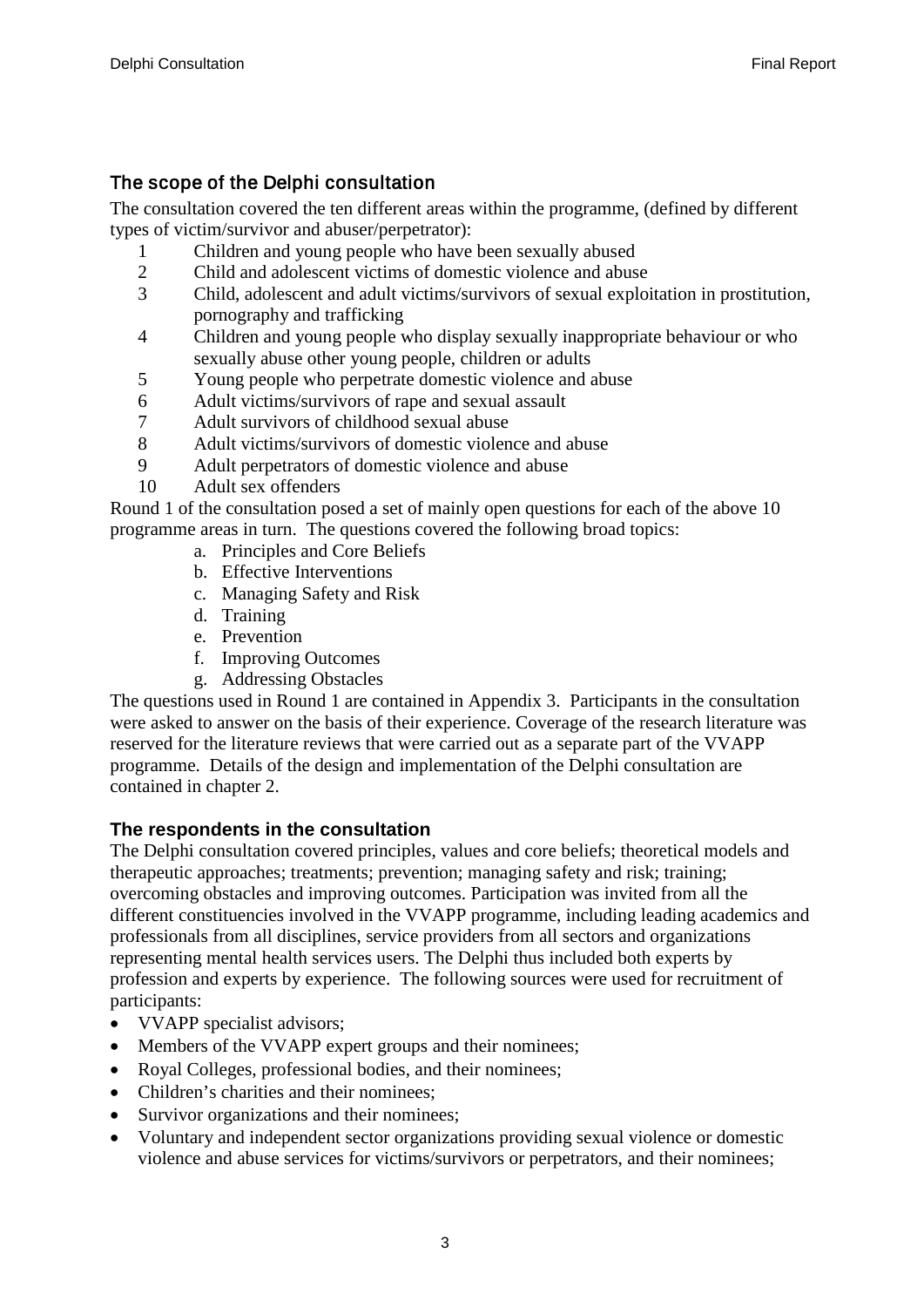## The scope of the Delphi consultation

The consultation covered the ten different areas within the programme, (defined by different types of victim/survivor and abuser/perpetrator):

1. Children and young people who have been sexually abused
2. Child and adolescent victims of domestic violence and abuse
3. Child, adolescent and adult victims/survivors of sexual exploitation in prostitution, pornography and trafficking
4. Children and young people who display sexually inappropriate behaviour or who sexually abuse other young people, children or adults
5. Young people who perpetrate domestic violence and abuse
6. Adult victims/survivors of rape and sexual assault
7. Adult survivors of childhood sexual abuse
8. Adult victims/survivors of domestic violence and abuse
9. Adult perpetrators of domestic violence and abuse
10. Adult sex offenders

Round 1 of the consultation posed a set of mainly open questions for each of the above 10 programme areas in turn. The questions covered the following broad topics:

a. Principles and Core Beliefs
b. Effective Interventions
c. Managing Safety and Risk
d. Training
e. Prevention
f. Improving Outcomes
g. Addressing Obstacles

The questions used in Round 1 are contained in Appendix 3. Participants in the consultation were asked to answer on the basis of their experience. Coverage of the research literature was reserved for the literature reviews that were carried out as a separate part of the VVAPP programme. Details of the design and implementation of the Delphi consultation are contained in chapter 2.

### The respondents in the consultation

The Delphi consultation covered principles, values and core beliefs; theoretical models and therapeutic approaches; treatments; prevention; managing safety and risk; training; overcoming obstacles and improving outcomes. Participation was invited from all the different constituencies involved in the VVAPP programme, including leading academics and professionals from all disciplines, service providers from all sectors and organizations representing mental health services users. The Delphi thus included both experts by profession and experts by experience. The following sources were used for recruitment of participants:

- VVAPP specialist advisors;
- Members of the VVAPP expert groups and their nominees;
- Royal Colleges, professional bodies, and their nominees;
- Children's charities and their nominees;
- Survivor organizations and their nominees;
- Voluntary and independent sector organizations providing sexual violence or domestic violence and abuse services for victims/survivors or perpetrators, and their nominees;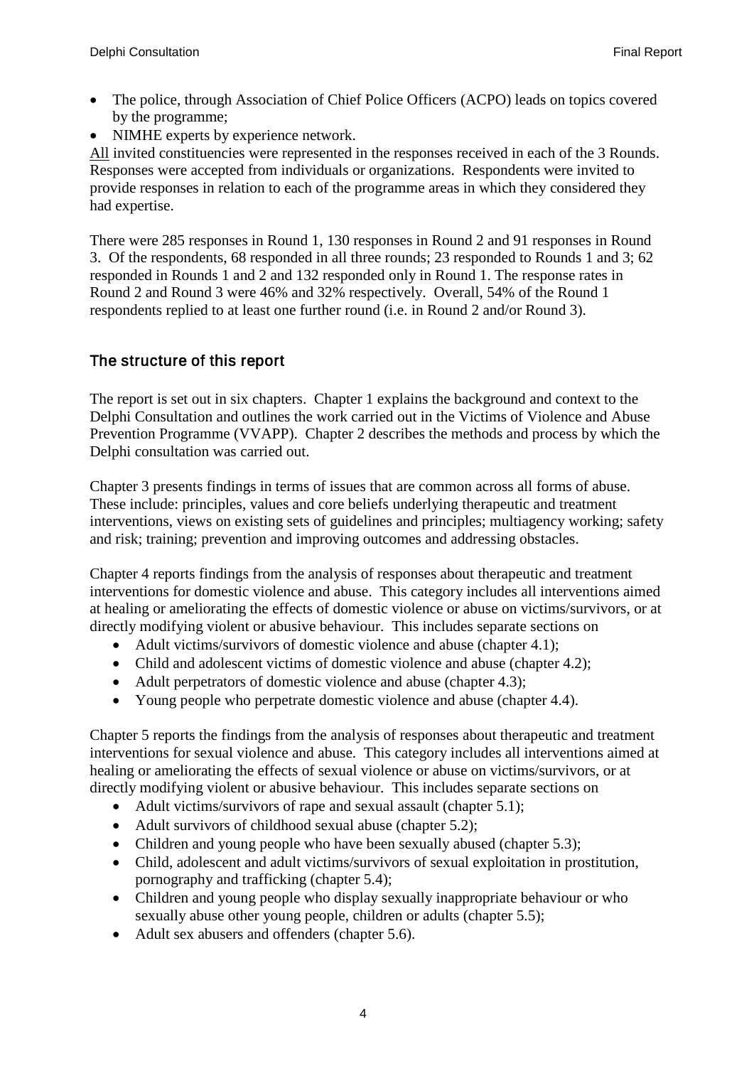- The police, through Association of Chief Police Officers (ACPO) leads on topics covered by the programme;
- NIMHE experts by experience network.

All invited constituencies were represented in the responses received in each of the 3 Rounds. Responses were accepted from individuals or organizations. Respondents were invited to provide responses in relation to each of the programme areas in which they considered they had expertise.

There were 285 responses in Round 1, 130 responses in Round 2 and 91 responses in Round 3. Of the respondents, 68 responded in all three rounds; 23 responded to Rounds 1 and 3; 62 responded in Rounds 1 and 2 and 132 responded only in Round 1. The response rates in Round 2 and Round 3 were 46% and 32% respectively. Overall, 54% of the Round 1 respondents replied to at least one further round (i.e. in Round 2 and/or Round 3).

## The structure of this report

The report is set out in six chapters. Chapter 1 explains the background and context to the Delphi Consultation and outlines the work carried out in the Victims of Violence and Abuse Prevention Programme (VVAPP). Chapter 2 describes the methods and process by which the Delphi consultation was carried out.

Chapter 3 presents findings in terms of issues that are common across all forms of abuse. These include: principles, values and core beliefs underlying therapeutic and treatment interventions, views on existing sets of guidelines and principles; multiagency working; safety and risk; training; prevention and improving outcomes and addressing obstacles.

Chapter 4 reports findings from the analysis of responses about therapeutic and treatment interventions for domestic violence and abuse. This category includes all interventions aimed at healing or ameliorating the effects of domestic violence or abuse on victims/survivors, or at directly modifying violent or abusive behaviour. This includes separate sections on

- Adult victims/survivors of domestic violence and abuse (chapter 4.1);
- Child and adolescent victims of domestic violence and abuse (chapter 4.2);
- Adult perpetrators of domestic violence and abuse (chapter 4.3);
- Young people who perpetrate domestic violence and abuse (chapter 4.4).

Chapter 5 reports the findings from the analysis of responses about therapeutic and treatment interventions for sexual violence and abuse. This category includes all interventions aimed at healing or ameliorating the effects of sexual violence or abuse on victims/survivors, or at directly modifying violent or abusive behaviour. This includes separate sections on

- Adult victims/survivors of rape and sexual assault (chapter 5.1);
- Adult survivors of childhood sexual abuse (chapter 5.2);
- Children and young people who have been sexually abused (chapter 5.3);
- Child, adolescent and adult victims/survivors of sexual exploitation in prostitution, pornography and trafficking (chapter 5.4);
- Children and young people who display sexually inappropriate behaviour or who sexually abuse other young people, children or adults (chapter 5.5);
- Adult sex abusers and offenders (chapter 5.6).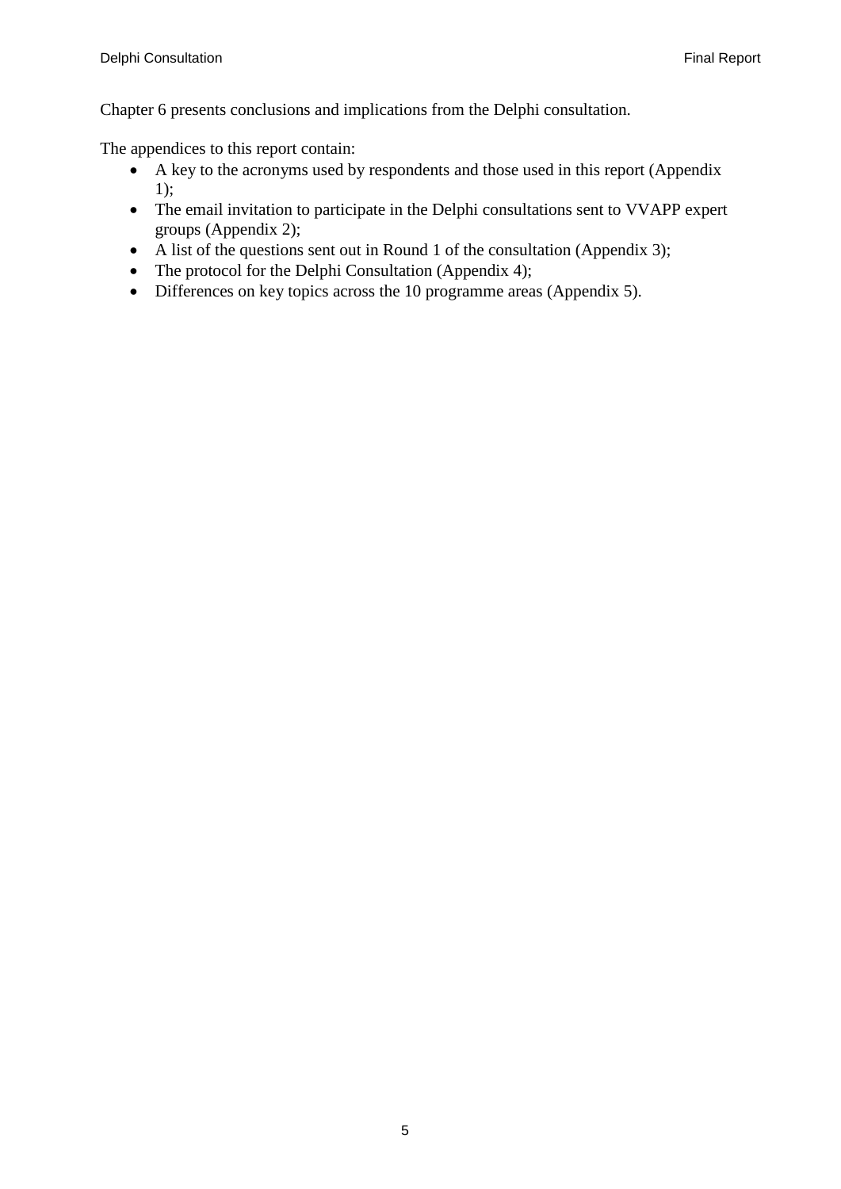Chapter 6 presents conclusions and implications from the Delphi consultation.

The appendices to this report contain:

- A key to the acronyms used by respondents and those used in this report (Appendix 1);
- The email invitation to participate in the Delphi consultations sent to VVAPP expert groups (Appendix 2);
- A list of the questions sent out in Round 1 of the consultation (Appendix 3);
- The protocol for the Delphi Consultation (Appendix 4);
- Differences on key topics across the 10 programme areas (Appendix 5).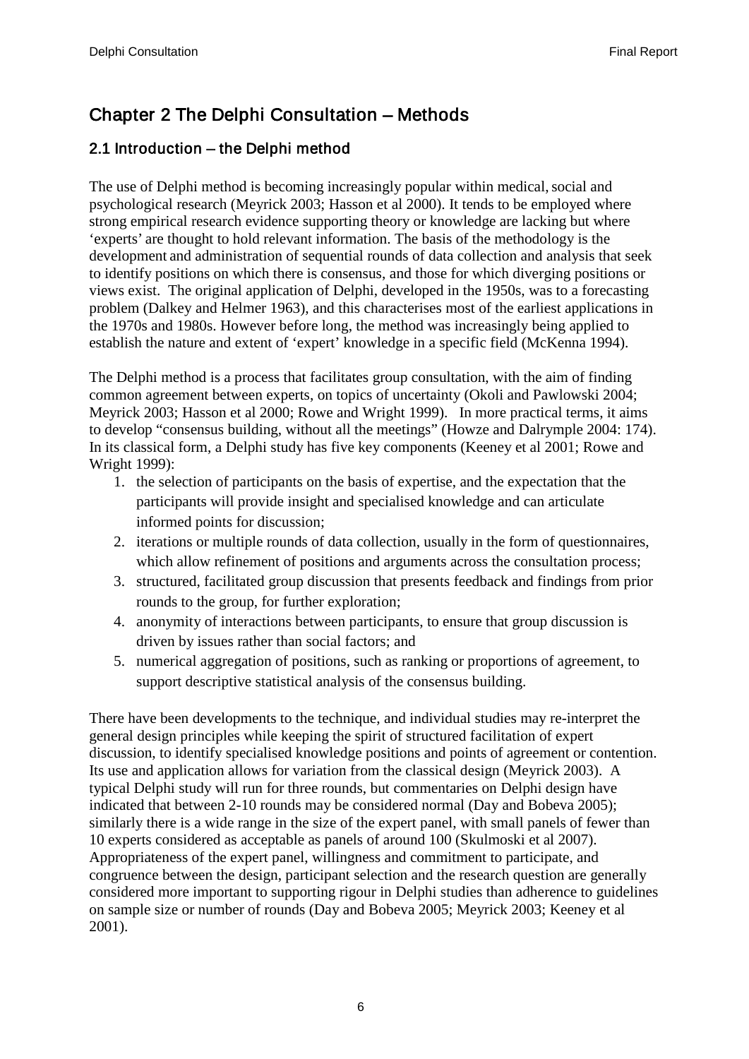# Chapter 2 The Delphi Consultation – Methods

## 2.1 Introduction – the Delphi method

The use of Delphi method is becoming increasingly popular within medical, social and psychological research (Meyrick 2003; Hasson et al 2000). It tends to be employed where strong empirical research evidence supporting theory or knowledge are lacking but where 'experts' are thought to hold relevant information. The basis of the methodology is the development and administration of sequential rounds of data collection and analysis that seek to identify positions on which there is consensus, and those for which diverging positions or views exist. The original application of Delphi, developed in the 1950s, was to a forecasting problem (Dalkey and Helmer 1963), and this characterises most of the earliest applications in the 1970s and 1980s. However before long, the method was increasingly being applied to establish the nature and extent of 'expert' knowledge in a specific field (McKenna 1994).

The Delphi method is a process that facilitates group consultation, with the aim of finding common agreement between experts, on topics of uncertainty (Okoli and Pawlowski 2004; Meyrick 2003; Hasson et al 2000; Rowe and Wright 1999). In more practical terms, it aims to develop "consensus building, without all the meetings" (Howze and Dalrymple 2004: 174). In its classical form, a Delphi study has five key components (Keeney et al 2001; Rowe and Wright 1999):

1. the selection of participants on the basis of expertise, and the expectation that the participants will provide insight and specialised knowledge and can articulate informed points for discussion;
2. iterations or multiple rounds of data collection, usually in the form of questionnaires, which allow refinement of positions and arguments across the consultation process;
3. structured, facilitated group discussion that presents feedback and findings from prior rounds to the group, for further exploration;
4. anonymity of interactions between participants, to ensure that group discussion is driven by issues rather than social factors; and
5. numerical aggregation of positions, such as ranking or proportions of agreement, to support descriptive statistical analysis of the consensus building.

There have been developments to the technique, and individual studies may re-interpret the general design principles while keeping the spirit of structured facilitation of expert discussion, to identify specialised knowledge positions and points of agreement or contention. Its use and application allows for variation from the classical design (Meyrick 2003). A typical Delphi study will run for three rounds, but commentaries on Delphi design have indicated that between 2-10 rounds may be considered normal (Day and Bobeva 2005); similarly there is a wide range in the size of the expert panel, with small panels of fewer than 10 experts considered as acceptable as panels of around 100 (Skulmoski et al 2007). Appropriateness of the expert panel, willingness and commitment to participate, and congruence between the design, participant selection and the research question are generally considered more important to supporting rigour in Delphi studies than adherence to guidelines on sample size or number of rounds (Day and Bobeva 2005; Meyrick 2003; Keeney et al 2001).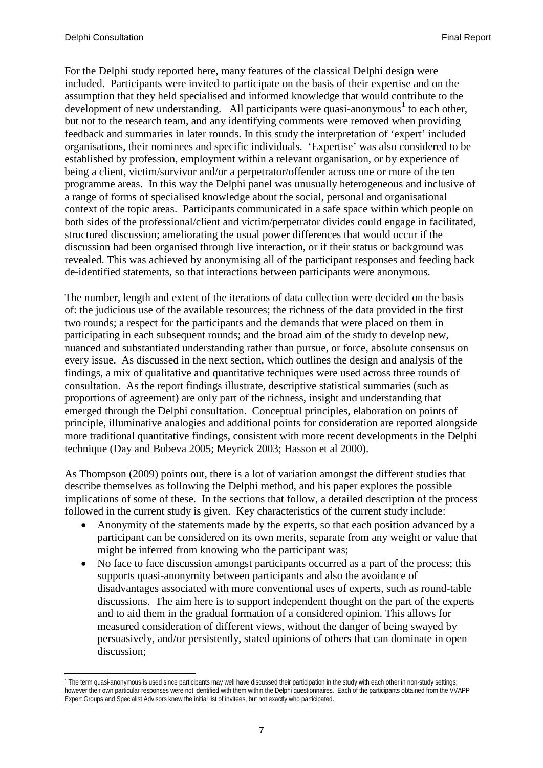For the Delphi study reported here, many features of the classical Delphi design were included. Participants were invited to participate on the basis of their expertise and on the assumption that they held specialised and informed knowledge that would contribute to the development of new understanding. All participants were quasi-anonymous[1] to each other, but not to the research team, and any identifying comments were removed when providing feedback and summaries in later rounds. In this study the interpretation of 'expert' included organisations, their nominees and specific individuals. 'Expertise' was also considered to be established by profession, employment within a relevant organisation, or by experience of being a client, victim/survivor and/or a perpetrator/offender across one or more of the ten programme areas. In this way the Delphi panel was unusually heterogeneous and inclusive of a range of forms of specialised knowledge about the social, personal and organisational context of the topic areas. Participants communicated in a safe space within which people on both sides of the professional/client and victim/perpetrator divides could engage in facilitated, structured discussion; ameliorating the usual power differences that would occur if the discussion had been organised through live interaction, or if their status or background was revealed. This was achieved by anonymising all of the participant responses and feeding back de-identified statements, so that interactions between participants were anonymous.

The number, length and extent of the iterations of data collection were decided on the basis of: the judicious use of the available resources; the richness of the data provided in the first two rounds; a respect for the participants and the demands that were placed on them in participating in each subsequent rounds; and the broad aim of the study to develop new, nuanced and substantiated understanding rather than pursue, or force, absolute consensus on every issue. As discussed in the next section, which outlines the design and analysis of the findings, a mix of qualitative and quantitative techniques were used across three rounds of consultation. As the report findings illustrate, descriptive statistical summaries (such as proportions of agreement) are only part of the richness, insight and understanding that emerged through the Delphi consultation. Conceptual principles, elaboration on points of principle, illuminative analogies and additional points for consideration are reported alongside more traditional quantitative findings, consistent with more recent developments in the Delphi technique (Day and Bobeva 2005; Meyrick 2003; Hasson et al 2000).

As Thompson (2009) points out, there is a lot of variation amongst the different studies that describe themselves as following the Delphi method, and his paper explores the possible implications of some of these. In the sections that follow, a detailed description of the process followed in the current study is given. Key characteristics of the current study include:

- Anonymity of the statements made by the experts, so that each position advanced by a participant can be considered on its own merits, separate from any weight or value that might be inferred from knowing who the participant was;
- No face to face discussion amongst participants occurred as a part of the process; this supports quasi-anonymity between participants and also the avoidance of disadvantages associated with more conventional uses of experts, such as round-table discussions. The aim here is to support independent thought on the part of the experts and to aid them in the gradual formation of a considered opinion. This allows for measured consideration of different views, without the danger of being swayed by persuasively, and/or persistently, stated opinions of others that can dominate in open discussion;

[1] The term quasi-anonymous is used since participants may well have discussed their participation in the study with each other in non-study settings; however their own particular responses were not identified with them within the Delphi questionnaires. Each of the participants obtained from the VVAPP Expert Groups and Specialist Advisors knew the initial list of invitees, but not exactly who participated.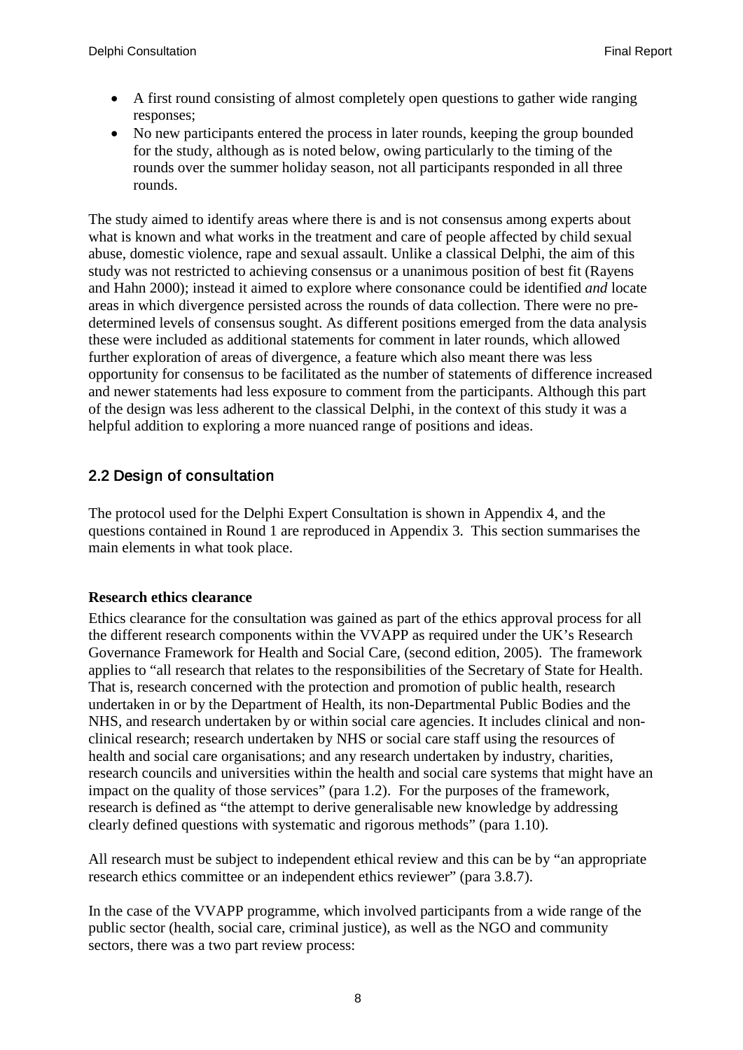- A first round consisting of almost completely open questions to gather wide ranging responses;
- No new participants entered the process in later rounds, keeping the group bounded for the study, although as is noted below, owing particularly to the timing of the rounds over the summer holiday season, not all participants responded in all three rounds.

The study aimed to identify areas where there is and is not consensus among experts about what is known and what works in the treatment and care of people affected by child sexual abuse, domestic violence, rape and sexual assault. Unlike a classical Delphi, the aim of this study was not restricted to achieving consensus or a unanimous position of best fit (Rayens and Hahn 2000); instead it aimed to explore where consonance could be identified *and* locate areas in which divergence persisted across the rounds of data collection. There were no pre-determined levels of consensus sought. As different positions emerged from the data analysis these were included as additional statements for comment in later rounds, which allowed further exploration of areas of divergence, a feature which also meant there was less opportunity for consensus to be facilitated as the number of statements of difference increased and newer statements had less exposure to comment from the participants. Although this part of the design was less adherent to the classical Delphi, in the context of this study it was a helpful addition to exploring a more nuanced range of positions and ideas.

## 2.2 Design of consultation

The protocol used for the Delphi Expert Consultation is shown in Appendix 4, and the questions contained in Round 1 are reproduced in Appendix 3. This section summarises the main elements in what took place.

**Research ethics clearance**

Ethics clearance for the consultation was gained as part of the ethics approval process for all the different research components within the VVAPP as required under the UK's Research Governance Framework for Health and Social Care, (second edition, 2005). The framework applies to "all research that relates to the responsibilities of the Secretary of State for Health. That is, research concerned with the protection and promotion of public health, research undertaken in or by the Department of Health, its non-Departmental Public Bodies and the NHS, and research undertaken by or within social care agencies. It includes clinical and non-clinical research; research undertaken by NHS or social care staff using the resources of health and social care organisations; and any research undertaken by industry, charities, research councils and universities within the health and social care systems that might have an impact on the quality of those services" (para 1.2). For the purposes of the framework, research is defined as "the attempt to derive generalisable new knowledge by addressing clearly defined questions with systematic and rigorous methods" (para 1.10).

All research must be subject to independent ethical review and this can be by "an appropriate research ethics committee or an independent ethics reviewer" (para 3.8.7).

In the case of the VVAPP programme, which involved participants from a wide range of the public sector (health, social care, criminal justice), as well as the NGO and community sectors, there was a two part review process: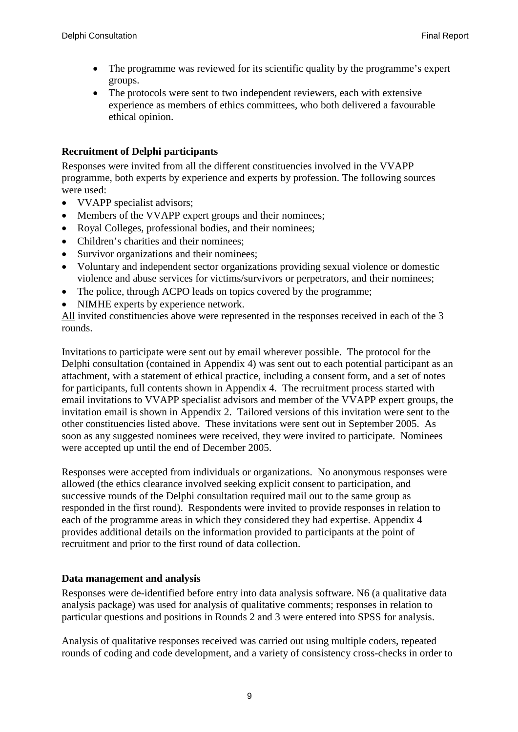- The programme was reviewed for its scientific quality by the programme's expert groups.
- The protocols were sent to two independent reviewers, each with extensive experience as members of ethics committees, who both delivered a favourable ethical opinion.

**Recruitment of Delphi participants**

Responses were invited from all the different constituencies involved in the VVAPP programme, both experts by experience and experts by profession. The following sources were used:

- VVAPP specialist advisors;
- Members of the VVAPP expert groups and their nominees;
- Royal Colleges, professional bodies, and their nominees;
- Children's charities and their nominees;
- Survivor organizations and their nominees;
- Voluntary and independent sector organizations providing sexual violence or domestic violence and abuse services for victims/survivors or perpetrators, and their nominees;
- The police, through ACPO leads on topics covered by the programme;
- NIMHE experts by experience network.

<u>All</u> invited constituencies above were represented in the responses received in each of the 3 rounds.

Invitations to participate were sent out by email wherever possible. The protocol for the Delphi consultation (contained in Appendix 4) was sent out to each potential participant as an attachment, with a statement of ethical practice, including a consent form, and a set of notes for participants, full contents shown in Appendix 4. The recruitment process started with email invitations to VVAPP specialist advisors and member of the VVAPP expert groups, the invitation email is shown in Appendix 2. Tailored versions of this invitation were sent to the other constituencies listed above. These invitations were sent out in September 2005. As soon as any suggested nominees were received, they were invited to participate. Nominees were accepted up until the end of December 2005.

Responses were accepted from individuals or organizations. No anonymous responses were allowed (the ethics clearance involved seeking explicit consent to participation, and successive rounds of the Delphi consultation required mail out to the same group as responded in the first round). Respondents were invited to provide responses in relation to each of the programme areas in which they considered they had expertise. Appendix 4 provides additional details on the information provided to participants at the point of recruitment and prior to the first round of data collection.

**Data management and analysis**

Responses were de-identified before entry into data analysis software. N6 (a qualitative data analysis package) was used for analysis of qualitative comments; responses in relation to particular questions and positions in Rounds 2 and 3 were entered into SPSS for analysis.

Analysis of qualitative responses received was carried out using multiple coders, repeated rounds of coding and code development, and a variety of consistency cross-checks in order to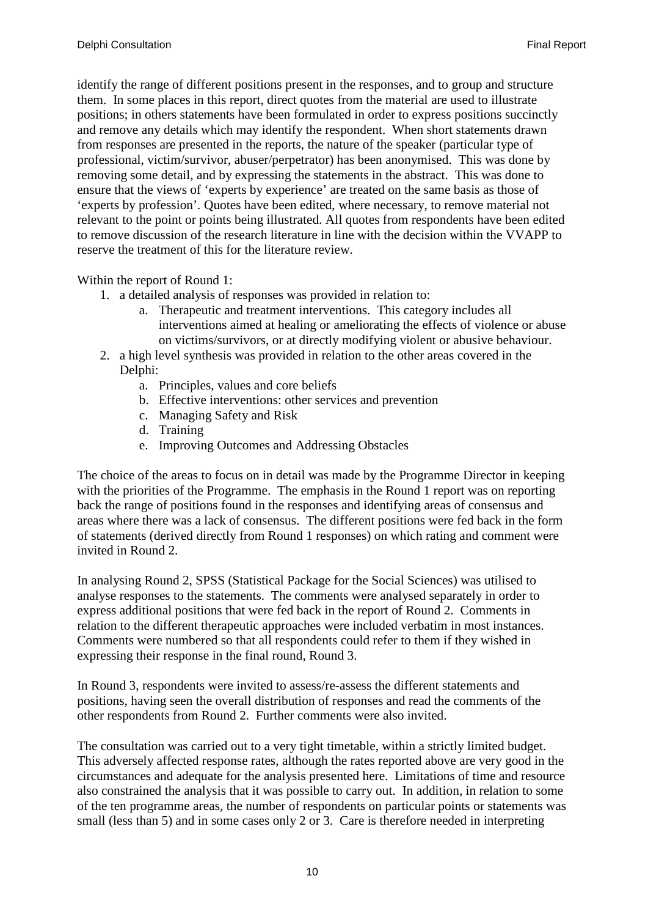identify the range of different positions present in the responses, and to group and structure them. In some places in this report, direct quotes from the material are used to illustrate positions; in others statements have been formulated in order to express positions succinctly and remove any details which may identify the respondent. When short statements drawn from responses are presented in the reports, the nature of the speaker (particular type of professional, victim/survivor, abuser/perpetrator) has been anonymised. This was done by removing some detail, and by expressing the statements in the abstract. This was done to ensure that the views of 'experts by experience' are treated on the same basis as those of 'experts by profession'. Quotes have been edited, where necessary, to remove material not relevant to the point or points being illustrated. All quotes from respondents have been edited to remove discussion of the research literature in line with the decision within the VVAPP to reserve the treatment of this for the literature review.

Within the report of Round 1:

1. a detailed analysis of responses was provided in relation to:
    a. Therapeutic and treatment interventions. This category includes all interventions aimed at healing or ameliorating the effects of violence or abuse on victims/survivors, or at directly modifying violent or abusive behaviour.
2. a high level synthesis was provided in relation to the other areas covered in the Delphi:
    a. Principles, values and core beliefs
    b. Effective interventions: other services and prevention
    c. Managing Safety and Risk
    d. Training
    e. Improving Outcomes and Addressing Obstacles

The choice of the areas to focus on in detail was made by the Programme Director in keeping with the priorities of the Programme. The emphasis in the Round 1 report was on reporting back the range of positions found in the responses and identifying areas of consensus and areas where there was a lack of consensus. The different positions were fed back in the form of statements (derived directly from Round 1 responses) on which rating and comment were invited in Round 2.

In analysing Round 2, SPSS (Statistical Package for the Social Sciences) was utilised to analyse responses to the statements. The comments were analysed separately in order to express additional positions that were fed back in the report of Round 2. Comments in relation to the different therapeutic approaches were included verbatim in most instances. Comments were numbered so that all respondents could refer to them if they wished in expressing their response in the final round, Round 3.

In Round 3, respondents were invited to assess/re-assess the different statements and positions, having seen the overall distribution of responses and read the comments of the other respondents from Round 2. Further comments were also invited.

The consultation was carried out to a very tight timetable, within a strictly limited budget. This adversely affected response rates, although the rates reported above are very good in the circumstances and adequate for the analysis presented here. Limitations of time and resource also constrained the analysis that it was possible to carry out. In addition, in relation to some of the ten programme areas, the number of respondents on particular points or statements was small (less than 5) and in some cases only 2 or 3. Care is therefore needed in interpreting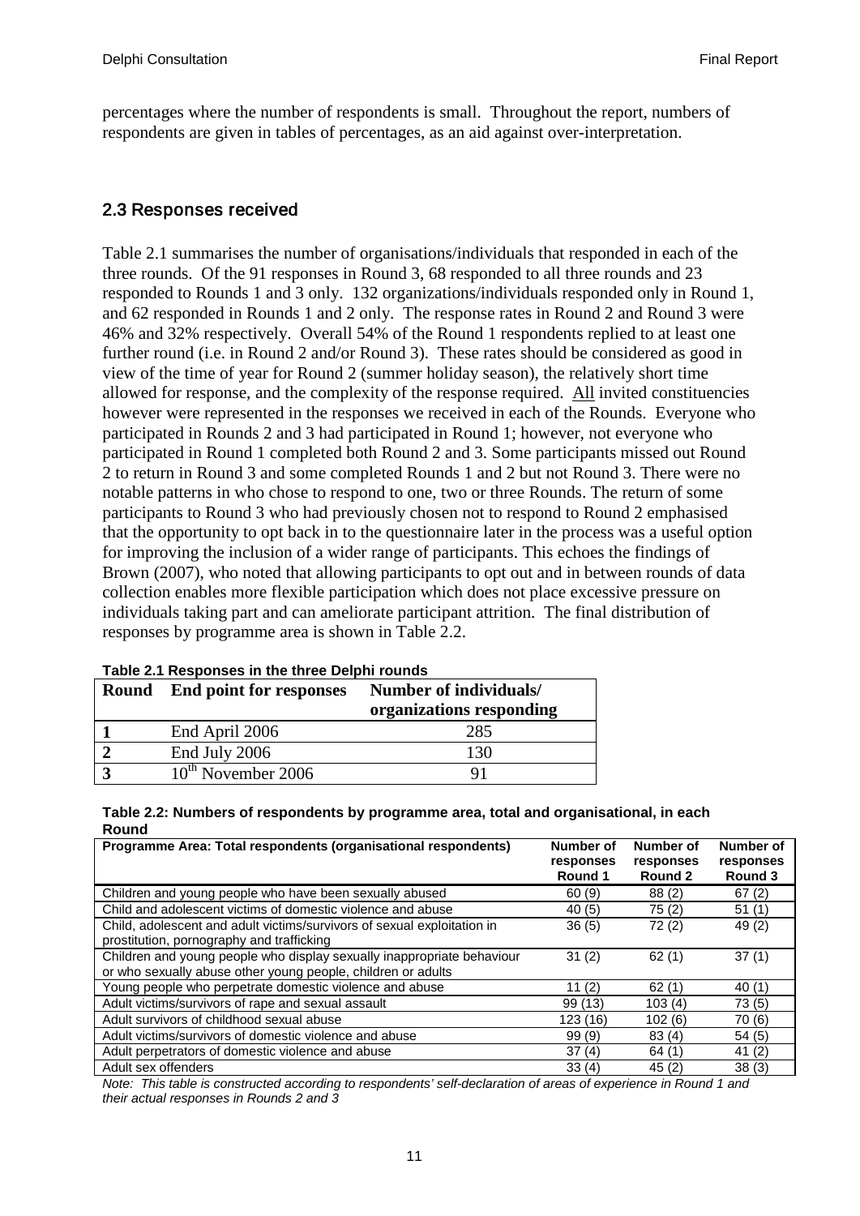percentages where the number of respondents is small. Throughout the report, numbers of respondents are given in tables of percentages, as an aid against over-interpretation.

## 2.3 Responses received

Table 2.1 summarises the number of organisations/individuals that responded in each of the three rounds. Of the 91 responses in Round 3, 68 responded to all three rounds and 23 responded to Rounds 1 and 3 only. 132 organizations/individuals responded only in Round 1, and 62 responded in Rounds 1 and 2 only. The response rates in Round 2 and Round 3 were 46% and 32% respectively. Overall 54% of the Round 1 respondents replied to at least one further round (i.e. in Round 2 and/or Round 3). These rates should be considered as good in view of the time of year for Round 2 (summer holiday season), the relatively short time allowed for response, and the complexity of the response required. All invited constituencies however were represented in the responses we received in each of the Rounds. Everyone who participated in Rounds 2 and 3 had participated in Round 1; however, not everyone who participated in Round 1 completed both Round 2 and 3. Some participants missed out Round 2 to return in Round 3 and some completed Rounds 1 and 2 but not Round 3. There were no notable patterns in who chose to respond to one, two or three Rounds. The return of some participants to Round 3 who had previously chosen not to respond to Round 2 emphasised that the opportunity to opt back in to the questionnaire later in the process was a useful option for improving the inclusion of a wider range of participants. This echoes the findings of Brown (2007), who noted that allowing participants to opt out and in between rounds of data collection enables more flexible participation which does not place excessive pressure on individuals taking part and can ameliorate participant attrition. The final distribution of responses by programme area is shown in Table 2.2.

**Table 2.1 Responses in the three Delphi rounds**

| Round | End point for responses | Number of individuals/ organizations responding |
|---|---|---|
| 1 | End April 2006 | 285 |
| 2 | End July 2006 | 130 |
| 3 | 10th November 2006 | 91 |

**Table 2.2: Numbers of respondents by programme area, total and organisational, in each Round**

| Programme Area: Total respondents (organisational respondents) | Number of responses Round 1 | Number of responses Round 2 | Number of responses Round 3 |
|---|---|---|---|
| Children and young people who have been sexually abused | 60 (9) | 88 (2) | 67 (2) |
| Child and adolescent victims of domestic violence and abuse | 40 (5) | 75 (2) | 51 (1) |
| Child, adolescent and adult victims/survivors of sexual exploitation in prostitution, pornography and trafficking | 36 (5) | 72 (2) | 49 (2) |
| Children and young people who display sexually inappropriate behaviour or who sexually abuse other young people, children or adults | 31 (2) | 62 (1) | 37 (1) |
| Young people who perpetrate domestic violence and abuse | 11 (2) | 62 (1) | 40 (1) |
| Adult victims/survivors of rape and sexual assault | 99 (13) | 103 (4) | 73 (5) |
| Adult survivors of childhood sexual abuse | 123 (16) | 102 (6) | 70 (6) |
| Adult victims/survivors of domestic violence and abuse | 99 (9) | 83 (4) | 54 (5) |
| Adult perpetrators of domestic violence and abuse | 37 (4) | 64 (1) | 41 (2) |
| Adult sex offenders | 33 (4) | 45 (2) | 38 (3) |

*Note: This table is constructed according to respondents' self-declaration of areas of experience in Round 1 and their actual responses in Rounds 2 and 3*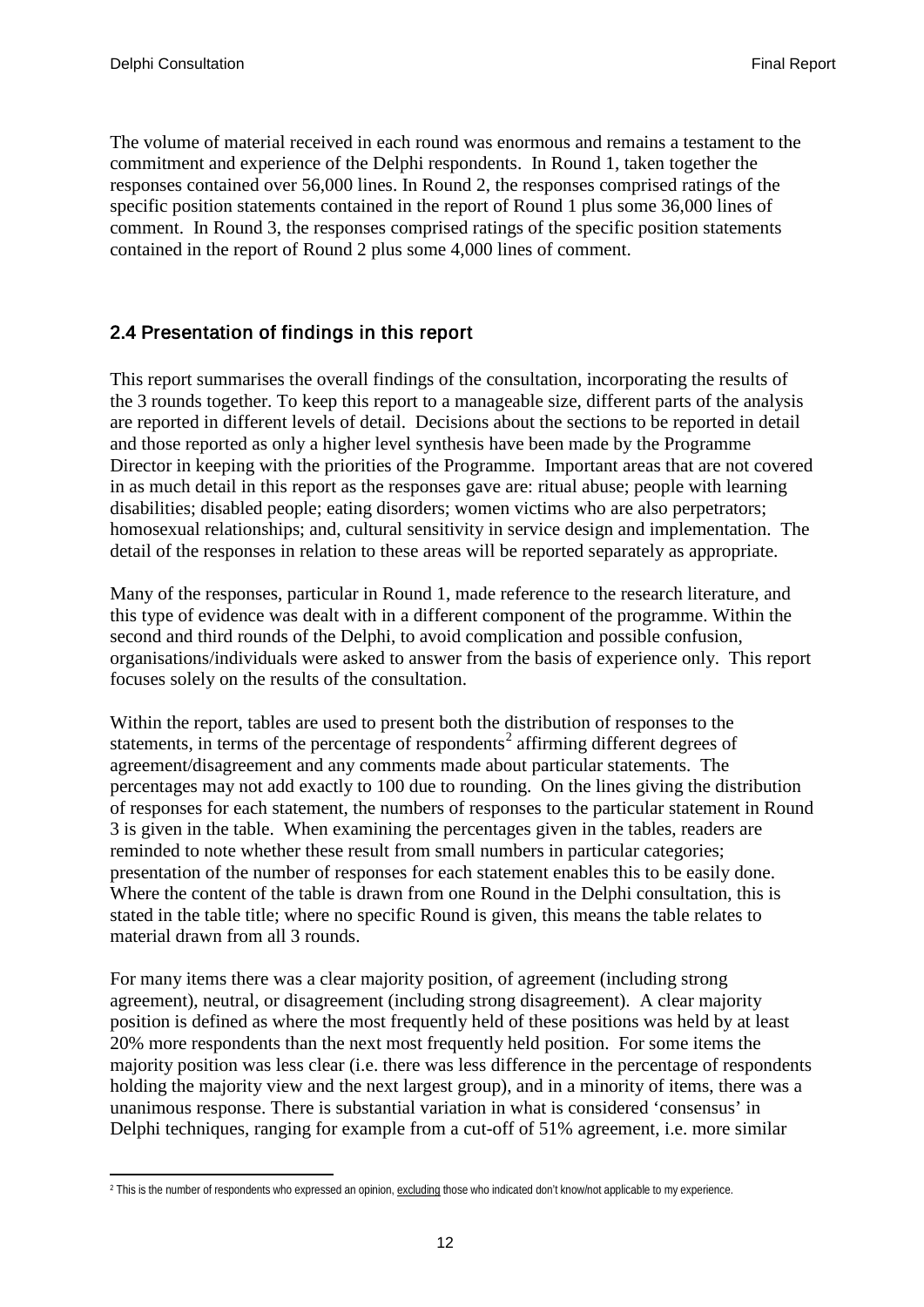The volume of material received in each round was enormous and remains a testament to the commitment and experience of the Delphi respondents. In Round 1, taken together the responses contained over 56,000 lines. In Round 2, the responses comprised ratings of the specific position statements contained in the report of Round 1 plus some 36,000 lines of comment. In Round 3, the responses comprised ratings of the specific position statements contained in the report of Round 2 plus some 4,000 lines of comment.

## 2.4 Presentation of findings in this report

This report summarises the overall findings of the consultation, incorporating the results of the 3 rounds together. To keep this report to a manageable size, different parts of the analysis are reported in different levels of detail. Decisions about the sections to be reported in detail and those reported as only a higher level synthesis have been made by the Programme Director in keeping with the priorities of the Programme. Important areas that are not covered in as much detail in this report as the responses gave are: ritual abuse; people with learning disabilities; disabled people; eating disorders; women victims who are also perpetrators; homosexual relationships; and, cultural sensitivity in service design and implementation. The detail of the responses in relation to these areas will be reported separately as appropriate.

Many of the responses, particular in Round 1, made reference to the research literature, and this type of evidence was dealt with in a different component of the programme. Within the second and third rounds of the Delphi, to avoid complication and possible confusion, organisations/individuals were asked to answer from the basis of experience only. This report focuses solely on the results of the consultation.

Within the report, tables are used to present both the distribution of responses to the statements, in terms of the percentage of respondents[2] affirming different degrees of agreement/disagreement and any comments made about particular statements. The percentages may not add exactly to 100 due to rounding. On the lines giving the distribution of responses for each statement, the numbers of responses to the particular statement in Round 3 is given in the table. When examining the percentages given in the tables, readers are reminded to note whether these result from small numbers in particular categories; presentation of the number of responses for each statement enables this to be easily done. Where the content of the table is drawn from one Round in the Delphi consultation, this is stated in the table title; where no specific Round is given, this means the table relates to material drawn from all 3 rounds.

For many items there was a clear majority position, of agreement (including strong agreement), neutral, or disagreement (including strong disagreement). A clear majority position is defined as where the most frequently held of these positions was held by at least 20% more respondents than the next most frequently held position. For some items the majority position was less clear (i.e. there was less difference in the percentage of respondents holding the majority view and the next largest group), and in a minority of items, there was a unanimous response. There is substantial variation in what is considered 'consensus' in Delphi techniques, ranging for example from a cut-off of 51% agreement, i.e. more similar

[2] This is the number of respondents who expressed an opinion, excluding those who indicated don't know/not applicable to my experience.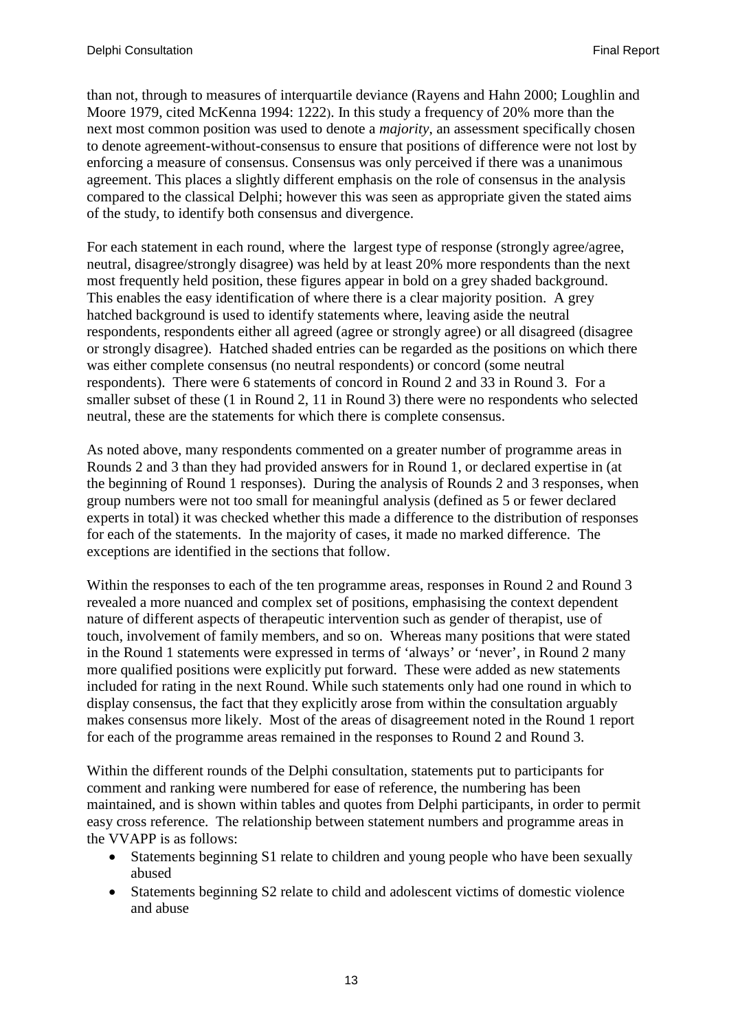than not, through to measures of interquartile deviance (Rayens and Hahn 2000; Loughlin and Moore 1979, cited McKenna 1994: 1222). In this study a frequency of 20% more than the next most common position was used to denote a *majority*, an assessment specifically chosen to denote agreement-without-consensus to ensure that positions of difference were not lost by enforcing a measure of consensus. Consensus was only perceived if there was a unanimous agreement. This places a slightly different emphasis on the role of consensus in the analysis compared to the classical Delphi; however this was seen as appropriate given the stated aims of the study, to identify both consensus and divergence.

For each statement in each round, where the largest type of response (strongly agree/agree, neutral, disagree/strongly disagree) was held by at least 20% more respondents than the next most frequently held position, these figures appear in bold on a grey shaded background. This enables the easy identification of where there is a clear majority position. A grey hatched background is used to identify statements where, leaving aside the neutral respondents, respondents either all agreed (agree or strongly agree) or all disagreed (disagree or strongly disagree). Hatched shaded entries can be regarded as the positions on which there was either complete consensus (no neutral respondents) or concord (some neutral respondents). There were 6 statements of concord in Round 2 and 33 in Round 3. For a smaller subset of these (1 in Round 2, 11 in Round 3) there were no respondents who selected neutral, these are the statements for which there is complete consensus.

As noted above, many respondents commented on a greater number of programme areas in Rounds 2 and 3 than they had provided answers for in Round 1, or declared expertise in (at the beginning of Round 1 responses). During the analysis of Rounds 2 and 3 responses, when group numbers were not too small for meaningful analysis (defined as 5 or fewer declared experts in total) it was checked whether this made a difference to the distribution of responses for each of the statements. In the majority of cases, it made no marked difference. The exceptions are identified in the sections that follow.

Within the responses to each of the ten programme areas, responses in Round 2 and Round 3 revealed a more nuanced and complex set of positions, emphasising the context dependent nature of different aspects of therapeutic intervention such as gender of therapist, use of touch, involvement of family members, and so on. Whereas many positions that were stated in the Round 1 statements were expressed in terms of 'always' or 'never', in Round 2 many more qualified positions were explicitly put forward. These were added as new statements included for rating in the next Round. While such statements only had one round in which to display consensus, the fact that they explicitly arose from within the consultation arguably makes consensus more likely. Most of the areas of disagreement noted in the Round 1 report for each of the programme areas remained in the responses to Round 2 and Round 3.

Within the different rounds of the Delphi consultation, statements put to participants for comment and ranking were numbered for ease of reference, the numbering has been maintained, and is shown within tables and quotes from Delphi participants, in order to permit easy cross reference. The relationship between statement numbers and programme areas in the VVAPP is as follows:

- Statements beginning S1 relate to children and young people who have been sexually abused
- Statements beginning S2 relate to child and adolescent victims of domestic violence and abuse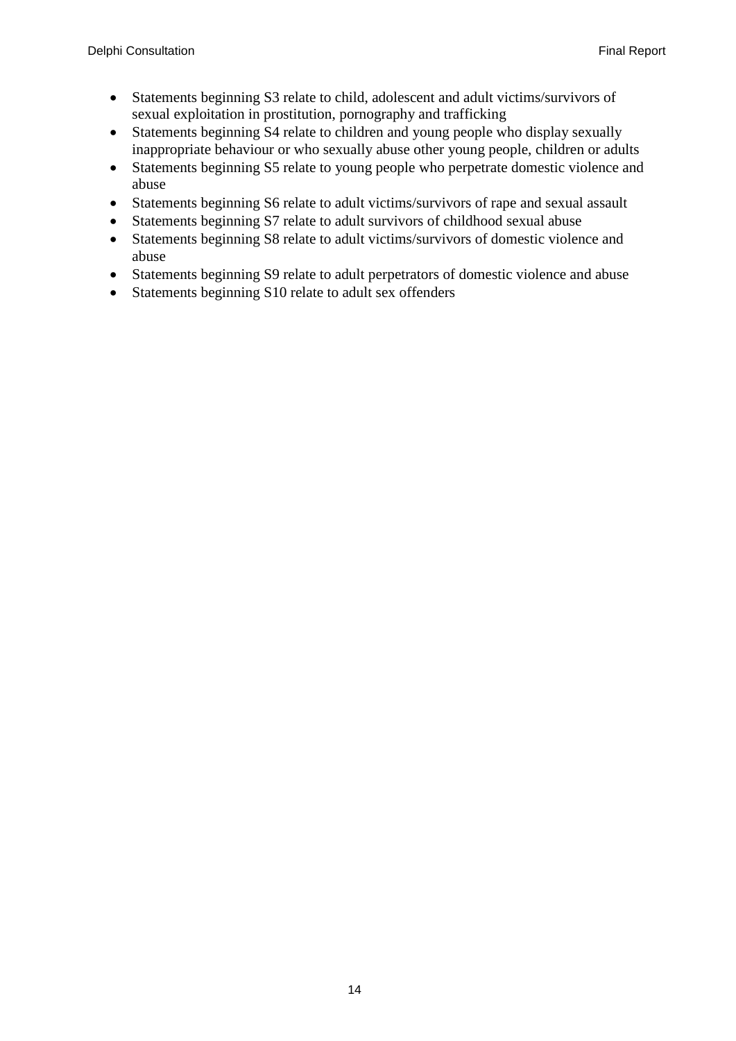- Statements beginning S3 relate to child, adolescent and adult victims/survivors of sexual exploitation in prostitution, pornography and trafficking
- Statements beginning S4 relate to children and young people who display sexually inappropriate behaviour or who sexually abuse other young people, children or adults
- Statements beginning S5 relate to young people who perpetrate domestic violence and abuse
- Statements beginning S6 relate to adult victims/survivors of rape and sexual assault
- Statements beginning S7 relate to adult survivors of childhood sexual abuse
- Statements beginning S8 relate to adult victims/survivors of domestic violence and abuse
- Statements beginning S9 relate to adult perpetrators of domestic violence and abuse
- Statements beginning S10 relate to adult sex offenders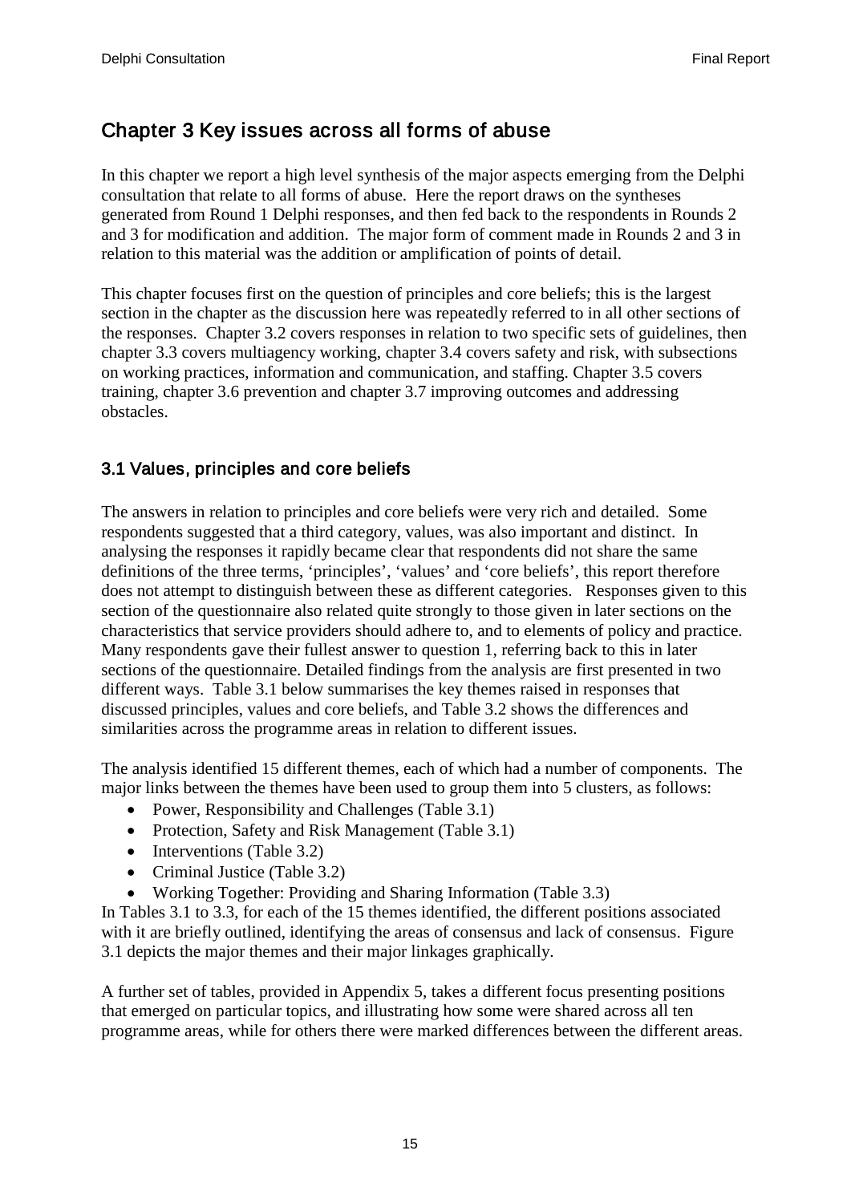# Chapter 3 Key issues across all forms of abuse

In this chapter we report a high level synthesis of the major aspects emerging from the Delphi consultation that relate to all forms of abuse. Here the report draws on the syntheses generated from Round 1 Delphi responses, and then fed back to the respondents in Rounds 2 and 3 for modification and addition. The major form of comment made in Rounds 2 and 3 in relation to this material was the addition or amplification of points of detail.

This chapter focuses first on the question of principles and core beliefs; this is the largest section in the chapter as the discussion here was repeatedly referred to in all other sections of the responses. Chapter 3.2 covers responses in relation to two specific sets of guidelines, then chapter 3.3 covers multiagency working, chapter 3.4 covers safety and risk, with subsections on working practices, information and communication, and staffing. Chapter 3.5 covers training, chapter 3.6 prevention and chapter 3.7 improving outcomes and addressing obstacles.

## 3.1 Values, principles and core beliefs

The answers in relation to principles and core beliefs were very rich and detailed. Some respondents suggested that a third category, values, was also important and distinct. In analysing the responses it rapidly became clear that respondents did not share the same definitions of the three terms, 'principles', 'values' and 'core beliefs', this report therefore does not attempt to distinguish between these as different categories. Responses given to this section of the questionnaire also related quite strongly to those given in later sections on the characteristics that service providers should adhere to, and to elements of policy and practice. Many respondents gave their fullest answer to question 1, referring back to this in later sections of the questionnaire. Detailed findings from the analysis are first presented in two different ways. Table 3.1 below summarises the key themes raised in responses that discussed principles, values and core beliefs, and Table 3.2 shows the differences and similarities across the programme areas in relation to different issues.

The analysis identified 15 different themes, each of which had a number of components. The major links between the themes have been used to group them into 5 clusters, as follows:

- Power, Responsibility and Challenges (Table 3.1)
- Protection, Safety and Risk Management (Table 3.1)
- Interventions (Table 3.2)
- Criminal Justice (Table 3.2)
- Working Together: Providing and Sharing Information (Table 3.3)

In Tables 3.1 to 3.3, for each of the 15 themes identified, the different positions associated with it are briefly outlined, identifying the areas of consensus and lack of consensus. Figure 3.1 depicts the major themes and their major linkages graphically.

A further set of tables, provided in Appendix 5, takes a different focus presenting positions that emerged on particular topics, and illustrating how some were shared across all ten programme areas, while for others there were marked differences between the different areas.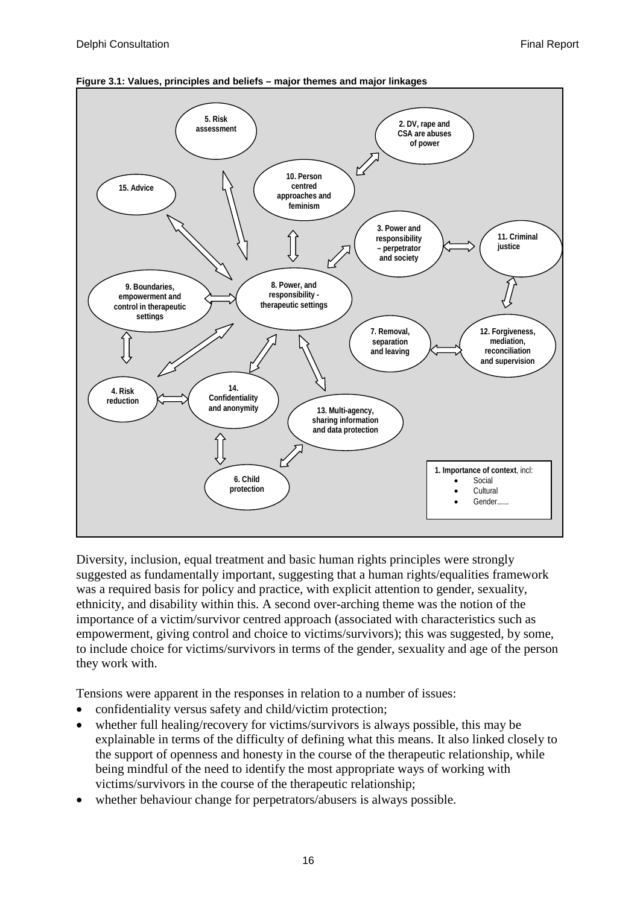**Figure 3.1: Values, principles and beliefs – major themes and major linkages**

- 1. **Importance of context**, incl:
  - Social
  - Cultural
  - Gender......
- 2. DV, rape and CSA are abuses of power
- 3. Power and responsibility – perpetrator and society
- 4. Risk reduction
- 5. Risk assessment
- 6. Child protection
- 7. Removal, separation and leaving
- 8. Power, and responsibility - therapeutic settings
- 9. Boundaries, empowerment and control in therapeutic settings
- 10. Person centred approaches and feminism
- 11. Criminal justice
- 12. Forgiveness, mediation, reconciliation and supervision
- 13. Multi-agency, sharing information and data protection
- 14. Confidentiality and anonymity
- 15. Advice

Diversity, inclusion, equal treatment and basic human rights principles were strongly suggested as fundamentally important, suggesting that a human rights/equalities framework was a required basis for policy and practice, with explicit attention to gender, sexuality, ethnicity, and disability within this. A second over-arching theme was the notion of the importance of a victim/survivor centred approach (associated with characteristics such as empowerment, giving control and choice to victims/survivors); this was suggested, by some, to include choice for victims/survivors in terms of the gender, sexuality and age of the person they work with.

Tensions were apparent in the responses in relation to a number of issues:

- confidentiality versus safety and child/victim protection;
- whether full healing/recovery for victims/survivors is always possible, this may be explainable in terms of the difficulty of defining what this means. It also linked closely to the support of openness and honesty in the course of the therapeutic relationship, while being mindful of the need to identify the most appropriate ways of working with victims/survivors in the course of the therapeutic relationship;
- whether behaviour change for perpetrators/abusers is always possible.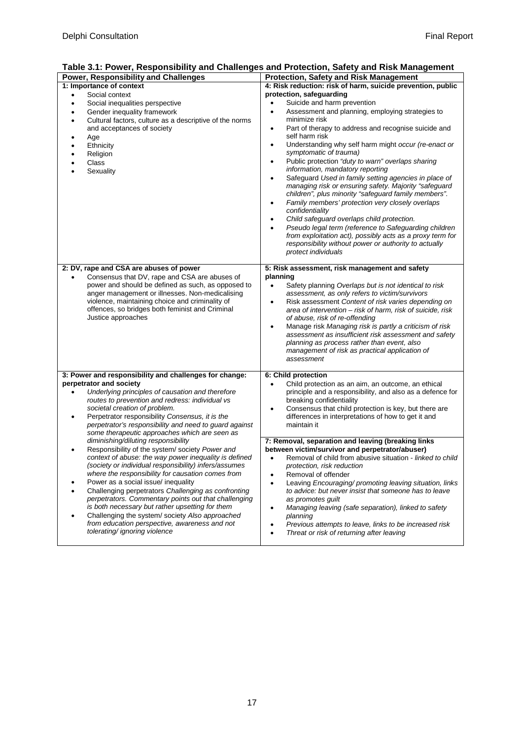**Table 3.1: Power, Responsibility and Challenges and Protection, Safety and Risk Management**

| Power, Responsibility and Challenges | Protection, Safety and Risk Management |
|---|---|
| **1: Importance of context**<br>• Social context<br>• Social inequalities perspective<br>• Gender inequality framework<br>• Cultural factors, culture as a descriptive of the norms and acceptances of society<br>• Age<br>• Ethnicity<br>• Religion<br>• Class<br>• Sexuality | **4: Risk reduction: risk of harm, suicide prevention, public protection, safeguarding**<br>• Suicide and harm prevention<br>• Assessment and planning, employing strategies to minimize risk<br>• Part of therapy to address and recognise suicide and self harm risk<br>• Understanding why self harm might *occur (re-enact or symptomatic of trauma)*<br>• Public protection *"duty to warn" overlaps sharing information, mandatory reporting*<br>• Safeguard *Used in family setting agencies in place of managing risk or ensuring safety. Majority "safeguard children", plus minority "safeguard family members".*<br>• *Family members' protection very closely overlaps confidentiality*<br>• *Child safeguard overlaps child protection.*<br>• *Pseudo legal term (reference to Safeguarding children from exploitation act), possibly acts as a proxy term for responsibility without power or authority to actually protect individuals* |
| **2: DV, rape and CSA are abuses of power**<br>• Consensus that DV, rape and CSA are abuses of power and should be defined as such, as opposed to anger management or illnesses. Non-medicalising violence, maintaining choice and criminality of offences, so bridges both feminist and Criminal Justice approaches | **5: Risk assessment, risk management and safety planning**<br>• Safety planning *Overlaps but is not identical to risk assessment, as only refers to victim/survivors*<br>• Risk assessment *Content of risk varies depending on area of intervention – risk of harm, risk of suicide, risk of abuse, risk of re-offending*<br>• Manage risk *Managing risk is partly a criticism of risk assessment as insufficient risk assessment and safety planning as process rather than event, also management of risk as practical application of assessment* |
| **3: Power and responsibility and challenges for change: perpetrator and society**<br>• *Underlying principles of causation and therefore routes to prevention and redress: individual vs societal creation of problem.*<br>• Perpetrator responsibility *Consensus, it is the perpetrator's responsibility and need to guard against some therapeutic approaches which are seen as diminishing/diluting responsibility*<br>• Responsibility of the system/ society *Power and context of abuse: the way power inequality is defined (society or individual responsibility) infers/assumes where the responsibility for causation comes from*<br>• Power as a social issue/ inequality<br>• Challenging perpetrators *Challenging as confronting perpetrators. Commentary points out that challenging is both necessary but rather upsetting for them*<br>• Challenging the system/ society *Also approached from education perspective, awareness and not tolerating/ ignoring violence* | **6: Child protection**<br>• Child protection as an aim, an outcome, an ethical principle and a responsibility, and also as a defence for breaking confidentiality<br>• Consensus that child protection is key, but there are differences in interpretations of how to get it and maintain it<br><br>**7: Removal, separation and leaving (breaking links between victim/survivor and perpetrator/abuser)**<br>• Removal of child from abusive situation - *linked to child protection, risk reduction*<br>• Removal of offender<br>• Leaving *Encouraging/ promoting leaving situation, links to advice: but never insist that someone has to leave as promotes guilt*<br>• *Managing leaving (safe separation), linked to safety planning*<br>• *Previous attempts to leave, links to be increased risk*<br>• *Threat or risk of returning after leaving* |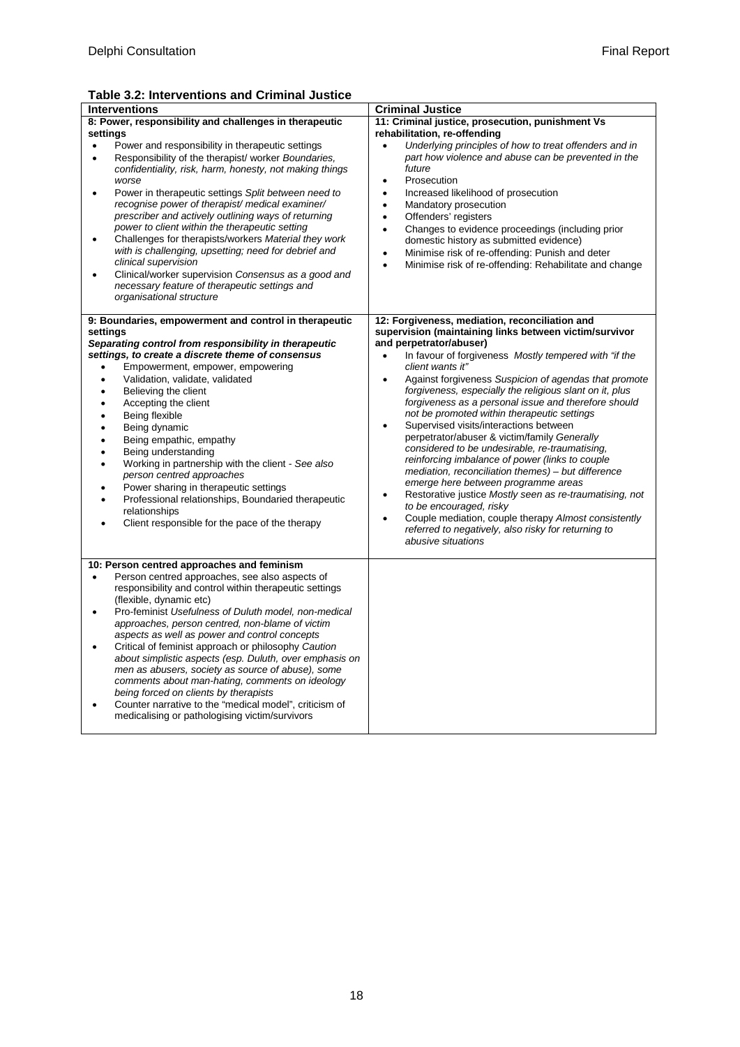**Table 3.2: Interventions and Criminal Justice**

| Interventions | Criminal Justice |
|---|---|
| **8: Power, responsibility and challenges in therapeutic settings**<br>• Power and responsibility in therapeutic settings<br>• Responsibility of the therapist/ worker *Boundaries, confidentiality, risk, harm, honesty, not making things worse*<br>• Power in therapeutic settings *Split between need to recognise power of therapist/ medical examiner/ prescriber and actively outlining ways of returning power to client within the therapeutic setting*<br>• Challenges for therapists/workers *Material they work with is challenging, upsetting; need for debrief and clinical supervision*<br>• Clinical/worker supervision *Consensus as a good and necessary feature of therapeutic settings and organisational structure* | **11: Criminal justice, prosecution, punishment Vs rehabilitation, re-offending**<br>• *Underlying principles of how to treat offenders and in part how violence and abuse can be prevented in the future*<br>• Prosecution<br>• Increased likelihood of prosecution<br>• Mandatory prosecution<br>• Offenders' registers<br>• Changes to evidence proceedings (including prior domestic history as submitted evidence)<br>• Minimise risk of re-offending: Punish and deter<br>• Minimise risk of re-offending: Rehabilitate and change |
| **9: Boundaries, empowerment and control in therapeutic settings**<br>***Separating control from responsibility in therapeutic settings, to create a discrete theme of consensus***<br>• Empowerment, empower, empowering<br>• Validation, validate, validated<br>• Believing the client<br>• Accepting the client<br>• Being flexible<br>• Being dynamic<br>• Being empathic, empathy<br>• Being understanding<br>• Working in partnership with the client - *See also person centred approaches*<br>• Power sharing in therapeutic settings<br>• Professional relationships, Boundaried therapeutic relationships<br>• Client responsible for the pace of the therapy | **12: Forgiveness, mediation, reconciliation and supervision (maintaining links between victim/survivor and perpetrator/abuser)**<br>• In favour of forgiveness *Mostly tempered with "if the client wants it"*<br>• Against forgiveness *Suspicion of agendas that promote forgiveness, especially the religious slant on it, plus forgiveness as a personal issue and therefore should not be promoted within therapeutic settings*<br>• Supervised visits/interactions between perpetrator/abuser & victim/family *Generally considered to be undesirable, re-traumatising, reinforcing imbalance of power (links to couple mediation, reconciliation themes) – but difference emerge here between programme areas*<br>• Restorative justice *Mostly seen as re-traumatising, not to be encouraged, risky*<br>• Couple mediation, couple therapy *Almost consistently referred to negatively, also risky for returning to abusive situations* |
| **10: Person centred approaches and feminism**<br>• Person centred approaches, see also aspects of responsibility and control within therapeutic settings (flexible, dynamic etc)<br>• Pro-feminist *Usefulness of Duluth model, non-medical approaches, person centred, non-blame of victim aspects as well as power and control concepts*<br>• Critical of feminist approach or philosophy *Caution about simplistic aspects (esp. Duluth, over emphasis on men as abusers, society as source of abuse), some comments about man-hating, comments on ideology being forced on clients by therapists*<br>• Counter narrative to the "medical model", criticism of medicalising or pathologising victim/survivors | |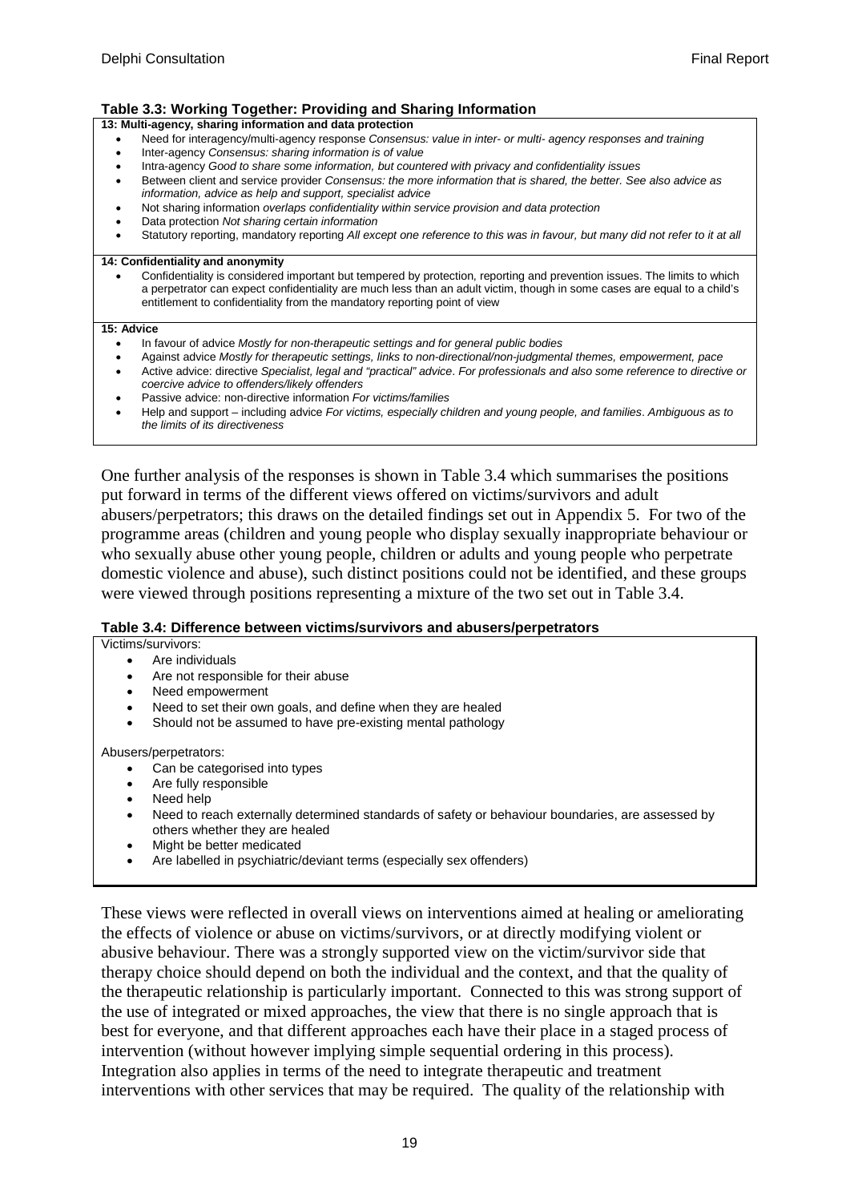**Table 3.3: Working Together: Providing and Sharing Information**

**13: Multi-agency, sharing information and data protection**

- Need for interagency/multi-agency response *Consensus: value in inter- or multi- agency responses and training*
- Inter-agency *Consensus: sharing information is of value*
- Intra-agency *Good to share some information, but countered with privacy and confidentiality issues*
- Between client and service provider *Consensus: the more information that is shared, the better. See also advice as information, advice as help and support, specialist advice*
- Not sharing information *overlaps confidentiality within service provision and data protection*
- Data protection *Not sharing certain information*
- Statutory reporting, mandatory reporting *All except one reference to this was in favour, but many did not refer to it at all*

**14: Confidentiality and anonymity**

- Confidentiality is considered important but tempered by protection, reporting and prevention issues. The limits to which a perpetrator can expect confidentiality are much less than an adult victim, though in some cases are equal to a child's entitlement to confidentiality from the mandatory reporting point of view

**15: Advice**

- In favour of advice *Mostly for non-therapeutic settings and for general public bodies*
- Against advice *Mostly for therapeutic settings, links to non-directional/non-judgmental themes, empowerment, pace*
- Active advice: directive *Specialist, legal and "practical" advice. For professionals and also some reference to directive or coercive advice to offenders/likely offenders*
- Passive advice: non-directive information *For victims/families*
- Help and support – including advice *For victims, especially children and young people, and families. Ambiguous as to the limits of its directiveness*

One further analysis of the responses is shown in Table 3.4 which summarises the positions put forward in terms of the different views offered on victims/survivors and adult abusers/perpetrators; this draws on the detailed findings set out in Appendix 5. For two of the programme areas (children and young people who display sexually inappropriate behaviour or who sexually abuse other young people, children or adults and young people who perpetrate domestic violence and abuse), such distinct positions could not be identified, and these groups were viewed through positions representing a mixture of the two set out in Table 3.4.

**Table 3.4: Difference between victims/survivors and abusers/perpetrators**

Victims/survivors:

- Are individuals
- Are not responsible for their abuse
- Need empowerment
- Need to set their own goals, and define when they are healed
- Should not be assumed to have pre-existing mental pathology

Abusers/perpetrators:

- Can be categorised into types
- Are fully responsible
- Need help
- Need to reach externally determined standards of safety or behaviour boundaries, are assessed by others whether they are healed
- Might be better medicated
- Are labelled in psychiatric/deviant terms (especially sex offenders)

These views were reflected in overall views on interventions aimed at healing or ameliorating the effects of violence or abuse on victims/survivors, or at directly modifying violent or abusive behaviour. There was a strongly supported view on the victim/survivor side that therapy choice should depend on both the individual and the context, and that the quality of the therapeutic relationship is particularly important. Connected to this was strong support of the use of integrated or mixed approaches, the view that there is no single approach that is best for everyone, and that different approaches each have their place in a staged process of intervention (without however implying simple sequential ordering in this process). Integration also applies in terms of the need to integrate therapeutic and treatment interventions with other services that may be required. The quality of the relationship with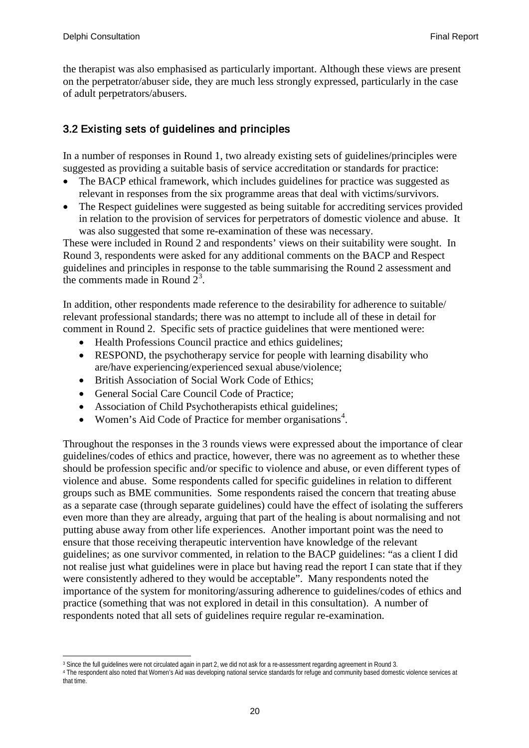the therapist was also emphasised as particularly important. Although these views are present on the perpetrator/abuser side, they are much less strongly expressed, particularly in the case of adult perpetrators/abusers.

## 3.2 Existing sets of guidelines and principles

In a number of responses in Round 1, two already existing sets of guidelines/principles were suggested as providing a suitable basis of service accreditation or standards for practice:

- The BACP ethical framework, which includes guidelines for practice was suggested as relevant in responses from the six programme areas that deal with victims/survivors.
- The Respect guidelines were suggested as being suitable for accrediting services provided in relation to the provision of services for perpetrators of domestic violence and abuse. It was also suggested that some re-examination of these was necessary.

These were included in Round 2 and respondents' views on their suitability were sought. In Round 3, respondents were asked for any additional comments on the BACP and Respect guidelines and principles in response to the table summarising the Round 2 assessment and the comments made in Round 2[3].

In addition, other respondents made reference to the desirability for adherence to suitable/ relevant professional standards; there was no attempt to include all of these in detail for comment in Round 2. Specific sets of practice guidelines that were mentioned were:

- Health Professions Council practice and ethics guidelines;
- RESPOND, the psychotherapy service for people with learning disability who are/have experiencing/experienced sexual abuse/violence;
- British Association of Social Work Code of Ethics;
- General Social Care Council Code of Practice;
- Association of Child Psychotherapists ethical guidelines;
- Women's Aid Code of Practice for member organisations[4].

Throughout the responses in the 3 rounds views were expressed about the importance of clear guidelines/codes of ethics and practice, however, there was no agreement as to whether these should be profession specific and/or specific to violence and abuse, or even different types of violence and abuse. Some respondents called for specific guidelines in relation to different groups such as BME communities. Some respondents raised the concern that treating abuse as a separate case (through separate guidelines) could have the effect of isolating the sufferers even more than they are already, arguing that part of the healing is about normalising and not putting abuse away from other life experiences. Another important point was the need to ensure that those receiving therapeutic intervention have knowledge of the relevant guidelines; as one survivor commented, in relation to the BACP guidelines: "as a client I did not realise just what guidelines were in place but having read the report I can state that if they were consistently adhered to they would be acceptable". Many respondents noted the importance of the system for monitoring/assuring adherence to guidelines/codes of ethics and practice (something that was not explored in detail in this consultation). A number of respondents noted that all sets of guidelines require regular re-examination.

---

[3] Since the full guidelines were not circulated again in part 2, we did not ask for a re-assessment regarding agreement in Round 3.

[4] The respondent also noted that Women's Aid was developing national service standards for refuge and community based domestic violence services at that time.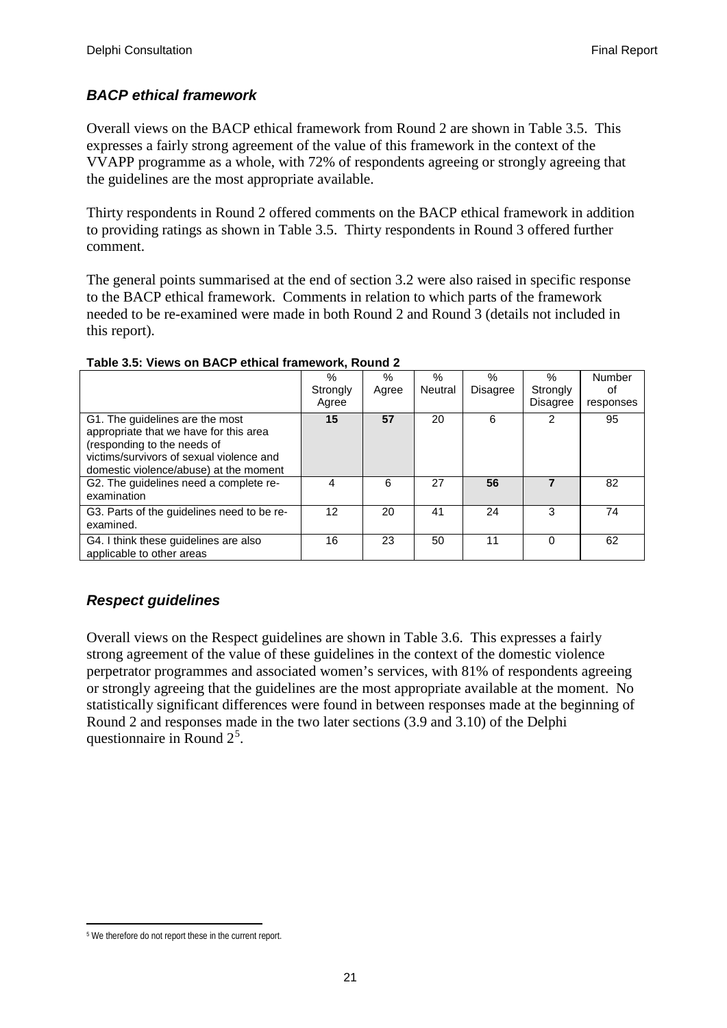### *BACP ethical framework*

Overall views on the BACP ethical framework from Round 2 are shown in Table 3.5. This expresses a fairly strong agreement of the value of this framework in the context of the VVAPP programme as a whole, with 72% of respondents agreeing or strongly agreeing that the guidelines are the most appropriate available.

Thirty respondents in Round 2 offered comments on the BACP ethical framework in addition to providing ratings as shown in Table 3.5. Thirty respondents in Round 3 offered further comment.

The general points summarised at the end of section 3.2 were also raised in specific response to the BACP ethical framework. Comments in relation to which parts of the framework needed to be re-examined were made in both Round 2 and Round 3 (details not included in this report).

**Table 3.5: Views on BACP ethical framework, Round 2**

| | % Strongly Agree | % Agree | % Neutral | % Disagree | % Strongly Disagree | Number of responses |
|---|---|---|---|---|---|---|
| G1. The guidelines are the most appropriate that we have for this area (responding to the needs of victims/survivors of sexual violence and domestic violence/abuse) at the moment | **15** | **57** | 20 | 6 | 2 | 95 |
| G2. The guidelines need a complete re-examination | 4 | 6 | 27 | **56** | **7** | 82 |
| G3. Parts of the guidelines need to be re-examined. | 12 | 20 | 41 | 24 | 3 | 74 |
| G4. I think these guidelines are also applicable to other areas | 16 | 23 | 50 | 11 | 0 | 62 |

### *Respect guidelines*

Overall views on the Respect guidelines are shown in Table 3.6. This expresses a fairly strong agreement of the value of these guidelines in the context of the domestic violence perpetrator programmes and associated women's services, with 81% of respondents agreeing or strongly agreeing that the guidelines are the most appropriate available at the moment. No statistically significant differences were found in between responses made at the beginning of Round 2 and responses made in the two later sections (3.9 and 3.10) of the Delphi questionnaire in Round 2[5].

[5] We therefore do not report these in the current report.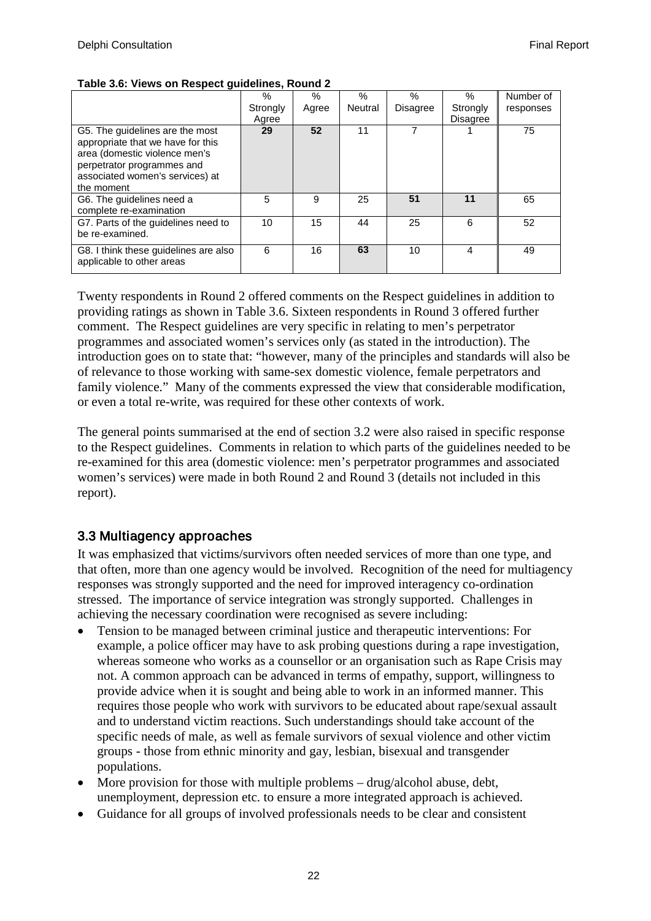**Table 3.6: Views on Respect guidelines, Round 2**

| | % Strongly Agree | % Agree | % Neutral | % Disagree | % Strongly Disagree | Number of responses |
|---|---|---|---|---|---|---|
| G5. The guidelines are the most appropriate that we have for this area (domestic violence men's perpetrator programmes and associated women's services) at the moment | **29** | **52** | 11 | 7 | 1 | 75 |
| G6. The guidelines need a complete re-examination | 5 | 9 | 25 | **51** | **11** | 65 |
| G7. Parts of the guidelines need to be re-examined. | 10 | 15 | 44 | 25 | 6 | 52 |
| G8. I think these guidelines are also applicable to other areas | 6 | 16 | **63** | 10 | 4 | 49 |

Twenty respondents in Round 2 offered comments on the Respect guidelines in addition to providing ratings as shown in Table 3.6. Sixteen respondents in Round 3 offered further comment. The Respect guidelines are very specific in relating to men's perpetrator programmes and associated women's services only (as stated in the introduction). The introduction goes on to state that: "however, many of the principles and standards will also be of relevance to those working with same-sex domestic violence, female perpetrators and family violence." Many of the comments expressed the view that considerable modification, or even a total re-write, was required for these other contexts of work.

The general points summarised at the end of section 3.2 were also raised in specific response to the Respect guidelines. Comments in relation to which parts of the guidelines needed to be re-examined for this area (domestic violence: men's perpetrator programmes and associated women's services) were made in both Round 2 and Round 3 (details not included in this report).

## 3.3 Multiagency approaches

It was emphasized that victims/survivors often needed services of more than one type, and that often, more than one agency would be involved. Recognition of the need for multiagency responses was strongly supported and the need for improved interagency co-ordination stressed. The importance of service integration was strongly supported. Challenges in achieving the necessary coordination were recognised as severe including:

- Tension to be managed between criminal justice and therapeutic interventions: For example, a police officer may have to ask probing questions during a rape investigation, whereas someone who works as a counsellor or an organisation such as Rape Crisis may not. A common approach can be advanced in terms of empathy, support, willingness to provide advice when it is sought and being able to work in an informed manner. This requires those people who work with survivors to be educated about rape/sexual assault and to understand victim reactions. Such understandings should take account of the specific needs of male, as well as female survivors of sexual violence and other victim groups - those from ethnic minority and gay, lesbian, bisexual and transgender populations.
- More provision for those with multiple problems – drug/alcohol abuse, debt, unemployment, depression etc. to ensure a more integrated approach is achieved.
- Guidance for all groups of involved professionals needs to be clear and consistent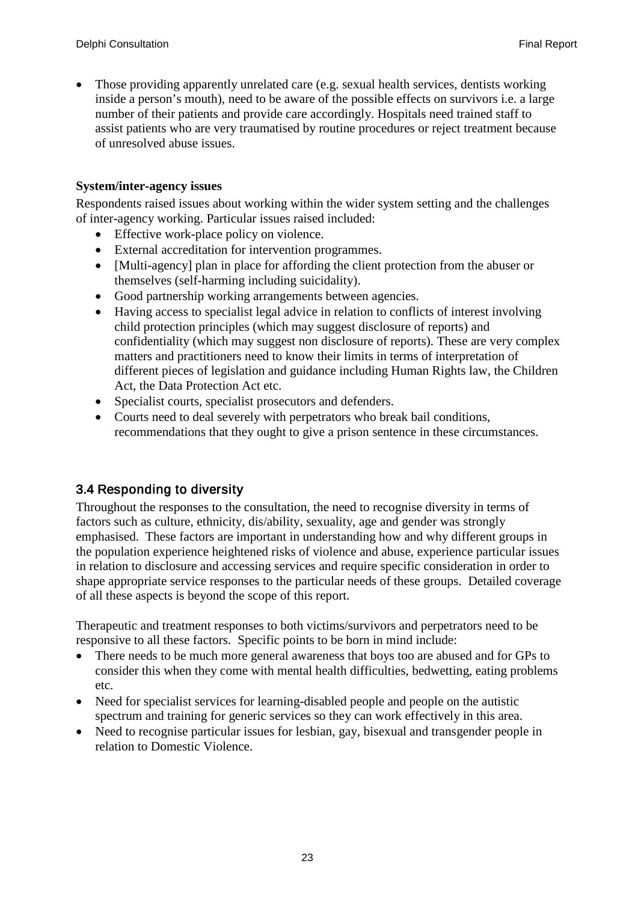- Those providing apparently unrelated care (e.g. sexual health services, dentists working inside a person's mouth), need to be aware of the possible effects on survivors i.e. a large number of their patients and provide care accordingly. Hospitals need trained staff to assist patients who are very traumatised by routine procedures or reject treatment because of unresolved abuse issues.

**System/inter-agency issues**

Respondents raised issues about working within the wider system setting and the challenges of inter-agency working. Particular issues raised included:

- Effective work-place policy on violence.
- External accreditation for intervention programmes.
- [Multi-agency] plan in place for affording the client protection from the abuser or themselves (self-harming including suicidality).
- Good partnership working arrangements between agencies.
- Having access to specialist legal advice in relation to conflicts of interest involving child protection principles (which may suggest disclosure of reports) and confidentiality (which may suggest non disclosure of reports). These are very complex matters and practitioners need to know their limits in terms of interpretation of different pieces of legislation and guidance including Human Rights law, the Children Act, the Data Protection Act etc.
- Specialist courts, specialist prosecutors and defenders.
- Courts need to deal severely with perpetrators who break bail conditions, recommendations that they ought to give a prison sentence in these circumstances.

## 3.4 Responding to diversity

Throughout the responses to the consultation, the need to recognise diversity in terms of factors such as culture, ethnicity, dis/ability, sexuality, age and gender was strongly emphasised. These factors are important in understanding how and why different groups in the population experience heightened risks of violence and abuse, experience particular issues in relation to disclosure and accessing services and require specific consideration in order to shape appropriate service responses to the particular needs of these groups. Detailed coverage of all these aspects is beyond the scope of this report.

Therapeutic and treatment responses to both victims/survivors and perpetrators need to be responsive to all these factors. Specific points to be born in mind include:

- There needs to be much more general awareness that boys too are abused and for GPs to consider this when they come with mental health difficulties, bedwetting, eating problems etc.
- Need for specialist services for learning-disabled people and people on the autistic spectrum and training for generic services so they can work effectively in this area.
- Need to recognise particular issues for lesbian, gay, bisexual and transgender people in relation to Domestic Violence.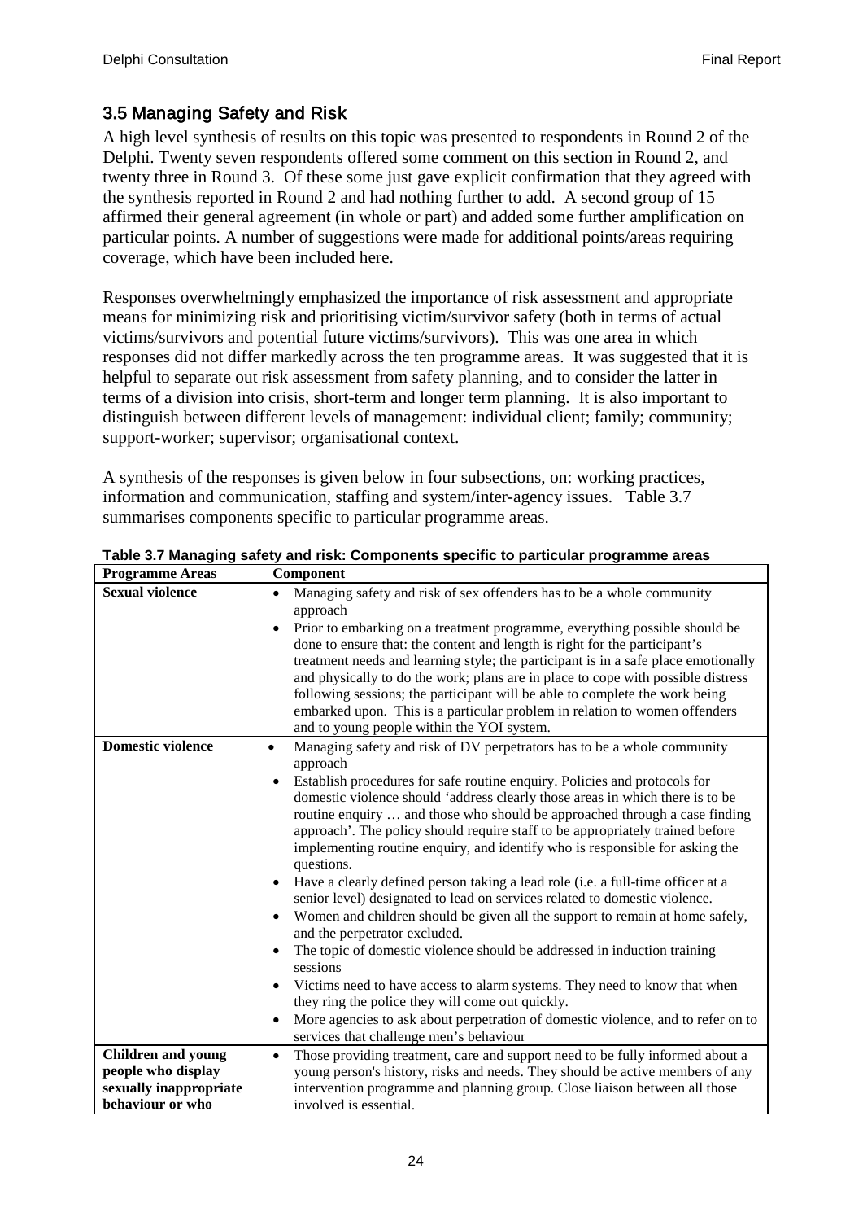## 3.5 Managing Safety and Risk

A high level synthesis of results on this topic was presented to respondents in Round 2 of the Delphi. Twenty seven respondents offered some comment on this section in Round 2, and twenty three in Round 3. Of these some just gave explicit confirmation that they agreed with the synthesis reported in Round 2 and had nothing further to add. A second group of 15 affirmed their general agreement (in whole or part) and added some further amplification on particular points. A number of suggestions were made for additional points/areas requiring coverage, which have been included here.

Responses overwhelmingly emphasized the importance of risk assessment and appropriate means for minimizing risk and prioritising victim/survivor safety (both in terms of actual victims/survivors and potential future victims/survivors). This was one area in which responses did not differ markedly across the ten programme areas. It was suggested that it is helpful to separate out risk assessment from safety planning, and to consider the latter in terms of a division into crisis, short-term and longer term planning. It is also important to distinguish between different levels of management: individual client; family; community; support-worker; supervisor; organisational context.

A synthesis of the responses is given below in four subsections, on: working practices, information and communication, staffing and system/inter-agency issues. Table 3.7 summarises components specific to particular programme areas.

**Table 3.7 Managing safety and risk: Components specific to particular programme areas**

| Programme Areas | Component |
|---|---|
| **Sexual violence** | • Managing safety and risk of sex offenders has to be a whole community approach<br>• Prior to embarking on a treatment programme, everything possible should be done to ensure that: the content and length is right for the participant's treatment needs and learning style; the participant is in a safe place emotionally and physically to do the work; plans are in place to cope with possible distress following sessions; the participant will be able to complete the work being embarked upon. This is a particular problem in relation to women offenders and to young people within the YOI system. |
| **Domestic violence** | • Managing safety and risk of DV perpetrators has to be a whole community approach<br>• Establish procedures for safe routine enquiry. Policies and protocols for domestic violence should 'address clearly those areas in which there is to be routine enquiry … and those who should be approached through a case finding approach'. The policy should require staff to be appropriately trained before implementing routine enquiry, and identify who is responsible for asking the questions.<br>• Have a clearly defined person taking a lead role (i.e. a full-time officer at a senior level) designated to lead on services related to domestic violence.<br>• Women and children should be given all the support to remain at home safely, and the perpetrator excluded.<br>• The topic of domestic violence should be addressed in induction training sessions<br>• Victims need to have access to alarm systems. They need to know that when they ring the police they will come out quickly.<br>• More agencies to ask about perpetration of domestic violence, and to refer on to services that challenge men's behaviour |
| **Children and young people who display sexually inappropriate behaviour or who** | • Those providing treatment, care and support need to be fully informed about a young person's history, risks and needs. They should be active members of any intervention programme and planning group. Close liaison between all those involved is essential. |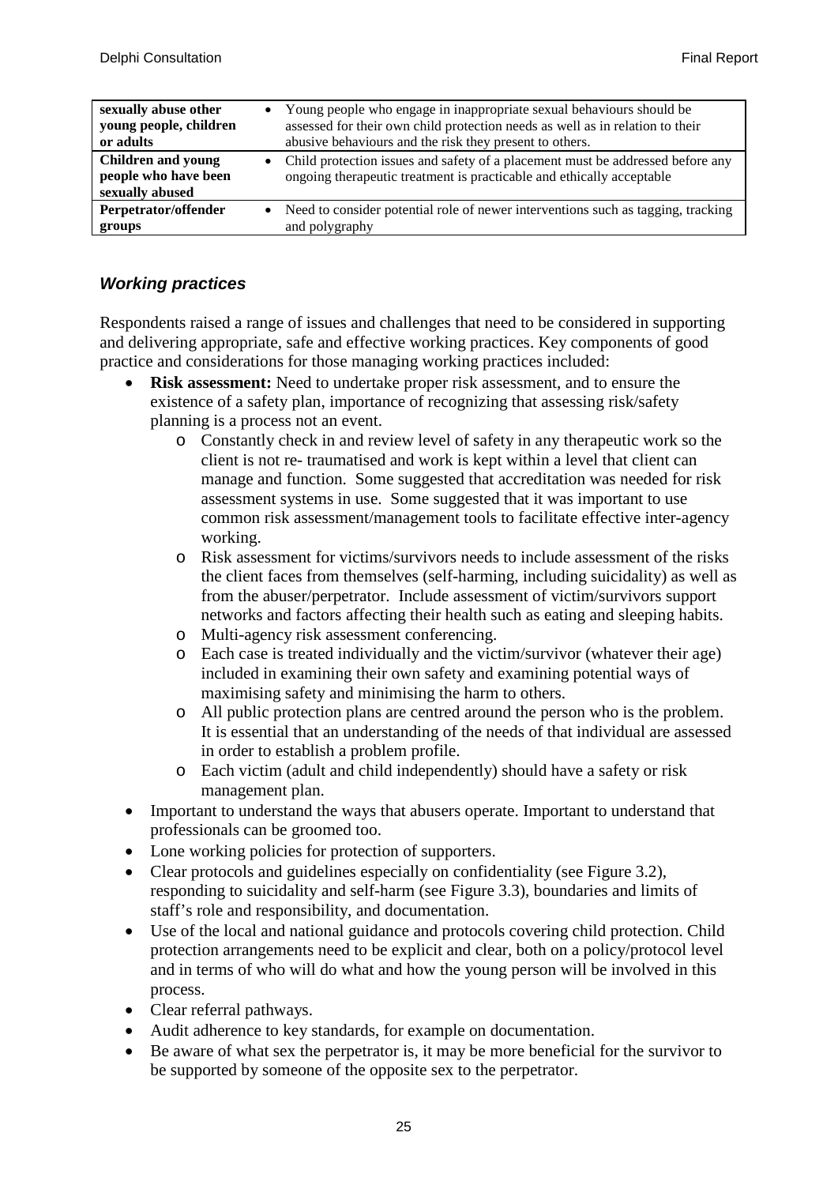| sexually abuse other young people, children or adults | • Young people who engage in inappropriate sexual behaviours should be assessed for their own child protection needs as well as in relation to their abusive behaviours and the risk they present to others. |
|---|---|
| **Children and young people who have been sexually abused** | • Child protection issues and safety of a placement must be addressed before any ongoing therapeutic treatment is practicable and ethically acceptable |
| **Perpetrator/offender groups** | • Need to consider potential role of newer interventions such as tagging, tracking and polygraphy |

### *Working practices*

Respondents raised a range of issues and challenges that need to be considered in supporting and delivering appropriate, safe and effective working practices. Key components of good practice and considerations for those managing working practices included:

- **Risk assessment:** Need to undertake proper risk assessment, and to ensure the existence of a safety plan, importance of recognizing that assessing risk/safety planning is a process not an event.
    - Constantly check in and review level of safety in any therapeutic work so the client is not re- traumatised and work is kept within a level that client can manage and function. Some suggested that accreditation was needed for risk assessment systems in use. Some suggested that it was important to use common risk assessment/management tools to facilitate effective inter-agency working.
    - Risk assessment for victims/survivors needs to include assessment of the risks the client faces from themselves (self-harming, including suicidality) as well as from the abuser/perpetrator. Include assessment of victim/survivors support networks and factors affecting their health such as eating and sleeping habits.
    - Multi-agency risk assessment conferencing.
    - Each case is treated individually and the victim/survivor (whatever their age) included in examining their own safety and examining potential ways of maximising safety and minimising the harm to others.
    - All public protection plans are centred around the person who is the problem. It is essential that an understanding of the needs of that individual are assessed in order to establish a problem profile.
    - Each victim (adult and child independently) should have a safety or risk management plan.
- Important to understand the ways that abusers operate. Important to understand that professionals can be groomed too.
- Lone working policies for protection of supporters.
- Clear protocols and guidelines especially on confidentiality (see Figure 3.2), responding to suicidality and self-harm (see Figure 3.3), boundaries and limits of staff's role and responsibility, and documentation.
- Use of the local and national guidance and protocols covering child protection. Child protection arrangements need to be explicit and clear, both on a policy/protocol level and in terms of who will do what and how the young person will be involved in this process.
- Clear referral pathways.
- Audit adherence to key standards, for example on documentation.
- Be aware of what sex the perpetrator is, it may be more beneficial for the survivor to be supported by someone of the opposite sex to the perpetrator.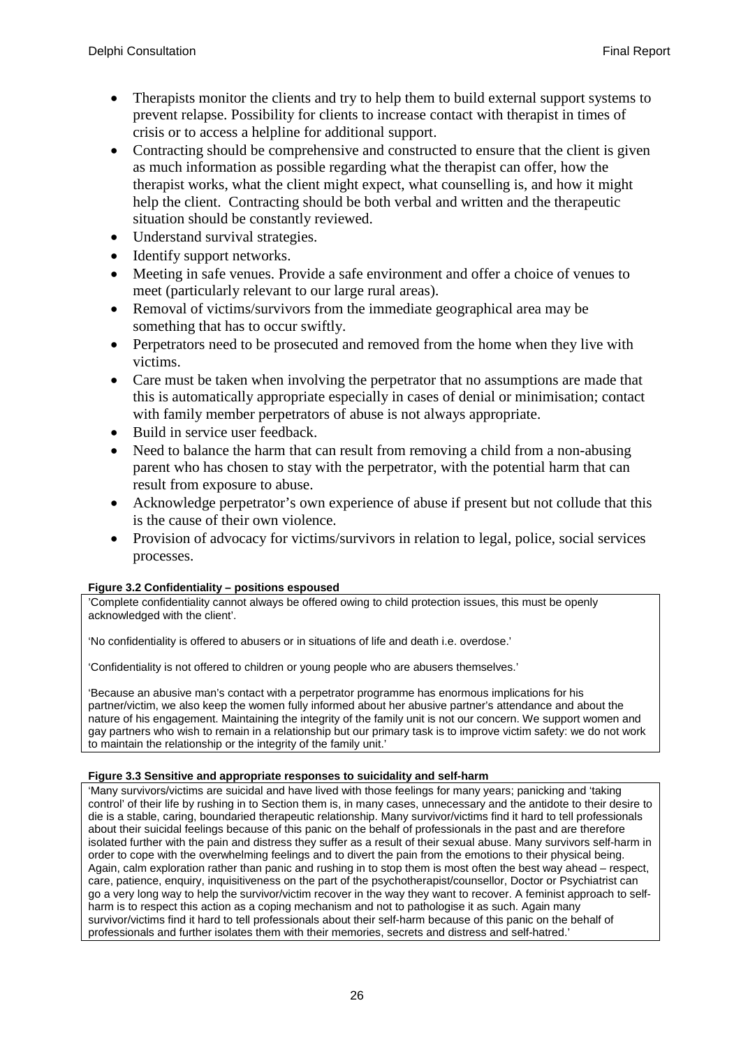- Therapists monitor the clients and try to help them to build external support systems to prevent relapse. Possibility for clients to increase contact with therapist in times of crisis or to access a helpline for additional support.
- Contracting should be comprehensive and constructed to ensure that the client is given as much information as possible regarding what the therapist can offer, how the therapist works, what the client might expect, what counselling is, and how it might help the client. Contracting should be both verbal and written and the therapeutic situation should be constantly reviewed.
- Understand survival strategies.
- Identify support networks.
- Meeting in safe venues. Provide a safe environment and offer a choice of venues to meet (particularly relevant to our large rural areas).
- Removal of victims/survivors from the immediate geographical area may be something that has to occur swiftly.
- Perpetrators need to be prosecuted and removed from the home when they live with victims.
- Care must be taken when involving the perpetrator that no assumptions are made that this is automatically appropriate especially in cases of denial or minimisation; contact with family member perpetrators of abuse is not always appropriate.
- Build in service user feedback.
- Need to balance the harm that can result from removing a child from a non-abusing parent who has chosen to stay with the perpetrator, with the potential harm that can result from exposure to abuse.
- Acknowledge perpetrator's own experience of abuse if present but not collude that this is the cause of their own violence.
- Provision of advocacy for victims/survivors in relation to legal, police, social services processes.

**Figure 3.2 Confidentiality – positions espoused**

'Complete confidentiality cannot always be offered owing to child protection issues, this must be openly acknowledged with the client'.

'No confidentiality is offered to abusers or in situations of life and death i.e. overdose.'

'Confidentiality is not offered to children or young people who are abusers themselves.'

'Because an abusive man's contact with a perpetrator programme has enormous implications for his partner/victim, we also keep the women fully informed about her abusive partner's attendance and about the nature of his engagement. Maintaining the integrity of the family unit is not our concern. We support women and gay partners who wish to remain in a relationship but our primary task is to improve victim safety: we do not work to maintain the relationship or the integrity of the family unit.'

**Figure 3.3 Sensitive and appropriate responses to suicidality and self-harm**

'Many survivors/victims are suicidal and have lived with those feelings for many years; panicking and 'taking control' of their life by rushing in to Section them is, in many cases, unnecessary and the antidote to their desire to die is a stable, caring, boundaried therapeutic relationship. Many survivor/victims find it hard to tell professionals about their suicidal feelings because of this panic on the behalf of professionals in the past and are therefore isolated further with the pain and distress they suffer as a result of their sexual abuse. Many survivors self-harm in order to cope with the overwhelming feelings and to divert the pain from the emotions to their physical being. Again, calm exploration rather than panic and rushing in to stop them is most often the best way ahead – respect, care, patience, enquiry, inquisitiveness on the part of the psychotherapist/counsellor, Doctor or Psychiatrist can go a very long way to help the survivor/victim recover in the way they want to recover. A feminist approach to self-harm is to respect this action as a coping mechanism and not to pathologise it as such. Again many survivor/victims find it hard to tell professionals about their self-harm because of this panic on the behalf of professionals and further isolates them with their memories, secrets and distress and self-hatred.'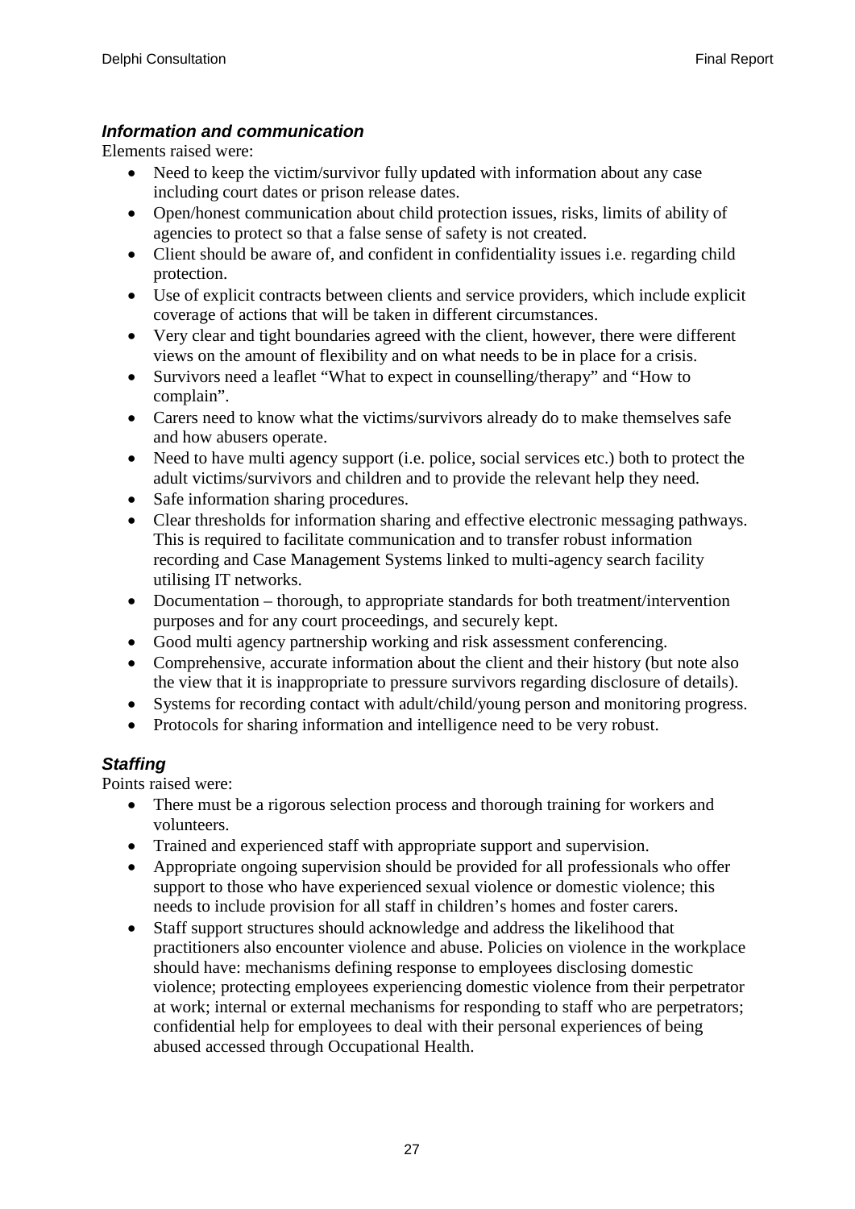### ***Information and communication***

Elements raised were:

- Need to keep the victim/survivor fully updated with information about any case including court dates or prison release dates.
- Open/honest communication about child protection issues, risks, limits of ability of agencies to protect so that a false sense of safety is not created.
- Client should be aware of, and confident in confidentiality issues i.e. regarding child protection.
- Use of explicit contracts between clients and service providers, which include explicit coverage of actions that will be taken in different circumstances.
- Very clear and tight boundaries agreed with the client, however, there were different views on the amount of flexibility and on what needs to be in place for a crisis.
- Survivors need a leaflet "What to expect in counselling/therapy" and "How to complain".
- Carers need to know what the victims/survivors already do to make themselves safe and how abusers operate.
- Need to have multi agency support (i.e. police, social services etc.) both to protect the adult victims/survivors and children and to provide the relevant help they need.
- Safe information sharing procedures.
- Clear thresholds for information sharing and effective electronic messaging pathways. This is required to facilitate communication and to transfer robust information recording and Case Management Systems linked to multi-agency search facility utilising IT networks.
- Documentation – thorough, to appropriate standards for both treatment/intervention purposes and for any court proceedings, and securely kept.
- Good multi agency partnership working and risk assessment conferencing.
- Comprehensive, accurate information about the client and their history (but note also the view that it is inappropriate to pressure survivors regarding disclosure of details).
- Systems for recording contact with adult/child/young person and monitoring progress.
- Protocols for sharing information and intelligence need to be very robust.

### ***Staffing***

Points raised were:

- There must be a rigorous selection process and thorough training for workers and volunteers.
- Trained and experienced staff with appropriate support and supervision.
- Appropriate ongoing supervision should be provided for all professionals who offer support to those who have experienced sexual violence or domestic violence; this needs to include provision for all staff in children's homes and foster carers.
- Staff support structures should acknowledge and address the likelihood that practitioners also encounter violence and abuse. Policies on violence in the workplace should have: mechanisms defining response to employees disclosing domestic violence; protecting employees experiencing domestic violence from their perpetrator at work; internal or external mechanisms for responding to staff who are perpetrators; confidential help for employees to deal with their personal experiences of being abused accessed through Occupational Health.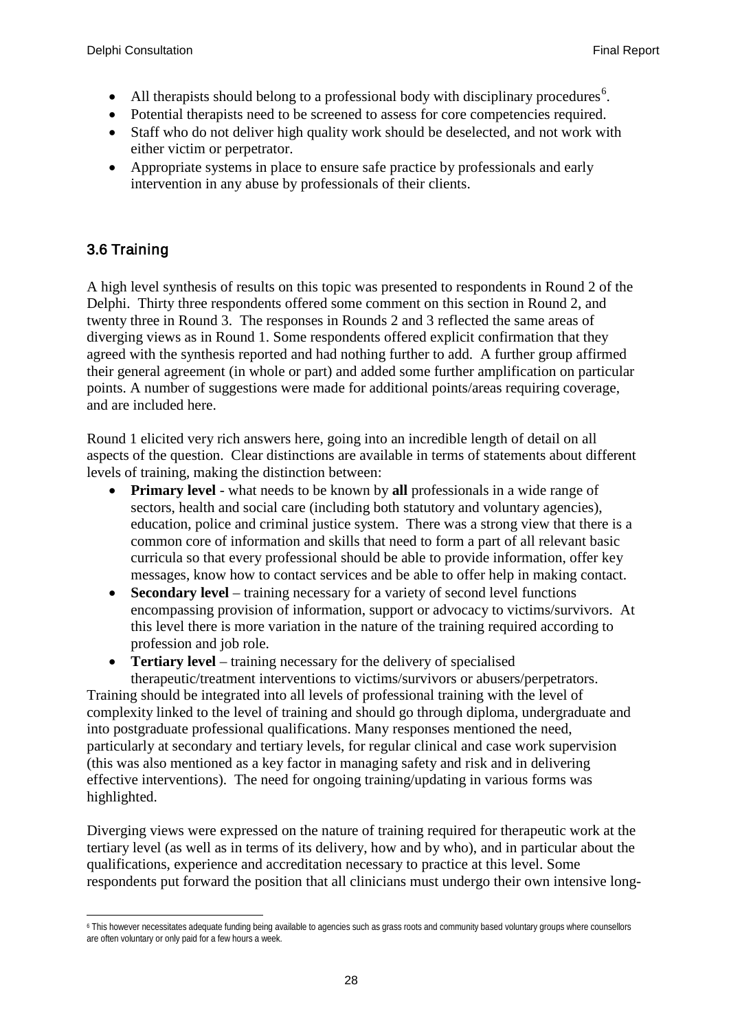- All therapists should belong to a professional body with disciplinary procedures[6].
- Potential therapists need to be screened to assess for core competencies required.
- Staff who do not deliver high quality work should be deselected, and not work with either victim or perpetrator.
- Appropriate systems in place to ensure safe practice by professionals and early intervention in any abuse by professionals of their clients.

## 3.6 Training

A high level synthesis of results on this topic was presented to respondents in Round 2 of the Delphi. Thirty three respondents offered some comment on this section in Round 2, and twenty three in Round 3. The responses in Rounds 2 and 3 reflected the same areas of diverging views as in Round 1. Some respondents offered explicit confirmation that they agreed with the synthesis reported and had nothing further to add. A further group affirmed their general agreement (in whole or part) and added some further amplification on particular points. A number of suggestions were made for additional points/areas requiring coverage, and are included here.

Round 1 elicited very rich answers here, going into an incredible length of detail on all aspects of the question. Clear distinctions are available in terms of statements about different levels of training, making the distinction between:

- **Primary level** - what needs to be known by **all** professionals in a wide range of sectors, health and social care (including both statutory and voluntary agencies), education, police and criminal justice system. There was a strong view that there is a common core of information and skills that need to form a part of all relevant basic curricula so that every professional should be able to provide information, offer key messages, know how to contact services and be able to offer help in making contact.
- **Secondary level** – training necessary for a variety of second level functions encompassing provision of information, support or advocacy to victims/survivors. At this level there is more variation in the nature of the training required according to profession and job role.
- **Tertiary level** – training necessary for the delivery of specialised therapeutic/treatment interventions to victims/survivors or abusers/perpetrators.

Training should be integrated into all levels of professional training with the level of complexity linked to the level of training and should go through diploma, undergraduate and into postgraduate professional qualifications. Many responses mentioned the need, particularly at secondary and tertiary levels, for regular clinical and case work supervision (this was also mentioned as a key factor in managing safety and risk and in delivering effective interventions). The need for ongoing training/updating in various forms was highlighted.

Diverging views were expressed on the nature of training required for therapeutic work at the tertiary level (as well as in terms of its delivery, how and by who), and in particular about the qualifications, experience and accreditation necessary to practice at this level. Some respondents put forward the position that all clinicians must undergo their own intensive long-

[6] This however necessitates adequate funding being available to agencies such as grass roots and community based voluntary groups where counsellors are often voluntary or only paid for a few hours a week.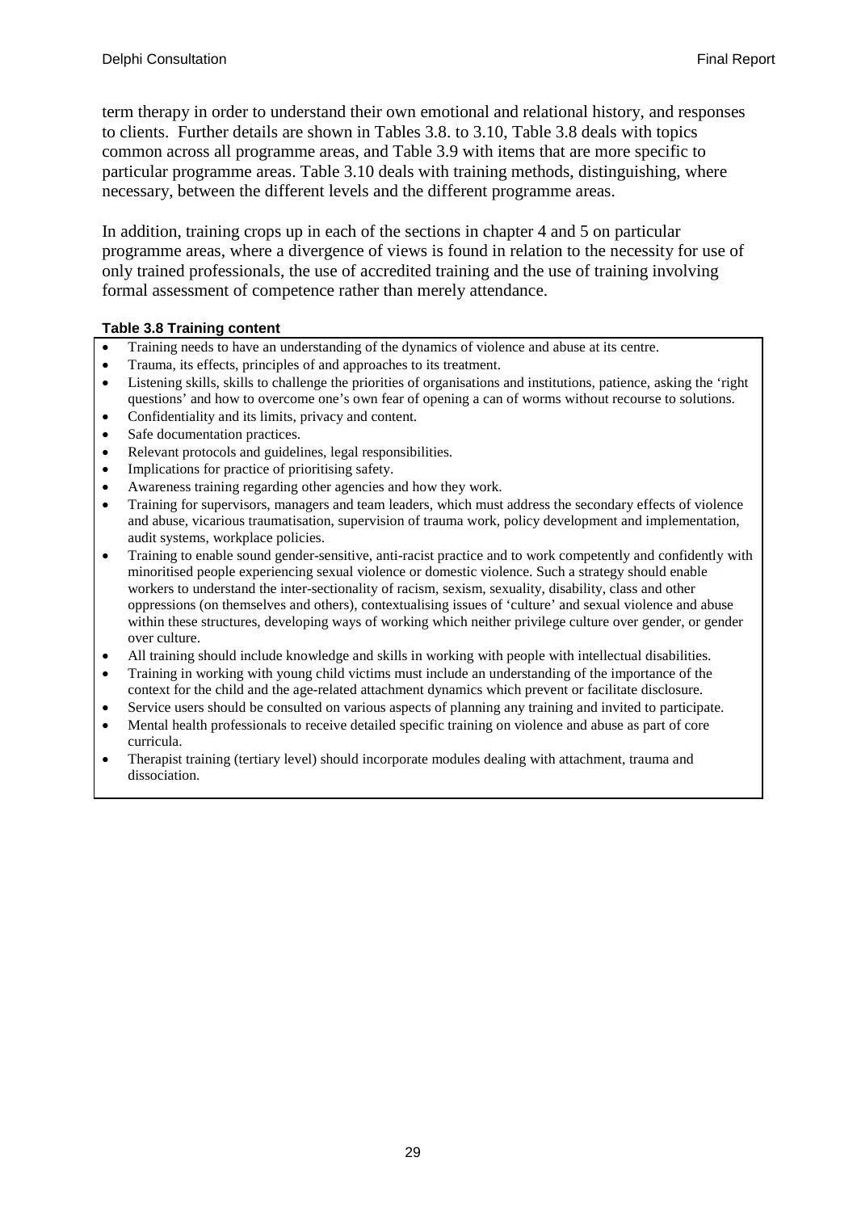term therapy in order to understand their own emotional and relational history, and responses to clients. Further details are shown in Tables 3.8. to 3.10, Table 3.8 deals with topics common across all programme areas, and Table 3.9 with items that are more specific to particular programme areas. Table 3.10 deals with training methods, distinguishing, where necessary, between the different levels and the different programme areas.

In addition, training crops up in each of the sections in chapter 4 and 5 on particular programme areas, where a divergence of views is found in relation to the necessity for use of only trained professionals, the use of accredited training and the use of training involving formal assessment of competence rather than merely attendance.

**Table 3.8 Training content**

- Training needs to have an understanding of the dynamics of violence and abuse at its centre.
- Trauma, its effects, principles of and approaches to its treatment.
- Listening skills, skills to challenge the priorities of organisations and institutions, patience, asking the 'right questions' and how to overcome one's own fear of opening a can of worms without recourse to solutions.
- Confidentiality and its limits, privacy and content.
- Safe documentation practices.
- Relevant protocols and guidelines, legal responsibilities.
- Implications for practice of prioritising safety.
- Awareness training regarding other agencies and how they work.
- Training for supervisors, managers and team leaders, which must address the secondary effects of violence and abuse, vicarious traumatisation, supervision of trauma work, policy development and implementation, audit systems, workplace policies.
- Training to enable sound gender-sensitive, anti-racist practice and to work competently and confidently with minoritised people experiencing sexual violence or domestic violence. Such a strategy should enable workers to understand the inter-sectionality of racism, sexism, sexuality, disability, class and other oppressions (on themselves and others), contextualising issues of 'culture' and sexual violence and abuse within these structures, developing ways of working which neither privilege culture over gender, or gender over culture.
- All training should include knowledge and skills in working with people with intellectual disabilities.
- Training in working with young child victims must include an understanding of the importance of the context for the child and the age-related attachment dynamics which prevent or facilitate disclosure.
- Service users should be consulted on various aspects of planning any training and invited to participate.
- Mental health professionals to receive detailed specific training on violence and abuse as part of core curricula.
- Therapist training (tertiary level) should incorporate modules dealing with attachment, trauma and dissociation.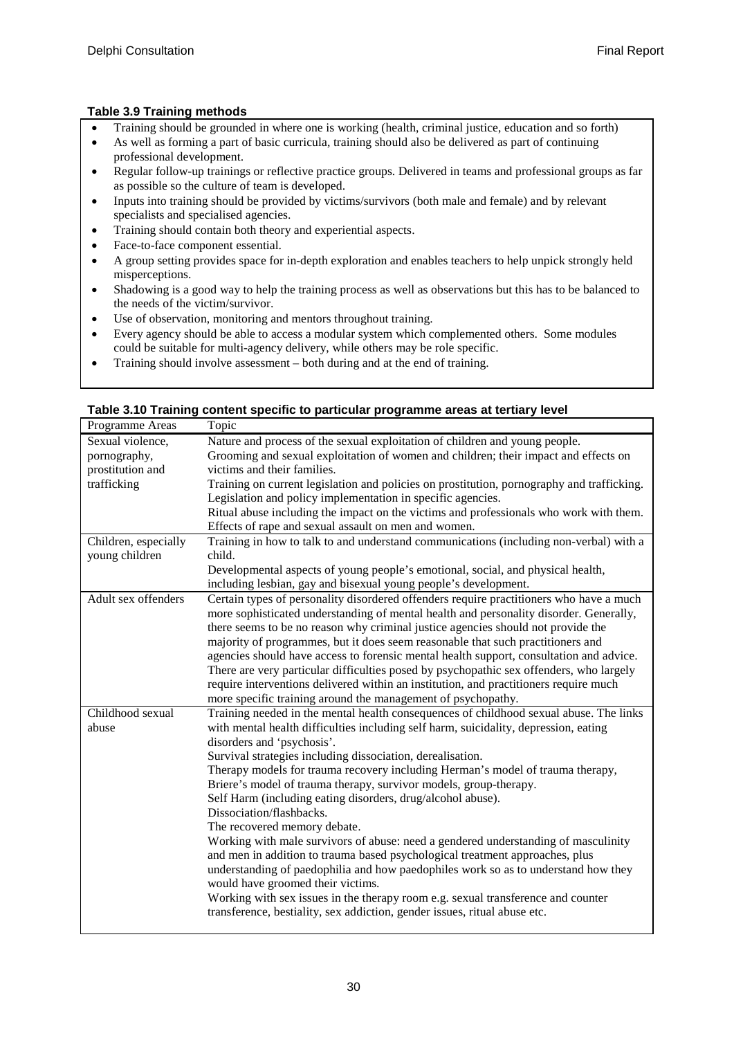**Table 3.9 Training methods**

- Training should be grounded in where one is working (health, criminal justice, education and so forth)
- As well as forming a part of basic curricula, training should also be delivered as part of continuing professional development.
- Regular follow-up trainings or reflective practice groups. Delivered in teams and professional groups as far as possible so the culture of team is developed.
- Inputs into training should be provided by victims/survivors (both male and female) and by relevant specialists and specialised agencies.
- Training should contain both theory and experiential aspects.
- Face-to-face component essential.
- A group setting provides space for in-depth exploration and enables teachers to help unpick strongly held misperceptions.
- Shadowing is a good way to help the training process as well as observations but this has to be balanced to the needs of the victim/survivor.
- Use of observation, monitoring and mentors throughout training.
- Every agency should be able to access a modular system which complemented others. Some modules could be suitable for multi-agency delivery, while others may be role specific.
- Training should involve assessment – both during and at the end of training.

**Table 3.10 Training content specific to particular programme areas at tertiary level**

| Programme Areas | Topic |
|---|---|
| Sexual violence, pornography, prostitution and trafficking | Nature and process of the sexual exploitation of children and young people.<br>Grooming and sexual exploitation of women and children; their impact and effects on victims and their families.<br>Training on current legislation and policies on prostitution, pornography and trafficking.<br>Legislation and policy implementation in specific agencies.<br>Ritual abuse including the impact on the victims and professionals who work with them.<br>Effects of rape and sexual assault on men and women. |
| Children, especially young children | Training in how to talk to and understand communications (including non-verbal) with a child.<br>Developmental aspects of young people's emotional, social, and physical health, including lesbian, gay and bisexual young people's development. |
| Adult sex offenders | Certain types of personality disordered offenders require practitioners who have a much more sophisticated understanding of mental health and personality disorder. Generally, there seems to be no reason why criminal justice agencies should not provide the majority of programmes, but it does seem reasonable that such practitioners and agencies should have access to forensic mental health support, consultation and advice. There are very particular difficulties posed by psychopathic sex offenders, who largely require interventions delivered within an institution, and practitioners require much more specific training around the management of psychopathy. |
| Childhood sexual abuse | Training needed in the mental health consequences of childhood sexual abuse. The links with mental health difficulties including self harm, suicidality, depression, eating disorders and 'psychosis'.<br>Survival strategies including dissociation, derealisation.<br>Therapy models for trauma recovery including Herman's model of trauma therapy, Briere's model of trauma therapy, survivor models, group-therapy.<br>Self Harm (including eating disorders, drug/alcohol abuse).<br>Dissociation/flashbacks.<br>The recovered memory debate.<br>Working with male survivors of abuse: need a gendered understanding of masculinity and men in addition to trauma based psychological treatment approaches, plus understanding of paedophilia and how paedophiles work so as to understand how they would have groomed their victims.<br>Working with sex issues in the therapy room e.g. sexual transference and counter transference, bestiality, sex addiction, gender issues, ritual abuse etc. |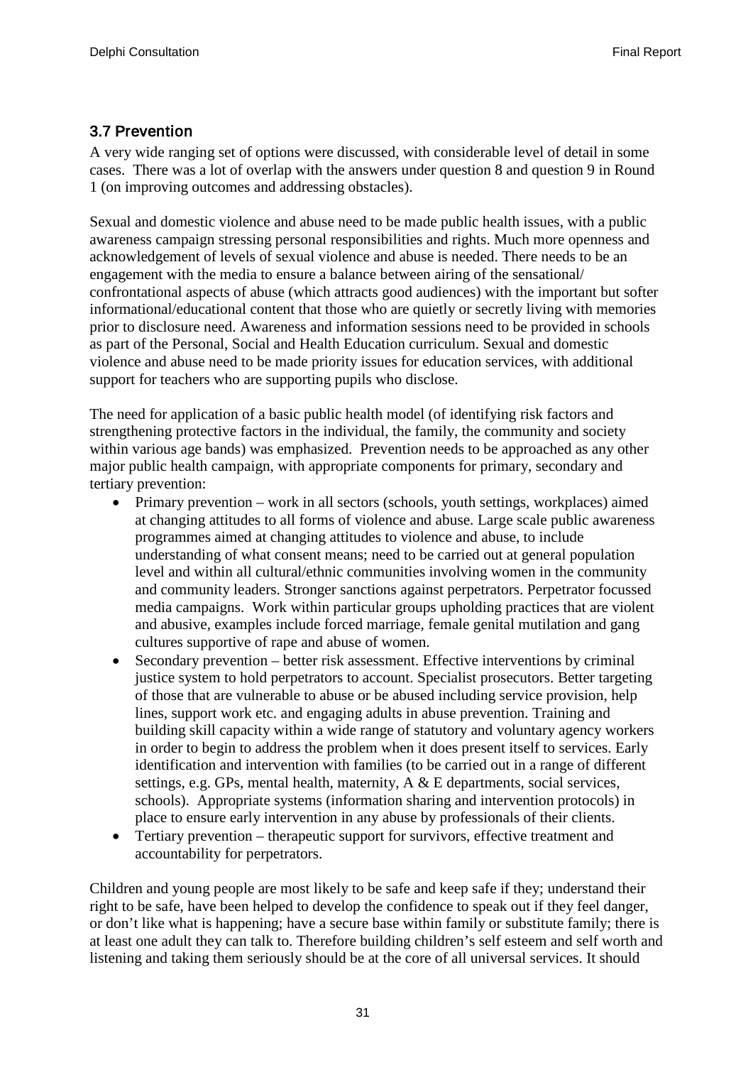## 3.7 Prevention

A very wide ranging set of options were discussed, with considerable level of detail in some cases. There was a lot of overlap with the answers under question 8 and question 9 in Round 1 (on improving outcomes and addressing obstacles).

Sexual and domestic violence and abuse need to be made public health issues, with a public awareness campaign stressing personal responsibilities and rights. Much more openness and acknowledgement of levels of sexual violence and abuse is needed. There needs to be an engagement with the media to ensure a balance between airing of the sensational/ confrontational aspects of abuse (which attracts good audiences) with the important but softer informational/educational content that those who are quietly or secretly living with memories prior to disclosure need. Awareness and information sessions need to be provided in schools as part of the Personal, Social and Health Education curriculum. Sexual and domestic violence and abuse need to be made priority issues for education services, with additional support for teachers who are supporting pupils who disclose.

The need for application of a basic public health model (of identifying risk factors and strengthening protective factors in the individual, the family, the community and society within various age bands) was emphasized. Prevention needs to be approached as any other major public health campaign, with appropriate components for primary, secondary and tertiary prevention:

- Primary prevention – work in all sectors (schools, youth settings, workplaces) aimed at changing attitudes to all forms of violence and abuse. Large scale public awareness programmes aimed at changing attitudes to violence and abuse, to include understanding of what consent means; need to be carried out at general population level and within all cultural/ethnic communities involving women in the community and community leaders. Stronger sanctions against perpetrators. Perpetrator focussed media campaigns. Work within particular groups upholding practices that are violent and abusive, examples include forced marriage, female genital mutilation and gang cultures supportive of rape and abuse of women.
- Secondary prevention – better risk assessment. Effective interventions by criminal justice system to hold perpetrators to account. Specialist prosecutors. Better targeting of those that are vulnerable to abuse or be abused including service provision, help lines, support work etc. and engaging adults in abuse prevention. Training and building skill capacity within a wide range of statutory and voluntary agency workers in order to begin to address the problem when it does present itself to services. Early identification and intervention with families (to be carried out in a range of different settings, e.g. GPs, mental health, maternity, A & E departments, social services, schools). Appropriate systems (information sharing and intervention protocols) in place to ensure early intervention in any abuse by professionals of their clients.
- Tertiary prevention – therapeutic support for survivors, effective treatment and accountability for perpetrators.

Children and young people are most likely to be safe and keep safe if they; understand their right to be safe, have been helped to develop the confidence to speak out if they feel danger, or don't like what is happening; have a secure base within family or substitute family; there is at least one adult they can talk to. Therefore building children's self esteem and self worth and listening and taking them seriously should be at the core of all universal services. It should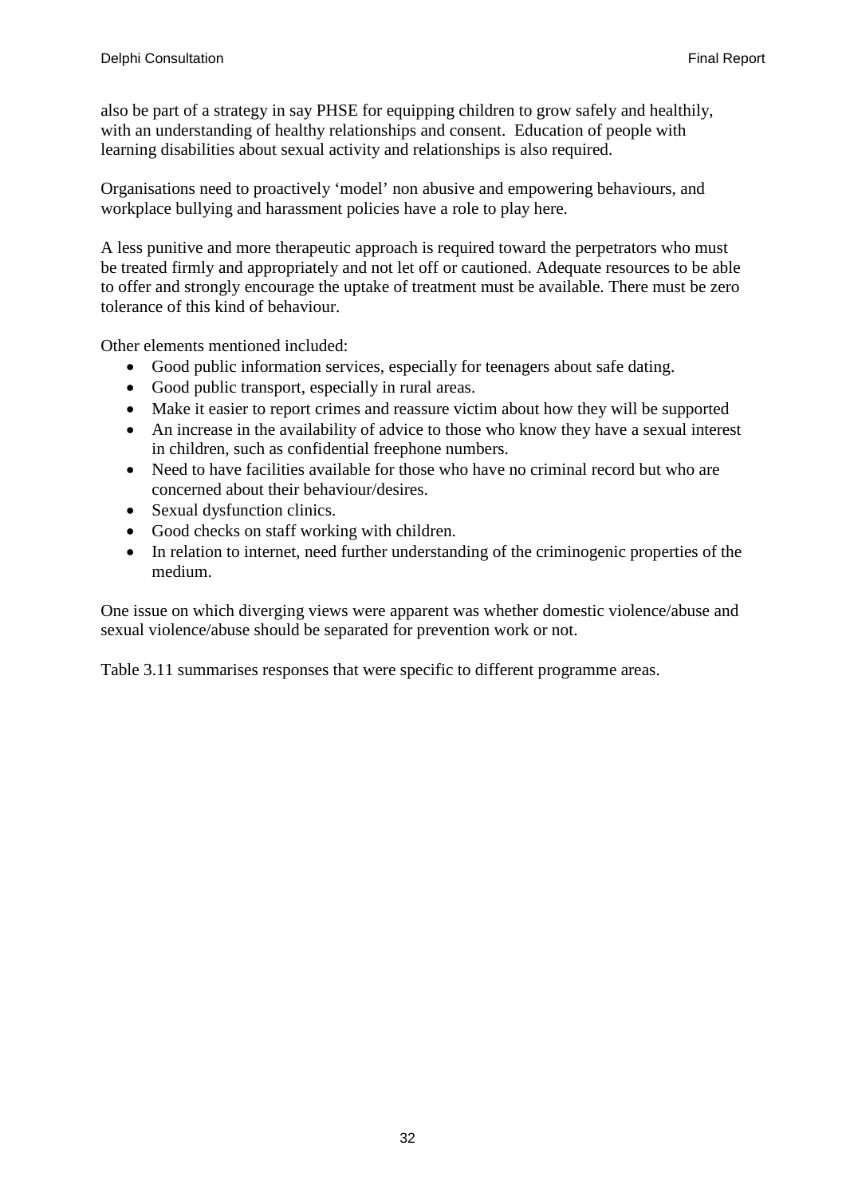also be part of a strategy in say PHSE for equipping children to grow safely and healthily, with an understanding of healthy relationships and consent. Education of people with learning disabilities about sexual activity and relationships is also required.

Organisations need to proactively 'model' non abusive and empowering behaviours, and workplace bullying and harassment policies have a role to play here.

A less punitive and more therapeutic approach is required toward the perpetrators who must be treated firmly and appropriately and not let off or cautioned. Adequate resources to be able to offer and strongly encourage the uptake of treatment must be available. There must be zero tolerance of this kind of behaviour.

Other elements mentioned included:

- Good public information services, especially for teenagers about safe dating.
- Good public transport, especially in rural areas.
- Make it easier to report crimes and reassure victim about how they will be supported
- An increase in the availability of advice to those who know they have a sexual interest in children, such as confidential freephone numbers.
- Need to have facilities available for those who have no criminal record but who are concerned about their behaviour/desires.
- Sexual dysfunction clinics.
- Good checks on staff working with children.
- In relation to internet, need further understanding of the criminogenic properties of the medium.

One issue on which diverging views were apparent was whether domestic violence/abuse and sexual violence/abuse should be separated for prevention work or not.

Table 3.11 summarises responses that were specific to different programme areas.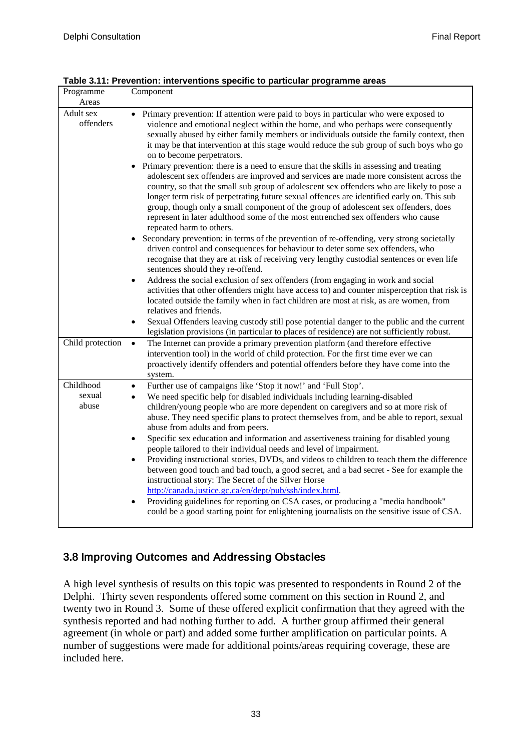**Table 3.11: Prevention: interventions specific to particular programme areas**

| Programme Areas | Component |
|---|---|
| Adult sex offenders | • Primary prevention: If attention were paid to boys in particular who were exposed to violence and emotional neglect within the home, and who perhaps were consequently sexually abused by either family members or individuals outside the family context, then it may be that intervention at this stage would reduce the sub group of such boys who go on to become perpetrators.<br>• Primary prevention: there is a need to ensure that the skills in assessing and treating adolescent sex offenders are improved and services are made more consistent across the country, so that the small sub group of adolescent sex offenders who are likely to pose a longer term risk of perpetrating future sexual offences are identified early on. This sub group, though only a small component of the group of adolescent sex offenders, does represent in later adulthood some of the most entrenched sex offenders who cause repeated harm to others.<br>• Secondary prevention: in terms of the prevention of re-offending, very strong societally driven control and consequences for behaviour to deter some sex offenders, who recognise that they are at risk of receiving very lengthy custodial sentences or even life sentences should they re-offend.<br>• Address the social exclusion of sex offenders (from engaging in work and social activities that other offenders might have access to) and counter misperception that risk is located outside the family when in fact children are most at risk, as are women, from relatives and friends.<br>• Sexual Offenders leaving custody still pose potential danger to the public and the current legislation provisions (in particular to places of residence) are not sufficiently robust. |
| Child protection | • The Internet can provide a primary prevention platform (and therefore effective intervention tool) in the world of child protection. For the first time ever we can proactively identify offenders and potential offenders before they have come into the system. |
| Childhood sexual abuse | • Further use of campaigns like 'Stop it now!' and 'Full Stop'.<br>• We need specific help for disabled individuals including learning-disabled children/young people who are more dependent on caregivers and so at more risk of abuse. They need specific plans to protect themselves from, and be able to report, sexual abuse from adults and from peers.<br>• Specific sex education and information and assertiveness training for disabled young people tailored to their individual needs and level of impairment.<br>• Providing instructional stories, DVDs, and videos to children to teach them the difference between good touch and bad touch, a good secret, and a bad secret - See for example the instructional story: The Secret of the Silver Horse http://canada.justice.gc.ca/en/dept/pub/ssh/index.html.<br>• Providing guidelines for reporting on CSA cases, or producing a "media handbook" could be a good starting point for enlightening journalists on the sensitive issue of CSA. |

## 3.8 Improving Outcomes and Addressing Obstacles

A high level synthesis of results on this topic was presented to respondents in Round 2 of the Delphi. Thirty seven respondents offered some comment on this section in Round 2, and twenty two in Round 3. Some of these offered explicit confirmation that they agreed with the synthesis reported and had nothing further to add. A further group affirmed their general agreement (in whole or part) and added some further amplification on particular points. A number of suggestions were made for additional points/areas requiring coverage, these are included here.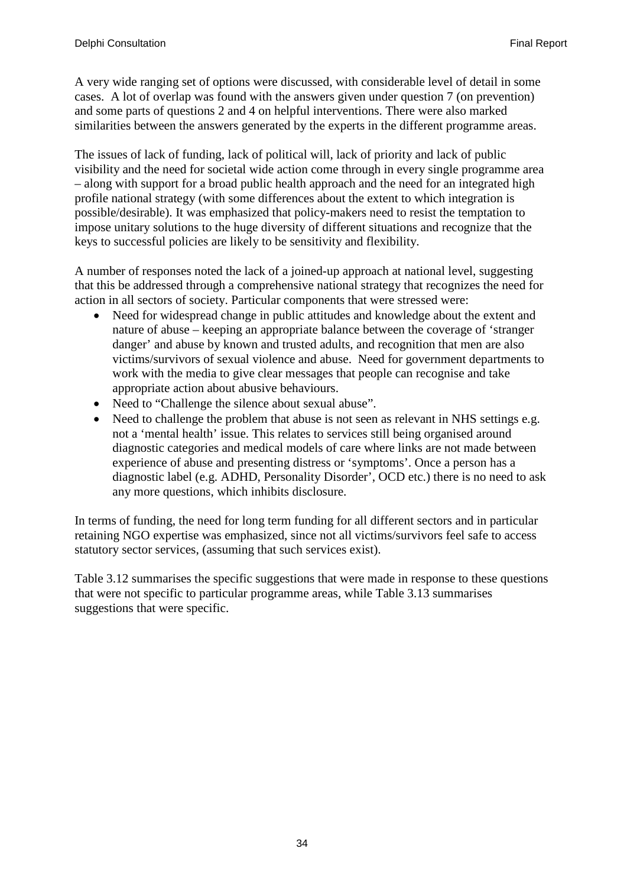A very wide ranging set of options were discussed, with considerable level of detail in some cases. A lot of overlap was found with the answers given under question 7 (on prevention) and some parts of questions 2 and 4 on helpful interventions. There were also marked similarities between the answers generated by the experts in the different programme areas.

The issues of lack of funding, lack of political will, lack of priority and lack of public visibility and the need for societal wide action come through in every single programme area – along with support for a broad public health approach and the need for an integrated high profile national strategy (with some differences about the extent to which integration is possible/desirable). It was emphasized that policy-makers need to resist the temptation to impose unitary solutions to the huge diversity of different situations and recognize that the keys to successful policies are likely to be sensitivity and flexibility.

A number of responses noted the lack of a joined-up approach at national level, suggesting that this be addressed through a comprehensive national strategy that recognizes the need for action in all sectors of society. Particular components that were stressed were:

- Need for widespread change in public attitudes and knowledge about the extent and nature of abuse – keeping an appropriate balance between the coverage of 'stranger danger' and abuse by known and trusted adults, and recognition that men are also victims/survivors of sexual violence and abuse. Need for government departments to work with the media to give clear messages that people can recognise and take appropriate action about abusive behaviours.
- Need to "Challenge the silence about sexual abuse".
- Need to challenge the problem that abuse is not seen as relevant in NHS settings e.g. not a 'mental health' issue. This relates to services still being organised around diagnostic categories and medical models of care where links are not made between experience of abuse and presenting distress or 'symptoms'. Once a person has a diagnostic label (e.g. ADHD, Personality Disorder', OCD etc.) there is no need to ask any more questions, which inhibits disclosure.

In terms of funding, the need for long term funding for all different sectors and in particular retaining NGO expertise was emphasized, since not all victims/survivors feel safe to access statutory sector services, (assuming that such services exist).

Table 3.12 summarises the specific suggestions that were made in response to these questions that were not specific to particular programme areas, while Table 3.13 summarises suggestions that were specific.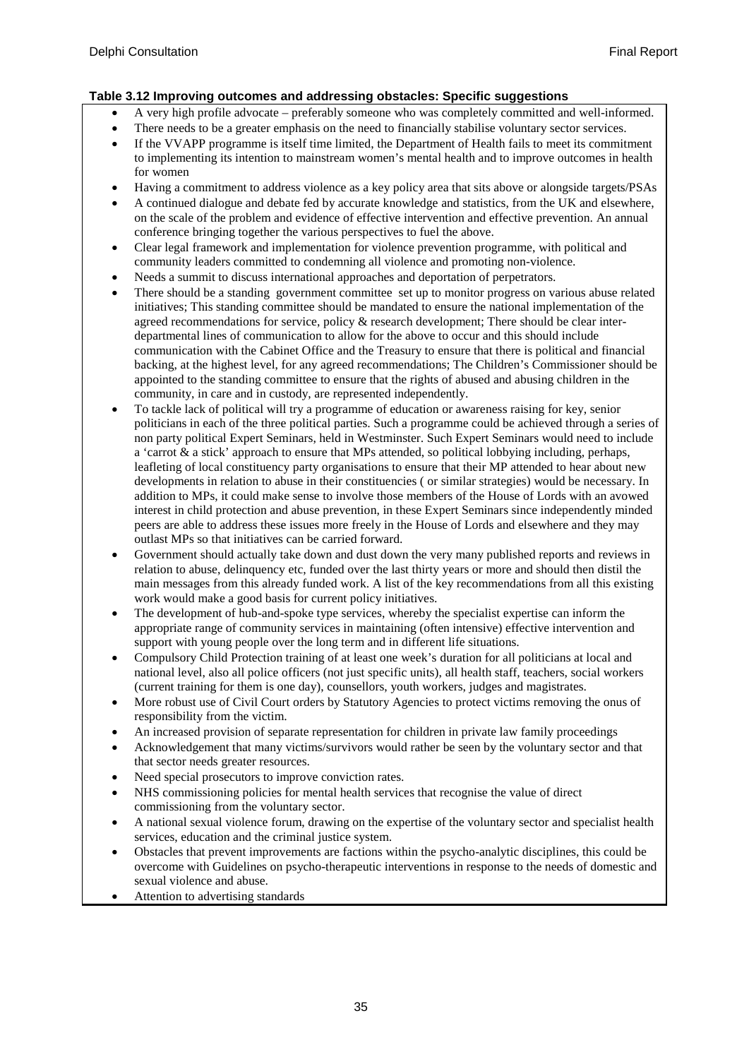**Table 3.12 Improving outcomes and addressing obstacles: Specific suggestions**

- A very high profile advocate – preferably someone who was completely committed and well-informed.
- There needs to be a greater emphasis on the need to financially stabilise voluntary sector services.
- If the VVAPP programme is itself time limited, the Department of Health fails to meet its commitment to implementing its intention to mainstream women's mental health and to improve outcomes in health for women
- Having a commitment to address violence as a key policy area that sits above or alongside targets/PSAs
- A continued dialogue and debate fed by accurate knowledge and statistics, from the UK and elsewhere, on the scale of the problem and evidence of effective intervention and effective prevention. An annual conference bringing together the various perspectives to fuel the above.
- Clear legal framework and implementation for violence prevention programme, with political and community leaders committed to condemning all violence and promoting non-violence.
- Needs a summit to discuss international approaches and deportation of perpetrators.
- There should be a standing government committee set up to monitor progress on various abuse related initiatives; This standing committee should be mandated to ensure the national implementation of the agreed recommendations for service, policy & research development; There should be clear inter-departmental lines of communication to allow for the above to occur and this should include communication with the Cabinet Office and the Treasury to ensure that there is political and financial backing, at the highest level, for any agreed recommendations; The Children's Commissioner should be appointed to the standing committee to ensure that the rights of abused and abusing children in the community, in care and in custody, are represented independently.
- To tackle lack of political will try a programme of education or awareness raising for key, senior politicians in each of the three political parties. Such a programme could be achieved through a series of non party political Expert Seminars, held in Westminster. Such Expert Seminars would need to include a 'carrot & a stick' approach to ensure that MPs attended, so political lobbying including, perhaps, leafleting of local constituency party organisations to ensure that their MP attended to hear about new developments in relation to abuse in their constituencies ( or similar strategies) would be necessary. In addition to MPs, it could make sense to involve those members of the House of Lords with an avowed interest in child protection and abuse prevention, in these Expert Seminars since independently minded peers are able to address these issues more freely in the House of Lords and elsewhere and they may outlast MPs so that initiatives can be carried forward.
- Government should actually take down and dust down the very many published reports and reviews in relation to abuse, delinquency etc, funded over the last thirty years or more and should then distil the main messages from this already funded work. A list of the key recommendations from all this existing work would make a good basis for current policy initiatives.
- The development of hub-and-spoke type services, whereby the specialist expertise can inform the appropriate range of community services in maintaining (often intensive) effective intervention and support with young people over the long term and in different life situations.
- Compulsory Child Protection training of at least one week's duration for all politicians at local and national level, also all police officers (not just specific units), all health staff, teachers, social workers (current training for them is one day), counsellors, youth workers, judges and magistrates.
- More robust use of Civil Court orders by Statutory Agencies to protect victims removing the onus of responsibility from the victim.
- An increased provision of separate representation for children in private law family proceedings
- Acknowledgement that many victims/survivors would rather be seen by the voluntary sector and that that sector needs greater resources.
- Need special prosecutors to improve conviction rates.
- NHS commissioning policies for mental health services that recognise the value of direct commissioning from the voluntary sector.
- A national sexual violence forum, drawing on the expertise of the voluntary sector and specialist health services, education and the criminal justice system.
- Obstacles that prevent improvements are factions within the psycho-analytic disciplines, this could be overcome with Guidelines on psycho-therapeutic interventions in response to the needs of domestic and sexual violence and abuse.
- Attention to advertising standards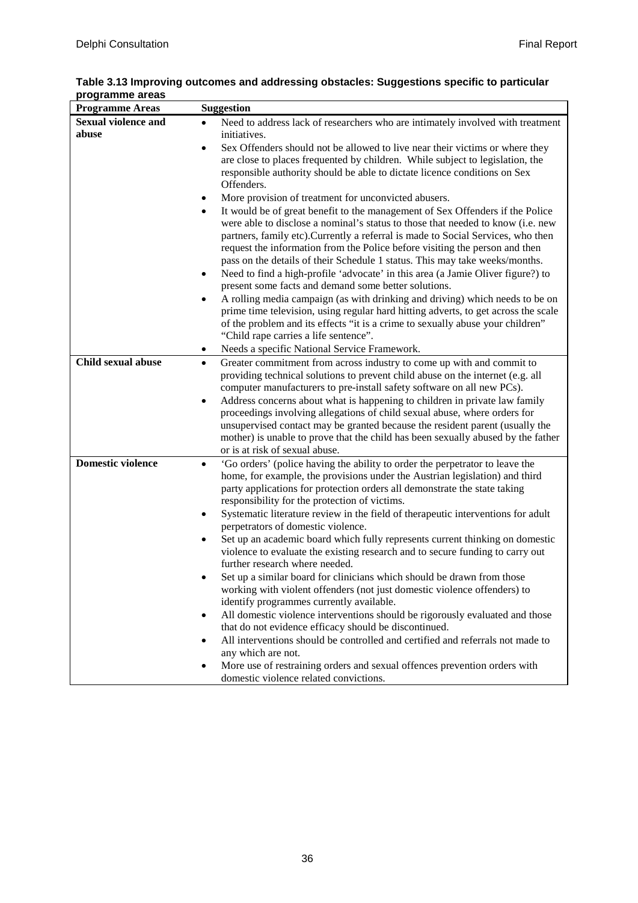**Table 3.13 Improving outcomes and addressing obstacles: Suggestions specific to particular programme areas**

| Programme Areas | Suggestion |
|---|---|
| **Sexual violence and abuse** | • Need to address lack of researchers who are intimately involved with treatment initiatives.<br>• Sex Offenders should not be allowed to live near their victims or where they are close to places frequented by children. While subject to legislation, the responsible authority should be able to dictate licence conditions on Sex Offenders.<br>• More provision of treatment for unconvicted abusers.<br>• It would be of great benefit to the management of Sex Offenders if the Police were able to disclose a nominal's status to those that needed to know (i.e. new partners, family etc).Currently a referral is made to Social Services, who then request the information from the Police before visiting the person and then pass on the details of their Schedule 1 status. This may take weeks/months.<br>• Need to find a high-profile 'advocate' in this area (a Jamie Oliver figure?) to present some facts and demand some better solutions.<br>• A rolling media campaign (as with drinking and driving) which needs to be on prime time television, using regular hard hitting adverts, to get across the scale of the problem and its effects "it is a crime to sexually abuse your children" "Child rape carries a life sentence".<br>• Needs a specific National Service Framework. |
| **Child sexual abuse** | • Greater commitment from across industry to come up with and commit to providing technical solutions to prevent child abuse on the internet (e.g. all computer manufacturers to pre-install safety software on all new PCs).<br>• Address concerns about what is happening to children in private law family proceedings involving allegations of child sexual abuse, where orders for unsupervised contact may be granted because the resident parent (usually the mother) is unable to prove that the child has been sexually abused by the father or is at risk of sexual abuse. |
| **Domestic violence** | • 'Go orders' (police having the ability to order the perpetrator to leave the home, for example, the provisions under the Austrian legislation) and third party applications for protection orders all demonstrate the state taking responsibility for the protection of victims.<br>• Systematic literature review in the field of therapeutic interventions for adult perpetrators of domestic violence.<br>• Set up an academic board which fully represents current thinking on domestic violence to evaluate the existing research and to secure funding to carry out further research where needed.<br>• Set up a similar board for clinicians which should be drawn from those working with violent offenders (not just domestic violence offenders) to identify programmes currently available.<br>• All domestic violence interventions should be rigorously evaluated and those that do not evidence efficacy should be discontinued.<br>• All interventions should be controlled and certified and referrals not made to any which are not.<br>• More use of restraining orders and sexual offences prevention orders with domestic violence related convictions. |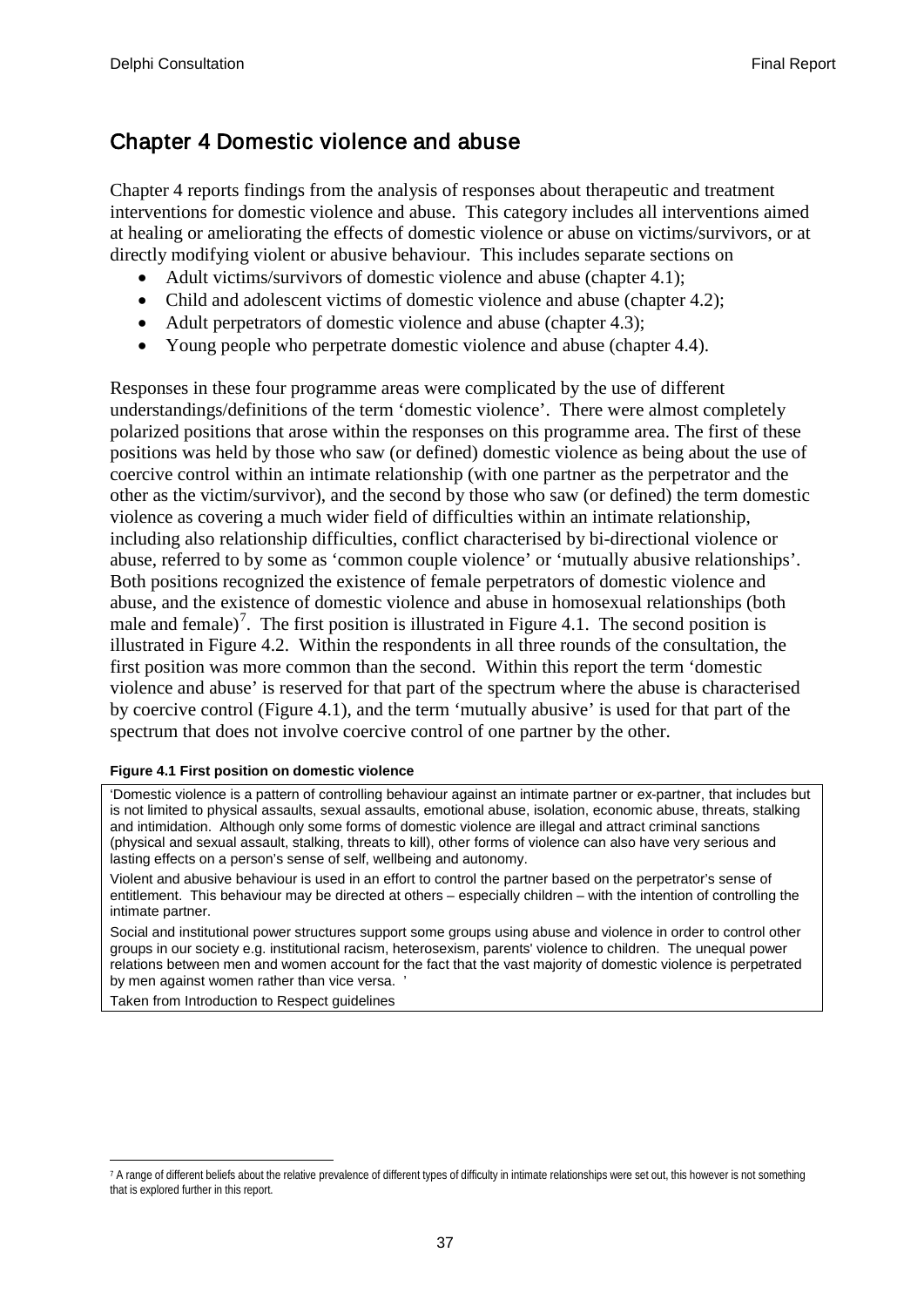# Chapter 4 Domestic violence and abuse

Chapter 4 reports findings from the analysis of responses about therapeutic and treatment interventions for domestic violence and abuse. This category includes all interventions aimed at healing or ameliorating the effects of domestic violence or abuse on victims/survivors, or at directly modifying violent or abusive behaviour. This includes separate sections on

- Adult victims/survivors of domestic violence and abuse (chapter 4.1);
- Child and adolescent victims of domestic violence and abuse (chapter 4.2);
- Adult perpetrators of domestic violence and abuse (chapter 4.3);
- Young people who perpetrate domestic violence and abuse (chapter 4.4).

Responses in these four programme areas were complicated by the use of different understandings/definitions of the term 'domestic violence'. There were almost completely polarized positions that arose within the responses on this programme area. The first of these positions was held by those who saw (or defined) domestic violence as being about the use of coercive control within an intimate relationship (with one partner as the perpetrator and the other as the victim/survivor), and the second by those who saw (or defined) the term domestic violence as covering a much wider field of difficulties within an intimate relationship, including also relationship difficulties, conflict characterised by bi-directional violence or abuse, referred to by some as 'common couple violence' or 'mutually abusive relationships'. Both positions recognized the existence of female perpetrators of domestic violence and abuse, and the existence of domestic violence and abuse in homosexual relationships (both male and female)[7]. The first position is illustrated in Figure 4.1. The second position is illustrated in Figure 4.2. Within the respondents in all three rounds of the consultation, the first position was more common than the second. Within this report the term 'domestic violence and abuse' is reserved for that part of the spectrum where the abuse is characterised by coercive control (Figure 4.1), and the term 'mutually abusive' is used for that part of the spectrum that does not involve coercive control of one partner by the other.

**Figure 4.1 First position on domestic violence**

'Domestic violence is a pattern of controlling behaviour against an intimate partner or ex-partner, that includes but is not limited to physical assaults, sexual assaults, emotional abuse, isolation, economic abuse, threats, stalking and intimidation. Although only some forms of domestic violence are illegal and attract criminal sanctions (physical and sexual assault, stalking, threats to kill), other forms of violence can also have very serious and lasting effects on a person's sense of self, wellbeing and autonomy.

Violent and abusive behaviour is used in an effort to control the partner based on the perpetrator's sense of entitlement. This behaviour may be directed at others – especially children – with the intention of controlling the intimate partner.

Social and institutional power structures support some groups using abuse and violence in order to control other groups in our society e.g. institutional racism, heterosexism, parents' violence to children. The unequal power relations between men and women account for the fact that the vast majority of domestic violence is perpetrated by men against women rather than vice versa. '

Taken from Introduction to Respect guidelines

[7] A range of different beliefs about the relative prevalence of different types of difficulty in intimate relationships were set out, this however is not something that is explored further in this report.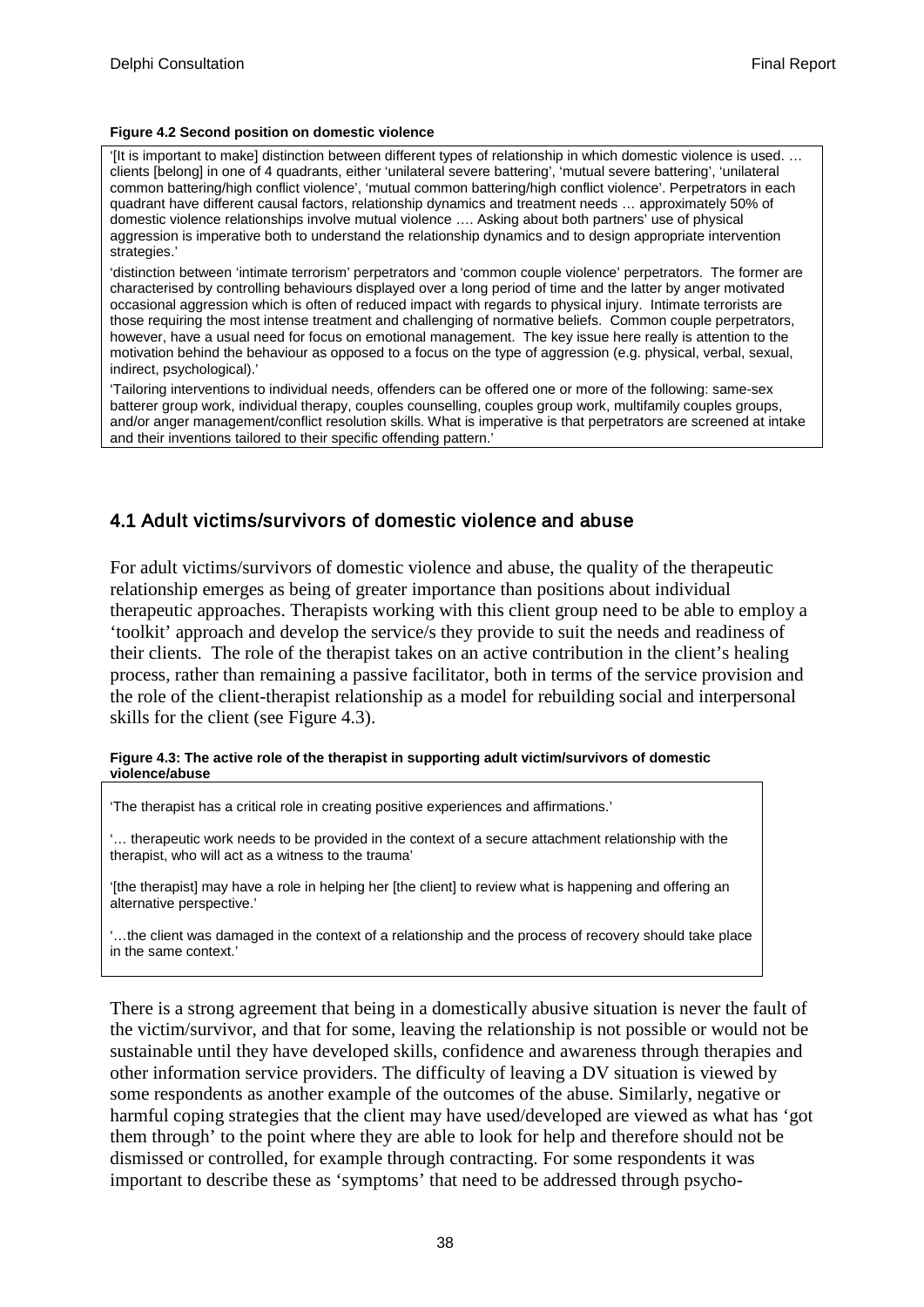**Figure 4.2 Second position on domestic violence**

'[It is important to make] distinction between different types of relationship in which domestic violence is used. … clients [belong] in one of 4 quadrants, either 'unilateral severe battering', 'mutual severe battering', 'unilateral common battering/high conflict violence', 'mutual common battering/high conflict violence'. Perpetrators in each quadrant have different causal factors, relationship dynamics and treatment needs … approximately 50% of domestic violence relationships involve mutual violence …. Asking about both partners' use of physical aggression is imperative both to understand the relationship dynamics and to design appropriate intervention strategies.'

'distinction between 'intimate terrorism' perpetrators and 'common couple violence' perpetrators. The former are characterised by controlling behaviours displayed over a long period of time and the latter by anger motivated occasional aggression which is often of reduced impact with regards to physical injury. Intimate terrorists are those requiring the most intense treatment and challenging of normative beliefs. Common couple perpetrators, however, have a usual need for focus on emotional management. The key issue here really is attention to the motivation behind the behaviour as opposed to a focus on the type of aggression (e.g. physical, verbal, sexual, indirect, psychological).'

'Tailoring interventions to individual needs, offenders can be offered one or more of the following: same-sex batterer group work, individual therapy, couples counselling, couples group work, multifamily couples groups, and/or anger management/conflict resolution skills. What is imperative is that perpetrators are screened at intake and their inventions tailored to their specific offending pattern.'

## 4.1 Adult victims/survivors of domestic violence and abuse

For adult victims/survivors of domestic violence and abuse, the quality of the therapeutic relationship emerges as being of greater importance than positions about individual therapeutic approaches. Therapists working with this client group need to be able to employ a 'toolkit' approach and develop the service/s they provide to suit the needs and readiness of their clients. The role of the therapist takes on an active contribution in the client's healing process, rather than remaining a passive facilitator, both in terms of the service provision and the role of the client-therapist relationship as a model for rebuilding social and interpersonal skills for the client (see Figure 4.3).

**Figure 4.3: The active role of the therapist in supporting adult victim/survivors of domestic violence/abuse**

'The therapist has a critical role in creating positive experiences and affirmations.'

'… therapeutic work needs to be provided in the context of a secure attachment relationship with the therapist, who will act as a witness to the trauma'

'[the therapist] may have a role in helping her [the client] to review what is happening and offering an alternative perspective.'

'…the client was damaged in the context of a relationship and the process of recovery should take place in the same context.'

There is a strong agreement that being in a domestically abusive situation is never the fault of the victim/survivor, and that for some, leaving the relationship is not possible or would not be sustainable until they have developed skills, confidence and awareness through therapies and other information service providers. The difficulty of leaving a DV situation is viewed by some respondents as another example of the outcomes of the abuse. Similarly, negative or harmful coping strategies that the client may have used/developed are viewed as what has 'got them through' to the point where they are able to look for help and therefore should not be dismissed or controlled, for example through contracting. For some respondents it was important to describe these as 'symptoms' that need to be addressed through psycho-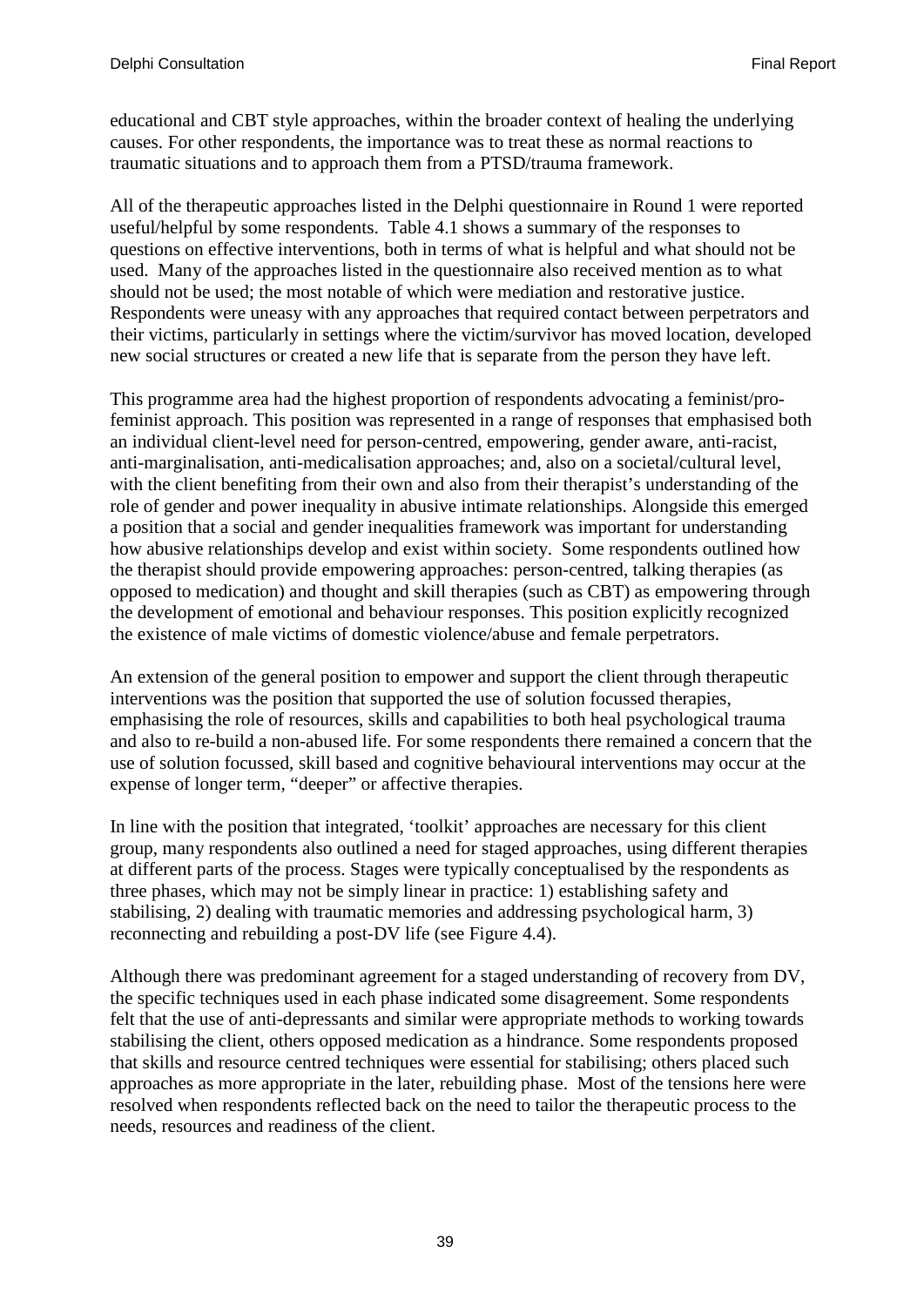educational and CBT style approaches, within the broader context of healing the underlying causes. For other respondents, the importance was to treat these as normal reactions to traumatic situations and to approach them from a PTSD/trauma framework.

All of the therapeutic approaches listed in the Delphi questionnaire in Round 1 were reported useful/helpful by some respondents. Table 4.1 shows a summary of the responses to questions on effective interventions, both in terms of what is helpful and what should not be used. Many of the approaches listed in the questionnaire also received mention as to what should not be used; the most notable of which were mediation and restorative justice. Respondents were uneasy with any approaches that required contact between perpetrators and their victims, particularly in settings where the victim/survivor has moved location, developed new social structures or created a new life that is separate from the person they have left.

This programme area had the highest proportion of respondents advocating a feminist/pro-feminist approach. This position was represented in a range of responses that emphasised both an individual client-level need for person-centred, empowering, gender aware, anti-racist, anti-marginalisation, anti-medicalisation approaches; and, also on a societal/cultural level, with the client benefiting from their own and also from their therapist's understanding of the role of gender and power inequality in abusive intimate relationships. Alongside this emerged a position that a social and gender inequalities framework was important for understanding how abusive relationships develop and exist within society. Some respondents outlined how the therapist should provide empowering approaches: person-centred, talking therapies (as opposed to medication) and thought and skill therapies (such as CBT) as empowering through the development of emotional and behaviour responses. This position explicitly recognized the existence of male victims of domestic violence/abuse and female perpetrators.

An extension of the general position to empower and support the client through therapeutic interventions was the position that supported the use of solution focussed therapies, emphasising the role of resources, skills and capabilities to both heal psychological trauma and also to re-build a non-abused life. For some respondents there remained a concern that the use of solution focussed, skill based and cognitive behavioural interventions may occur at the expense of longer term, "deeper" or affective therapies.

In line with the position that integrated, 'toolkit' approaches are necessary for this client group, many respondents also outlined a need for staged approaches, using different therapies at different parts of the process. Stages were typically conceptualised by the respondents as three phases, which may not be simply linear in practice: 1) establishing safety and stabilising, 2) dealing with traumatic memories and addressing psychological harm, 3) reconnecting and rebuilding a post-DV life (see Figure 4.4).

Although there was predominant agreement for a staged understanding of recovery from DV, the specific techniques used in each phase indicated some disagreement. Some respondents felt that the use of anti-depressants and similar were appropriate methods to working towards stabilising the client, others opposed medication as a hindrance. Some respondents proposed that skills and resource centred techniques were essential for stabilising; others placed such approaches as more appropriate in the later, rebuilding phase. Most of the tensions here were resolved when respondents reflected back on the need to tailor the therapeutic process to the needs, resources and readiness of the client.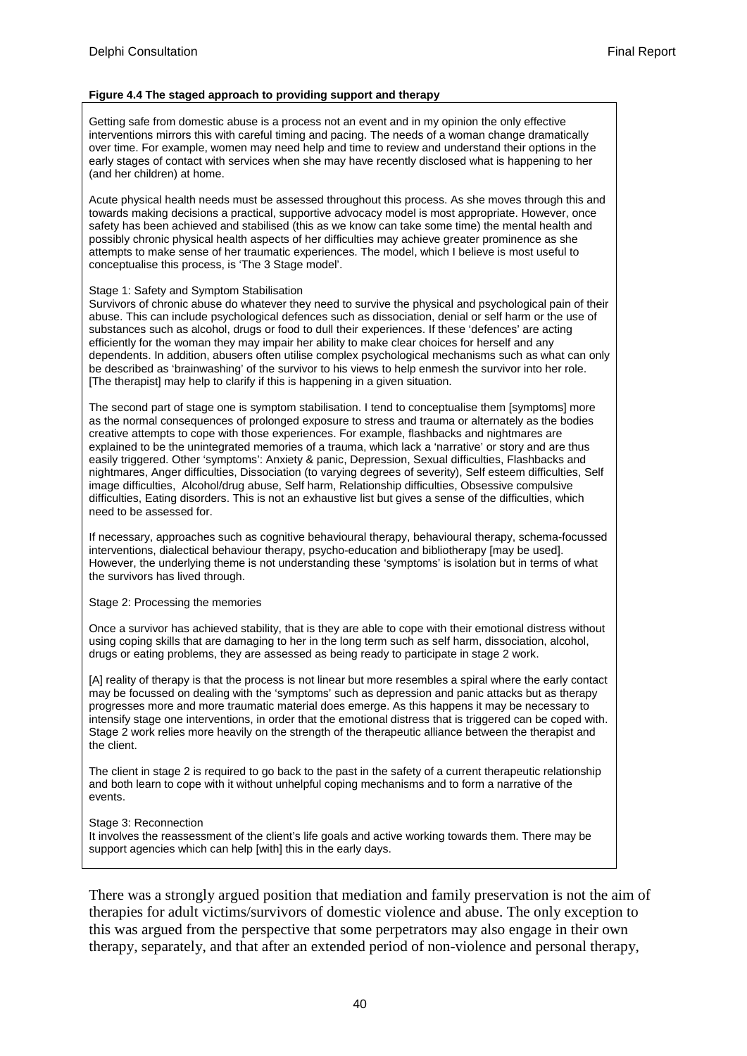**Figure 4.4 The staged approach to providing support and therapy**

Getting safe from domestic abuse is a process not an event and in my opinion the only effective interventions mirrors this with careful timing and pacing. The needs of a woman change dramatically over time. For example, women may need help and time to review and understand their options in the early stages of contact with services when she may have recently disclosed what is happening to her (and her children) at home.

Acute physical health needs must be assessed throughout this process. As she moves through this and towards making decisions a practical, supportive advocacy model is most appropriate. However, once safety has been achieved and stabilised (this as we know can take some time) the mental health and possibly chronic physical health aspects of her difficulties may achieve greater prominence as she attempts to make sense of her traumatic experiences. The model, which I believe is most useful to conceptualise this process, is 'The 3 Stage model'.

Stage 1: Safety and Symptom Stabilisation

Survivors of chronic abuse do whatever they need to survive the physical and psychological pain of their abuse. This can include psychological defences such as dissociation, denial or self harm or the use of substances such as alcohol, drugs or food to dull their experiences. If these 'defences' are acting efficiently for the woman they may impair her ability to make clear choices for herself and any dependents. In addition, abusers often utilise complex psychological mechanisms such as what can only be described as 'brainwashing' of the survivor to his views to help enmesh the survivor into her role. [The therapist] may help to clarify if this is happening in a given situation.

The second part of stage one is symptom stabilisation. I tend to conceptualise them [symptoms] more as the normal consequences of prolonged exposure to stress and trauma or alternately as the bodies creative attempts to cope with those experiences. For example, flashbacks and nightmares are explained to be the unintegrated memories of a trauma, which lack a 'narrative' or story and are thus easily triggered. Other 'symptoms': Anxiety & panic, Depression, Sexual difficulties, Flashbacks and nightmares, Anger difficulties, Dissociation (to varying degrees of severity), Self esteem difficulties, Self image difficulties, Alcohol/drug abuse, Self harm, Relationship difficulties, Obsessive compulsive difficulties, Eating disorders. This is not an exhaustive list but gives a sense of the difficulties, which need to be assessed for.

If necessary, approaches such as cognitive behavioural therapy, behavioural therapy, schema-focussed interventions, dialectical behaviour therapy, psycho-education and bibliotherapy [may be used]. However, the underlying theme is not understanding these 'symptoms' is isolation but in terms of what the survivors has lived through.

Stage 2: Processing the memories

Once a survivor has achieved stability, that is they are able to cope with their emotional distress without using coping skills that are damaging to her in the long term such as self harm, dissociation, alcohol, drugs or eating problems, they are assessed as being ready to participate in stage 2 work.

[A] reality of therapy is that the process is not linear but more resembles a spiral where the early contact may be focussed on dealing with the 'symptoms' such as depression and panic attacks but as therapy progresses more and more traumatic material does emerge. As this happens it may be necessary to intensify stage one interventions, in order that the emotional distress that is triggered can be coped with. Stage 2 work relies more heavily on the strength of the therapeutic alliance between the therapist and the client.

The client in stage 2 is required to go back to the past in the safety of a current therapeutic relationship and both learn to cope with it without unhelpful coping mechanisms and to form a narrative of the events.

Stage 3: Reconnection

It involves the reassessment of the client's life goals and active working towards them. There may be support agencies which can help [with] this in the early days.

There was a strongly argued position that mediation and family preservation is not the aim of therapies for adult victims/survivors of domestic violence and abuse. The only exception to this was argued from the perspective that some perpetrators may also engage in their own therapy, separately, and that after an extended period of non-violence and personal therapy,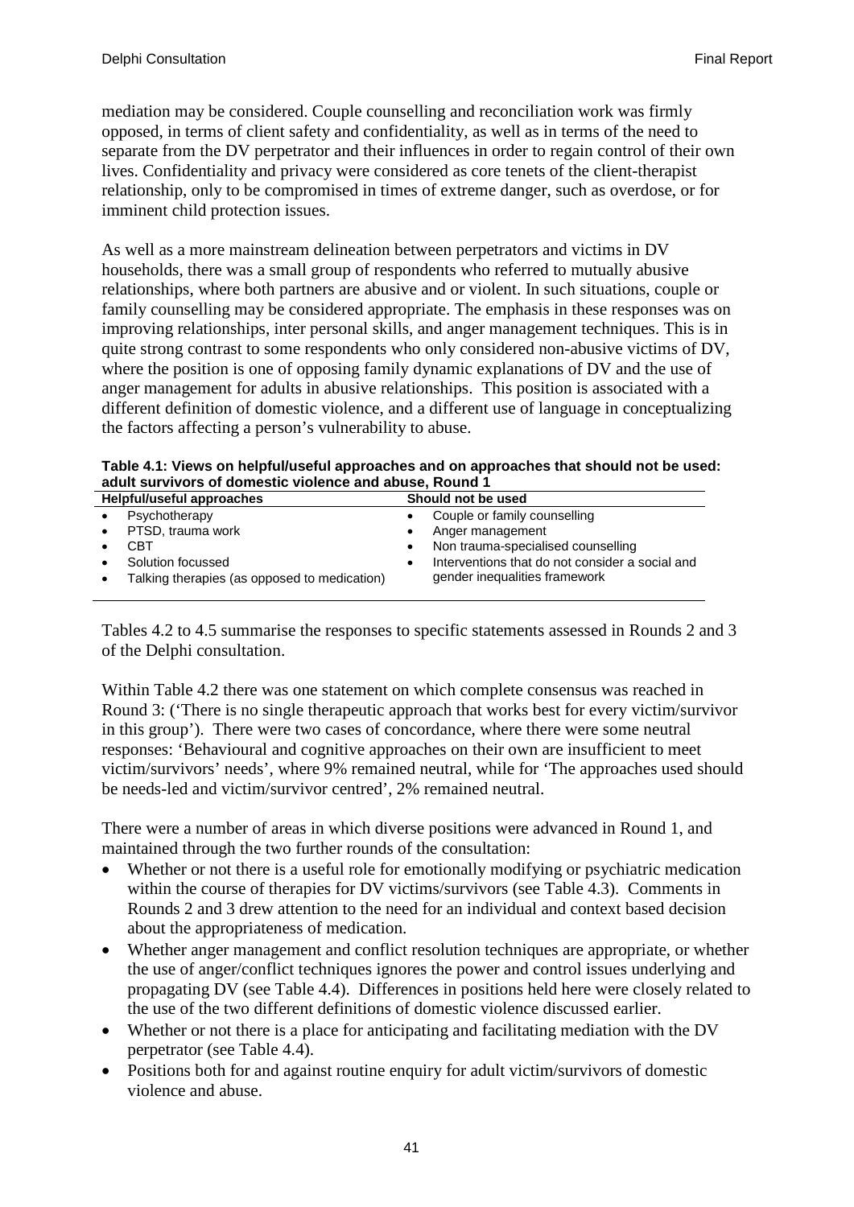mediation may be considered. Couple counselling and reconciliation work was firmly opposed, in terms of client safety and confidentiality, as well as in terms of the need to separate from the DV perpetrator and their influences in order to regain control of their own lives. Confidentiality and privacy were considered as core tenets of the client-therapist relationship, only to be compromised in times of extreme danger, such as overdose, or for imminent child protection issues.

As well as a more mainstream delineation between perpetrators and victims in DV households, there was a small group of respondents who referred to mutually abusive relationships, where both partners are abusive and or violent. In such situations, couple or family counselling may be considered appropriate. The emphasis in these responses was on improving relationships, inter personal skills, and anger management techniques. This is in quite strong contrast to some respondents who only considered non-abusive victims of DV, where the position is one of opposing family dynamic explanations of DV and the use of anger management for adults in abusive relationships. This position is associated with a different definition of domestic violence, and a different use of language in conceptualizing the factors affecting a person's vulnerability to abuse.

**Table 4.1: Views on helpful/useful approaches and on approaches that should not be used: adult survivors of domestic violence and abuse, Round 1**

| Helpful/useful approaches | Should not be used |
|---|---|
| • Psychotherapy<br>• PTSD, trauma work<br>• CBT<br>• Solution focussed<br>• Talking therapies (as opposed to medication) | • Couple or family counselling<br>• Anger management<br>• Non trauma-specialised counselling<br>• Interventions that do not consider a social and gender inequalities framework |

Tables 4.2 to 4.5 summarise the responses to specific statements assessed in Rounds 2 and 3 of the Delphi consultation.

Within Table 4.2 there was one statement on which complete consensus was reached in Round 3: ('There is no single therapeutic approach that works best for every victim/survivor in this group'). There were two cases of concordance, where there were some neutral responses: 'Behavioural and cognitive approaches on their own are insufficient to meet victim/survivors' needs', where 9% remained neutral, while for 'The approaches used should be needs-led and victim/survivor centred', 2% remained neutral.

There were a number of areas in which diverse positions were advanced in Round 1, and maintained through the two further rounds of the consultation:

- Whether or not there is a useful role for emotionally modifying or psychiatric medication within the course of therapies for DV victims/survivors (see Table 4.3). Comments in Rounds 2 and 3 drew attention to the need for an individual and context based decision about the appropriateness of medication.
- Whether anger management and conflict resolution techniques are appropriate, or whether the use of anger/conflict techniques ignores the power and control issues underlying and propagating DV (see Table 4.4). Differences in positions held here were closely related to the use of the two different definitions of domestic violence discussed earlier.
- Whether or not there is a place for anticipating and facilitating mediation with the DV perpetrator (see Table 4.4).
- Positions both for and against routine enquiry for adult victim/survivors of domestic violence and abuse.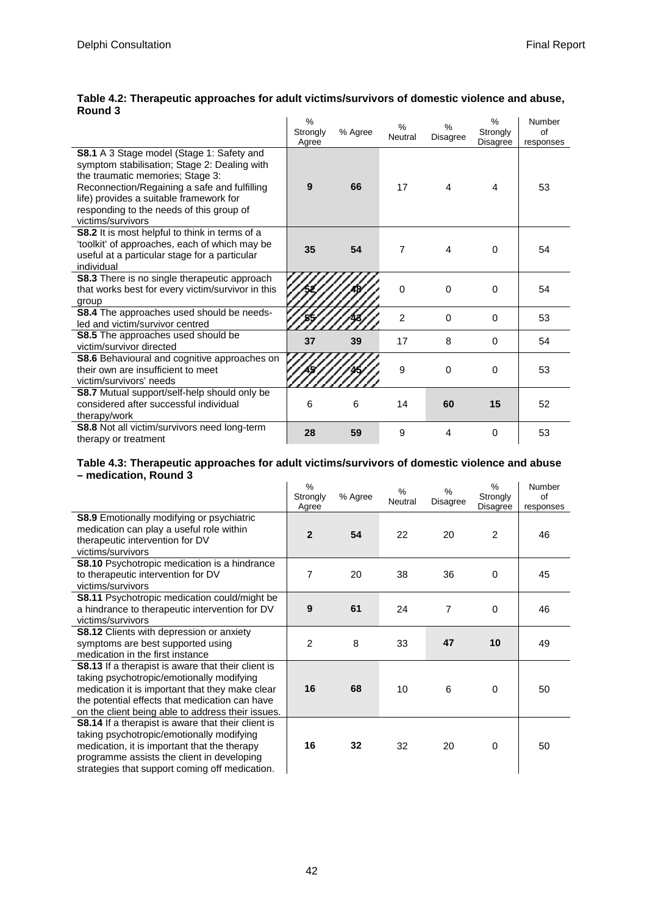**Table 4.2: Therapeutic approaches for adult victims/survivors of domestic violence and abuse, Round 3**

| | % Strongly Agree | % Agree | % Neutral | % Disagree | % Strongly Disagree | Number of responses |
|---|---|---|---|---|---|---|
| **S8.1** A 3 Stage model (Stage 1: Safety and symptom stabilisation; Stage 2: Dealing with the traumatic memories; Stage 3: Reconnection/Regaining a safe and fulfilling life) provides a suitable framework for responding to the needs of this group of victims/survivors | **9** | **66** | 17 | 4 | 4 | 53 |
| **S8.2** It is most helpful to think in terms of a 'toolkit' of approaches, each of which may be useful at a particular stage for a particular individual | **35** | **54** | 7 | 4 | 0 | 54 |
| **S8.3** There is no single therapeutic approach that works best for every victim/survivor in this group | **52** | **48** | 0 | 0 | 0 | 54 |
| **S8.4** The approaches used should be needs-led and victim/survivor centred | **55** | **43** | 2 | 0 | 0 | 53 |
| **S8.5** The approaches used should be victim/survivor directed | **37** | **39** | 17 | 8 | 0 | 54 |
| **S8.6** Behavioural and cognitive approaches on their own are insufficient to meet victim/survivors' needs | **45** | **45** | 9 | 0 | 0 | 53 |
| **S8.7** Mutual support/self-help should only be considered after successful individual therapy/work | 6 | 6 | 14 | **60** | **15** | 52 |
| **S8.8** Not all victim/survivors need long-term therapy or treatment | **28** | **59** | 9 | 4 | 0 | 53 |

**Table 4.3: Therapeutic approaches for adult victims/survivors of domestic violence and abuse – medication, Round 3**

| | % Strongly Agree | % Agree | % Neutral | % Disagree | % Strongly Disagree | Number of responses |
|---|---|---|---|---|---|---|
| **S8.9** Emotionally modifying or psychiatric medication can play a useful role within therapeutic intervention for DV victims/survivors | **2** | **54** | 22 | 20 | 2 | 46 |
| **S8.10** Psychotropic medication is a hindrance to therapeutic intervention for DV victims/survivors | 7 | 20 | 38 | 36 | 0 | 45 |
| **S8.11** Psychotropic medication could/might be a hindrance to therapeutic intervention for DV victims/survivors | **9** | **61** | 24 | 7 | 0 | 46 |
| **S8.12** Clients with depression or anxiety symptoms are best supported using medication in the first instance | 2 | 8 | 33 | **47** | **10** | 49 |
| **S8.13** If a therapist is aware that their client is taking psychotropic/emotionally modifying medication it is important that they make clear the potential effects that medication can have on the client being able to address their issues. | **16** | **68** | 10 | 6 | 0 | 50 |
| **S8.14** If a therapist is aware that their client is taking psychotropic/emotionally modifying medication, it is important that the therapy programme assists the client in developing strategies that support coming off medication. | **16** | **32** | 32 | 20 | 0 | 50 |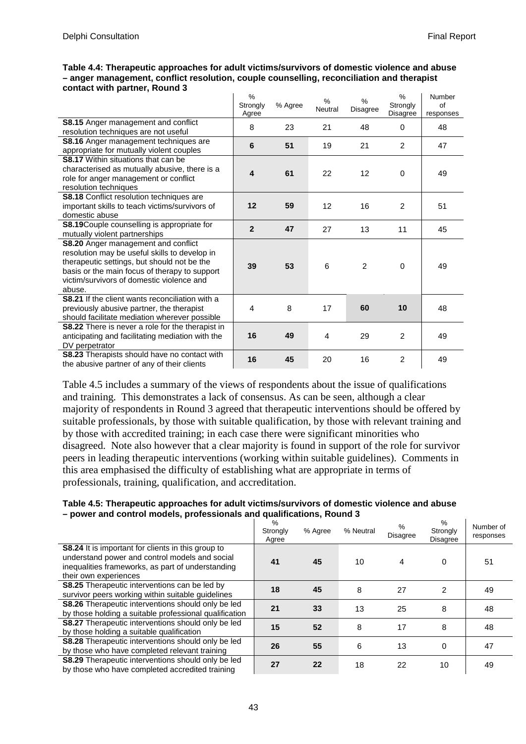**Table 4.4: Therapeutic approaches for adult victims/survivors of domestic violence and abuse – anger management, conflict resolution, couple counselling, reconciliation and therapist contact with partner, Round 3**

| | % Strongly Agree | % Agree | % Neutral | % Disagree | % Strongly Disagree | Number of responses |
|---|---|---|---|---|---|---|
| **S8.15** Anger management and conflict resolution techniques are not useful | 8 | 23 | 21 | 48 | 0 | 48 |
| **S8.16** Anger management techniques are appropriate for mutually violent couples | **6** | **51** | 19 | 21 | 2 | 47 |
| **S8.17** Within situations that can be characterised as mutually abusive, there is a role for anger management or conflict resolution techniques | **4** | **61** | 22 | 12 | 0 | 49 |
| **S8.18** Conflict resolution techniques are important skills to teach victims/survivors of domestic abuse | **12** | **59** | 12 | 16 | 2 | 51 |
| **S8.19**Couple counselling is appropriate for mutually violent partnerships | **2** | **47** | 27 | 13 | 11 | 45 |
| **S8.20** Anger management and conflict resolution may be useful skills to develop in therapeutic settings, but should not be the basis or the main focus of therapy to support victim/survivors of domestic violence and abuse. | **39** | **53** | 6 | 2 | 0 | 49 |
| **S8.21** If the client wants reconciliation with a previously abusive partner, the therapist should facilitate mediation wherever possible | 4 | 8 | 17 | **60** | **10** | 48 |
| **S8.22** There is never a role for the therapist in anticipating and facilitating mediation with the DV perpetrator | **16** | **49** | 4 | 29 | 2 | 49 |
| **S8.23** Therapists should have no contact with the abusive partner of any of their clients | **16** | **45** | 20 | 16 | 2 | 49 |

Table 4.5 includes a summary of the views of respondents about the issue of qualifications and training. This demonstrates a lack of consensus. As can be seen, although a clear majority of respondents in Round 3 agreed that therapeutic interventions should be offered by suitable professionals, by those with suitable qualification, by those with relevant training and by those with accredited training; in each case there were significant minorities who disagreed. Note also however that a clear majority is found in support of the role for survivor peers in leading therapeutic interventions (working within suitable guidelines). Comments in this area emphasised the difficulty of establishing what are appropriate in terms of professionals, training, qualification, and accreditation.

**Table 4.5: Therapeutic approaches for adult victims/survivors of domestic violence and abuse – power and control models, professionals and qualifications, Round 3**

| | % Strongly Agree | % Agree | % Neutral | % Disagree | % Strongly Disagree | Number of responses |
|---|---|---|---|---|---|---|
| **S8.24** It is important for clients in this group to understand power and control models and social inequalities frameworks, as part of understanding their own experiences | **41** | **45** | 10 | 4 | 0 | 51 |
| **S8.25** Therapeutic interventions can be led by survivor peers working within suitable guidelines | **18** | **45** | 8 | 27 | 2 | 49 |
| **S8.26** Therapeutic interventions should only be led by those holding a suitable professional qualification | **21** | **33** | 13 | 25 | 8 | 48 |
| **S8.27** Therapeutic interventions should only be led by those holding a suitable qualification | **15** | **52** | 8 | 17 | 8 | 48 |
| **S8.28** Therapeutic interventions should only be led by those who have completed relevant training | **26** | **55** | 6 | 13 | 0 | 47 |
| **S8.29** Therapeutic interventions should only be led by those who have completed accredited training | **27** | **22** | 18 | 22 | 10 | 49 |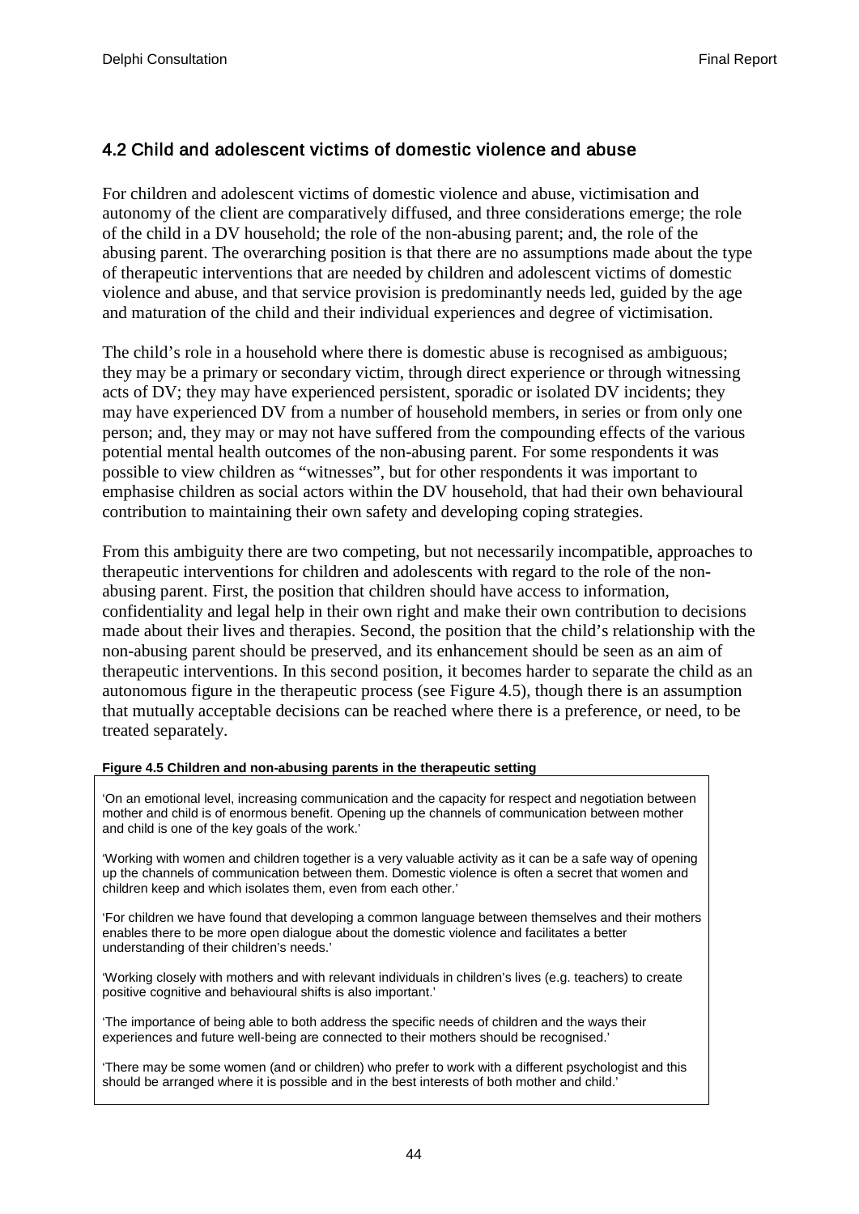## 4.2 Child and adolescent victims of domestic violence and abuse

For children and adolescent victims of domestic violence and abuse, victimisation and autonomy of the client are comparatively diffused, and three considerations emerge; the role of the child in a DV household; the role of the non-abusing parent; and, the role of the abusing parent. The overarching position is that there are no assumptions made about the type of therapeutic interventions that are needed by children and adolescent victims of domestic violence and abuse, and that service provision is predominantly needs led, guided by the age and maturation of the child and their individual experiences and degree of victimisation.

The child's role in a household where there is domestic abuse is recognised as ambiguous; they may be a primary or secondary victim, through direct experience or through witnessing acts of DV; they may have experienced persistent, sporadic or isolated DV incidents; they may have experienced DV from a number of household members, in series or from only one person; and, they may or may not have suffered from the compounding effects of the various potential mental health outcomes of the non-abusing parent. For some respondents it was possible to view children as "witnesses", but for other respondents it was important to emphasise children as social actors within the DV household, that had their own behavioural contribution to maintaining their own safety and developing coping strategies.

From this ambiguity there are two competing, but not necessarily incompatible, approaches to therapeutic interventions for children and adolescents with regard to the role of the non-abusing parent. First, the position that children should have access to information, confidentiality and legal help in their own right and make their own contribution to decisions made about their lives and therapies. Second, the position that the child's relationship with the non-abusing parent should be preserved, and its enhancement should be seen as an aim of therapeutic interventions. In this second position, it becomes harder to separate the child as an autonomous figure in the therapeutic process (see Figure 4.5), though there is an assumption that mutually acceptable decisions can be reached where there is a preference, or need, to be treated separately.

**Figure 4.5 Children and non-abusing parents in the therapeutic setting**

'On an emotional level, increasing communication and the capacity for respect and negotiation between mother and child is of enormous benefit. Opening up the channels of communication between mother and child is one of the key goals of the work.'

'Working with women and children together is a very valuable activity as it can be a safe way of opening up the channels of communication between them. Domestic violence is often a secret that women and children keep and which isolates them, even from each other.'

'For children we have found that developing a common language between themselves and their mothers enables there to be more open dialogue about the domestic violence and facilitates a better understanding of their children's needs.'

'Working closely with mothers and with relevant individuals in children's lives (e.g. teachers) to create positive cognitive and behavioural shifts is also important.'

'The importance of being able to both address the specific needs of children and the ways their experiences and future well-being are connected to their mothers should be recognised.'

'There may be some women (and or children) who prefer to work with a different psychologist and this should be arranged where it is possible and in the best interests of both mother and child.'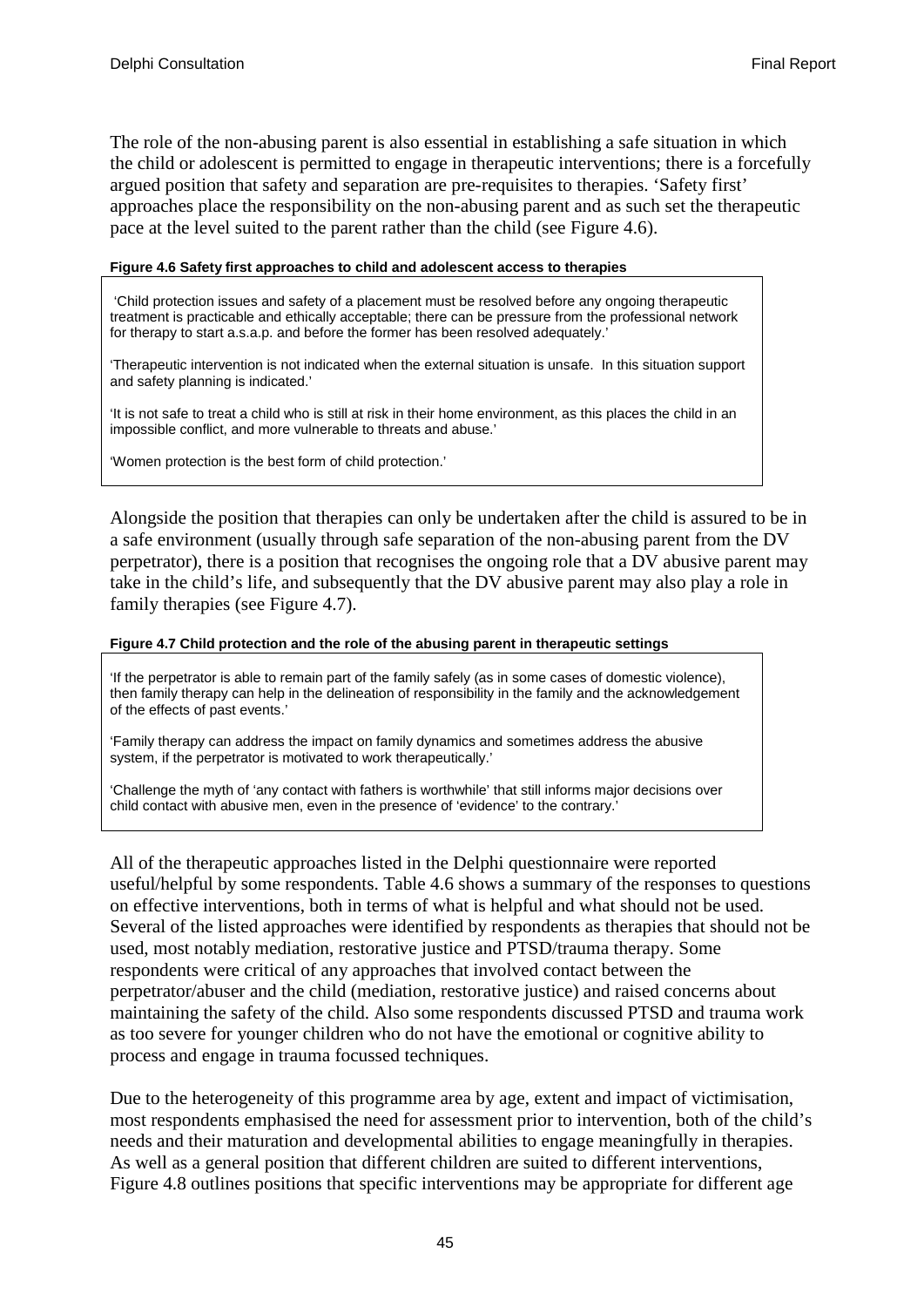The role of the non-abusing parent is also essential in establishing a safe situation in which the child or adolescent is permitted to engage in therapeutic interventions; there is a forcefully argued position that safety and separation are pre-requisites to therapies. 'Safety first' approaches place the responsibility on the non-abusing parent and as such set the therapeutic pace at the level suited to the parent rather than the child (see Figure 4.6).

**Figure 4.6 Safety first approaches to child and adolescent access to therapies**

> 'Child protection issues and safety of a placement must be resolved before any ongoing therapeutic treatment is practicable and ethically acceptable; there can be pressure from the professional network for therapy to start a.s.a.p. and before the former has been resolved adequately.'
>
> 'Therapeutic intervention is not indicated when the external situation is unsafe. In this situation support and safety planning is indicated.'
>
> 'It is not safe to treat a child who is still at risk in their home environment, as this places the child in an impossible conflict, and more vulnerable to threats and abuse.'
>
> 'Women protection is the best form of child protection.'

Alongside the position that therapies can only be undertaken after the child is assured to be in a safe environment (usually through safe separation of the non-abusing parent from the DV perpetrator), there is a position that recognises the ongoing role that a DV abusive parent may take in the child's life, and subsequently that the DV abusive parent may also play a role in family therapies (see Figure 4.7).

**Figure 4.7 Child protection and the role of the abusing parent in therapeutic settings**

> 'If the perpetrator is able to remain part of the family safely (as in some cases of domestic violence), then family therapy can help in the delineation of responsibility in the family and the acknowledgement of the effects of past events.'
>
> 'Family therapy can address the impact on family dynamics and sometimes address the abusive system, if the perpetrator is motivated to work therapeutically.'
>
> 'Challenge the myth of 'any contact with fathers is worthwhile' that still informs major decisions over child contact with abusive men, even in the presence of 'evidence' to the contrary.'

All of the therapeutic approaches listed in the Delphi questionnaire were reported useful/helpful by some respondents. Table 4.6 shows a summary of the responses to questions on effective interventions, both in terms of what is helpful and what should not be used. Several of the listed approaches were identified by respondents as therapies that should not be used, most notably mediation, restorative justice and PTSD/trauma therapy. Some respondents were critical of any approaches that involved contact between the perpetrator/abuser and the child (mediation, restorative justice) and raised concerns about maintaining the safety of the child. Also some respondents discussed PTSD and trauma work as too severe for younger children who do not have the emotional or cognitive ability to process and engage in trauma focussed techniques.

Due to the heterogeneity of this programme area by age, extent and impact of victimisation, most respondents emphasised the need for assessment prior to intervention, both of the child's needs and their maturation and developmental abilities to engage meaningfully in therapies. As well as a general position that different children are suited to different interventions, Figure 4.8 outlines positions that specific interventions may be appropriate for different age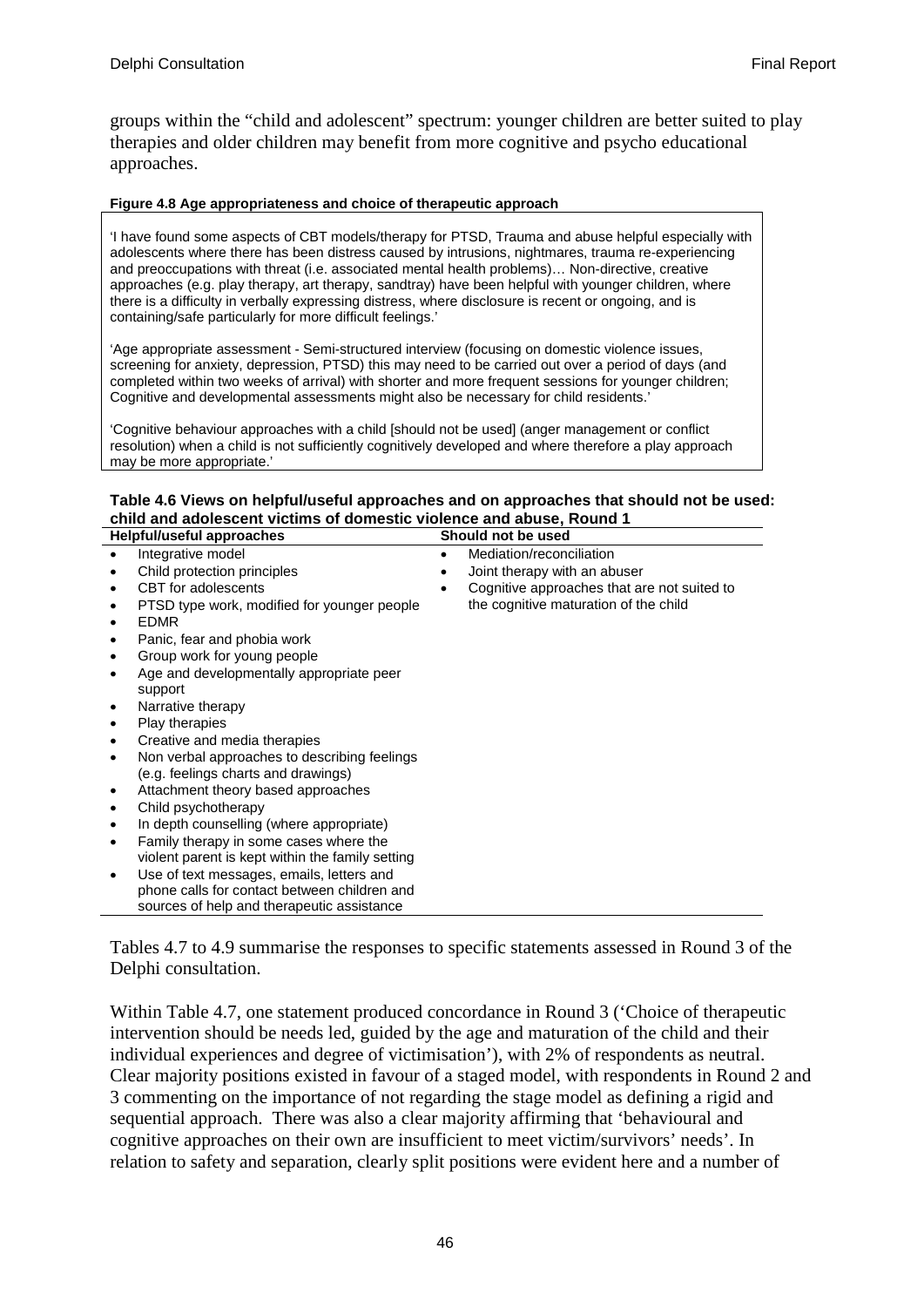groups within the "child and adolescent" spectrum: younger children are better suited to play therapies and older children may benefit from more cognitive and psycho educational approaches.

**Figure 4.8 Age appropriateness and choice of therapeutic approach**

> 'I have found some aspects of CBT models/therapy for PTSD, Trauma and abuse helpful especially with adolescents where there has been distress caused by intrusions, nightmares, trauma re-experiencing and preoccupations with threat (i.e. associated mental health problems)… Non-directive, creative approaches (e.g. play therapy, art therapy, sandtray) have been helpful with younger children, where there is a difficulty in verbally expressing distress, where disclosure is recent or ongoing, and is containing/safe particularly for more difficult feelings.'
>
> 'Age appropriate assessment - Semi-structured interview (focusing on domestic violence issues, screening for anxiety, depression, PTSD) this may need to be carried out over a period of days (and completed within two weeks of arrival) with shorter and more frequent sessions for younger children; Cognitive and developmental assessments might also be necessary for child residents.'
>
> 'Cognitive behaviour approaches with a child [should not be used] (anger management or conflict resolution) when a child is not sufficiently cognitively developed and where therefore a play approach may be more appropriate.'

**Table 4.6 Views on helpful/useful approaches and on approaches that should not be used: child and adolescent victims of domestic violence and abuse, Round 1**

| Helpful/useful approaches | Should not be used |
|---|---|
| • Integrative model<br>• Child protection principles<br>• CBT for adolescents<br>• PTSD type work, modified for younger people<br>• EDMR<br>• Panic, fear and phobia work<br>• Group work for young people<br>• Age and developmentally appropriate peer support<br>• Narrative therapy<br>• Play therapies<br>• Creative and media therapies<br>• Non verbal approaches to describing feelings (e.g. feelings charts and drawings)<br>• Attachment theory based approaches<br>• Child psychotherapy<br>• In depth counselling (where appropriate)<br>• Family therapy in some cases where the violent parent is kept within the family setting<br>• Use of text messages, emails, letters and phone calls for contact between children and sources of help and therapeutic assistance | • Mediation/reconciliation<br>• Joint therapy with an abuser<br>• Cognitive approaches that are not suited to the cognitive maturation of the child |

Tables 4.7 to 4.9 summarise the responses to specific statements assessed in Round 3 of the Delphi consultation.

Within Table 4.7, one statement produced concordance in Round 3 ('Choice of therapeutic intervention should be needs led, guided by the age and maturation of the child and their individual experiences and degree of victimisation'), with 2% of respondents as neutral. Clear majority positions existed in favour of a staged model, with respondents in Round 2 and 3 commenting on the importance of not regarding the stage model as defining a rigid and sequential approach. There was also a clear majority affirming that 'behavioural and cognitive approaches on their own are insufficient to meet victim/survivors' needs'. In relation to safety and separation, clearly split positions were evident here and a number of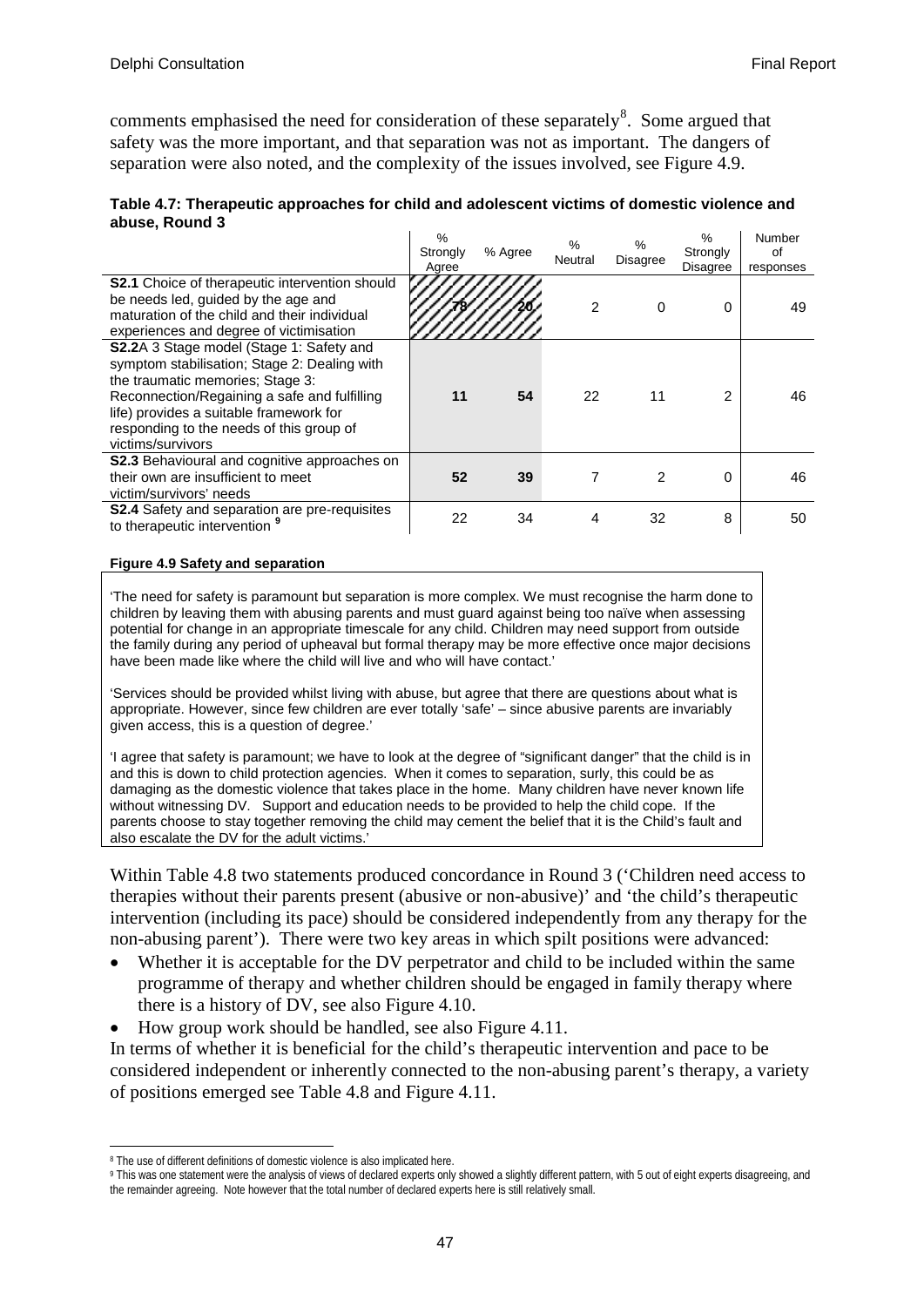comments emphasised the need for consideration of these separately[8]. Some argued that safety was the more important, and that separation was not as important. The dangers of separation were also noted, and the complexity of the issues involved, see Figure 4.9.

**Table 4.7: Therapeutic approaches for child and adolescent victims of domestic violence and abuse, Round 3**

| | % Strongly Agree | % Agree | % Neutral | % Disagree | % Strongly Disagree | Number of responses |
|---|---|---|---|---|---|---|
| **S2.1** Choice of therapeutic intervention should be needs led, guided by the age and maturation of the child and their individual experiences and degree of victimisation | **78** | **20** | 2 | 0 | 0 | 49 |
| **S2.2** A 3 Stage model (Stage 1: Safety and symptom stabilisation; Stage 2: Dealing with the traumatic memories; Stage 3: Reconnection/Regaining a safe and fulfilling life) provides a suitable framework for responding to the needs of this group of victims/survivors | **11** | **54** | 22 | 11 | 2 | 46 |
| **S2.3** Behavioural and cognitive approaches on their own are insufficient to meet victim/survivors' needs | **52** | **39** | 7 | 2 | 0 | 46 |
| **S2.4** Safety and separation are pre-requisites to therapeutic intervention [9] | 22 | 34 | 4 | 32 | 8 | 50 |

**Figure 4.9 Safety and separation**

'The need for safety is paramount but separation is more complex. We must recognise the harm done to children by leaving them with abusing parents and must guard against being too naïve when assessing potential for change in an appropriate timescale for any child. Children may need support from outside the family during any period of upheaval but formal therapy may be more effective once major decisions have been made like where the child will live and who will have contact.'

'Services should be provided whilst living with abuse, but agree that there are questions about what is appropriate. However, since few children are ever totally 'safe' – since abusive parents are invariably given access, this is a question of degree.'

'I agree that safety is paramount; we have to look at the degree of "significant danger" that the child is in and this is down to child protection agencies. When it comes to separation, surly, this could be as damaging as the domestic violence that takes place in the home. Many children have never known life without witnessing DV. Support and education needs to be provided to help the child cope. If the parents choose to stay together removing the child may cement the belief that it is the Child's fault and also escalate the DV for the adult victims.'

Within Table 4.8 two statements produced concordance in Round 3 ('Children need access to therapies without their parents present (abusive or non-abusive)' and 'the child's therapeutic intervention (including its pace) should be considered independently from any therapy for the non-abusing parent'). There were two key areas in which spilt positions were advanced:

- Whether it is acceptable for the DV perpetrator and child to be included within the same programme of therapy and whether children should be engaged in family therapy where there is a history of DV, see also Figure 4.10.
- How group work should be handled, see also Figure 4.11.

In terms of whether it is beneficial for the child's therapeutic intervention and pace to be considered independent or inherently connected to the non-abusing parent's therapy, a variety of positions emerged see Table 4.8 and Figure 4.11.

---

[8] The use of different definitions of domestic violence is also implicated here.

[9] This was one statement were the analysis of views of declared experts only showed a slightly different pattern, with 5 out of eight experts disagreeing, and the remainder agreeing. Note however that the total number of declared experts here is still relatively small.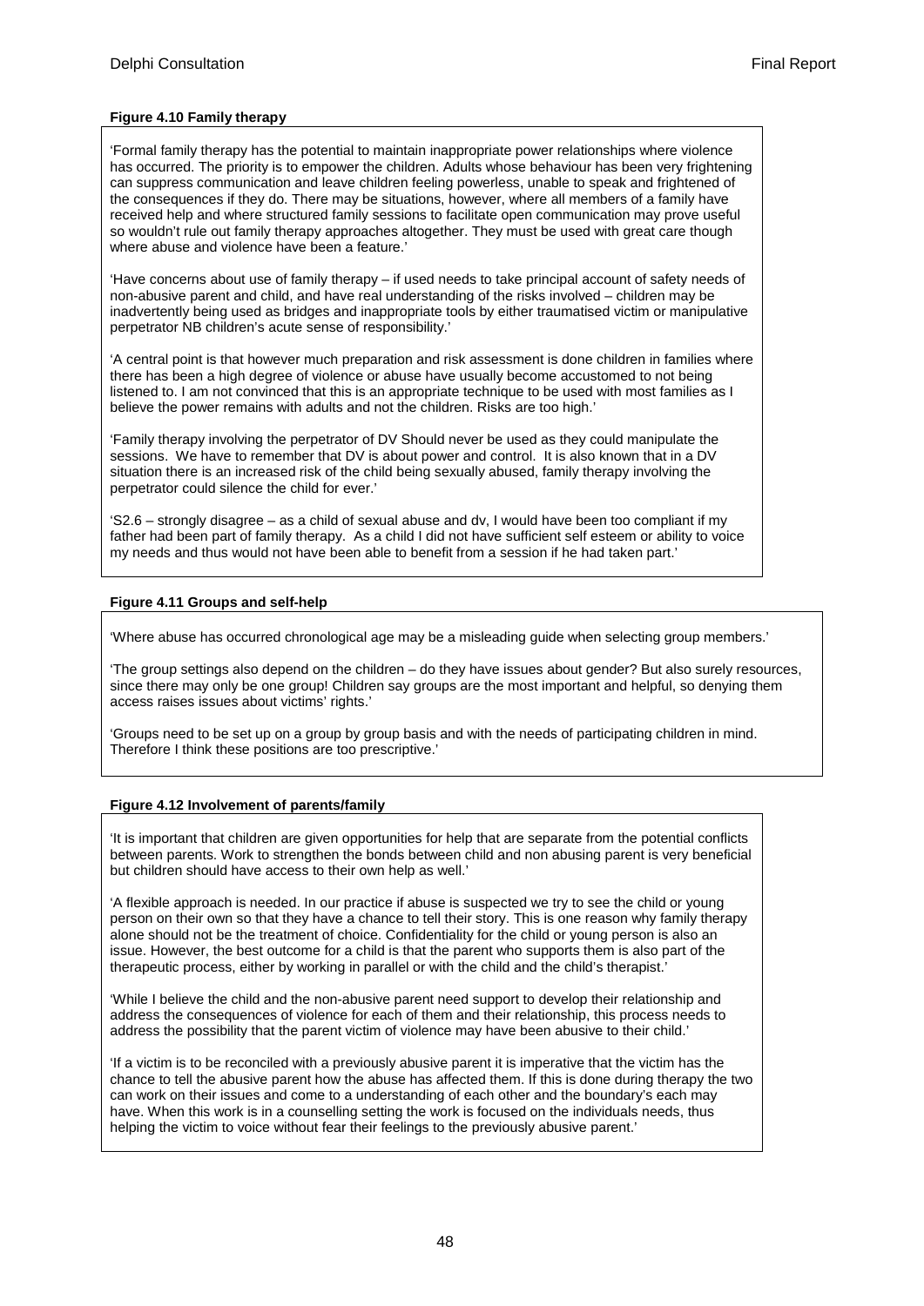**Figure 4.10 Family therapy**

'Formal family therapy has the potential to maintain inappropriate power relationships where violence has occurred. The priority is to empower the children. Adults whose behaviour has been very frightening can suppress communication and leave children feeling powerless, unable to speak and frightened of the consequences if they do. There may be situations, however, where all members of a family have received help and where structured family sessions to facilitate open communication may prove useful so wouldn't rule out family therapy approaches altogether. They must be used with great care though where abuse and violence have been a feature.'

'Have concerns about use of family therapy – if used needs to take principal account of safety needs of non-abusive parent and child, and have real understanding of the risks involved – children may be inadvertently being used as bridges and inappropriate tools by either traumatised victim or manipulative perpetrator NB children's acute sense of responsibility.'

'A central point is that however much preparation and risk assessment is done children in families where there has been a high degree of violence or abuse have usually become accustomed to not being listened to. I am not convinced that this is an appropriate technique to be used with most families as I believe the power remains with adults and not the children. Risks are too high.'

'Family therapy involving the perpetrator of DV Should never be used as they could manipulate the sessions. We have to remember that DV is about power and control. It is also known that in a DV situation there is an increased risk of the child being sexually abused, family therapy involving the perpetrator could silence the child for ever.'

'S2.6 – strongly disagree – as a child of sexual abuse and dv, I would have been too compliant if my father had been part of family therapy. As a child I did not have sufficient self esteem or ability to voice my needs and thus would not have been able to benefit from a session if he had taken part.'

**Figure 4.11 Groups and self-help**

'Where abuse has occurred chronological age may be a misleading guide when selecting group members.'

'The group settings also depend on the children – do they have issues about gender? But also surely resources, since there may only be one group! Children say groups are the most important and helpful, so denying them access raises issues about victims' rights.'

'Groups need to be set up on a group by group basis and with the needs of participating children in mind. Therefore I think these positions are too prescriptive.'

**Figure 4.12 Involvement of parents/family**

'It is important that children are given opportunities for help that are separate from the potential conflicts between parents. Work to strengthen the bonds between child and non abusing parent is very beneficial but children should have access to their own help as well.'

'A flexible approach is needed. In our practice if abuse is suspected we try to see the child or young person on their own so that they have a chance to tell their story. This is one reason why family therapy alone should not be the treatment of choice. Confidentiality for the child or young person is also an issue. However, the best outcome for a child is that the parent who supports them is also part of the therapeutic process, either by working in parallel or with the child and the child's therapist.'

'While I believe the child and the non-abusive parent need support to develop their relationship and address the consequences of violence for each of them and their relationship, this process needs to address the possibility that the parent victim of violence may have been abusive to their child.'

'If a victim is to be reconciled with a previously abusive parent it is imperative that the victim has the chance to tell the abusive parent how the abuse has affected them. If this is done during therapy the two can work on their issues and come to a understanding of each other and the boundary's each may have. When this work is in a counselling setting the work is focused on the individuals needs, thus helping the victim to voice without fear their feelings to the previously abusive parent.'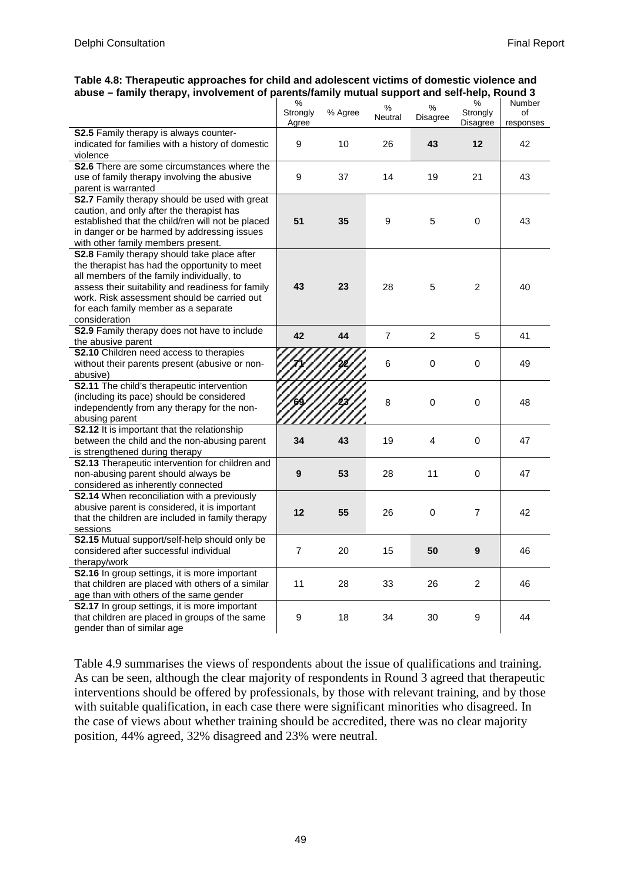**Table 4.8: Therapeutic approaches for child and adolescent victims of domestic violence and abuse – family therapy, involvement of parents/family mutual support and self-help, Round 3**

| | % Strongly Agree | % Agree | % Neutral | % Disagree | % Strongly Disagree | Number of responses |
|---|---|---|---|---|---|---|
| **S2.5** Family therapy is always counter-indicated for families with a history of domestic violence | 9 | 10 | 26 | **43** | **12** | 42 |
| **S2.6** There are some circumstances where the use of family therapy involving the abusive parent is warranted | 9 | 37 | 14 | 19 | 21 | 43 |
| **S2.7** Family therapy should be used with great caution, and only after the therapist has established that the child/ren will not be placed in danger or be harmed by addressing issues with other family members present. | **51** | **35** | 9 | 5 | 0 | 43 |
| **S2.8** Family therapy should take place after the therapist has had the opportunity to meet all members of the family individually, to assess their suitability and readiness for family work. Risk assessment should be carried out for each family member as a separate consideration | **43** | **23** | 28 | 5 | 2 | 40 |
| **S2.9** Family therapy does not have to include the abusive parent | **42** | **44** | 7 | 2 | 5 | 41 |
| **S2.10** Children need access to therapies without their parents present (abusive or non-abusive) | **71** | **22** | 6 | 0 | 0 | 49 |
| **S2.11** The child's therapeutic intervention (including its pace) should be considered independently from any therapy for the non-abusing parent | **69** | **23** | 8 | 0 | 0 | 48 |
| **S2.12** It is important that the relationship between the child and the non-abusing parent is strengthened during therapy | **34** | **43** | 19 | 4 | 0 | 47 |
| **S2.13** Therapeutic intervention for children and non-abusing parent should always be considered as inherently connected | **9** | **53** | 28 | 11 | 0 | 47 |
| **S2.14** When reconciliation with a previously abusive parent is considered, it is important that the children are included in family therapy sessions | **12** | **55** | 26 | 0 | 7 | 42 |
| **S2.15** Mutual support/self-help should only be considered after successful individual therapy/work | 7 | 20 | 15 | **50** | **9** | 46 |
| **S2.16** In group settings, it is more important that children are placed with others of a similar age than with others of the same gender | 11 | 28 | 33 | 26 | 2 | 46 |
| **S2.17** In group settings, it is more important that children are placed in groups of the same gender than of similar age | 9 | 18 | 34 | 30 | 9 | 44 |

Table 4.9 summarises the views of respondents about the issue of qualifications and training. As can be seen, although the clear majority of respondents in Round 3 agreed that therapeutic interventions should be offered by professionals, by those with relevant training, and by those with suitable qualification, in each case there were significant minorities who disagreed. In the case of views about whether training should be accredited, there was no clear majority position, 44% agreed, 32% disagreed and 23% were neutral.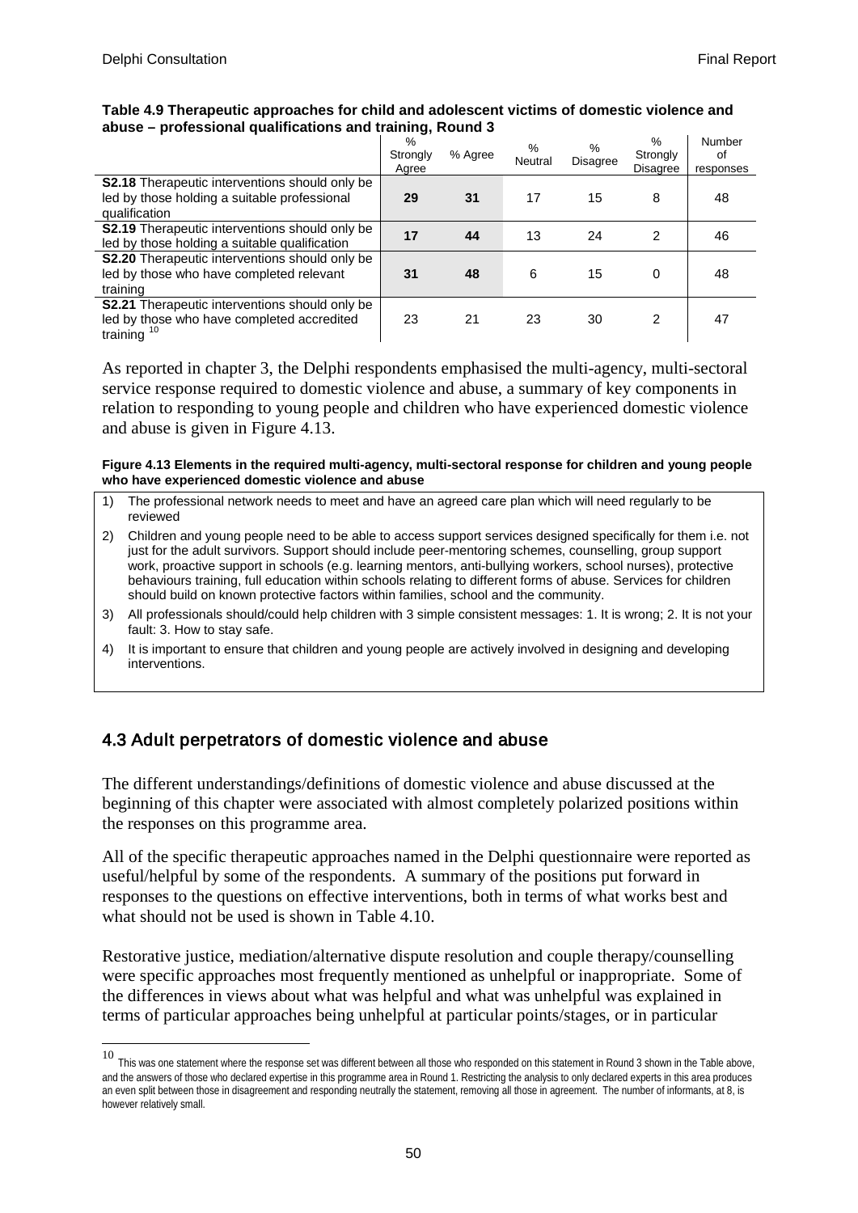**Table 4.9 Therapeutic approaches for child and adolescent victims of domestic violence and abuse – professional qualifications and training, Round 3**

| | % Strongly Agree | % Agree | % Neutral | % Disagree | % Strongly Disagree | Number of responses |
|---|---|---|---|---|---|---|
| **S2.18** Therapeutic interventions should only be led by those holding a suitable professional qualification | **29** | **31** | 17 | 15 | 8 | 48 |
| **S2.19** Therapeutic interventions should only be led by those holding a suitable qualification | **17** | **44** | 13 | 24 | 2 | 46 |
| **S2.20** Therapeutic interventions should only be led by those who have completed relevant training | **31** | **48** | 6 | 15 | 0 | 48 |
| **S2.21** Therapeutic interventions should only be led by those who have completed accredited training [10] | 23 | 21 | 23 | 30 | 2 | 47 |

As reported in chapter 3, the Delphi respondents emphasised the multi-agency, multi-sectoral service response required to domestic violence and abuse, a summary of key components in relation to responding to young people and children who have experienced domestic violence and abuse is given in Figure 4.13.

**Figure 4.13 Elements in the required multi-agency, multi-sectoral response for children and young people who have experienced domestic violence and abuse**

1) The professional network needs to meet and have an agreed care plan which will need regularly to be reviewed
2) Children and young people need to be able to access support services designed specifically for them i.e. not just for the adult survivors. Support should include peer-mentoring schemes, counselling, group support work, proactive support in schools (e.g. learning mentors, anti-bullying workers, school nurses), protective behaviours training, full education within schools relating to different forms of abuse. Services for children should build on known protective factors within families, school and the community.
3) All professionals should/could help children with 3 simple consistent messages: 1. It is wrong; 2. It is not your fault: 3. How to stay safe.
4) It is important to ensure that children and young people are actively involved in designing and developing interventions.

## 4.3 Adult perpetrators of domestic violence and abuse

The different understandings/definitions of domestic violence and abuse discussed at the beginning of this chapter were associated with almost completely polarized positions within the responses on this programme area.

All of the specific therapeutic approaches named in the Delphi questionnaire were reported as useful/helpful by some of the respondents. A summary of the positions put forward in responses to the questions on effective interventions, both in terms of what works best and what should not be used is shown in Table 4.10.

Restorative justice, mediation/alternative dispute resolution and couple therapy/counselling were specific approaches most frequently mentioned as unhelpful or inappropriate. Some of the differences in views about what was helpful and what was unhelpful was explained in terms of particular approaches being unhelpful at particular points/stages, or in particular

---

[10] This was one statement where the response set was different between all those who responded on this statement in Round 3 shown in the Table above, and the answers of those who declared expertise in this programme area in Round 1. Restricting the analysis to only declared experts in this area produces an even split between those in disagreement and responding neutrally the statement, removing all those in agreement. The number of informants, at 8, is however relatively small.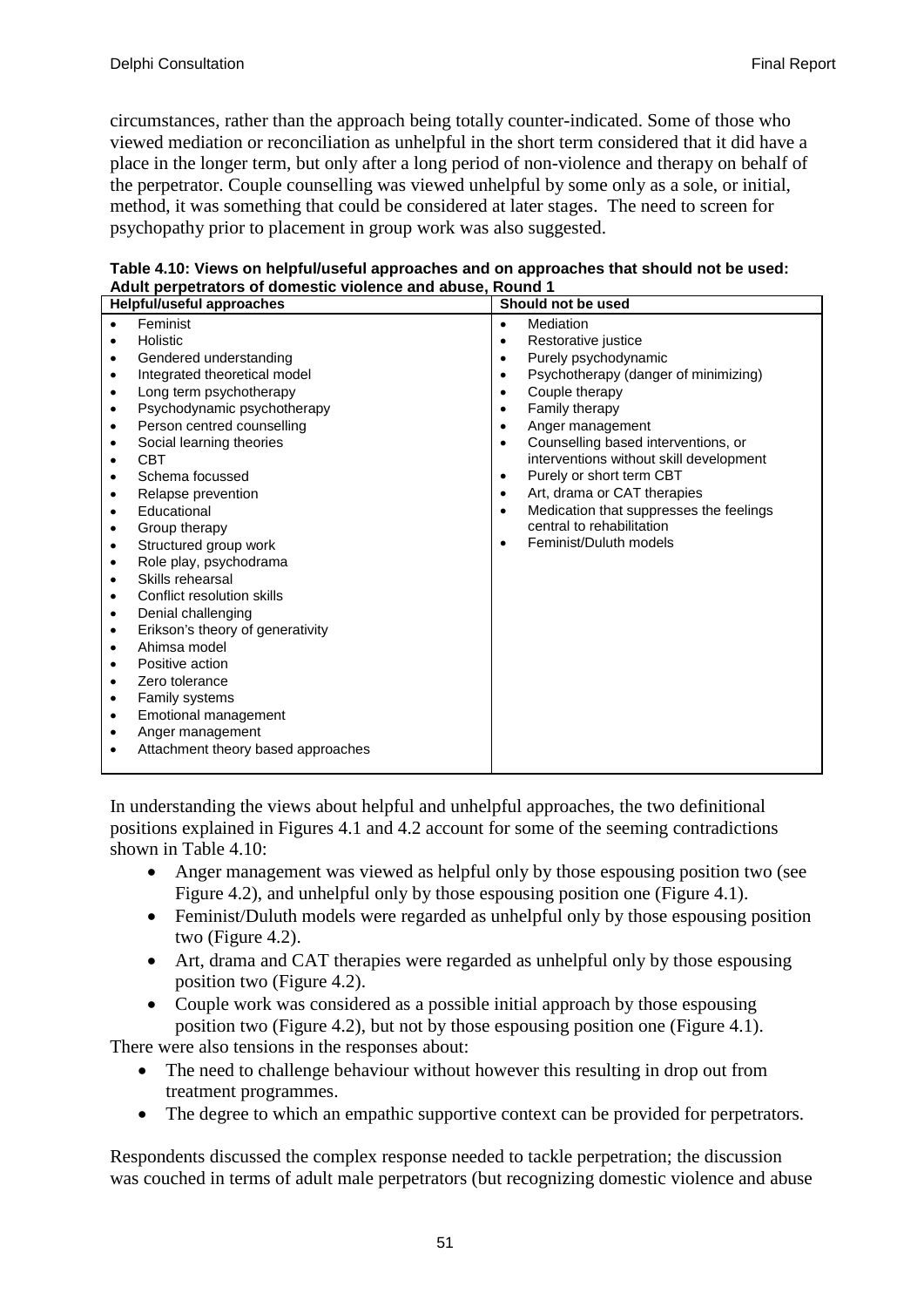circumstances, rather than the approach being totally counter-indicated. Some of those who viewed mediation or reconciliation as unhelpful in the short term considered that it did have a place in the longer term, but only after a long period of non-violence and therapy on behalf of the perpetrator. Couple counselling was viewed unhelpful by some only as a sole, or initial, method, it was something that could be considered at later stages. The need to screen for psychopathy prior to placement in group work was also suggested.

**Table 4.10: Views on helpful/useful approaches and on approaches that should not be used: Adult perpetrators of domestic violence and abuse, Round 1**

| Helpful/useful approaches | Should not be used |
|---|---|
| • Feminist<br>• Holistic<br>• Gendered understanding<br>• Integrated theoretical model<br>• Long term psychotherapy<br>• Psychodynamic psychotherapy<br>• Person centred counselling<br>• Social learning theories<br>• CBT<br>• Schema focussed<br>• Relapse prevention<br>• Educational<br>• Group therapy<br>• Structured group work<br>• Role play, psychodrama<br>• Skills rehearsal<br>• Conflict resolution skills<br>• Denial challenging<br>• Erikson's theory of generativity<br>• Ahimsa model<br>• Positive action<br>• Zero tolerance<br>• Family systems<br>• Emotional management<br>• Anger management<br>• Attachment theory based approaches | • Mediation<br>• Restorative justice<br>• Purely psychodynamic<br>• Psychotherapy (danger of minimizing)<br>• Couple therapy<br>• Family therapy<br>• Anger management<br>• Counselling based interventions, or interventions without skill development<br>• Purely or short term CBT<br>• Art, drama or CAT therapies<br>• Medication that suppresses the feelings central to rehabilitation<br>• Feminist/Duluth models |

In understanding the views about helpful and unhelpful approaches, the two definitional positions explained in Figures 4.1 and 4.2 account for some of the seeming contradictions shown in Table 4.10:

- Anger management was viewed as helpful only by those espousing position two (see Figure 4.2), and unhelpful only by those espousing position one (Figure 4.1).
- Feminist/Duluth models were regarded as unhelpful only by those espousing position two (Figure 4.2).
- Art, drama and CAT therapies were regarded as unhelpful only by those espousing position two (Figure 4.2).
- Couple work was considered as a possible initial approach by those espousing position two (Figure 4.2), but not by those espousing position one (Figure 4.1).

There were also tensions in the responses about:

- The need to challenge behaviour without however this resulting in drop out from treatment programmes.
- The degree to which an empathic supportive context can be provided for perpetrators.

Respondents discussed the complex response needed to tackle perpetration; the discussion was couched in terms of adult male perpetrators (but recognizing domestic violence and abuse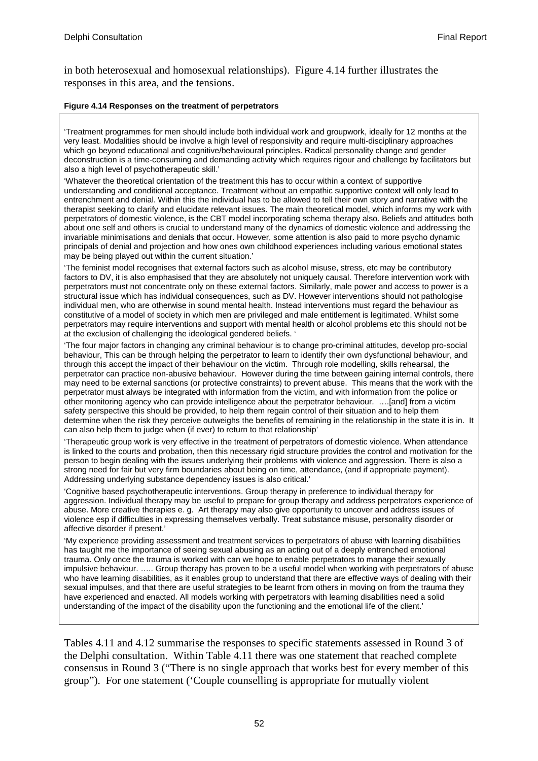in both heterosexual and homosexual relationships). Figure 4.14 further illustrates the responses in this area, and the tensions.

**Figure 4.14 Responses on the treatment of perpetrators**

'Treatment programmes for men should include both individual work and groupwork, ideally for 12 months at the very least. Modalities should be involve a high level of responsivity and require multi-disciplinary approaches which go beyond educational and cognitive/behavioural principles. Radical personality change and gender deconstruction is a time-consuming and demanding activity which requires rigour and challenge by facilitators but also a high level of psychotherapeutic skill.'

'Whatever the theoretical orientation of the treatment this has to occur within a context of supportive understanding and conditional acceptance. Treatment without an empathic supportive context will only lead to entrenchment and denial. Within this the individual has to be allowed to tell their own story and narrative with the therapist seeking to clarify and elucidate relevant issues. The main theoretical model, which informs my work with perpetrators of domestic violence, is the CBT model incorporating schema therapy also. Beliefs and attitudes both about one self and others is crucial to understand many of the dynamics of domestic violence and addressing the invariable minimisations and denials that occur. However, some attention is also paid to more psycho dynamic principals of denial and projection and how ones own childhood experiences including various emotional states may be being played out within the current situation.'

'The feminist model recognises that external factors such as alcohol misuse, stress, etc may be contributory factors to DV, it is also emphasised that they are absolutely not uniquely causal. Therefore intervention work with perpetrators must not concentrate only on these external factors. Similarly, male power and access to power is a structural issue which has individual consequences, such as DV. However interventions should not pathologise individual men, who are otherwise in sound mental health. Instead interventions must regard the behaviour as constitutive of a model of society in which men are privileged and male entitlement is legitimated. Whilst some perpetrators may require interventions and support with mental health or alcohol problems etc this should not be at the exclusion of challenging the ideological gendered beliefs. '

'The four major factors in changing any criminal behaviour is to change pro-criminal attitudes, develop pro-social behaviour, This can be through helping the perpetrator to learn to identify their own dysfunctional behaviour, and through this accept the impact of their behaviour on the victim. Through role modelling, skills rehearsal, the perpetrator can practice non-abusive behaviour. However during the time between gaining internal controls, there may need to be external sanctions (or protective constraints) to prevent abuse. This means that the work with the perpetrator must always be integrated with information from the victim, and with information from the police or other monitoring agency who can provide intelligence about the perpetrator behaviour. ….[and] from a victim safety perspective this should be provided, to help them regain control of their situation and to help them determine when the risk they perceive outweighs the benefits of remaining in the relationship in the state it is in. It can also help them to judge when (if ever) to return to that relationship'

'Therapeutic group work is very effective in the treatment of perpetrators of domestic violence. When attendance is linked to the courts and probation, then this necessary rigid structure provides the control and motivation for the person to begin dealing with the issues underlying their problems with violence and aggression. There is also a strong need for fair but very firm boundaries about being on time, attendance, (and if appropriate payment). Addressing underlying substance dependency issues is also critical.'

'Cognitive based psychotherapeutic interventions. Group therapy in preference to individual therapy for aggression. Individual therapy may be useful to prepare for group therapy and address perpetrators experience of abuse. More creative therapies e. g. Art therapy may also give opportunity to uncover and address issues of violence esp if difficulties in expressing themselves verbally. Treat substance misuse, personality disorder or affective disorder if present.'

'My experience providing assessment and treatment services to perpetrators of abuse with learning disabilities has taught me the importance of seeing sexual abusing as an acting out of a deeply entrenched emotional trauma. Only once the trauma is worked with can we hope to enable perpetrators to manage their sexually impulsive behaviour. ….. Group therapy has proven to be a useful model when working with perpetrators of abuse who have learning disabilities, as it enables group to understand that there are effective ways of dealing with their sexual impulses, and that there are useful strategies to be learnt from others in moving on from the trauma they have experienced and enacted. All models working with perpetrators with learning disabilities need a solid understanding of the impact of the disability upon the functioning and the emotional life of the client.'

Tables 4.11 and 4.12 summarise the responses to specific statements assessed in Round 3 of the Delphi consultation. Within Table 4.11 there was one statement that reached complete consensus in Round 3 ("There is no single approach that works best for every member of this group"). For one statement ('Couple counselling is appropriate for mutually violent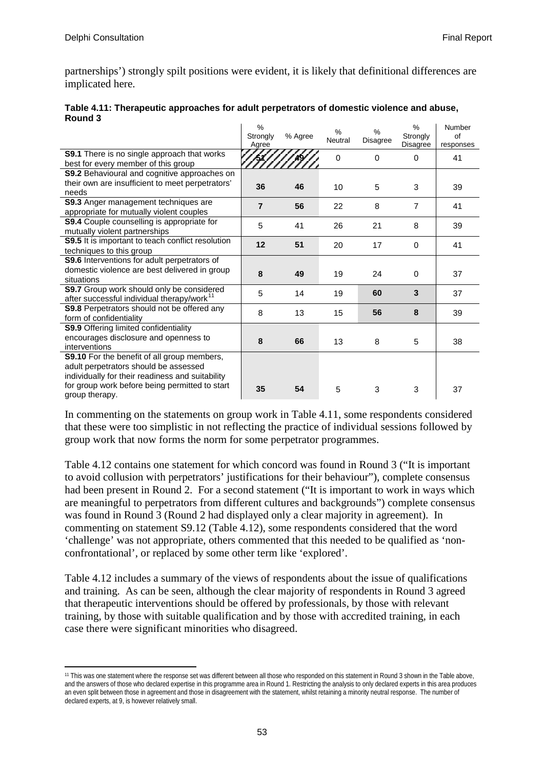partnerships') strongly spilt positions were evident, it is likely that definitional differences are implicated here.

**Table 4.11: Therapeutic approaches for adult perpetrators of domestic violence and abuse, Round 3**

| | % Strongly Agree | % Agree | % Neutral | % Disagree | % Strongly Disagree | Number of responses |
|---|---|---|---|---|---|---|
| **S9.1** There is no single approach that works best for every member of this group | **51** | **49** | 0 | 0 | 0 | 41 |
| **S9.2** Behavioural and cognitive approaches on their own are insufficient to meet perpetrators' needs | **36** | **46** | 10 | 5 | 3 | 39 |
| **S9.3** Anger management techniques are appropriate for mutually violent couples | **7** | **56** | 22 | 8 | 7 | 41 |
| **S9.4** Couple counselling is appropriate for mutually violent partnerships | 5 | 41 | 26 | 21 | 8 | 39 |
| **S9.5** It is important to teach conflict resolution techniques to this group | **12** | **51** | 20 | 17 | 0 | 41 |
| **S9.6** Interventions for adult perpetrators of domestic violence are best delivered in group situations | **8** | **49** | 19 | 24 | 0 | 37 |
| **S9.7** Group work should only be considered after successful individual therapy/work[11] | 5 | 14 | 19 | **60** | **3** | 37 |
| **S9.8** Perpetrators should not be offered any form of confidentiality | 8 | 13 | 15 | **56** | **8** | 39 |
| **S9.9** Offering limited confidentiality encourages disclosure and openness to interventions | **8** | **66** | 13 | 8 | 5 | 38 |
| **S9.10** For the benefit of all group members, adult perpetrators should be assessed individually for their readiness and suitability for group work before being permitted to start group therapy. | **35** | **54** | 5 | 3 | 3 | 37 |

In commenting on the statements on group work in Table 4.11, some respondents considered that these were too simplistic in not reflecting the practice of individual sessions followed by group work that now forms the norm for some perpetrator programmes.

Table 4.12 contains one statement for which concord was found in Round 3 ("It is important to avoid collusion with perpetrators' justifications for their behaviour"), complete consensus had been present in Round 2. For a second statement ("It is important to work in ways which are meaningful to perpetrators from different cultures and backgrounds") complete consensus was found in Round 3 (Round 2 had displayed only a clear majority in agreement). In commenting on statement S9.12 (Table 4.12), some respondents considered that the word 'challenge' was not appropriate, others commented that this needed to be qualified as 'non-confrontational', or replaced by some other term like 'explored'.

Table 4.12 includes a summary of the views of respondents about the issue of qualifications and training. As can be seen, although the clear majority of respondents in Round 3 agreed that therapeutic interventions should be offered by professionals, by those with relevant training, by those with suitable qualification and by those with accredited training, in each case there were significant minorities who disagreed.

[11] This was one statement where the response set was different between all those who responded on this statement in Round 3 shown in the Table above, and the answers of those who declared expertise in this programme area in Round 1. Restricting the analysis to only declared experts in this area produces an even split between those in agreement and those in disagreement with the statement, whilst retaining a minority neutral response. The number of declared experts, at 9, is however relatively small.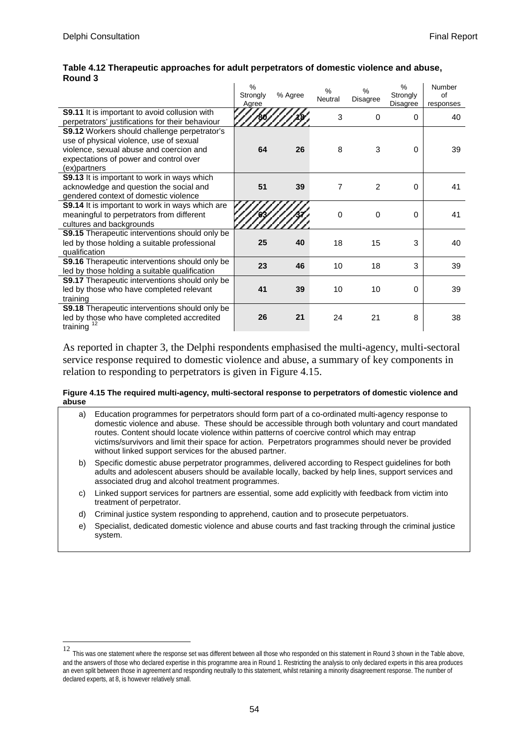**Table 4.12 Therapeutic approaches for adult perpetrators of domestic violence and abuse, Round 3**

| | % Strongly Agree | % Agree | % Neutral | % Disagree | % Strongly Disagree | Number of responses |
|---|---|---|---|---|---|---|
| **S9.11** It is important to avoid collusion with perpetrators' justifications for their behaviour | 80 | 18 | 3 | 0 | 0 | 40 |
| **S9.12** Workers should challenge perpetrator's use of physical violence, use of sexual violence, sexual abuse and coercion and expectations of power and control over (ex)partners | **64** | **26** | 8 | 3 | 0 | 39 |
| **S9.13** It is important to work in ways which acknowledge and question the social and gendered context of domestic violence | **51** | **39** | 7 | 2 | 0 | 41 |
| **S9.14** It is important to work in ways which are meaningful to perpetrators from different cultures and backgrounds | 63 | 37 | 0 | 0 | 0 | 41 |
| **S9.15** Therapeutic interventions should only be led by those holding a suitable professional qualification | **25** | **40** | 18 | 15 | 3 | 40 |
| **S9.16** Therapeutic interventions should only be led by those holding a suitable qualification | **23** | **46** | 10 | 18 | 3 | 39 |
| **S9.17** Therapeutic interventions should only be led by those who have completed relevant training | **41** | **39** | 10 | 10 | 0 | 39 |
| **S9.18** Therapeutic interventions should only be led by those who have completed accredited training [12] | **26** | **21** | 24 | 21 | 8 | 38 |

As reported in chapter 3, the Delphi respondents emphasised the multi-agency, multi-sectoral service response required to domestic violence and abuse, a summary of key components in relation to responding to perpetrators is given in Figure 4.15.

**Figure 4.15 The required multi-agency, multi-sectoral response to perpetrators of domestic violence and abuse**

a) Education programmes for perpetrators should form part of a co-ordinated multi-agency response to domestic violence and abuse. These should be accessible through both voluntary and court mandated routes. Content should locate violence within patterns of coercive control which may entrap victims/survivors and limit their space for action. Perpetrators programmes should never be provided without linked support services for the abused partner.

b) Specific domestic abuse perpetrator programmes, delivered according to Respect guidelines for both adults and adolescent abusers should be available locally, backed by help lines, support services and associated drug and alcohol treatment programmes.

c) Linked support services for partners are essential, some add explicitly with feedback from victim into treatment of perpetrator.

d) Criminal justice system responding to apprehend, caution and to prosecute perpetuators.

e) Specialist, dedicated domestic violence and abuse courts and fast tracking through the criminal justice system.

[12] This was one statement where the response set was different between all those who responded on this statement in Round 3 shown in the Table above, and the answers of those who declared expertise in this programme area in Round 1. Restricting the analysis to only declared experts in this area produces an even split between those in agreement and responding neutrally to this statement, whilst retaining a minority disagreement response. The number of declared experts, at 8, is however relatively small.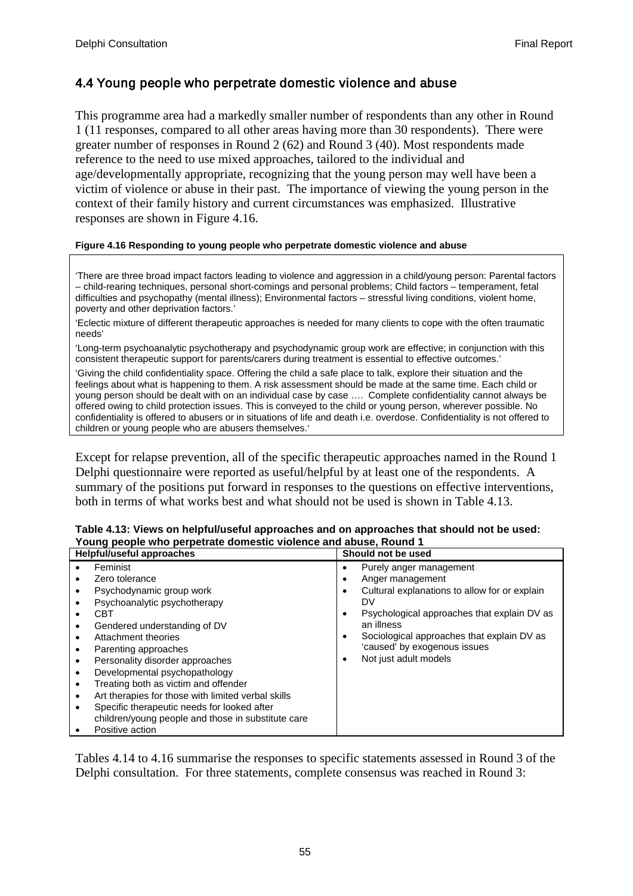## 4.4 Young people who perpetrate domestic violence and abuse

This programme area had a markedly smaller number of respondents than any other in Round 1 (11 responses, compared to all other areas having more than 30 respondents). There were greater number of responses in Round 2 (62) and Round 3 (40). Most respondents made reference to the need to use mixed approaches, tailored to the individual and age/developmentally appropriate, recognizing that the young person may well have been a victim of violence or abuse in their past. The importance of viewing the young person in the context of their family history and current circumstances was emphasized. Illustrative responses are shown in Figure 4.16.

**Figure 4.16 Responding to young people who perpetrate domestic violence and abuse**

'There are three broad impact factors leading to violence and aggression in a child/young person: Parental factors – child-rearing techniques, personal short-comings and personal problems; Child factors – temperament, fetal difficulties and psychopathy (mental illness); Environmental factors – stressful living conditions, violent home, poverty and other deprivation factors.'

'Eclectic mixture of different therapeutic approaches is needed for many clients to cope with the often traumatic needs'

'Long-term psychoanalytic psychotherapy and psychodynamic group work are effective; in conjunction with this consistent therapeutic support for parents/carers during treatment is essential to effective outcomes.'

'Giving the child confidentiality space. Offering the child a safe place to talk, explore their situation and the feelings about what is happening to them. A risk assessment should be made at the same time. Each child or young person should be dealt with on an individual case by case …. Complete confidentiality cannot always be offered owing to child protection issues. This is conveyed to the child or young person, wherever possible. No confidentiality is offered to abusers or in situations of life and death i.e. overdose. Confidentiality is not offered to children or young people who are abusers themselves.'

Except for relapse prevention, all of the specific therapeutic approaches named in the Round 1 Delphi questionnaire were reported as useful/helpful by at least one of the respondents. A summary of the positions put forward in responses to the questions on effective interventions, both in terms of what works best and what should not be used is shown in Table 4.13.

**Table 4.13: Views on helpful/useful approaches and on approaches that should not be used: Young people who perpetrate domestic violence and abuse, Round 1**

| Helpful/useful approaches | Should not be used |
|---|---|
| • Feminist<br>• Zero tolerance<br>• Psychodynamic group work<br>• Psychoanalytic psychotherapy<br>• CBT<br>• Gendered understanding of DV<br>• Attachment theories<br>• Parenting approaches<br>• Personality disorder approaches<br>• Developmental psychopathology<br>• Treating both as victim and offender<br>• Art therapies for those with limited verbal skills<br>• Specific therapeutic needs for looked after children/young people and those in substitute care<br>• Positive action | • Purely anger management<br>• Anger management<br>• Cultural explanations to allow for or explain DV<br>• Psychological approaches that explain DV as an illness<br>• Sociological approaches that explain DV as 'caused' by exogenous issues<br>• Not just adult models |

Tables 4.14 to 4.16 summarise the responses to specific statements assessed in Round 3 of the Delphi consultation. For three statements, complete consensus was reached in Round 3: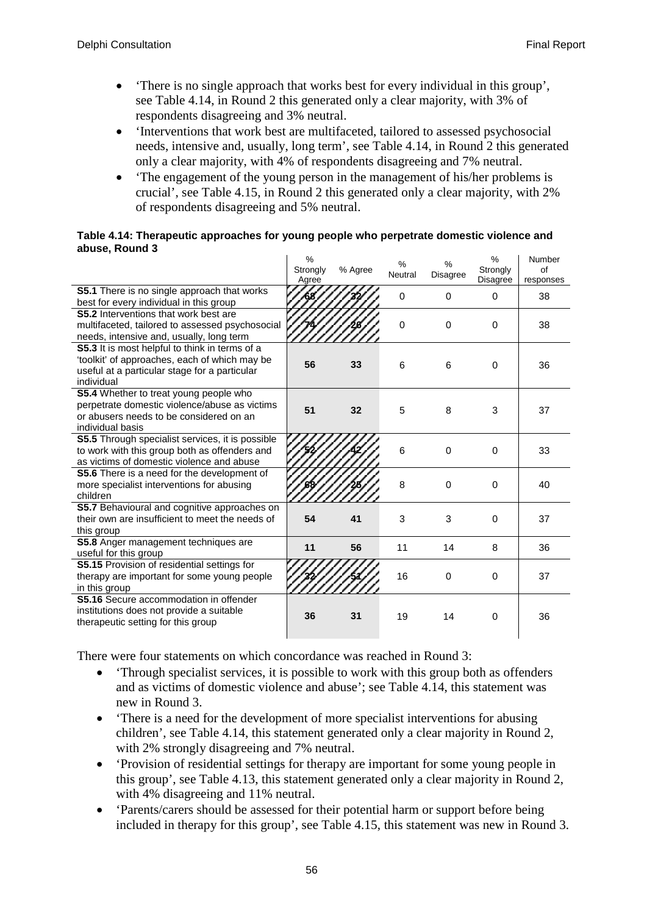- 'There is no single approach that works best for every individual in this group', see Table 4.14, in Round 2 this generated only a clear majority, with 3% of respondents disagreeing and 3% neutral.
- 'Interventions that work best are multifaceted, tailored to assessed psychosocial needs, intensive and, usually, long term', see Table 4.14, in Round 2 this generated only a clear majority, with 4% of respondents disagreeing and 7% neutral.
- 'The engagement of the young person in the management of his/her problems is crucial', see Table 4.15, in Round 2 this generated only a clear majority, with 2% of respondents disagreeing and 5% neutral.

**Table 4.14: Therapeutic approaches for young people who perpetrate domestic violence and abuse, Round 3**

| | % Strongly Agree | % Agree | % Neutral | % Disagree | % Strongly Disagree | Number of responses |
|---|---|---|---|---|---|---|
| **S5.1** There is no single approach that works best for every individual in this group | 68 | 32 | 0 | 0 | 0 | 38 |
| **S5.2** Interventions that work best are multifaceted, tailored to assessed psychosocial needs, intensive and, usually, long term | 74 | 26 | 0 | 0 | 0 | 38 |
| **S5.3** It is most helpful to think in terms of a 'toolkit' of approaches, each of which may be useful at a particular stage for a particular individual | 56 | 33 | 6 | 6 | 0 | 36 |
| **S5.4** Whether to treat young people who perpetrate domestic violence/abuse as victims or abusers needs to be considered on an individual basis | 51 | 32 | 5 | 8 | 3 | 37 |
| **S5.5** Through specialist services, it is possible to work with this group both as offenders and as victims of domestic violence and abuse | 52 | 42 | 6 | 0 | 0 | 33 |
| **S5.6** There is a need for the development of more specialist interventions for abusing children | 68 | 25 | 8 | 0 | 0 | 40 |
| **S5.7** Behavioural and cognitive approaches on their own are insufficient to meet the needs of this group | 54 | 41 | 3 | 3 | 0 | 37 |
| **S5.8** Anger management techniques are useful for this group | 11 | 56 | 11 | 14 | 8 | 36 |
| **S5.15** Provision of residential settings for therapy are important for some young people in this group | 32 | 51 | 16 | 0 | 0 | 37 |
| **S5.16** Secure accommodation in offender institutions does not provide a suitable therapeutic setting for this group | 36 | 31 | 19 | 14 | 0 | 36 |

There were four statements on which concordance was reached in Round 3:

- 'Through specialist services, it is possible to work with this group both as offenders and as victims of domestic violence and abuse'; see Table 4.14, this statement was new in Round 3.
- 'There is a need for the development of more specialist interventions for abusing children', see Table 4.14, this statement generated only a clear majority in Round 2, with 2% strongly disagreeing and 7% neutral.
- 'Provision of residential settings for therapy are important for some young people in this group', see Table 4.13, this statement generated only a clear majority in Round 2, with 4% disagreeing and 11% neutral.
- 'Parents/carers should be assessed for their potential harm or support before being included in therapy for this group', see Table 4.15, this statement was new in Round 3.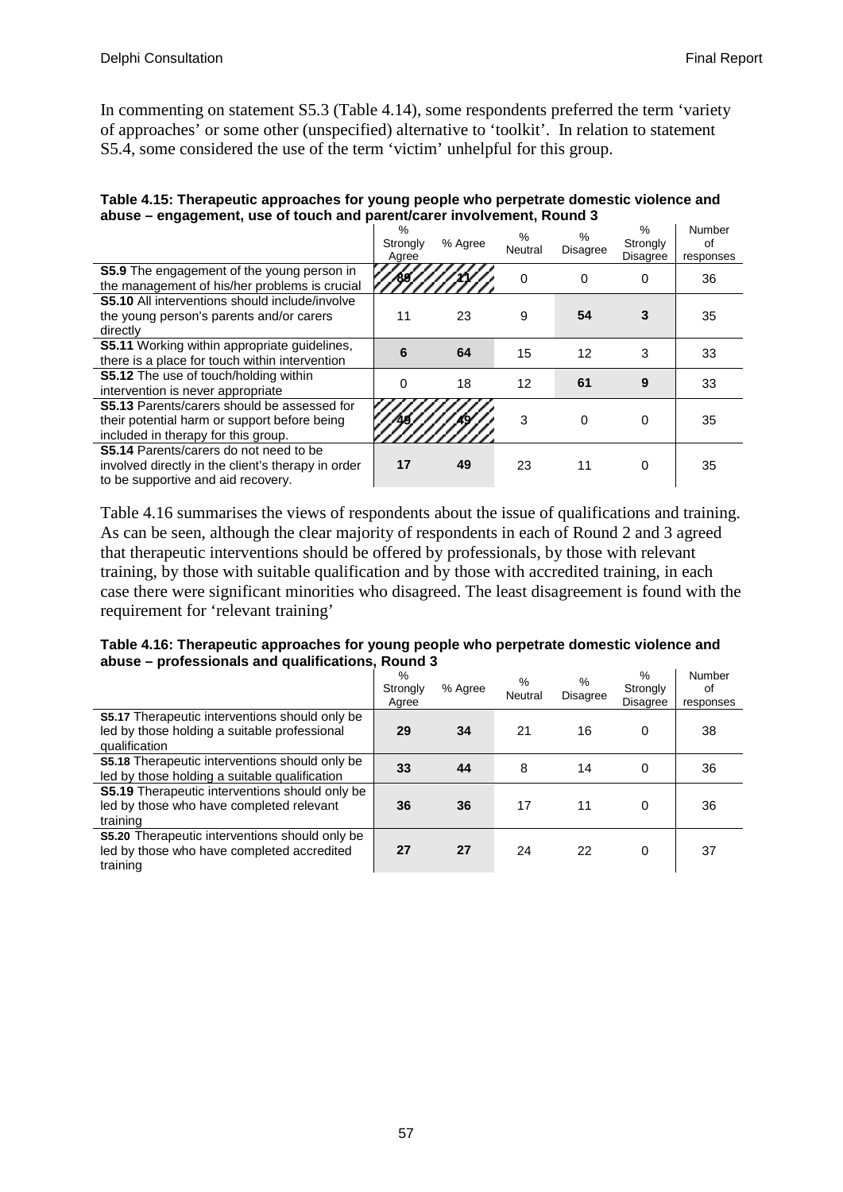In commenting on statement S5.3 (Table 4.14), some respondents preferred the term 'variety of approaches' or some other (unspecified) alternative to 'toolkit'. In relation to statement S5.4, some considered the use of the term 'victim' unhelpful for this group.

**Table 4.15: Therapeutic approaches for young people who perpetrate domestic violence and abuse – engagement, use of touch and parent/carer involvement, Round 3**

| | % Strongly Agree | % Agree | % Neutral | % Disagree | % Strongly Disagree | Number of responses |
|---|---|---|---|---|---|---|
| **S5.9** The engagement of the young person in the management of his/her problems is crucial | **89** | **11** | 0 | 0 | 0 | 36 |
| **S5.10** All interventions should include/involve the young person's parents and/or carers directly | 11 | 23 | 9 | **54** | **3** | 35 |
| **S5.11** Working within appropriate guidelines, there is a place for touch within intervention | **6** | **64** | 15 | 12 | 3 | 33 |
| **S5.12** The use of touch/holding within intervention is never appropriate | 0 | 18 | 12 | **61** | **9** | 33 |
| **S5.13** Parents/carers should be assessed for their potential harm or support before being included in therapy for this group. | **49** | **49** | 3 | 0 | 0 | 35 |
| **S5.14** Parents/carers do not need to be involved directly in the client's therapy in order to be supportive and aid recovery. | **17** | **49** | 23 | 11 | 0 | 35 |

Table 4.16 summarises the views of respondents about the issue of qualifications and training. As can be seen, although the clear majority of respondents in each of Round 2 and 3 agreed that therapeutic interventions should be offered by professionals, by those with relevant training, by those with suitable qualification and by those with accredited training, in each case there were significant minorities who disagreed. The least disagreement is found with the requirement for 'relevant training'

**Table 4.16: Therapeutic approaches for young people who perpetrate domestic violence and abuse – professionals and qualifications, Round 3**

| | % Strongly Agree | % Agree | % Neutral | % Disagree | % Strongly Disagree | Number of responses |
|---|---|---|---|---|---|---|
| **S5.17** Therapeutic interventions should only be led by those holding a suitable professional qualification | **29** | **34** | 21 | 16 | 0 | 38 |
| **S5.18** Therapeutic interventions should only be led by those holding a suitable qualification | **33** | **44** | 8 | 14 | 0 | 36 |
| **S5.19** Therapeutic interventions should only be led by those who have completed relevant training | **36** | **36** | 17 | 11 | 0 | 36 |
| **S5.20** Therapeutic interventions should only be led by those who have completed accredited training | **27** | **27** | 24 | 22 | 0 | 37 |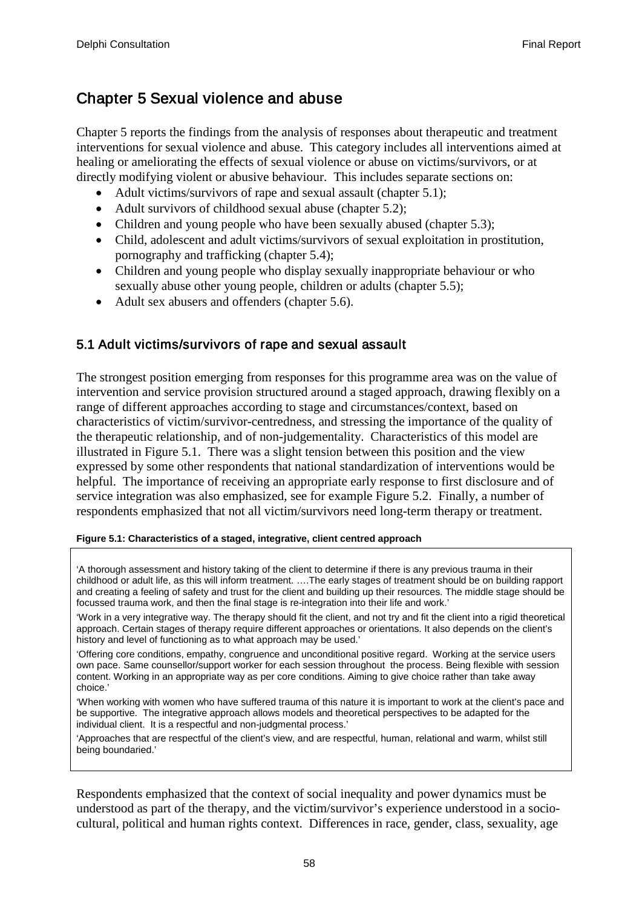## Chapter 5 Sexual violence and abuse

Chapter 5 reports the findings from the analysis of responses about therapeutic and treatment interventions for sexual violence and abuse. This category includes all interventions aimed at healing or ameliorating the effects of sexual violence or abuse on victims/survivors, or at directly modifying violent or abusive behaviour. This includes separate sections on:

- Adult victims/survivors of rape and sexual assault (chapter 5.1);
- Adult survivors of childhood sexual abuse (chapter 5.2);
- Children and young people who have been sexually abused (chapter 5.3);
- Child, adolescent and adult victims/survivors of sexual exploitation in prostitution, pornography and trafficking (chapter 5.4);
- Children and young people who display sexually inappropriate behaviour or who sexually abuse other young people, children or adults (chapter 5.5);
- Adult sex abusers and offenders (chapter 5.6).

### 5.1 Adult victims/survivors of rape and sexual assault

The strongest position emerging from responses for this programme area was on the value of intervention and service provision structured around a staged approach, drawing flexibly on a range of different approaches according to stage and circumstances/context, based on characteristics of victim/survivor-centredness, and stressing the importance of the quality of the therapeutic relationship, and of non-judgementality. Characteristics of this model are illustrated in Figure 5.1. There was a slight tension between this position and the view expressed by some other respondents that national standardization of interventions would be helpful. The importance of receiving an appropriate early response to first disclosure and of service integration was also emphasized, see for example Figure 5.2. Finally, a number of respondents emphasized that not all victim/survivors need long-term therapy or treatment.

**Figure 5.1: Characteristics of a staged, integrative, client centred approach**

> 'A thorough assessment and history taking of the client to determine if there is any previous trauma in their childhood or adult life, as this will inform treatment. ….The early stages of treatment should be on building rapport and creating a feeling of safety and trust for the client and building up their resources. The middle stage should be focussed trauma work, and then the final stage is re-integration into their life and work.'
>
> 'Work in a very integrative way. The therapy should fit the client, and not try and fit the client into a rigid theoretical approach. Certain stages of therapy require different approaches or orientations. It also depends on the client's history and level of functioning as to what approach may be used.'
>
> 'Offering core conditions, empathy, congruence and unconditional positive regard. Working at the service users own pace. Same counsellor/support worker for each session throughout the process. Being flexible with session content. Working in an appropriate way as per core conditions. Aiming to give choice rather than take away choice.'
>
> 'When working with women who have suffered trauma of this nature it is important to work at the client's pace and be supportive. The integrative approach allows models and theoretical perspectives to be adapted for the individual client. It is a respectful and non-judgmental process.'
>
> 'Approaches that are respectful of the client's view, and are respectful, human, relational and warm, whilst still being boundaried.'

Respondents emphasized that the context of social inequality and power dynamics must be understood as part of the therapy, and the victim/survivor's experience understood in a socio-cultural, political and human rights context. Differences in race, gender, class, sexuality, age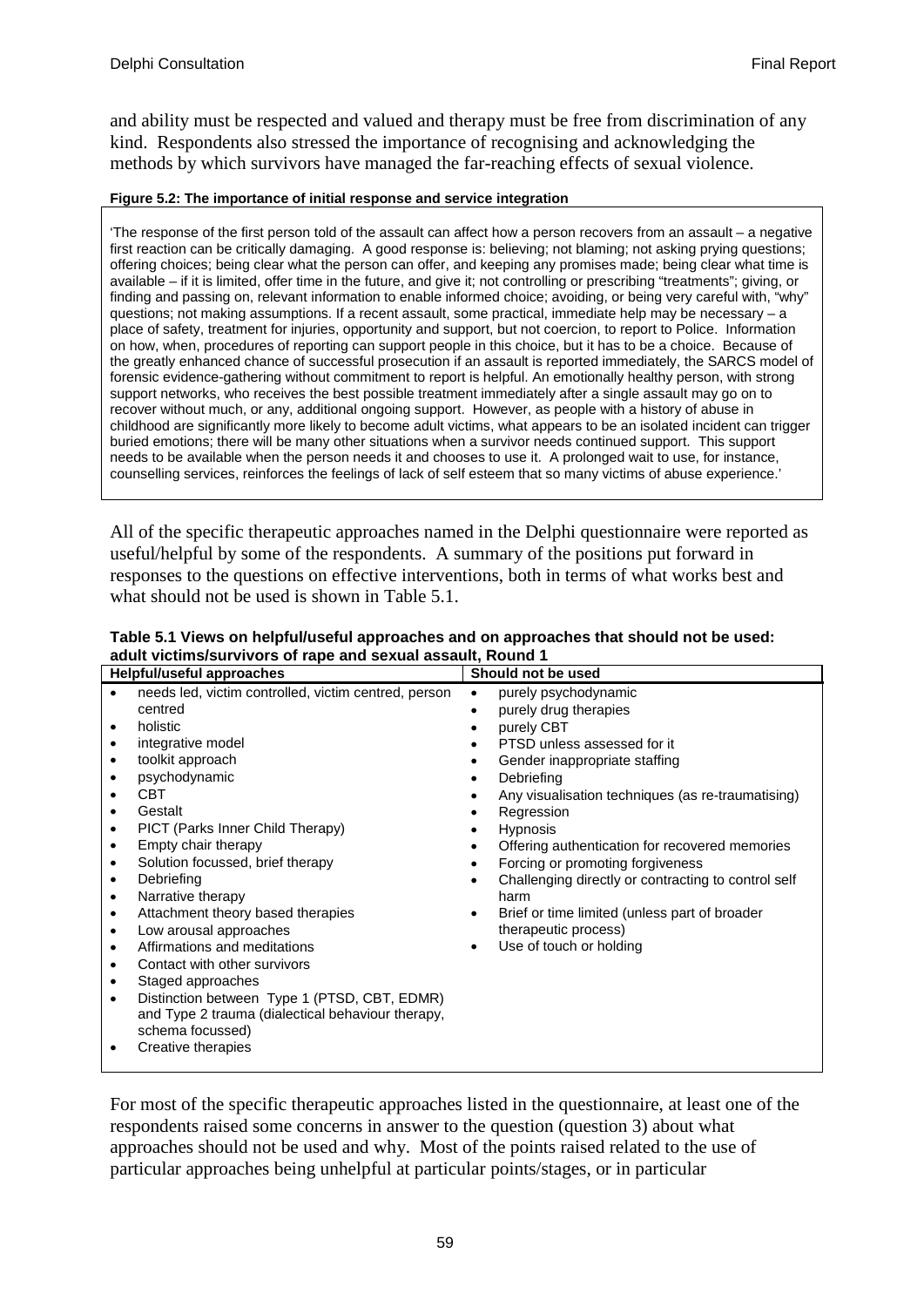and ability must be respected and valued and therapy must be free from discrimination of any kind. Respondents also stressed the importance of recognising and acknowledging the methods by which survivors have managed the far-reaching effects of sexual violence.

**Figure 5.2: The importance of initial response and service integration**

'The response of the first person told of the assault can affect how a person recovers from an assault – a negative first reaction can be critically damaging. A good response is: believing; not blaming; not asking prying questions; offering choices; being clear what the person can offer, and keeping any promises made; being clear what time is available – if it is limited, offer time in the future, and give it; not controlling or prescribing "treatments"; giving, or finding and passing on, relevant information to enable informed choice; avoiding, or being very careful with, "why" questions; not making assumptions. If a recent assault, some practical, immediate help may be necessary – a place of safety, treatment for injuries, opportunity and support, but not coercion, to report to Police. Information on how, when, procedures of reporting can support people in this choice, but it has to be a choice. Because of the greatly enhanced chance of successful prosecution if an assault is reported immediately, the SARCS model of forensic evidence-gathering without commitment to report is helpful. An emotionally healthy person, with strong support networks, who receives the best possible treatment immediately after a single assault may go on to recover without much, or any, additional ongoing support. However, as people with a history of abuse in childhood are significantly more likely to become adult victims, what appears to be an isolated incident can trigger buried emotions; there will be many other situations when a survivor needs continued support. This support needs to be available when the person needs it and chooses to use it. A prolonged wait to use, for instance, counselling services, reinforces the feelings of lack of self esteem that so many victims of abuse experience.'

All of the specific therapeutic approaches named in the Delphi questionnaire were reported as useful/helpful by some of the respondents. A summary of the positions put forward in responses to the questions on effective interventions, both in terms of what works best and what should not be used is shown in Table 5.1.

**Table 5.1 Views on helpful/useful approaches and on approaches that should not be used: adult victims/survivors of rape and sexual assault, Round 1**

| Helpful/useful approaches | Should not be used |
|---|---|
| • needs led, victim controlled, victim centred, person centred | • purely psychodynamic |
| • holistic | • purely drug therapies |
| • integrative model | • purely CBT |
| • toolkit approach | • PTSD unless assessed for it |
| • psychodynamic | • Gender inappropriate staffing |
| • CBT | • Debriefing |
| • Gestalt | • Any visualisation techniques (as re-traumatising) |
| • PICT (Parks Inner Child Therapy) | • Regression |
| • Empty chair therapy | • Hypnosis |
| • Solution focussed, brief therapy | • Offering authentication for recovered memories |
| • Debriefing | • Forcing or promoting forgiveness |
| • Narrative therapy | • Challenging directly or contracting to control self harm |
| • Attachment theory based therapies | • Brief or time limited (unless part of broader therapeutic process) |
| • Low arousal approaches | • Use of touch or holding |
| • Affirmations and meditations | |
| • Contact with other survivors | |
| • Staged approaches | |
| • Distinction between Type 1 (PTSD, CBT, EDMR) and Type 2 trauma (dialectical behaviour therapy, schema focussed) | |
| • Creative therapies | |

For most of the specific therapeutic approaches listed in the questionnaire, at least one of the respondents raised some concerns in answer to the question (question 3) about what approaches should not be used and why. Most of the points raised related to the use of particular approaches being unhelpful at particular points/stages, or in particular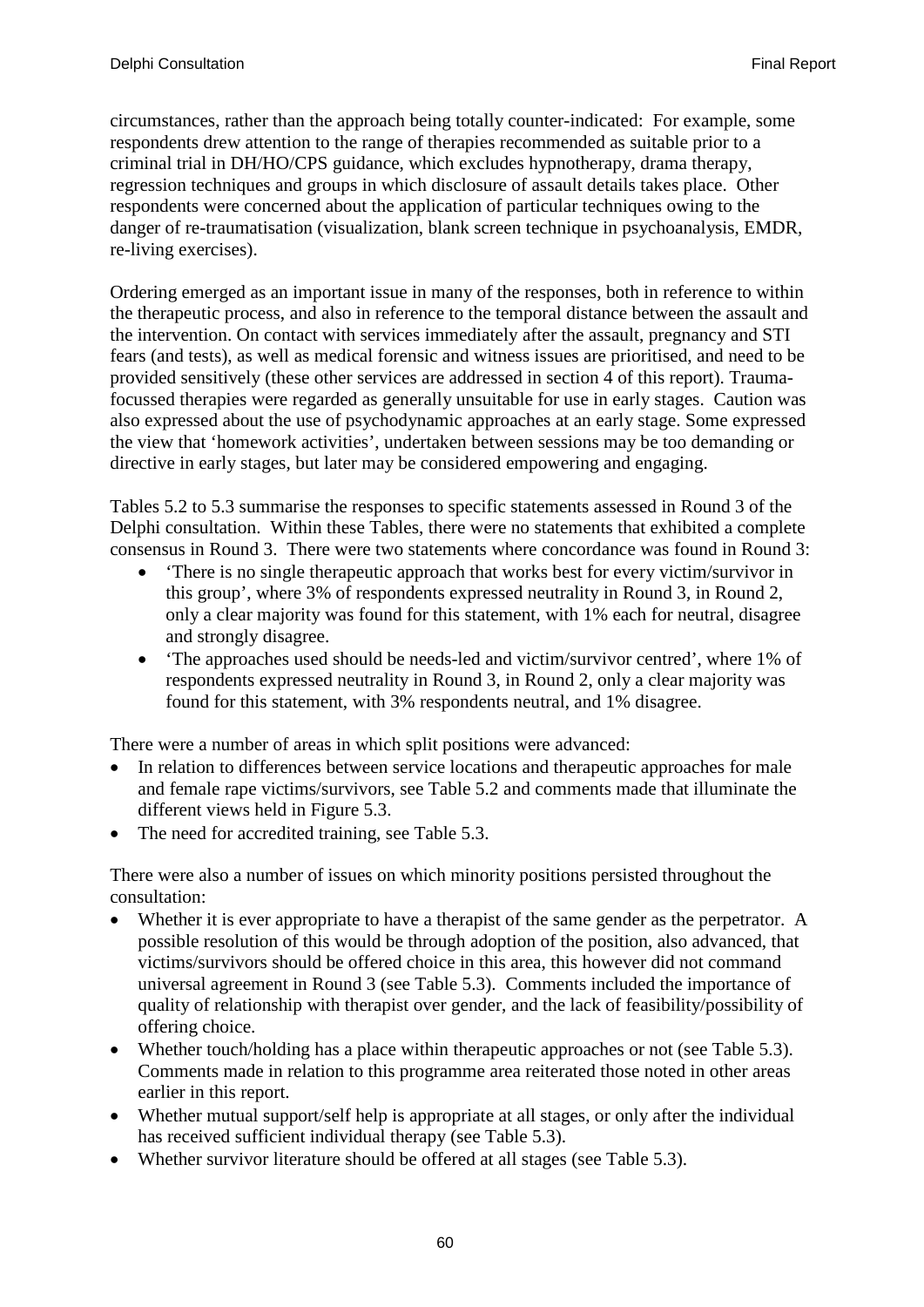circumstances, rather than the approach being totally counter-indicated: For example, some respondents drew attention to the range of therapies recommended as suitable prior to a criminal trial in DH/HO/CPS guidance, which excludes hypnotherapy, drama therapy, regression techniques and groups in which disclosure of assault details takes place. Other respondents were concerned about the application of particular techniques owing to the danger of re-traumatisation (visualization, blank screen technique in psychoanalysis, EMDR, re-living exercises).

Ordering emerged as an important issue in many of the responses, both in reference to within the therapeutic process, and also in reference to the temporal distance between the assault and the intervention. On contact with services immediately after the assault, pregnancy and STI fears (and tests), as well as medical forensic and witness issues are prioritised, and need to be provided sensitively (these other services are addressed in section 4 of this report). Trauma-focussed therapies were regarded as generally unsuitable for use in early stages. Caution was also expressed about the use of psychodynamic approaches at an early stage. Some expressed the view that 'homework activities', undertaken between sessions may be too demanding or directive in early stages, but later may be considered empowering and engaging.

Tables 5.2 to 5.3 summarise the responses to specific statements assessed in Round 3 of the Delphi consultation. Within these Tables, there were no statements that exhibited a complete consensus in Round 3. There were two statements where concordance was found in Round 3:

- 'There is no single therapeutic approach that works best for every victim/survivor in this group', where 3% of respondents expressed neutrality in Round 3, in Round 2, only a clear majority was found for this statement, with 1% each for neutral, disagree and strongly disagree.
- 'The approaches used should be needs-led and victim/survivor centred', where 1% of respondents expressed neutrality in Round 3, in Round 2, only a clear majority was found for this statement, with 3% respondents neutral, and 1% disagree.

There were a number of areas in which split positions were advanced:

- In relation to differences between service locations and therapeutic approaches for male and female rape victims/survivors, see Table 5.2 and comments made that illuminate the different views held in Figure 5.3.
- The need for accredited training, see Table 5.3.

There were also a number of issues on which minority positions persisted throughout the consultation:

- Whether it is ever appropriate to have a therapist of the same gender as the perpetrator. A possible resolution of this would be through adoption of the position, also advanced, that victims/survivors should be offered choice in this area, this however did not command universal agreement in Round 3 (see Table 5.3). Comments included the importance of quality of relationship with therapist over gender, and the lack of feasibility/possibility of offering choice.
- Whether touch/holding has a place within therapeutic approaches or not (see Table 5.3). Comments made in relation to this programme area reiterated those noted in other areas earlier in this report.
- Whether mutual support/self help is appropriate at all stages, or only after the individual has received sufficient individual therapy (see Table 5.3).
- Whether survivor literature should be offered at all stages (see Table 5.3).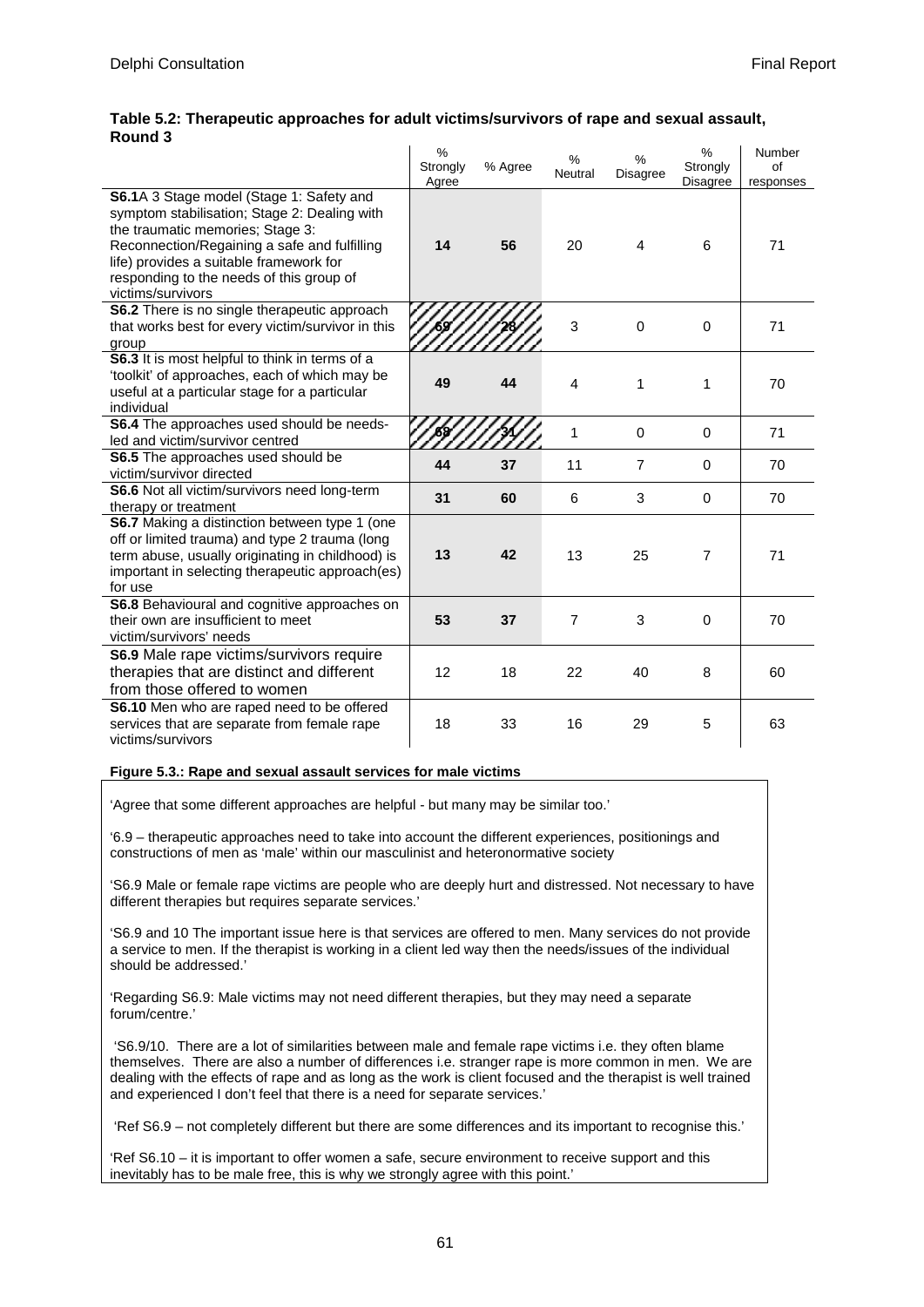**Table 5.2: Therapeutic approaches for adult victims/survivors of rape and sexual assault, Round 3**

| | % Strongly Agree | % Agree | % Neutral | % Disagree | % Strongly Disagree | Number of responses |
|---|---|---|---|---|---|---|
| **S6.1** A 3 Stage model (Stage 1: Safety and symptom stabilisation; Stage 2: Dealing with the traumatic memories; Stage 3: Reconnection/Regaining a safe and fulfilling life) provides a suitable framework for responding to the needs of this group of victims/survivors | **14** | **56** | 20 | 4 | 6 | 71 |
| **S6.2** There is no single therapeutic approach that works best for every victim/survivor in this group | **69** | **28** | 3 | 0 | 0 | 71 |
| **S6.3** It is most helpful to think in terms of a 'toolkit' of approaches, each of which may be useful at a particular stage for a particular individual | **49** | **44** | 4 | 1 | 1 | 70 |
| **S6.4** The approaches used should be needs-led and victim/survivor centred | **68** | **31** | 1 | 0 | 0 | 71 |
| **S6.5** The approaches used should be victim/survivor directed | **44** | **37** | 11 | 7 | 0 | 70 |
| **S6.6** Not all victim/survivors need long-term therapy or treatment | **31** | **60** | 6 | 3 | 0 | 70 |
| **S6.7** Making a distinction between type 1 (one off or limited trauma) and type 2 trauma (long term abuse, usually originating in childhood) is important in selecting therapeutic approach(es) for use | **13** | **42** | 13 | 25 | 7 | 71 |
| **S6.8** Behavioural and cognitive approaches on their own are insufficient to meet victim/survivors' needs | **53** | **37** | 7 | 3 | 0 | 70 |
| **S6.9** Male rape victims/survivors require therapies that are distinct and different from those offered to women | 12 | 18 | 22 | 40 | 8 | 60 |
| **S6.10** Men who are raped need to be offered services that are separate from female rape victims/survivors | 18 | 33 | 16 | 29 | 5 | 63 |

**Figure 5.3.: Rape and sexual assault services for male victims**

'Agree that some different approaches are helpful - but many may be similar too.'

'6.9 – therapeutic approaches need to take into account the different experiences, positionings and constructions of men as 'male' within our masculinist and heteronormative society

'S6.9 Male or female rape victims are people who are deeply hurt and distressed. Not necessary to have different therapies but requires separate services.'

'S6.9 and 10 The important issue here is that services are offered to men. Many services do not provide a service to men. If the therapist is working in a client led way then the needs/issues of the individual should be addressed.'

'Regarding S6.9: Male victims may not need different therapies, but they may need a separate forum/centre.'

'S6.9/10. There are a lot of similarities between male and female rape victims i.e. they often blame themselves. There are also a number of differences i.e. stranger rape is more common in men. We are dealing with the effects of rape and as long as the work is client focused and the therapist is well trained and experienced I don't feel that there is a need for separate services.'

'Ref S6.9 – not completely different but there are some differences and its important to recognise this.'

'Ref S6.10 – it is important to offer women a safe, secure environment to receive support and this inevitably has to be male free, this is why we strongly agree with this point.'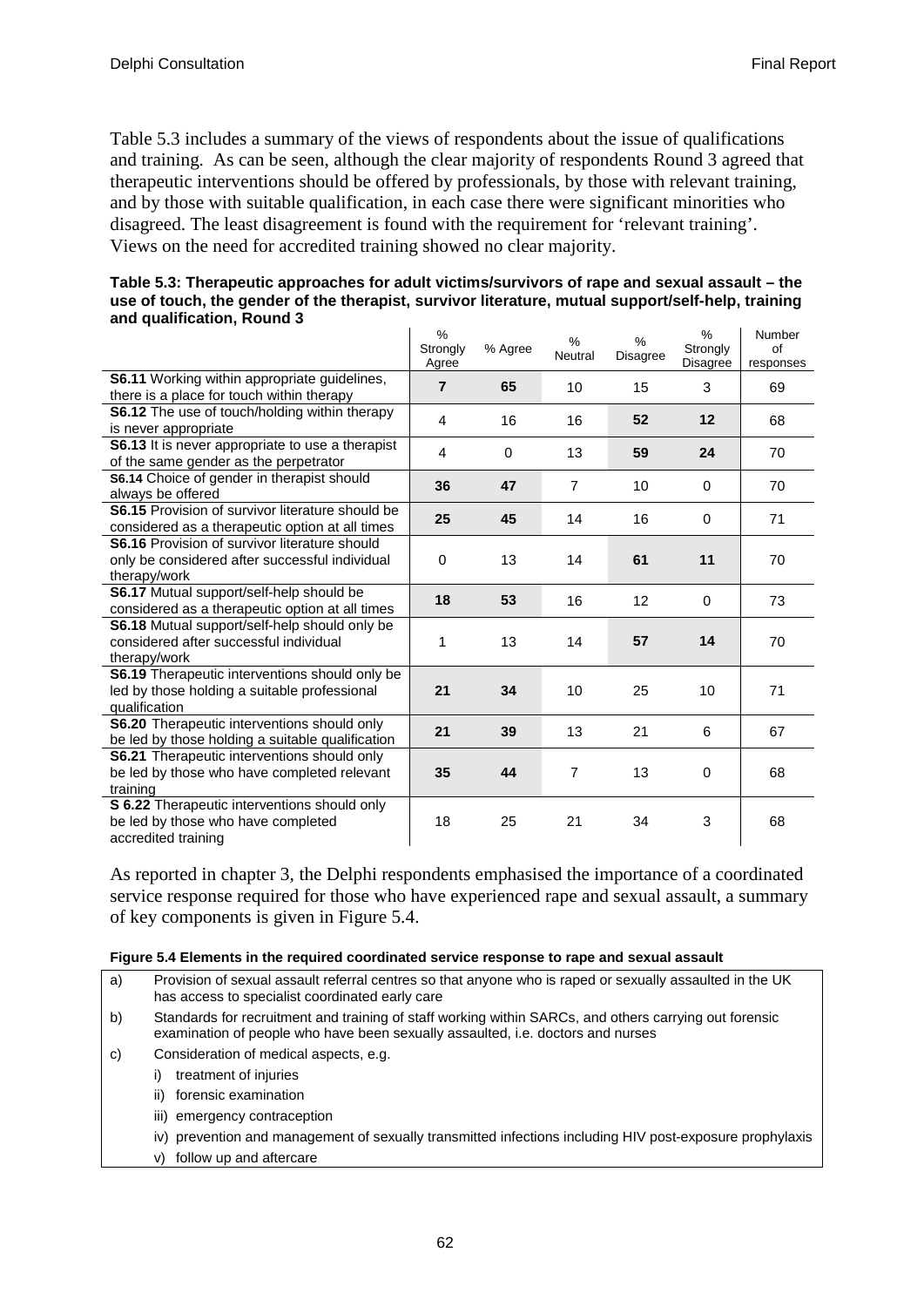Table 5.3 includes a summary of the views of respondents about the issue of qualifications and training. As can be seen, although the clear majority of respondents Round 3 agreed that therapeutic interventions should be offered by professionals, by those with relevant training, and by those with suitable qualification, in each case there were significant minorities who disagreed. The least disagreement is found with the requirement for 'relevant training'. Views on the need for accredited training showed no clear majority.

**Table 5.3: Therapeutic approaches for adult victims/survivors of rape and sexual assault – the use of touch, the gender of the therapist, survivor literature, mutual support/self-help, training and qualification, Round 3**

| | % Strongly Agree | % Agree | % Neutral | % Disagree | % Strongly Disagree | Number of responses |
|---|---|---|---|---|---|---|
| **S6.11** Working within appropriate guidelines, there is a place for touch within therapy | **7** | **65** | 10 | 15 | 3 | 69 |
| **S6.12** The use of touch/holding within therapy is never appropriate | 4 | 16 | 16 | **52** | **12** | 68 |
| **S6.13** It is never appropriate to use a therapist of the same gender as the perpetrator | 4 | 0 | 13 | **59** | **24** | 70 |
| **S6.14** Choice of gender in therapist should always be offered | **36** | **47** | 7 | 10 | 0 | 70 |
| **S6.15** Provision of survivor literature should be considered as a therapeutic option at all times | **25** | **45** | 14 | 16 | 0 | 71 |
| **S6.16** Provision of survivor literature should only be considered after successful individual therapy/work | 0 | 13 | 14 | **61** | **11** | 70 |
| **S6.17** Mutual support/self-help should be considered as a therapeutic option at all times | **18** | **53** | 16 | 12 | 0 | 73 |
| **S6.18** Mutual support/self-help should only be considered after successful individual therapy/work | 1 | 13 | 14 | **57** | **14** | 70 |
| **S6.19** Therapeutic interventions should only be led by those holding a suitable professional qualification | **21** | **34** | 10 | 25 | 10 | 71 |
| **S6.20** Therapeutic interventions should only be led by those holding a suitable qualification | **21** | **39** | 13 | 21 | 6 | 67 |
| **S6.21** Therapeutic interventions should only be led by those who have completed relevant training | **35** | **44** | 7 | 13 | 0 | 68 |
| **S 6.22** Therapeutic interventions should only be led by those who have completed accredited training | 18 | 25 | 21 | 34 | 3 | 68 |

As reported in chapter 3, the Delphi respondents emphasised the importance of a coordinated service response required for those who have experienced rape and sexual assault, a summary of key components is given in Figure 5.4.

**Figure 5.4 Elements in the required coordinated service response to rape and sexual assault**

a) Provision of sexual assault referral centres so that anyone who is raped or sexually assaulted in the UK has access to specialist coordinated early care

b) Standards for recruitment and training of staff working within SARCs, and others carrying out forensic examination of people who have been sexually assaulted, i.e. doctors and nurses

c) Consideration of medical aspects, e.g.
   - i) treatment of injuries
   - ii) forensic examination
   - iii) emergency contraception
   - iv) prevention and management of sexually transmitted infections including HIV post-exposure prophylaxis
   - v) follow up and aftercare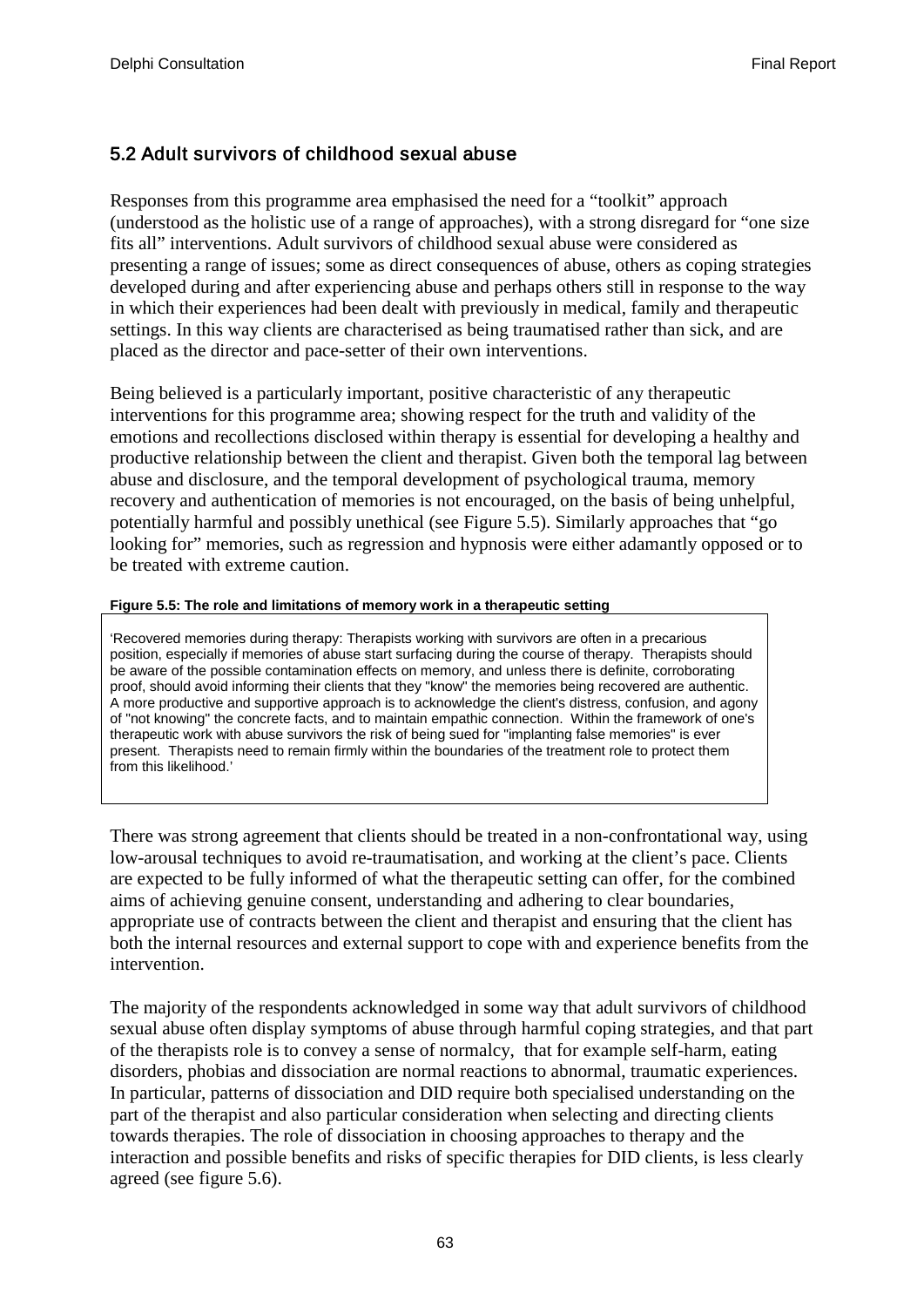## 5.2 Adult survivors of childhood sexual abuse

Responses from this programme area emphasised the need for a "toolkit" approach (understood as the holistic use of a range of approaches), with a strong disregard for "one size fits all" interventions. Adult survivors of childhood sexual abuse were considered as presenting a range of issues; some as direct consequences of abuse, others as coping strategies developed during and after experiencing abuse and perhaps others still in response to the way in which their experiences had been dealt with previously in medical, family and therapeutic settings. In this way clients are characterised as being traumatised rather than sick, and are placed as the director and pace-setter of their own interventions.

Being believed is a particularly important, positive characteristic of any therapeutic interventions for this programme area; showing respect for the truth and validity of the emotions and recollections disclosed within therapy is essential for developing a healthy and productive relationship between the client and therapist. Given both the temporal lag between abuse and disclosure, and the temporal development of psychological trauma, memory recovery and authentication of memories is not encouraged, on the basis of being unhelpful, potentially harmful and possibly unethical (see Figure 5.5). Similarly approaches that "go looking for" memories, such as regression and hypnosis were either adamantly opposed or to be treated with extreme caution.

**Figure 5.5: The role and limitations of memory work in a therapeutic setting**

> 'Recovered memories during therapy: Therapists working with survivors are often in a precarious position, especially if memories of abuse start surfacing during the course of therapy. Therapists should be aware of the possible contamination effects on memory, and unless there is definite, corroborating proof, should avoid informing their clients that they "know" the memories being recovered are authentic. A more productive and supportive approach is to acknowledge the client's distress, confusion, and agony of "not knowing" the concrete facts, and to maintain empathic connection. Within the framework of one's therapeutic work with abuse survivors the risk of being sued for "implanting false memories" is ever present. Therapists need to remain firmly within the boundaries of the treatment role to protect them from this likelihood.'

There was strong agreement that clients should be treated in a non-confrontational way, using low-arousal techniques to avoid re-traumatisation, and working at the client's pace. Clients are expected to be fully informed of what the therapeutic setting can offer, for the combined aims of achieving genuine consent, understanding and adhering to clear boundaries, appropriate use of contracts between the client and therapist and ensuring that the client has both the internal resources and external support to cope with and experience benefits from the intervention.

The majority of the respondents acknowledged in some way that adult survivors of childhood sexual abuse often display symptoms of abuse through harmful coping strategies, and that part of the therapists role is to convey a sense of normalcy, that for example self-harm, eating disorders, phobias and dissociation are normal reactions to abnormal, traumatic experiences. In particular, patterns of dissociation and DID require both specialised understanding on the part of the therapist and also particular consideration when selecting and directing clients towards therapies. The role of dissociation in choosing approaches to therapy and the interaction and possible benefits and risks of specific therapies for DID clients, is less clearly agreed (see figure 5.6).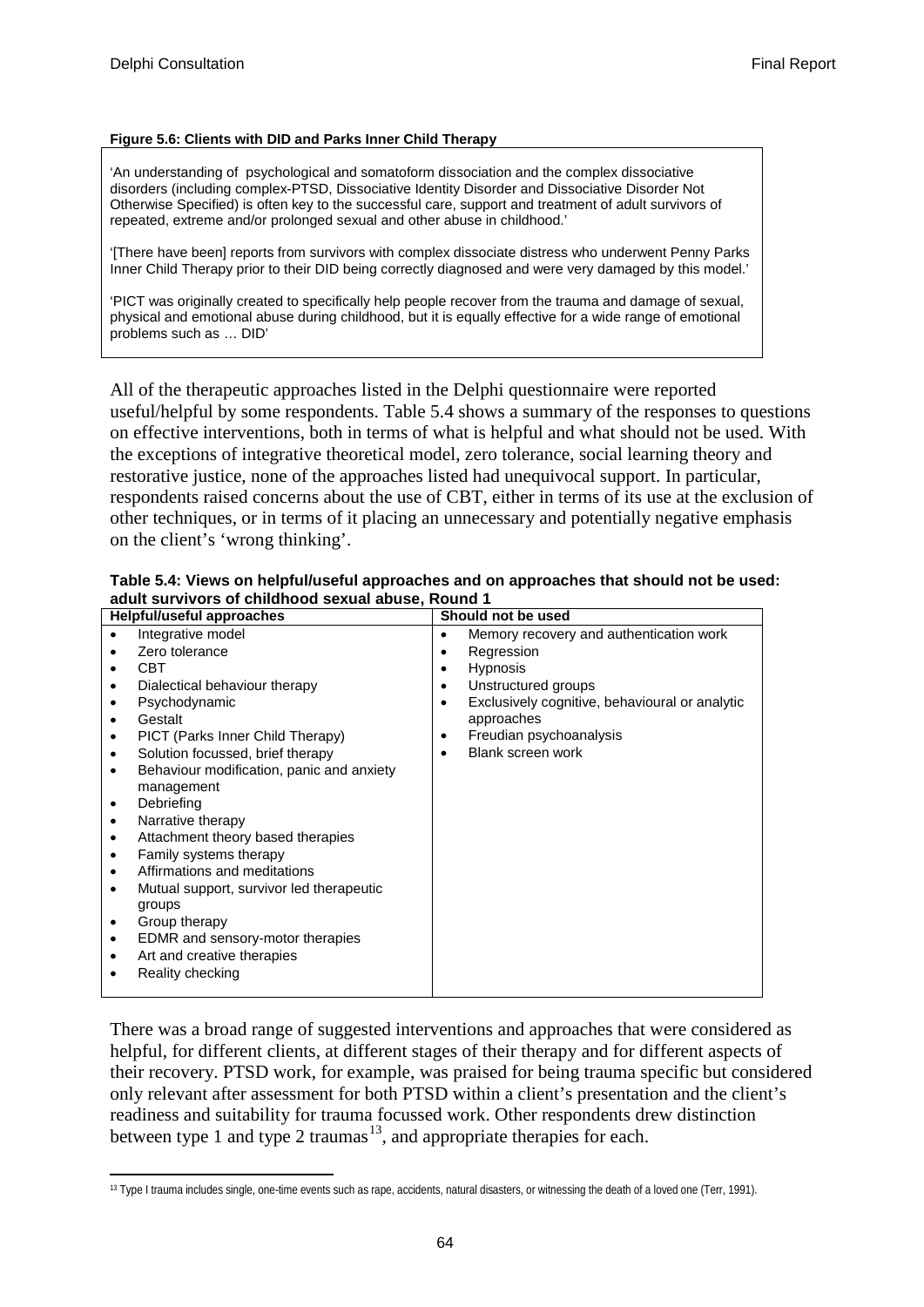**Figure 5.6: Clients with DID and Parks Inner Child Therapy**

> 'An understanding of psychological and somatoform dissociation and the complex dissociative disorders (including complex-PTSD, Dissociative Identity Disorder and Dissociative Disorder Not Otherwise Specified) is often key to the successful care, support and treatment of adult survivors of repeated, extreme and/or prolonged sexual and other abuse in childhood.'
>
> '[There have been] reports from survivors with complex dissociate distress who underwent Penny Parks Inner Child Therapy prior to their DID being correctly diagnosed and were very damaged by this model.'
>
> 'PICT was originally created to specifically help people recover from the trauma and damage of sexual, physical and emotional abuse during childhood, but it is equally effective for a wide range of emotional problems such as … DID'

All of the therapeutic approaches listed in the Delphi questionnaire were reported useful/helpful by some respondents. Table 5.4 shows a summary of the responses to questions on effective interventions, both in terms of what is helpful and what should not be used. With the exceptions of integrative theoretical model, zero tolerance, social learning theory and restorative justice, none of the approaches listed had unequivocal support. In particular, respondents raised concerns about the use of CBT, either in terms of its use at the exclusion of other techniques, or in terms of it placing an unnecessary and potentially negative emphasis on the client's 'wrong thinking'.

**Table 5.4: Views on helpful/useful approaches and on approaches that should not be used: adult survivors of childhood sexual abuse, Round 1**

| Helpful/useful approaches | Should not be used |
|---|---|
| • Integrative model<br>• Zero tolerance<br>• CBT<br>• Dialectical behaviour therapy<br>• Psychodynamic<br>• Gestalt<br>• PICT (Parks Inner Child Therapy)<br>• Solution focussed, brief therapy<br>• Behaviour modification, panic and anxiety management<br>• Debriefing<br>• Narrative therapy<br>• Attachment theory based therapies<br>• Family systems therapy<br>• Affirmations and meditations<br>• Mutual support, survivor led therapeutic groups<br>• Group therapy<br>• EDMR and sensory-motor therapies<br>• Art and creative therapies<br>• Reality checking | • Memory recovery and authentication work<br>• Regression<br>• Hypnosis<br>• Unstructured groups<br>• Exclusively cognitive, behavioural or analytic approaches<br>• Freudian psychoanalysis<br>• Blank screen work |

There was a broad range of suggested interventions and approaches that were considered as helpful, for different clients, at different stages of their therapy and for different aspects of their recovery. PTSD work, for example, was praised for being trauma specific but considered only relevant after assessment for both PTSD within a client's presentation and the client's readiness and suitability for trauma focussed work. Other respondents drew distinction between type 1 and type 2 traumas[13], and appropriate therapies for each.

---

[13] Type I trauma includes single, one-time events such as rape, accidents, natural disasters, or witnessing the death of a loved one (Terr, 1991).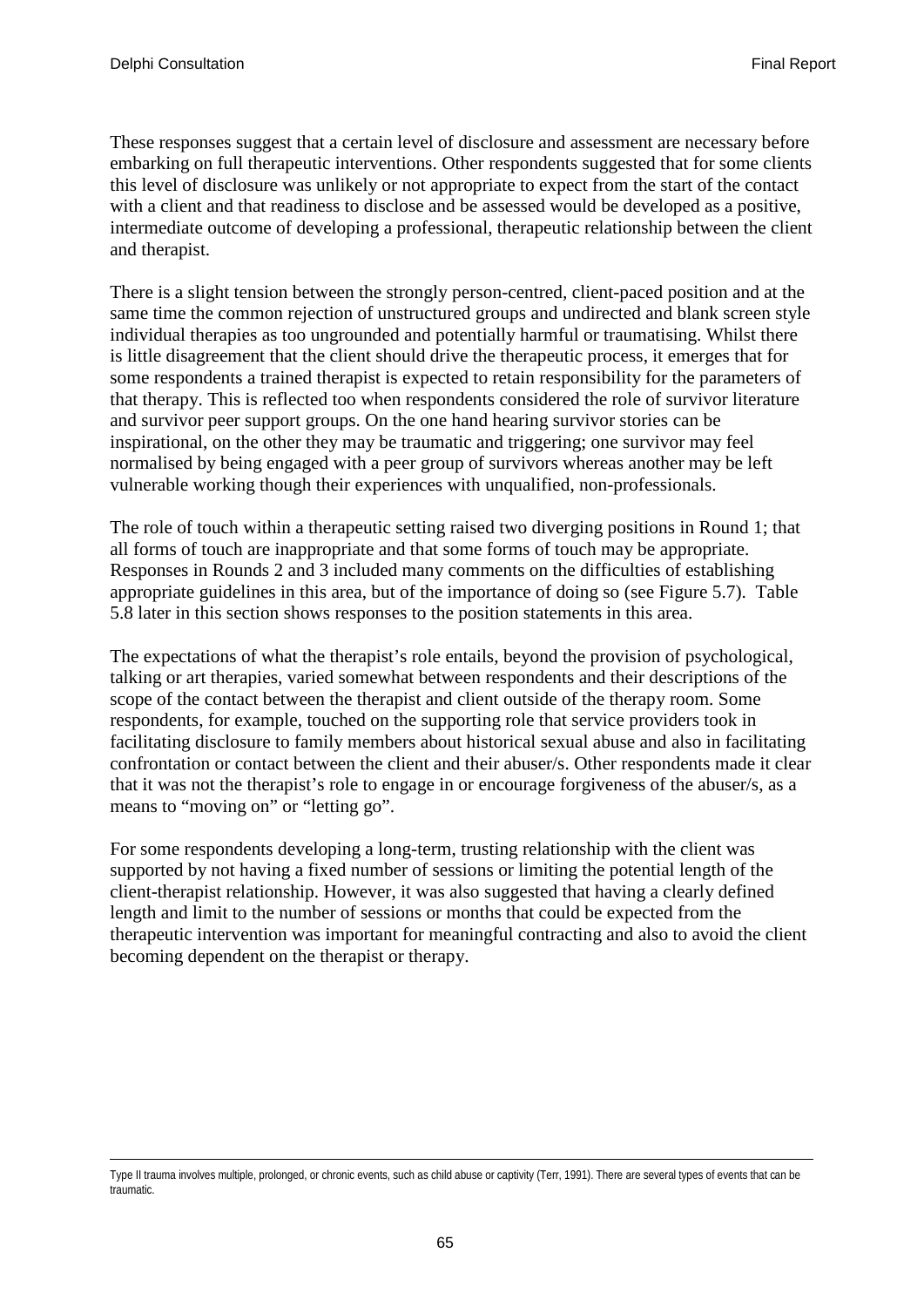These responses suggest that a certain level of disclosure and assessment are necessary before embarking on full therapeutic interventions. Other respondents suggested that for some clients this level of disclosure was unlikely or not appropriate to expect from the start of the contact with a client and that readiness to disclose and be assessed would be developed as a positive, intermediate outcome of developing a professional, therapeutic relationship between the client and therapist.

There is a slight tension between the strongly person-centred, client-paced position and at the same time the common rejection of unstructured groups and undirected and blank screen style individual therapies as too ungrounded and potentially harmful or traumatising. Whilst there is little disagreement that the client should drive the therapeutic process, it emerges that for some respondents a trained therapist is expected to retain responsibility for the parameters of that therapy. This is reflected too when respondents considered the role of survivor literature and survivor peer support groups. On the one hand hearing survivor stories can be inspirational, on the other they may be traumatic and triggering; one survivor may feel normalised by being engaged with a peer group of survivors whereas another may be left vulnerable working though their experiences with unqualified, non-professionals.

The role of touch within a therapeutic setting raised two diverging positions in Round 1; that all forms of touch are inappropriate and that some forms of touch may be appropriate. Responses in Rounds 2 and 3 included many comments on the difficulties of establishing appropriate guidelines in this area, but of the importance of doing so (see Figure 5.7). Table 5.8 later in this section shows responses to the position statements in this area.

The expectations of what the therapist's role entails, beyond the provision of psychological, talking or art therapies, varied somewhat between respondents and their descriptions of the scope of the contact between the therapist and client outside of the therapy room. Some respondents, for example, touched on the supporting role that service providers took in facilitating disclosure to family members about historical sexual abuse and also in facilitating confrontation or contact between the client and their abuser/s. Other respondents made it clear that it was not the therapist's role to engage in or encourage forgiveness of the abuser/s, as a means to "moving on" or "letting go".

For some respondents developing a long-term, trusting relationship with the client was supported by not having a fixed number of sessions or limiting the potential length of the client-therapist relationship. However, it was also suggested that having a clearly defined length and limit to the number of sessions or months that could be expected from the therapeutic intervention was important for meaningful contracting and also to avoid the client becoming dependent on the therapist or therapy.

---

Type II trauma involves multiple, prolonged, or chronic events, such as child abuse or captivity (Terr, 1991). There are several types of events that can be traumatic.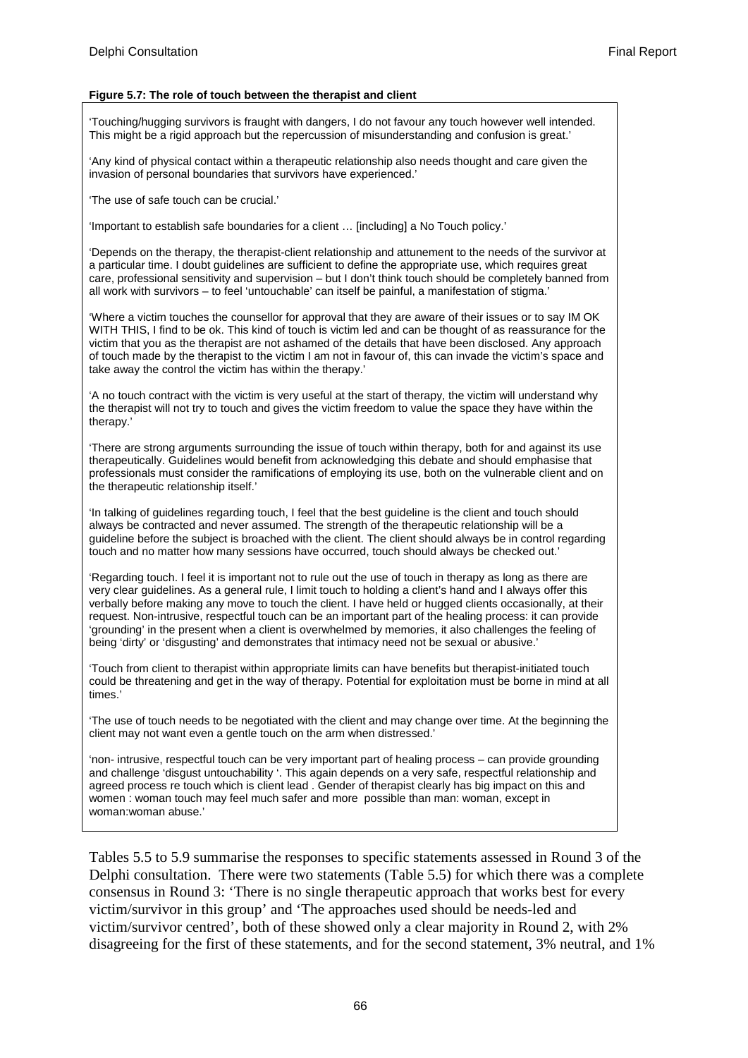**Figure 5.7: The role of touch between the therapist and client**

'Touching/hugging survivors is fraught with dangers, I do not favour any touch however well intended. This might be a rigid approach but the repercussion of misunderstanding and confusion is great.'

'Any kind of physical contact within a therapeutic relationship also needs thought and care given the invasion of personal boundaries that survivors have experienced.'

'The use of safe touch can be crucial.'

'Important to establish safe boundaries for a client … [including] a No Touch policy.'

'Depends on the therapy, the therapist-client relationship and attunement to the needs of the survivor at a particular time. I doubt guidelines are sufficient to define the appropriate use, which requires great care, professional sensitivity and supervision – but I don't think touch should be completely banned from all work with survivors – to feel 'untouchable' can itself be painful, a manifestation of stigma.'

'Where a victim touches the counsellor for approval that they are aware of their issues or to say IM OK WITH THIS, I find to be ok. This kind of touch is victim led and can be thought of as reassurance for the victim that you as the therapist are not ashamed of the details that have been disclosed. Any approach of touch made by the therapist to the victim I am not in favour of, this can invade the victim's space and take away the control the victim has within the therapy.'

'A no touch contract with the victim is very useful at the start of therapy, the victim will understand why the therapist will not try to touch and gives the victim freedom to value the space they have within the therapy.'

'There are strong arguments surrounding the issue of touch within therapy, both for and against its use therapeutically. Guidelines would benefit from acknowledging this debate and should emphasise that professionals must consider the ramifications of employing its use, both on the vulnerable client and on the therapeutic relationship itself.'

'In talking of guidelines regarding touch, I feel that the best guideline is the client and touch should always be contracted and never assumed. The strength of the therapeutic relationship will be a guideline before the subject is broached with the client. The client should always be in control regarding touch and no matter how many sessions have occurred, touch should always be checked out.'

'Regarding touch. I feel it is important not to rule out the use of touch in therapy as long as there are very clear guidelines. As a general rule, I limit touch to holding a client's hand and I always offer this verbally before making any move to touch the client. I have held or hugged clients occasionally, at their request. Non-intrusive, respectful touch can be an important part of the healing process: it can provide 'grounding' in the present when a client is overwhelmed by memories, it also challenges the feeling of being 'dirty' or 'disgusting' and demonstrates that intimacy need not be sexual or abusive.'

'Touch from client to therapist within appropriate limits can have benefits but therapist-initiated touch could be threatening and get in the way of therapy. Potential for exploitation must be borne in mind at all times.'

'The use of touch needs to be negotiated with the client and may change over time. At the beginning the client may not want even a gentle touch on the arm when distressed.'

'non- intrusive, respectful touch can be very important part of healing process – can provide grounding and challenge 'disgust untouchability '. This again depends on a very safe, respectful relationship and agreed process re touch which is client lead . Gender of therapist clearly has big impact on this and women : woman touch may feel much safer and more possible than man: woman, except in woman:woman abuse.'

Tables 5.5 to 5.9 summarise the responses to specific statements assessed in Round 3 of the Delphi consultation. There were two statements (Table 5.5) for which there was a complete consensus in Round 3: 'There is no single therapeutic approach that works best for every victim/survivor in this group' and 'The approaches used should be needs-led and victim/survivor centred', both of these showed only a clear majority in Round 2, with 2% disagreeing for the first of these statements, and for the second statement, 3% neutral, and 1%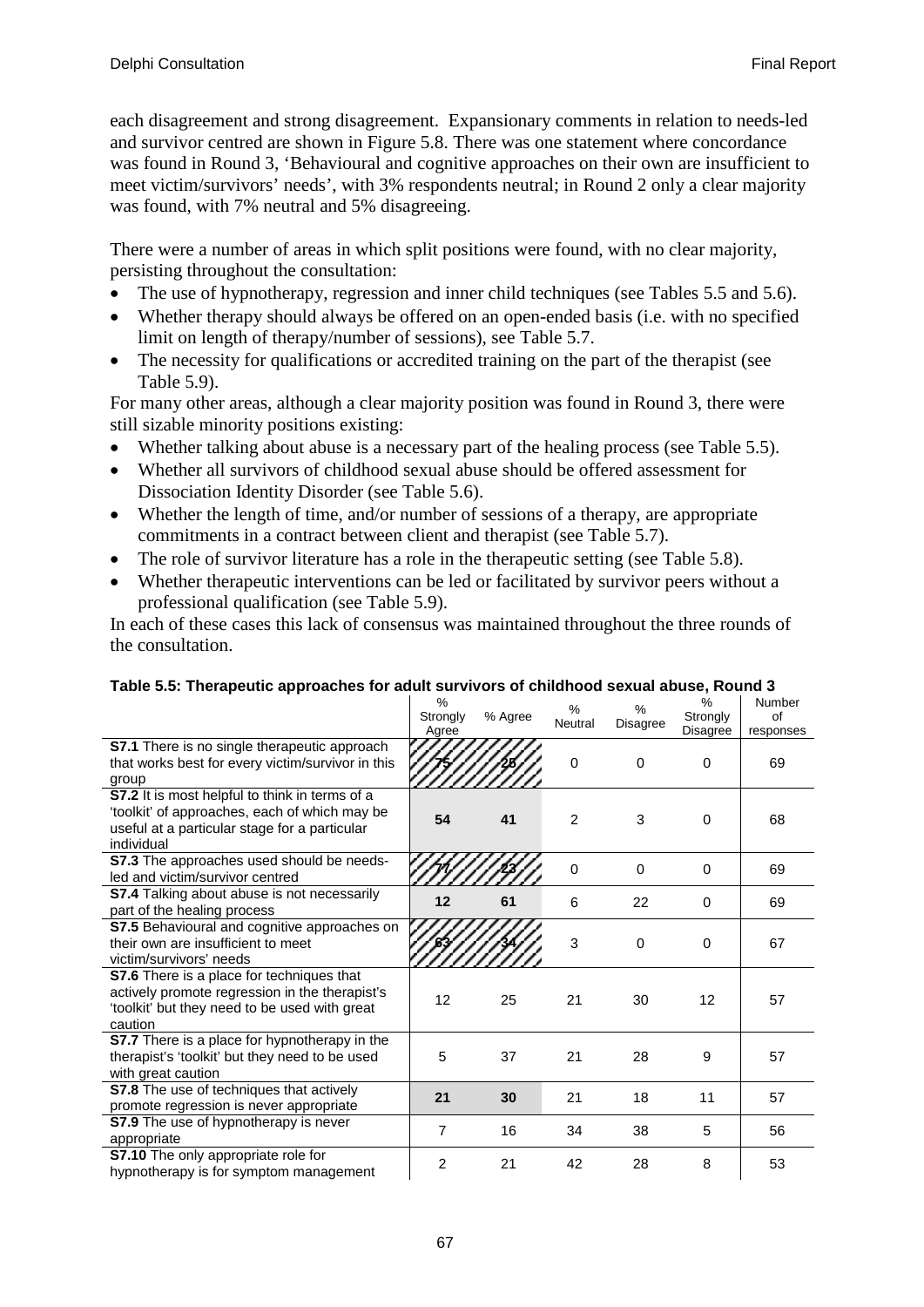each disagreement and strong disagreement. Expansionary comments in relation to needs-led and survivor centred are shown in Figure 5.8. There was one statement where concordance was found in Round 3, 'Behavioural and cognitive approaches on their own are insufficient to meet victim/survivors' needs', with 3% respondents neutral; in Round 2 only a clear majority was found, with 7% neutral and 5% disagreeing.

There were a number of areas in which split positions were found, with no clear majority, persisting throughout the consultation:

- The use of hypnotherapy, regression and inner child techniques (see Tables 5.5 and 5.6).
- Whether therapy should always be offered on an open-ended basis (i.e. with no specified limit on length of therapy/number of sessions), see Table 5.7.
- The necessity for qualifications or accredited training on the part of the therapist (see Table 5.9).

For many other areas, although a clear majority position was found in Round 3, there were still sizable minority positions existing:

- Whether talking about abuse is a necessary part of the healing process (see Table 5.5).
- Whether all survivors of childhood sexual abuse should be offered assessment for Dissociation Identity Disorder (see Table 5.6).
- Whether the length of time, and/or number of sessions of a therapy, are appropriate commitments in a contract between client and therapist (see Table 5.7).
- The role of survivor literature has a role in the therapeutic setting (see Table 5.8).
- Whether therapeutic interventions can be led or facilitated by survivor peers without a professional qualification (see Table 5.9).

In each of these cases this lack of consensus was maintained throughout the three rounds of the consultation.

**Table 5.5: Therapeutic approaches for adult survivors of childhood sexual abuse, Round 3**

| | % Strongly Agree | % Agree | % Neutral | % Disagree | % Strongly Disagree | Number of responses |
|---|---|---|---|---|---|---|
| **S7.1** There is no single therapeutic approach that works best for every victim/survivor in this group | 75 | 25 | 0 | 0 | 0 | 69 |
| **S7.2** It is most helpful to think in terms of a 'toolkit' of approaches, each of which may be useful at a particular stage for a particular individual | **54** | **41** | 2 | 3 | 0 | 68 |
| **S7.3** The approaches used should be needs-led and victim/survivor centred | 77 | 23 | 0 | 0 | 0 | 69 |
| **S7.4** Talking about abuse is not necessarily part of the healing process | **12** | **61** | 6 | 22 | 0 | 69 |
| **S7.5** Behavioural and cognitive approaches on their own are insufficient to meet victim/survivors' needs | 63 | 34 | 3 | 0 | 0 | 67 |
| **S7.6** There is a place for techniques that actively promote regression in the therapist's 'toolkit' but they need to be used with great caution | 12 | 25 | 21 | 30 | 12 | 57 |
| **S7.7** There is a place for hypnotherapy in the therapist's 'toolkit' but they need to be used with great caution | 5 | 37 | 21 | 28 | 9 | 57 |
| **S7.8** The use of techniques that actively promote regression is never appropriate | **21** | **30** | 21 | 18 | 11 | 57 |
| **S7.9** The use of hypnotherapy is never appropriate | 7 | 16 | 34 | 38 | 5 | 56 |
| **S7.10** The only appropriate role for hypnotherapy is for symptom management | 2 | 21 | 42 | 28 | 8 | 53 |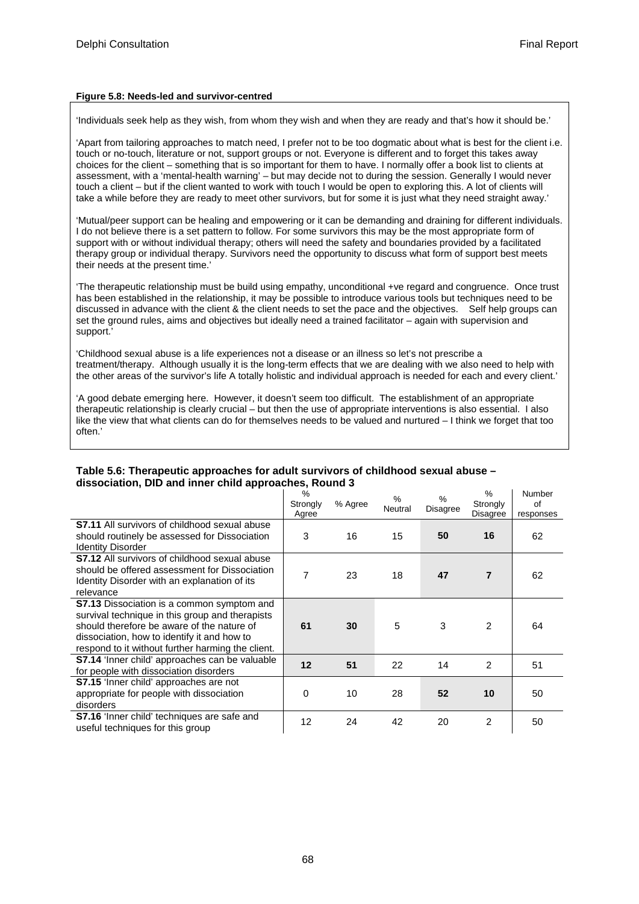**Figure 5.8: Needs-led and survivor-centred**

'Individuals seek help as they wish, from whom they wish and when they are ready and that's how it should be.'

'Apart from tailoring approaches to match need, I prefer not to be too dogmatic about what is best for the client i.e. touch or no-touch, literature or not, support groups or not. Everyone is different and to forget this takes away choices for the client – something that is so important for them to have. I normally offer a book list to clients at assessment, with a 'mental-health warning' – but may decide not to during the session. Generally I would never touch a client – but if the client wanted to work with touch I would be open to exploring this. A lot of clients will take a while before they are ready to meet other survivors, but for some it is just what they need straight away.'

'Mutual/peer support can be healing and empowering or it can be demanding and draining for different individuals. I do not believe there is a set pattern to follow. For some survivors this may be the most appropriate form of support with or without individual therapy; others will need the safety and boundaries provided by a facilitated therapy group or individual therapy. Survivors need the opportunity to discuss what form of support best meets their needs at the present time.'

'The therapeutic relationship must be build using empathy, unconditional +ve regard and congruence. Once trust has been established in the relationship, it may be possible to introduce various tools but techniques need to be discussed in advance with the client & the client needs to set the pace and the objectives. Self help groups can set the ground rules, aims and objectives but ideally need a trained facilitator – again with supervision and support.'

'Childhood sexual abuse is a life experiences not a disease or an illness so let's not prescribe a treatment/therapy. Although usually it is the long-term effects that we are dealing with we also need to help with the other areas of the survivor's life A totally holistic and individual approach is needed for each and every client.'

'A good debate emerging here. However, it doesn't seem too difficult. The establishment of an appropriate therapeutic relationship is clearly crucial – but then the use of appropriate interventions is also essential. I also like the view that what clients can do for themselves needs to be valued and nurtured – I think we forget that too often.'

**Table 5.6: Therapeutic approaches for adult survivors of childhood sexual abuse – dissociation, DID and inner child approaches, Round 3**

| | % Strongly Agree | % Agree | % Neutral | % Disagree | % Strongly Disagree | Number of responses |
|---|---|---|---|---|---|---|
| **S7.11** All survivors of childhood sexual abuse should routinely be assessed for Dissociation Identity Disorder | 3 | 16 | 15 | **50** | **16** | 62 |
| **S7.12** All survivors of childhood sexual abuse should be offered assessment for Dissociation Identity Disorder with an explanation of its relevance | 7 | 23 | 18 | **47** | **7** | 62 |
| **S7.13** Dissociation is a common symptom and survival technique in this group and therapists should therefore be aware of the nature of dissociation, how to identify it and how to respond to it without further harming the client. | **61** | **30** | 5 | 3 | 2 | 64 |
| **S7.14** 'Inner child' approaches can be valuable for people with dissociation disorders | **12** | **51** | 22 | 14 | 2 | 51 |
| **S7.15** 'Inner child' approaches are not appropriate for people with dissociation disorders | 0 | 10 | 28 | **52** | **10** | 50 |
| **S7.16** 'Inner child' techniques are safe and useful techniques for this group | 12 | 24 | 42 | 20 | 2 | 50 |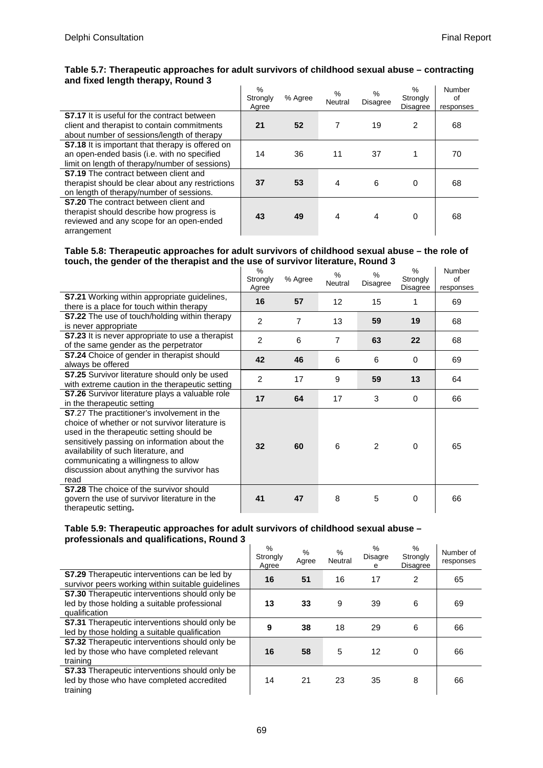**Table 5.7: Therapeutic approaches for adult survivors of childhood sexual abuse – contracting and fixed length therapy, Round 3**

| | % Strongly Agree | % Agree | % Neutral | % Disagree | % Strongly Disagree | Number of responses |
|---|---|---|---|---|---|---|
| **S7.17** It is useful for the contract between client and therapist to contain commitments about number of sessions/length of therapy | **21** | **52** | 7 | 19 | 2 | 68 |
| **S7.18** It is important that therapy is offered on an open-ended basis (i.e. with no specified limit on length of therapy/number of sessions) | 14 | 36 | 11 | 37 | 1 | 70 |
| **S7.19** The contract between client and therapist should be clear about any restrictions on length of therapy/number of sessions. | **37** | **53** | 4 | 6 | 0 | 68 |
| **S7.20** The contract between client and therapist should describe how progress is reviewed and any scope for an open-ended arrangement | **43** | **49** | 4 | 4 | 0 | 68 |

**Table 5.8: Therapeutic approaches for adult survivors of childhood sexual abuse – the role of touch, the gender of the therapist and the use of survivor literature, Round 3**

| | % Strongly Agree | % Agree | % Neutral | % Disagree | % Strongly Disagree | Number of responses |
|---|---|---|---|---|---|---|
| **S7.21** Working within appropriate guidelines, there is a place for touch within therapy | **16** | **57** | 12 | 15 | 1 | 69 |
| **S7.22** The use of touch/holding within therapy is never appropriate | 2 | 7 | 13 | **59** | **19** | 68 |
| **S7.23** It is never appropriate to use a therapist of the same gender as the perpetrator | 2 | 6 | 7 | **63** | **22** | 68 |
| **S7.24** Choice of gender in therapist should always be offered | **42** | **46** | 6 | 6 | 0 | 69 |
| **S7.25** Survivor literature should only be used with extreme caution in the therapeutic setting | 2 | 17 | 9 | **59** | **13** | 64 |
| **S7.26** Survivor literature plays a valuable role in the therapeutic setting | **17** | **64** | 17 | 3 | 0 | 66 |
| **S7**.27 The practitioner's involvement in the choice of whether or not survivor literature is used in the therapeutic setting should be sensitively passing on information about the availability of such literature, and communicating a willingness to allow discussion about anything the survivor has read | **32** | **60** | 6 | 2 | 0 | 65 |
| **S7.28** The choice of the survivor should govern the use of survivor literature in the therapeutic setting**.** | **41** | **47** | 8 | 5 | 0 | 66 |

**Table 5.9: Therapeutic approaches for adult survivors of childhood sexual abuse – professionals and qualifications, Round 3**

| | % Strongly Agree | % Agree | % Neutral | % Disagree | % Strongly Disagree | Number of responses |
|---|---|---|---|---|---|---|
| **S7.29** Therapeutic interventions can be led by survivor peers working within suitable guidelines | **16** | **51** | 16 | 17 | 2 | 65 |
| **S7.30** Therapeutic interventions should only be led by those holding a suitable professional qualification | **13** | **33** | 9 | 39 | 6 | 69 |
| **S7.31** Therapeutic interventions should only be led by those holding a suitable qualification | **9** | **38** | 18 | 29 | 6 | 66 |
| **S7.32** Therapeutic interventions should only be led by those who have completed relevant training | **16** | **58** | 5 | 12 | 0 | 66 |
| **S7.33** Therapeutic interventions should only be led by those who have completed accredited training | 14 | 21 | 23 | 35 | 8 | 66 |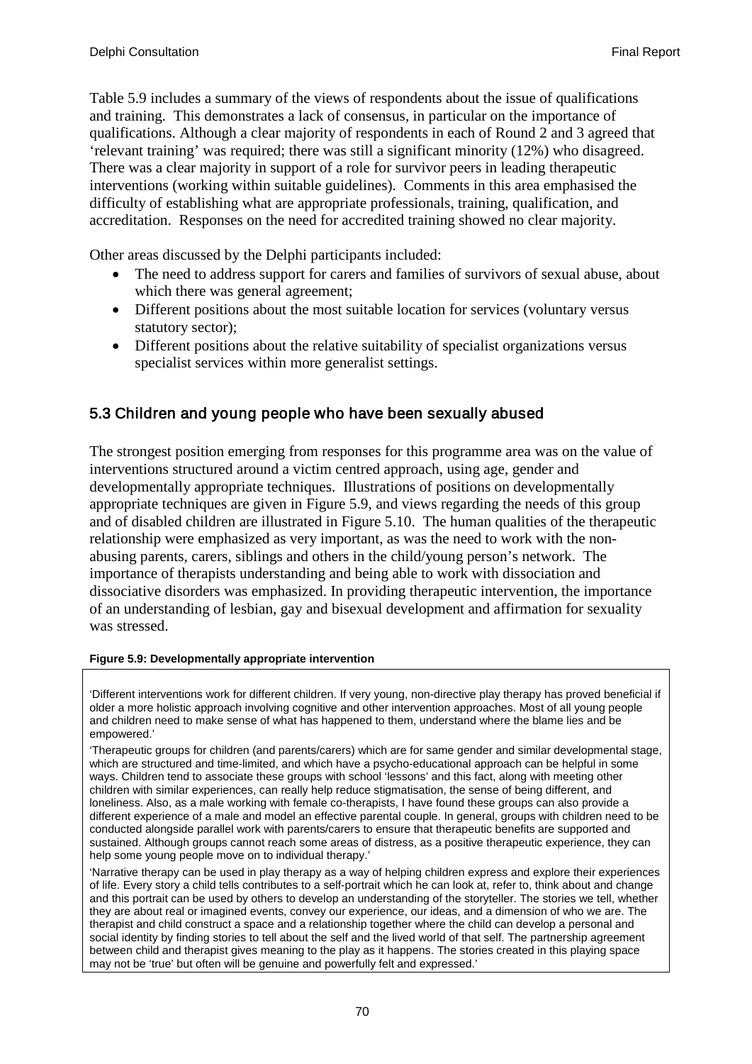Table 5.9 includes a summary of the views of respondents about the issue of qualifications and training. This demonstrates a lack of consensus, in particular on the importance of qualifications. Although a clear majority of respondents in each of Round 2 and 3 agreed that 'relevant training' was required; there was still a significant minority (12%) who disagreed. There was a clear majority in support of a role for survivor peers in leading therapeutic interventions (working within suitable guidelines). Comments in this area emphasised the difficulty of establishing what are appropriate professionals, training, qualification, and accreditation. Responses on the need for accredited training showed no clear majority.

Other areas discussed by the Delphi participants included:

- The need to address support for carers and families of survivors of sexual abuse, about which there was general agreement;
- Different positions about the most suitable location for services (voluntary versus statutory sector);
- Different positions about the relative suitability of specialist organizations versus specialist services within more generalist settings.

## 5.3 Children and young people who have been sexually abused

The strongest position emerging from responses for this programme area was on the value of interventions structured around a victim centred approach, using age, gender and developmentally appropriate techniques. Illustrations of positions on developmentally appropriate techniques are given in Figure 5.9, and views regarding the needs of this group and of disabled children are illustrated in Figure 5.10. The human qualities of the therapeutic relationship were emphasized as very important, as was the need to work with the non-abusing parents, carers, siblings and others in the child/young person's network. The importance of therapists understanding and being able to work with dissociation and dissociative disorders was emphasized. In providing therapeutic intervention, the importance of an understanding of lesbian, gay and bisexual development and affirmation for sexuality was stressed.

**Figure 5.9: Developmentally appropriate intervention**

'Different interventions work for different children. If very young, non-directive play therapy has proved beneficial if older a more holistic approach involving cognitive and other intervention approaches. Most of all young people and children need to make sense of what has happened to them, understand where the blame lies and be empowered.'

'Therapeutic groups for children (and parents/carers) which are for same gender and similar developmental stage, which are structured and time-limited, and which have a psycho-educational approach can be helpful in some ways. Children tend to associate these groups with school 'lessons' and this fact, along with meeting other children with similar experiences, can really help reduce stigmatisation, the sense of being different, and loneliness. Also, as a male working with female co-therapists, I have found these groups can also provide a different experience of a male and model an effective parental couple. In general, groups with children need to be conducted alongside parallel work with parents/carers to ensure that therapeutic benefits are supported and sustained. Although groups cannot reach some areas of distress, as a positive therapeutic experience, they can help some young people move on to individual therapy.'

'Narrative therapy can be used in play therapy as a way of helping children express and explore their experiences of life. Every story a child tells contributes to a self-portrait which he can look at, refer to, think about and change and this portrait can be used by others to develop an understanding of the storyteller. The stories we tell, whether they are about real or imagined events, convey our experience, our ideas, and a dimension of who we are. The therapist and child construct a space and a relationship together where the child can develop a personal and social identity by finding stories to tell about the self and the lived world of that self. The partnership agreement between child and therapist gives meaning to the play as it happens. The stories created in this playing space may not be 'true' but often will be genuine and powerfully felt and expressed.'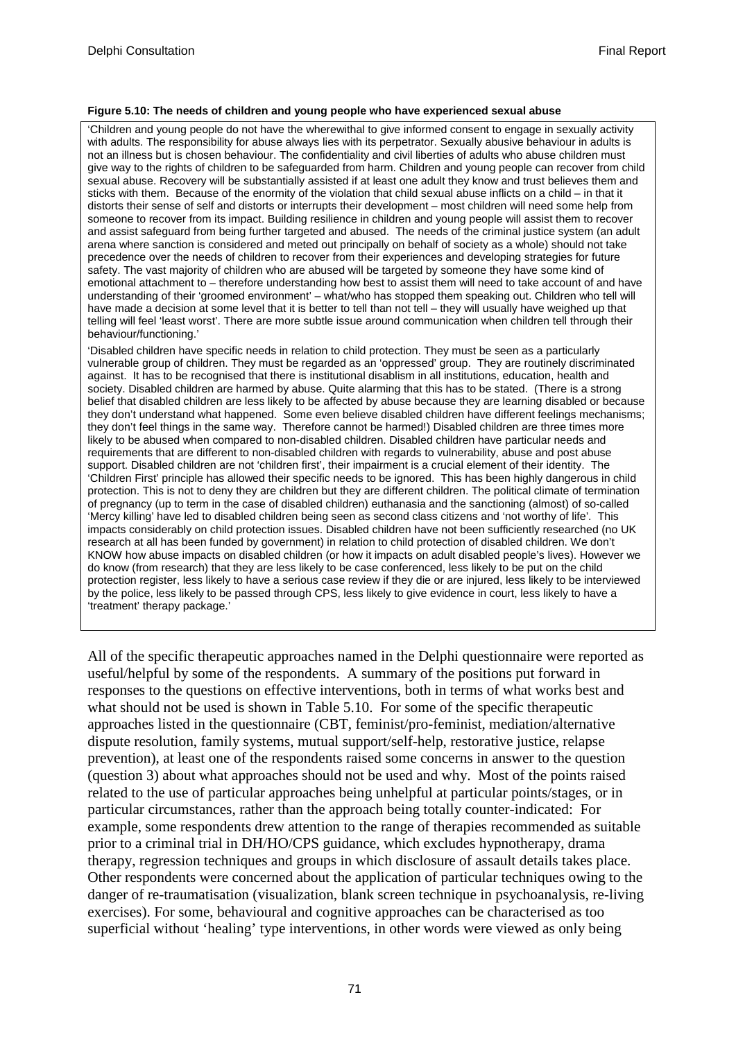**Figure 5.10: The needs of children and young people who have experienced sexual abuse**

> 'Children and young people do not have the wherewithal to give informed consent to engage in sexually activity with adults. The responsibility for abuse always lies with its perpetrator. Sexually abusive behaviour in adults is not an illness but is chosen behaviour. The confidentiality and civil liberties of adults who abuse children must give way to the rights of children to be safeguarded from harm. Children and young people can recover from child sexual abuse. Recovery will be substantially assisted if at least one adult they know and trust believes them and sticks with them. Because of the enormity of the violation that child sexual abuse inflicts on a child – in that it distorts their sense of self and distorts or interrupts their development – most children will need some help from someone to recover from its impact. Building resilience in children and young people will assist them to recover and assist safeguard from being further targeted and abused. The needs of the criminal justice system (an adult arena where sanction is considered and meted out principally on behalf of society as a whole) should not take precedence over the needs of children to recover from their experiences and developing strategies for future safety. The vast majority of children who are abused will be targeted by someone they have some kind of emotional attachment to – therefore understanding how best to assist them will need to take account of and have understanding of their 'groomed environment' – what/who has stopped them speaking out. Children who tell will have made a decision at some level that it is better to tell than not tell – they will usually have weighed up that telling will feel 'least worst'. There are more subtle issue around communication when children tell through their behaviour/functioning.'
>
> 'Disabled children have specific needs in relation to child protection. They must be seen as a particularly vulnerable group of children. They must be regarded as an 'oppressed' group. They are routinely discriminated against. It has to be recognised that there is institutional disablism in all institutions, education, health and society. Disabled children are harmed by abuse. Quite alarming that this has to be stated. (There is a strong belief that disabled children are less likely to be affected by abuse because they are learning disabled or because they don't understand what happened. Some even believe disabled children have different feelings mechanisms; they don't feel things in the same way. Therefore cannot be harmed!) Disabled children are three times more likely to be abused when compared to non-disabled children. Disabled children have particular needs and requirements that are different to non-disabled children with regards to vulnerability, abuse and post abuse support. Disabled children are not 'children first', their impairment is a crucial element of their identity. The 'Children First' principle has allowed their specific needs to be ignored. This has been highly dangerous in child protection. This is not to deny they are children but they are different children. The political climate of termination of pregnancy (up to term in the case of disabled children) euthanasia and the sanctioning (almost) of so-called 'Mercy killing' have led to disabled children being seen as second class citizens and 'not worthy of life'. This impacts considerably on child protection issues. Disabled children have not been sufficiently researched (no UK research at all has been funded by government) in relation to child protection of disabled children. We don't KNOW how abuse impacts on disabled children (or how it impacts on adult disabled people's lives). However we do know (from research) that they are less likely to be case conferenced, less likely to be put on the child protection register, less likely to have a serious case review if they die or are injured, less likely to be interviewed by the police, less likely to be passed through CPS, less likely to give evidence in court, less likely to have a 'treatment' therapy package.'

All of the specific therapeutic approaches named in the Delphi questionnaire were reported as useful/helpful by some of the respondents. A summary of the positions put forward in responses to the questions on effective interventions, both in terms of what works best and what should not be used is shown in Table 5.10. For some of the specific therapeutic approaches listed in the questionnaire (CBT, feminist/pro-feminist, mediation/alternative dispute resolution, family systems, mutual support/self-help, restorative justice, relapse prevention), at least one of the respondents raised some concerns in answer to the question (question 3) about what approaches should not be used and why. Most of the points raised related to the use of particular approaches being unhelpful at particular points/stages, or in particular circumstances, rather than the approach being totally counter-indicated: For example, some respondents drew attention to the range of therapies recommended as suitable prior to a criminal trial in DH/HO/CPS guidance, which excludes hypnotherapy, drama therapy, regression techniques and groups in which disclosure of assault details takes place. Other respondents were concerned about the application of particular techniques owing to the danger of re-traumatisation (visualization, blank screen technique in psychoanalysis, re-living exercises). For some, behavioural and cognitive approaches can be characterised as too superficial without 'healing' type interventions, in other words were viewed as only being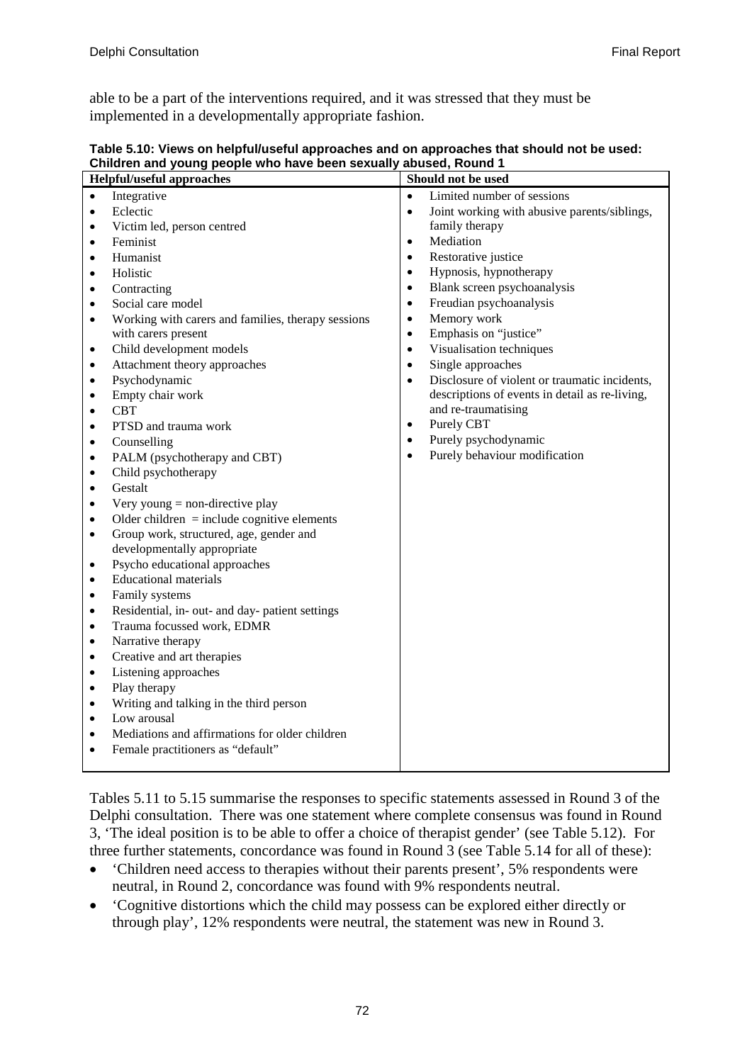able to be a part of the interventions required, and it was stressed that they must be implemented in a developmentally appropriate fashion.

**Table 5.10: Views on helpful/useful approaches and on approaches that should not be used: Children and young people who have been sexually abused, Round 1**

| Helpful/useful approaches | Should not be used |
|---|---|
| • Integrative<br>• Eclectic<br>• Victim led, person centred<br>• Feminist<br>• Humanist<br>• Holistic<br>• Contracting<br>• Social care model<br>• Working with carers and families, therapy sessions with carers present<br>• Child development models<br>• Attachment theory approaches<br>• Psychodynamic<br>• Empty chair work<br>• CBT<br>• PTSD and trauma work<br>• Counselling<br>• PALM (psychotherapy and CBT)<br>• Child psychotherapy<br>• Gestalt<br>• Very young = non-directive play<br>• Older children = include cognitive elements<br>• Group work, structured, age, gender and developmentally appropriate<br>• Psycho educational approaches<br>• Educational materials<br>• Family systems<br>• Residential, in- out- and day- patient settings<br>• Trauma focussed work, EDMR<br>• Narrative therapy<br>• Creative and art therapies<br>• Listening approaches<br>• Play therapy<br>• Writing and talking in the third person<br>• Low arousal<br>• Mediations and affirmations for older children<br>• Female practitioners as "default" | • Limited number of sessions<br>• Joint working with abusive parents/siblings, family therapy<br>• Mediation<br>• Restorative justice<br>• Hypnosis, hypnotherapy<br>• Blank screen psychoanalysis<br>• Freudian psychoanalysis<br>• Memory work<br>• Emphasis on "justice"<br>• Visualisation techniques<br>• Single approaches<br>• Disclosure of violent or traumatic incidents, descriptions of events in detail as re-living, and re-traumatising<br>• Purely CBT<br>• Purely psychodynamic<br>• Purely behaviour modification |

Tables 5.11 to 5.15 summarise the responses to specific statements assessed in Round 3 of the Delphi consultation. There was one statement where complete consensus was found in Round 3, 'The ideal position is to be able to offer a choice of therapist gender' (see Table 5.12). For three further statements, concordance was found in Round 3 (see Table 5.14 for all of these):

- 'Children need access to therapies without their parents present', 5% respondents were neutral, in Round 2, concordance was found with 9% respondents neutral.
- 'Cognitive distortions which the child may possess can be explored either directly or through play', 12% respondents were neutral, the statement was new in Round 3.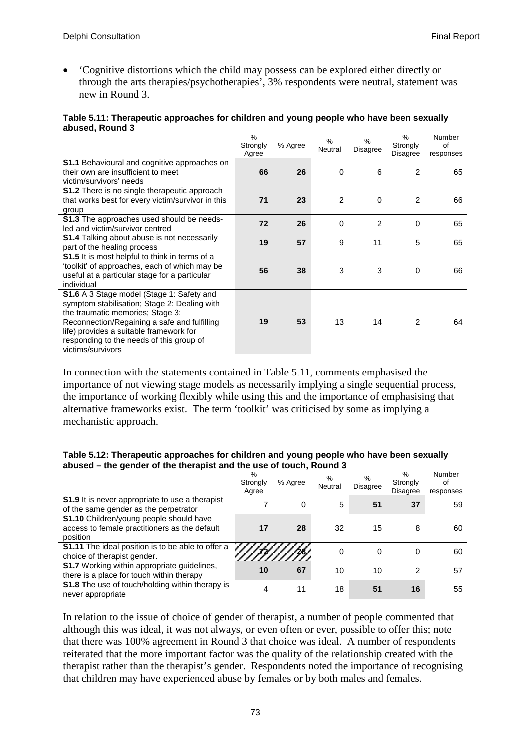- 'Cognitive distortions which the child may possess can be explored either directly or through the arts therapies/psychotherapies', 3% respondents were neutral, statement was new in Round 3.

**Table 5.11: Therapeutic approaches for children and young people who have been sexually abused, Round 3**

| | % Strongly Agree | % Agree | % Neutral | % Disagree | % Strongly Disagree | Number of responses |
|---|---|---|---|---|---|---|
| **S1.1** Behavioural and cognitive approaches on their own are insufficient to meet victim/survivors' needs | **66** | **26** | 0 | 6 | 2 | 65 |
| **S1.2** There is no single therapeutic approach that works best for every victim/survivor in this group | **71** | **23** | 2 | 0 | 2 | 66 |
| **S1.3** The approaches used should be needs-led and victim/survivor centred | **72** | **26** | 0 | 2 | 0 | 65 |
| **S1.4** Talking about abuse is not necessarily part of the healing process | **19** | **57** | 9 | 11 | 5 | 65 |
| **S1.5** It is most helpful to think in terms of a 'toolkit' of approaches, each of which may be useful at a particular stage for a particular individual | **56** | **38** | 3 | 3 | 0 | 66 |
| **S1.6** A 3 Stage model (Stage 1: Safety and symptom stabilisation; Stage 2: Dealing with the traumatic memories; Stage 3: Reconnection/Regaining a safe and fulfilling life) provides a suitable framework for responding to the needs of this group of victims/survivors | **19** | **53** | 13 | 14 | 2 | 64 |

In connection with the statements contained in Table 5.11, comments emphasised the importance of not viewing stage models as necessarily implying a single sequential process, the importance of working flexibly while using this and the importance of emphasising that alternative frameworks exist. The term 'toolkit' was criticised by some as implying a mechanistic approach.

**Table 5.12: Therapeutic approaches for children and young people who have been sexually abused – the gender of the therapist and the use of touch, Round 3**

| | % Strongly Agree | % Agree | % Neutral | % Disagree | % Strongly Disagree | Number of responses |
|---|---|---|---|---|---|---|
| **S1.9** It is never appropriate to use a therapist of the same gender as the perpetrator | 7 | 0 | 5 | **51** | **37** | 59 |
| **S1.10** Children/young people should have access to female practitioners as the default position | **17** | **28** | 32 | 15 | 8 | 60 |
| **S1.11** The ideal position is to be able to offer a choice of therapist gender. | **72** | **28** | 0 | 0 | 0 | 60 |
| **S1.7** Working within appropriate guidelines, there is a place for touch within therapy | **10** | **67** | 10 | 10 | 2 | 57 |
| **S1.8 T**he use of touch/holding within therapy is never appropriate | 4 | 11 | 18 | **51** | **16** | 55 |

In relation to the issue of choice of gender of therapist, a number of people commented that although this was ideal, it was not always, or even often or ever, possible to offer this; note that there was 100% agreement in Round 3 that choice was ideal. A number of respondents reiterated that the more important factor was the quality of the relationship created with the therapist rather than the therapist's gender. Respondents noted the importance of recognising that children may have experienced abuse by females or by both males and females.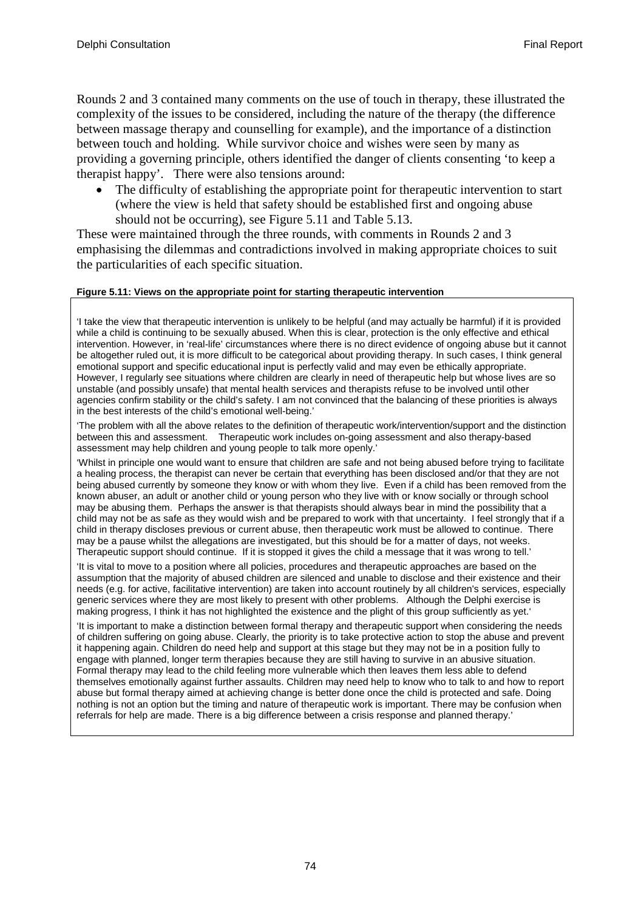Rounds 2 and 3 contained many comments on the use of touch in therapy, these illustrated the complexity of the issues to be considered, including the nature of the therapy (the difference between massage therapy and counselling for example), and the importance of a distinction between touch and holding. While survivor choice and wishes were seen by many as providing a governing principle, others identified the danger of clients consenting 'to keep a therapist happy'. There were also tensions around:

- The difficulty of establishing the appropriate point for therapeutic intervention to start (where the view is held that safety should be established first and ongoing abuse should not be occurring), see Figure 5.11 and Table 5.13.

These were maintained through the three rounds, with comments in Rounds 2 and 3 emphasising the dilemmas and contradictions involved in making appropriate choices to suit the particularities of each specific situation.

**Figure 5.11: Views on the appropriate point for starting therapeutic intervention**

'I take the view that therapeutic intervention is unlikely to be helpful (and may actually be harmful) if it is provided while a child is continuing to be sexually abused. When this is clear, protection is the only effective and ethical intervention. However, in 'real-life' circumstances where there is no direct evidence of ongoing abuse but it cannot be altogether ruled out, it is more difficult to be categorical about providing therapy. In such cases, I think general emotional support and specific educational input is perfectly valid and may even be ethically appropriate. However, I regularly see situations where children are clearly in need of therapeutic help but whose lives are so unstable (and possibly unsafe) that mental health services and therapists refuse to be involved until other agencies confirm stability or the child's safety. I am not convinced that the balancing of these priorities is always in the best interests of the child's emotional well-being.'

'The problem with all the above relates to the definition of therapeutic work/intervention/support and the distinction between this and assessment. Therapeutic work includes on-going assessment and also therapy-based assessment may help children and young people to talk more openly.'

'Whilst in principle one would want to ensure that children are safe and not being abused before trying to facilitate a healing process, the therapist can never be certain that everything has been disclosed and/or that they are not being abused currently by someone they know or with whom they live. Even if a child has been removed from the known abuser, an adult or another child or young person who they live with or know socially or through school may be abusing them. Perhaps the answer is that therapists should always bear in mind the possibility that a child may not be as safe as they would wish and be prepared to work with that uncertainty. I feel strongly that if a child in therapy discloses previous or current abuse, then therapeutic work must be allowed to continue. There may be a pause whilst the allegations are investigated, but this should be for a matter of days, not weeks. Therapeutic support should continue. If it is stopped it gives the child a message that it was wrong to tell.'

'It is vital to move to a position where all policies, procedures and therapeutic approaches are based on the assumption that the majority of abused children are silenced and unable to disclose and their existence and their needs (e.g. for active, facilitative intervention) are taken into account routinely by all children's services, especially generic services where they are most likely to present with other problems. Although the Delphi exercise is making progress, I think it has not highlighted the existence and the plight of this group sufficiently as yet.'

'It is important to make a distinction between formal therapy and therapeutic support when considering the needs of children suffering on going abuse. Clearly, the priority is to take protective action to stop the abuse and prevent it happening again. Children do need help and support at this stage but they may not be in a position fully to engage with planned, longer term therapies because they are still having to survive in an abusive situation. Formal therapy may lead to the child feeling more vulnerable which then leaves them less able to defend themselves emotionally against further assaults. Children may need help to know who to talk to and how to report abuse but formal therapy aimed at achieving change is better done once the child is protected and safe. Doing nothing is not an option but the timing and nature of therapeutic work is important. There may be confusion when referrals for help are made. There is a big difference between a crisis response and planned therapy.'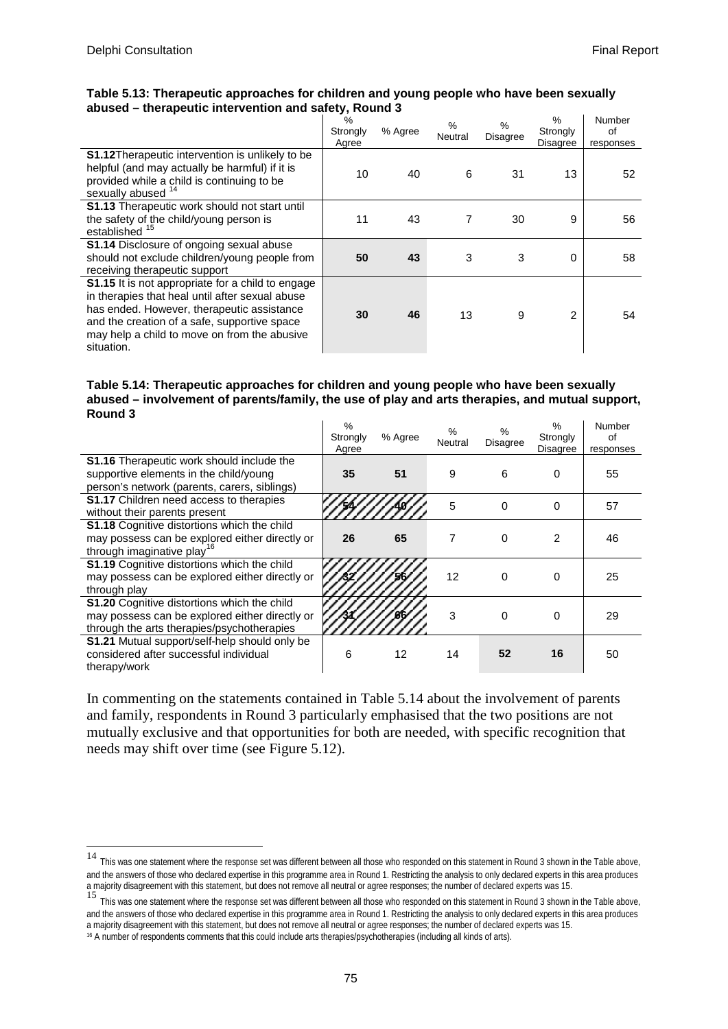**Table 5.13: Therapeutic approaches for children and young people who have been sexually abused – therapeutic intervention and safety, Round 3**

| | % Strongly Agree | % Agree | % Neutral | % Disagree | % Strongly Disagree | Number of responses |
|---|---|---|---|---|---|---|
| **S1.12** Therapeutic intervention is unlikely to be helpful (and may actually be harmful) if it is provided while a child is continuing to be sexually abused [14] | 10 | 40 | 6 | 31 | 13 | 52 |
| **S1.13** Therapeutic work should not start until the safety of the child/young person is established [15] | 11 | 43 | 7 | 30 | 9 | 56 |
| **S1.14** Disclosure of ongoing sexual abuse should not exclude children/young people from receiving therapeutic support | **50** | **43** | 3 | 3 | 0 | 58 |
| **S1.15** It is not appropriate for a child to engage in therapies that heal until after sexual abuse has ended. However, therapeutic assistance and the creation of a safe, supportive space may help a child to move on from the abusive situation. | **30** | **46** | 13 | 9 | 2 | 54 |

**Table 5.14: Therapeutic approaches for children and young people who have been sexually abused – involvement of parents/family, the use of play and arts therapies, and mutual support, Round 3**

| | % Strongly Agree | % Agree | % Neutral | % Disagree | % Strongly Disagree | Number of responses |
|---|---|---|---|---|---|---|
| **S1.16** Therapeutic work should include the supportive elements in the child/young person's network (parents, carers, siblings) | **35** | **51** | 9 | 6 | 0 | 55 |
| **S1.17** Children need access to therapies without their parents present | **54** | **40** | 5 | 0 | 0 | 57 |
| **S1.18** Cognitive distortions which the child may possess can be explored either directly or through imaginative play[16] | **26** | **65** | 7 | 0 | 2 | 46 |
| **S1.19** Cognitive distortions which the child may possess can be explored either directly or through play | **32** | **56** | 12 | 0 | 0 | 25 |
| **S1.20** Cognitive distortions which the child may possess can be explored either directly or through the arts therapies/psychotherapies | **31** | **66** | 3 | 0 | 0 | 29 |
| **S1.21** Mutual support/self-help should only be considered after successful individual therapy/work | 6 | 12 | 14 | **52** | **16** | 50 |

In commenting on the statements contained in Table 5.14 about the involvement of parents and family, respondents in Round 3 particularly emphasised that the two positions are not mutually exclusive and that opportunities for both are needed, with specific recognition that needs may shift over time (see Figure 5.12).

[14] This was one statement where the response set was different between all those who responded on this statement in Round 3 shown in the Table above, and the answers of those who declared expertise in this programme area in Round 1. Restricting the analysis to only declared experts in this area produces a majority disagreement with this statement, but does not remove all neutral or agree responses; the number of declared experts was 15.

[15] This was one statement where the response set was different between all those who responded on this statement in Round 3 shown in the Table above, and the answers of those who declared expertise in this programme area in Round 1. Restricting the analysis to only declared experts in this area produces a majority disagreement with this statement, but does not remove all neutral or agree responses; the number of declared experts was 15.

[16] A number of respondents comments that this could include arts therapies/psychotherapies (including all kinds of arts).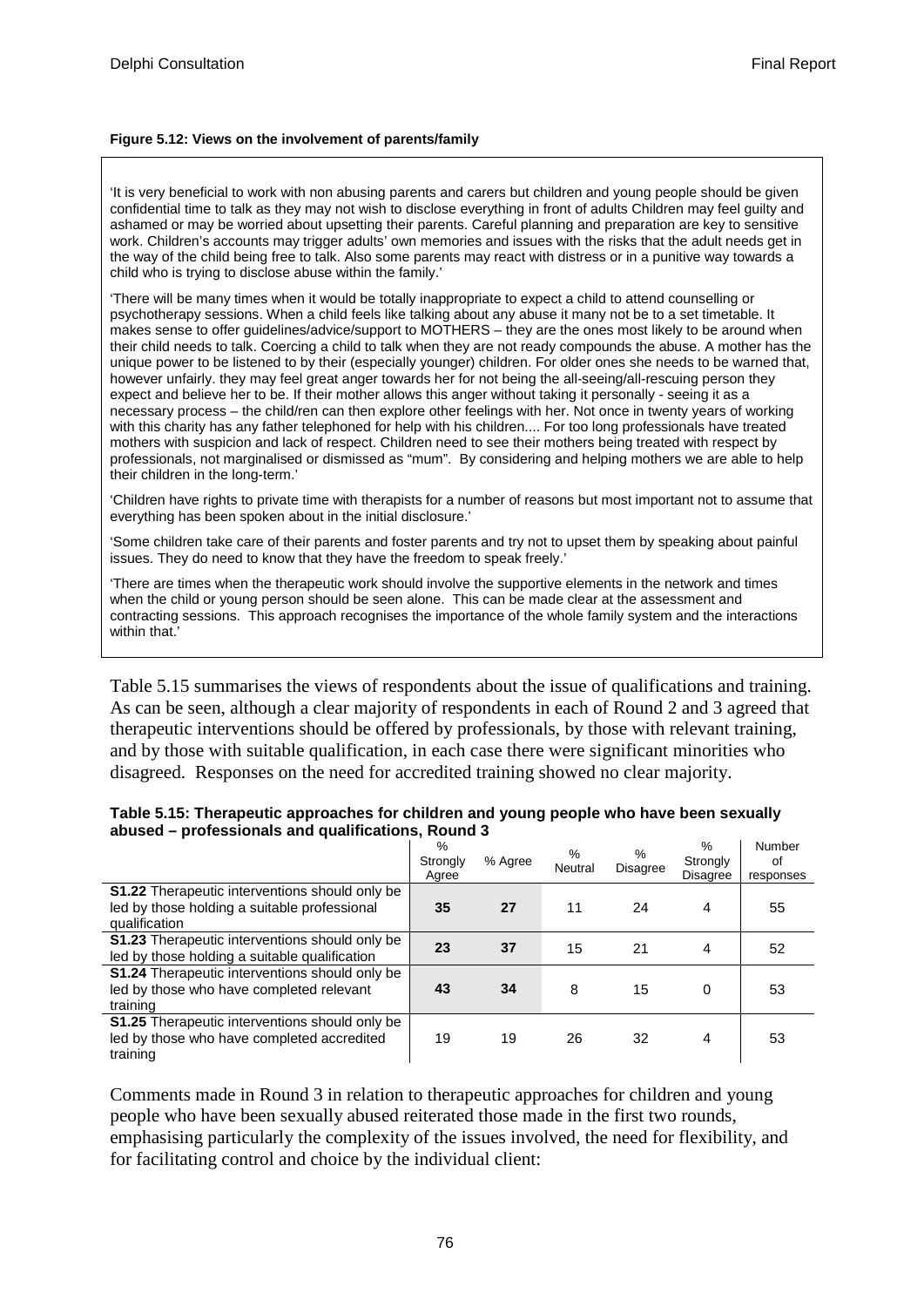**Figure 5.12: Views on the involvement of parents/family**

'It is very beneficial to work with non abusing parents and carers but children and young people should be given confidential time to talk as they may not wish to disclose everything in front of adults Children may feel guilty and ashamed or may be worried about upsetting their parents. Careful planning and preparation are key to sensitive work. Children's accounts may trigger adults' own memories and issues with the risks that the adult needs get in the way of the child being free to talk. Also some parents may react with distress or in a punitive way towards a child who is trying to disclose abuse within the family.'

'There will be many times when it would be totally inappropriate to expect a child to attend counselling or psychotherapy sessions. When a child feels like talking about any abuse it many not be to a set timetable. It makes sense to offer guidelines/advice/support to MOTHERS – they are the ones most likely to be around when their child needs to talk. Coercing a child to talk when they are not ready compounds the abuse. A mother has the unique power to be listened to by their (especially younger) children. For older ones she needs to be warned that, however unfairly. they may feel great anger towards her for not being the all-seeing/all-rescuing person they expect and believe her to be. If their mother allows this anger without taking it personally - seeing it as a necessary process – the child/ren can then explore other feelings with her. Not once in twenty years of working with this charity has any father telephoned for help with his children.... For too long professionals have treated mothers with suspicion and lack of respect. Children need to see their mothers being treated with respect by professionals, not marginalised or dismissed as "mum". By considering and helping mothers we are able to help their children in the long-term.'

'Children have rights to private time with therapists for a number of reasons but most important not to assume that everything has been spoken about in the initial disclosure.'

'Some children take care of their parents and foster parents and try not to upset them by speaking about painful issues. They do need to know that they have the freedom to speak freely.'

'There are times when the therapeutic work should involve the supportive elements in the network and times when the child or young person should be seen alone. This can be made clear at the assessment and contracting sessions. This approach recognises the importance of the whole family system and the interactions within that.'

Table 5.15 summarises the views of respondents about the issue of qualifications and training. As can be seen, although a clear majority of respondents in each of Round 2 and 3 agreed that therapeutic interventions should be offered by professionals, by those with relevant training, and by those with suitable qualification, in each case there were significant minorities who disagreed. Responses on the need for accredited training showed no clear majority.

**Table 5.15: Therapeutic approaches for children and young people who have been sexually abused – professionals and qualifications, Round 3**

| | % Strongly Agree | % Agree | % Neutral | % Disagree | % Strongly Disagree | Number of responses |
|---|---|---|---|---|---|---|
| **S1.22** Therapeutic interventions should only be led by those holding a suitable professional qualification | **35** | **27** | 11 | 24 | 4 | 55 |
| **S1.23** Therapeutic interventions should only be led by those holding a suitable qualification | **23** | **37** | 15 | 21 | 4 | 52 |
| **S1.24** Therapeutic interventions should only be led by those who have completed relevant training | **43** | **34** | 8 | 15 | 0 | 53 |
| **S1.25** Therapeutic interventions should only be led by those who have completed accredited training | 19 | 19 | 26 | 32 | 4 | 53 |

Comments made in Round 3 in relation to therapeutic approaches for children and young people who have been sexually abused reiterated those made in the first two rounds, emphasising particularly the complexity of the issues involved, the need for flexibility, and for facilitating control and choice by the individual client: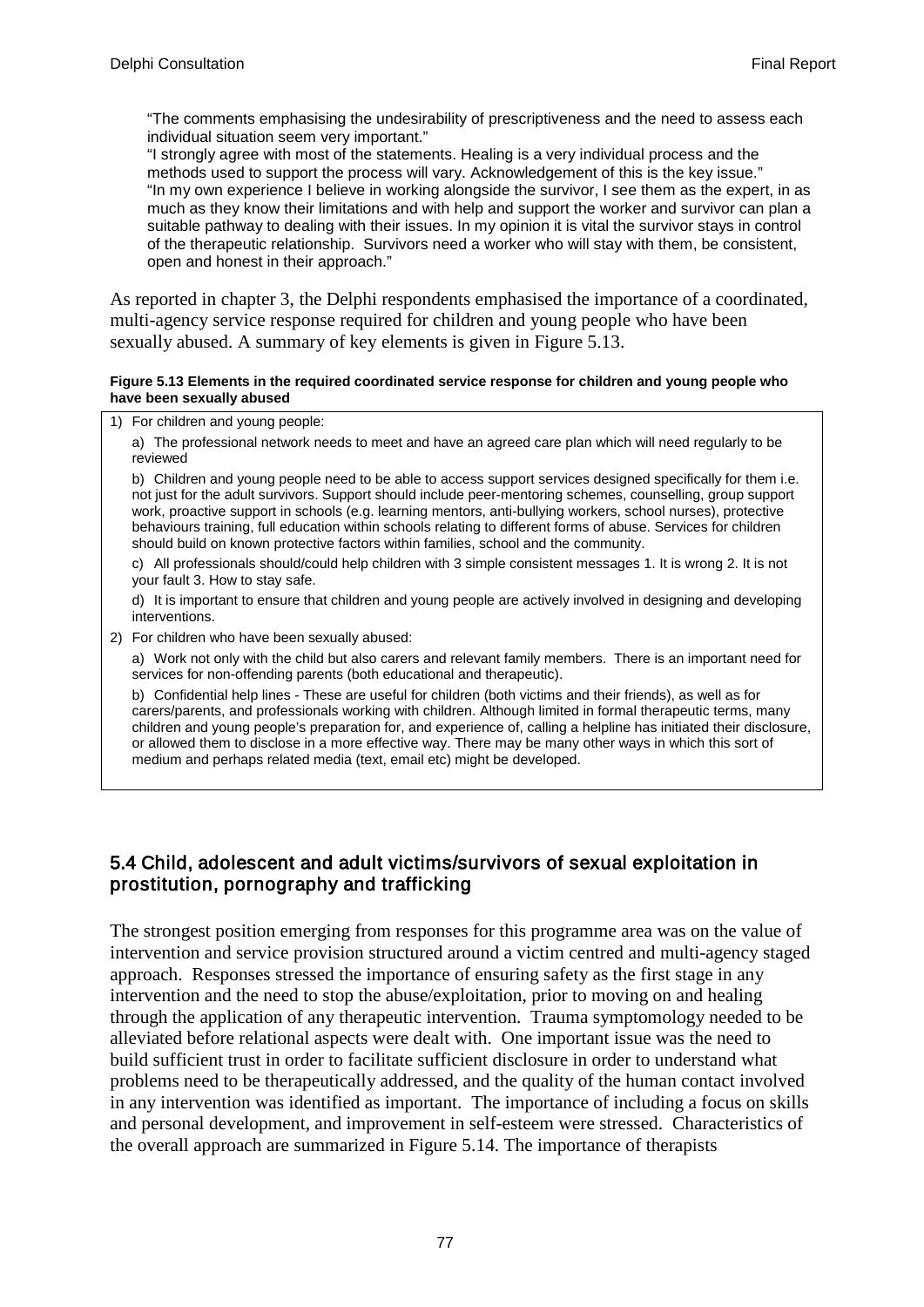> "The comments emphasising the undesirability of prescriptiveness and the need to assess each individual situation seem very important."
>
> "I strongly agree with most of the statements. Healing is a very individual process and the methods used to support the process will vary. Acknowledgement of this is the key issue."
>
> "In my own experience I believe in working alongside the survivor, I see them as the expert, in as much as they know their limitations and with help and support the worker and survivor can plan a suitable pathway to dealing with their issues. In my opinion it is vital the survivor stays in control of the therapeutic relationship. Survivors need a worker who will stay with them, be consistent, open and honest in their approach."

As reported in chapter 3, the Delphi respondents emphasised the importance of a coordinated, multi-agency service response required for children and young people who have been sexually abused. A summary of key elements is given in Figure 5.13.

**Figure 5.13 Elements in the required coordinated service response for children and young people who have been sexually abused**

1) For children and young people:

   a) The professional network needs to meet and have an agreed care plan which will need regularly to be reviewed

   b) Children and young people need to be able to access support services designed specifically for them i.e. not just for the adult survivors. Support should include peer-mentoring schemes, counselling, group support work, proactive support in schools (e.g. learning mentors, anti-bullying workers, school nurses), protective behaviours training, full education within schools relating to different forms of abuse. Services for children should build on known protective factors within families, school and the community.

   c) All professionals should/could help children with 3 simple consistent messages 1. It is wrong 2. It is not your fault 3. How to stay safe.

   d) It is important to ensure that children and young people are actively involved in designing and developing interventions.

2) For children who have been sexually abused:

   a) Work not only with the child but also carers and relevant family members. There is an important need for services for non-offending parents (both educational and therapeutic).

   b) Confidential help lines - These are useful for children (both victims and their friends), as well as for carers/parents, and professionals working with children. Although limited in formal therapeutic terms, many children and young people's preparation for, and experience of, calling a helpline has initiated their disclosure, or allowed them to disclose in a more effective way. There may be many other ways in which this sort of medium and perhaps related media (text, email etc) might be developed.

## 5.4 Child, adolescent and adult victims/survivors of sexual exploitation in prostitution, pornography and trafficking

The strongest position emerging from responses for this programme area was on the value of intervention and service provision structured around a victim centred and multi-agency staged approach. Responses stressed the importance of ensuring safety as the first stage in any intervention and the need to stop the abuse/exploitation, prior to moving on and healing through the application of any therapeutic intervention. Trauma symptomology needed to be alleviated before relational aspects were dealt with. One important issue was the need to build sufficient trust in order to facilitate sufficient disclosure in order to understand what problems need to be therapeutically addressed, and the quality of the human contact involved in any intervention was identified as important. The importance of including a focus on skills and personal development, and improvement in self-esteem were stressed. Characteristics of the overall approach are summarized in Figure 5.14. The importance of therapists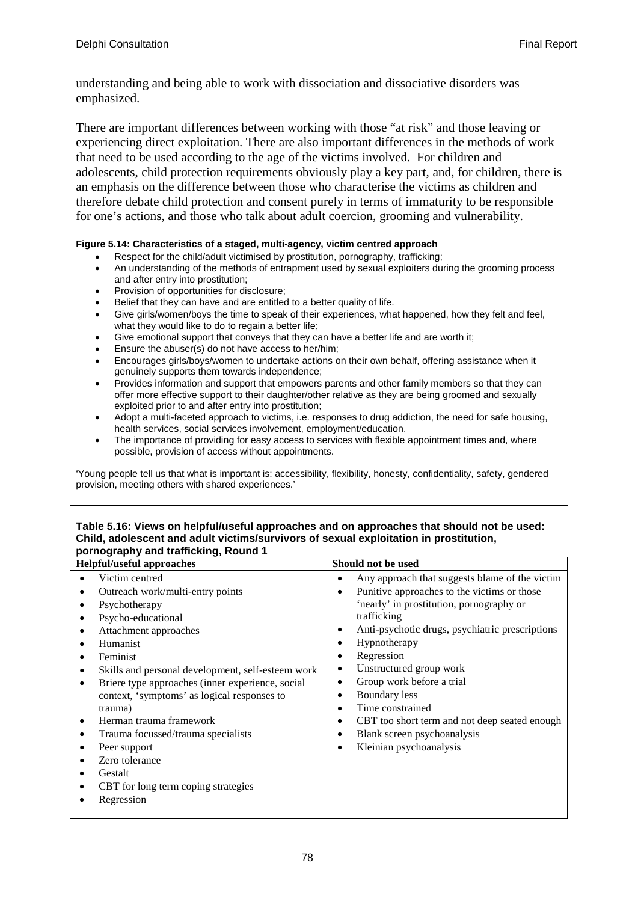understanding and being able to work with dissociation and dissociative disorders was emphasized.

There are important differences between working with those "at risk" and those leaving or experiencing direct exploitation. There are also important differences in the methods of work that need to be used according to the age of the victims involved. For children and adolescents, child protection requirements obviously play a key part, and, for children, there is an emphasis on the difference between those who characterise the victims as children and therefore debate child protection and consent purely in terms of immaturity to be responsible for one's actions, and those who talk about adult coercion, grooming and vulnerability.

**Figure 5.14: Characteristics of a staged, multi-agency, victim centred approach**

- Respect for the child/adult victimised by prostitution, pornography, trafficking;
- An understanding of the methods of entrapment used by sexual exploiters during the grooming process and after entry into prostitution;
- Provision of opportunities for disclosure;
- Belief that they can have and are entitled to a better quality of life.
- Give girls/women/boys the time to speak of their experiences, what happened, how they felt and feel, what they would like to do to regain a better life;
- Give emotional support that conveys that they can have a better life and are worth it;
- Ensure the abuser(s) do not have access to her/him;
- Encourages girls/boys/women to undertake actions on their own behalf, offering assistance when it genuinely supports them towards independence;
- Provides information and support that empowers parents and other family members so that they can offer more effective support to their daughter/other relative as they are being groomed and sexually exploited prior to and after entry into prostitution;
- Adopt a multi-faceted approach to victims, i.e. responses to drug addiction, the need for safe housing, health services, social services involvement, employment/education.
- The importance of providing for easy access to services with flexible appointment times and, where possible, provision of access without appointments.

'Young people tell us that what is important is: accessibility, flexibility, honesty, confidentiality, safety, gendered provision, meeting others with shared experiences.'

**Table 5.16: Views on helpful/useful approaches and on approaches that should not be used: Child, adolescent and adult victims/survivors of sexual exploitation in prostitution, pornography and trafficking, Round 1**

| Helpful/useful approaches | Should not be used |
|---|---|
| • Victim centred<br>• Outreach work/multi-entry points<br>• Psychotherapy<br>• Psycho-educational<br>• Attachment approaches<br>• Humanist<br>• Feminist<br>• Skills and personal development, self-esteem work<br>• Briere type approaches (inner experience, social context, 'symptoms' as logical responses to trauma)<br>• Herman trauma framework<br>• Trauma focussed/trauma specialists<br>• Peer support<br>• Zero tolerance<br>• Gestalt<br>• CBT for long term coping strategies<br>• Regression | • Any approach that suggests blame of the victim<br>• Punitive approaches to the victims or those 'nearly' in prostitution, pornography or trafficking<br>• Anti-psychotic drugs, psychiatric prescriptions<br>• Hypnotherapy<br>• Regression<br>• Unstructured group work<br>• Group work before a trial<br>• Boundary less<br>• Time constrained<br>• CBT too short term and not deep seated enough<br>• Blank screen psychoanalysis<br>• Kleinian psychoanalysis |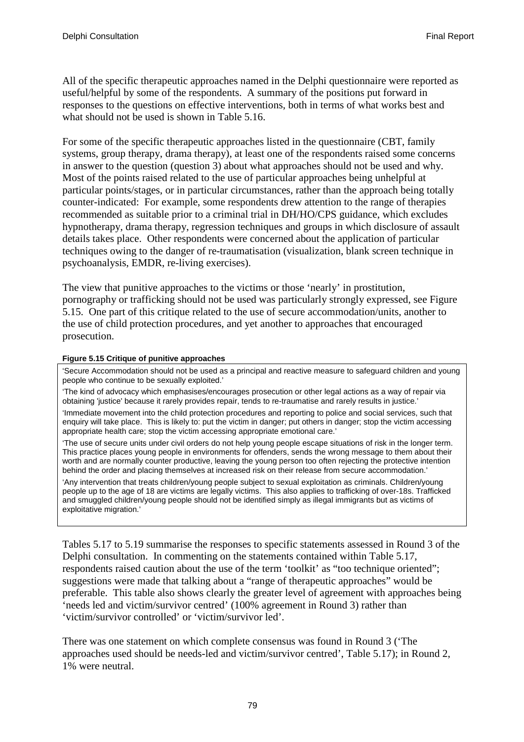All of the specific therapeutic approaches named in the Delphi questionnaire were reported as useful/helpful by some of the respondents. A summary of the positions put forward in responses to the questions on effective interventions, both in terms of what works best and what should not be used is shown in Table 5.16.

For some of the specific therapeutic approaches listed in the questionnaire (CBT, family systems, group therapy, drama therapy), at least one of the respondents raised some concerns in answer to the question (question 3) about what approaches should not be used and why. Most of the points raised related to the use of particular approaches being unhelpful at particular points/stages, or in particular circumstances, rather than the approach being totally counter-indicated: For example, some respondents drew attention to the range of therapies recommended as suitable prior to a criminal trial in DH/HO/CPS guidance, which excludes hypnotherapy, drama therapy, regression techniques and groups in which disclosure of assault details takes place. Other respondents were concerned about the application of particular techniques owing to the danger of re-traumatisation (visualization, blank screen technique in psychoanalysis, EMDR, re-living exercises).

The view that punitive approaches to the victims or those 'nearly' in prostitution, pornography or trafficking should not be used was particularly strongly expressed, see Figure 5.15. One part of this critique related to the use of secure accommodation/units, another to the use of child protection procedures, and yet another to approaches that encouraged prosecution.

**Figure 5.15 Critique of punitive approaches**

'Secure Accommodation should not be used as a principal and reactive measure to safeguard children and young people who continue to be sexually exploited.'

'The kind of advocacy which emphasises/encourages prosecution or other legal actions as a way of repair via obtaining 'justice' because it rarely provides repair, tends to re-traumatise and rarely results in justice.'

'Immediate movement into the child protection procedures and reporting to police and social services, such that enquiry will take place. This is likely to: put the victim in danger; put others in danger; stop the victim accessing appropriate health care; stop the victim accessing appropriate emotional care.'

'The use of secure units under civil orders do not help young people escape situations of risk in the longer term. This practice places young people in environments for offenders, sends the wrong message to them about their worth and are normally counter productive, leaving the young person too often rejecting the protective intention behind the order and placing themselves at increased risk on their release from secure accommodation.'

'Any intervention that treats children/young people subject to sexual exploitation as criminals. Children/young people up to the age of 18 are victims are legally victims. This also applies to trafficking of over-18s. Trafficked and smuggled children/young people should not be identified simply as illegal immigrants but as victims of exploitative migration.'

Tables 5.17 to 5.19 summarise the responses to specific statements assessed in Round 3 of the Delphi consultation. In commenting on the statements contained within Table 5.17, respondents raised caution about the use of the term 'toolkit' as "too technique oriented"; suggestions were made that talking about a "range of therapeutic approaches" would be preferable. This table also shows clearly the greater level of agreement with approaches being 'needs led and victim/survivor centred' (100% agreement in Round 3) rather than 'victim/survivor controlled' or 'victim/survivor led'.

There was one statement on which complete consensus was found in Round 3 ('The approaches used should be needs-led and victim/survivor centred', Table 5.17); in Round 2, 1% were neutral.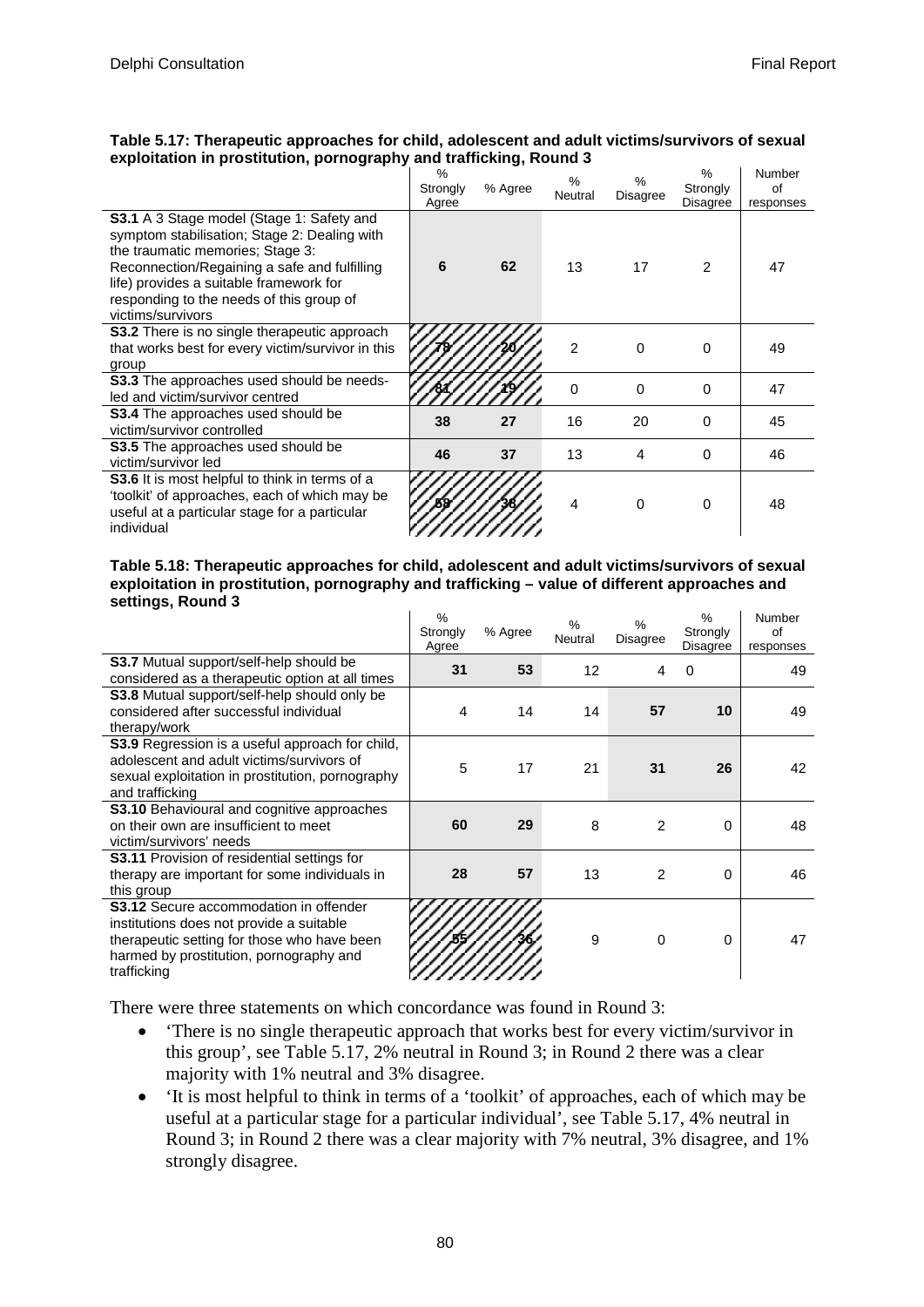**Table 5.17: Therapeutic approaches for child, adolescent and adult victims/survivors of sexual exploitation in prostitution, pornography and trafficking, Round 3**

| | % Strongly Agree | % Agree | % Neutral | % Disagree | % Strongly Disagree | Number of responses |
|---|---|---|---|---|---|---|
| **S3.1** A 3 Stage model (Stage 1: Safety and symptom stabilisation; Stage 2: Dealing with the traumatic memories; Stage 3: Reconnection/Regaining a safe and fulfilling life) provides a suitable framework for responding to the needs of this group of victims/survivors | **6** | **62** | 13 | 17 | 2 | 47 |
| **S3.2** There is no single therapeutic approach that works best for every victim/survivor in this group | **78** | **20** | 2 | 0 | 0 | 49 |
| **S3.3** The approaches used should be needs-led and victim/survivor centred | **81** | **19** | 0 | 0 | 0 | 47 |
| **S3.4** The approaches used should be victim/survivor controlled | **38** | **27** | 16 | 20 | 0 | 45 |
| **S3.5** The approaches used should be victim/survivor led | **46** | **37** | 13 | 4 | 0 | 46 |
| **S3.6** It is most helpful to think in terms of a 'toolkit' of approaches, each of which may be useful at a particular stage for a particular individual | **58** | **38** | 4 | 0 | 0 | 48 |

**Table 5.18: Therapeutic approaches for child, adolescent and adult victims/survivors of sexual exploitation in prostitution, pornography and trafficking – value of different approaches and settings, Round 3**

| | % Strongly Agree | % Agree | % Neutral | % Disagree | % Strongly Disagree | Number of responses |
|---|---|---|---|---|---|---|
| **S3.7** Mutual support/self-help should be considered as a therapeutic option at all times | **31** | **53** | 12 | 4 | 0 | 49 |
| **S3.8** Mutual support/self-help should only be considered after successful individual therapy/work | 4 | 14 | 14 | **57** | **10** | 49 |
| **S3.9** Regression is a useful approach for child, adolescent and adult victims/survivors of sexual exploitation in prostitution, pornography and trafficking | 5 | 17 | 21 | **31** | **26** | 42 |
| **S3.10** Behavioural and cognitive approaches on their own are insufficient to meet victim/survivors' needs | **60** | **29** | 8 | 2 | 0 | 48 |
| **S3.11** Provision of residential settings for therapy are important for some individuals in this group | **28** | **57** | 13 | 2 | 0 | 46 |
| **S3.12** Secure accommodation in offender institutions does not provide a suitable therapeutic setting for those who have been harmed by prostitution, pornography and trafficking | **55** | **36** | 9 | 0 | 0 | 47 |

There were three statements on which concordance was found in Round 3:

- 'There is no single therapeutic approach that works best for every victim/survivor in this group', see Table 5.17, 2% neutral in Round 3; in Round 2 there was a clear majority with 1% neutral and 3% disagree.
- 'It is most helpful to think in terms of a 'toolkit' of approaches, each of which may be useful at a particular stage for a particular individual', see Table 5.17, 4% neutral in Round 3; in Round 2 there was a clear majority with 7% neutral, 3% disagree, and 1% strongly disagree.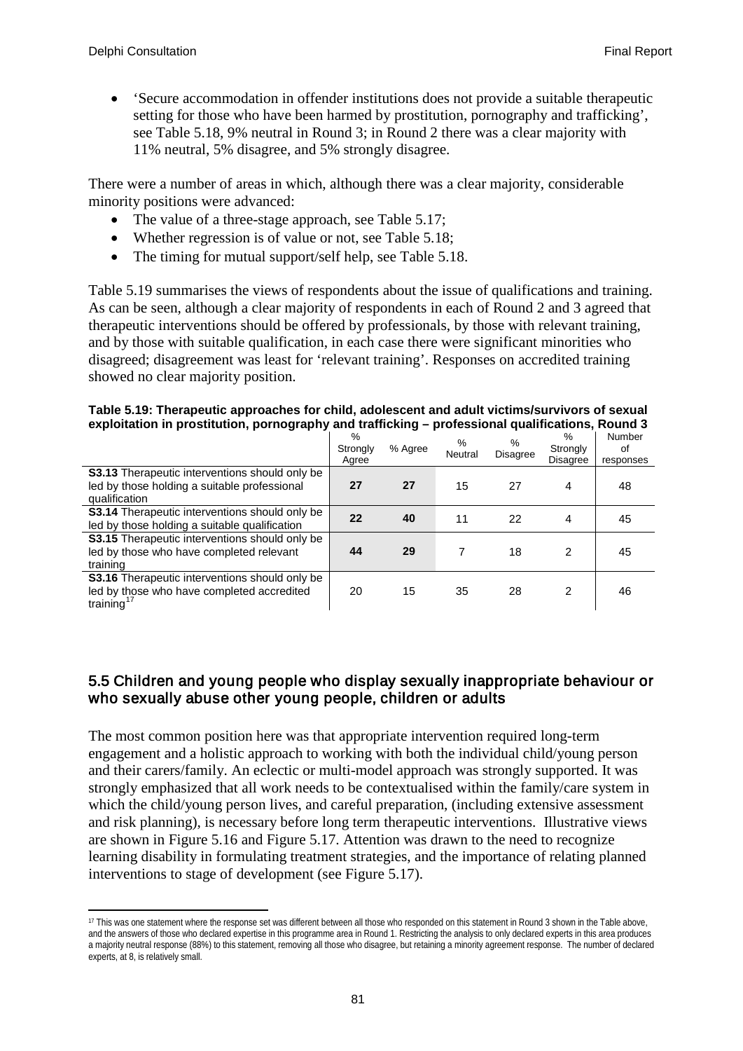- 'Secure accommodation in offender institutions does not provide a suitable therapeutic setting for those who have been harmed by prostitution, pornography and trafficking', see Table 5.18, 9% neutral in Round 3; in Round 2 there was a clear majority with 11% neutral, 5% disagree, and 5% strongly disagree.

There were a number of areas in which, although there was a clear majority, considerable minority positions were advanced:

- The value of a three-stage approach, see Table 5.17;
- Whether regression is of value or not, see Table 5.18;
- The timing for mutual support/self help, see Table 5.18.

Table 5.19 summarises the views of respondents about the issue of qualifications and training. As can be seen, although a clear majority of respondents in each of Round 2 and 3 agreed that therapeutic interventions should be offered by professionals, by those with relevant training, and by those with suitable qualification, in each case there were significant minorities who disagreed; disagreement was least for 'relevant training'. Responses on accredited training showed no clear majority position.

**Table 5.19: Therapeutic approaches for child, adolescent and adult victims/survivors of sexual exploitation in prostitution, pornography and trafficking – professional qualifications, Round 3**

| | % Strongly Agree | % Agree | % Neutral | % Disagree | % Strongly Disagree | Number of responses |
|---|---|---|---|---|---|---|
| **S3.13** Therapeutic interventions should only be led by those holding a suitable professional qualification | **27** | **27** | 15 | 27 | 4 | 48 |
| **S3.14** Therapeutic interventions should only be led by those holding a suitable qualification | **22** | **40** | 11 | 22 | 4 | 45 |
| **S3.15** Therapeutic interventions should only be led by those who have completed relevant training | **44** | **29** | 7 | 18 | 2 | 45 |
| **S3.16** Therapeutic interventions should only be led by those who have completed accredited training[17] | 20 | 15 | 35 | 28 | 2 | 46 |

## 5.5 Children and young people who display sexually inappropriate behaviour or who sexually abuse other young people, children or adults

The most common position here was that appropriate intervention required long-term engagement and a holistic approach to working with both the individual child/young person and their carers/family. An eclectic or multi-model approach was strongly supported. It was strongly emphasized that all work needs to be contextualised within the family/care system in which the child/young person lives, and careful preparation, (including extensive assessment and risk planning), is necessary before long term therapeutic interventions. Illustrative views are shown in Figure 5.16 and Figure 5.17. Attention was drawn to the need to recognize learning disability in formulating treatment strategies, and the importance of relating planned interventions to stage of development (see Figure 5.17).

[17] This was one statement where the response set was different between all those who responded on this statement in Round 3 shown in the Table above, and the answers of those who declared expertise in this programme area in Round 1. Restricting the analysis to only declared experts in this area produces a majority neutral response (88%) to this statement, removing all those who disagree, but retaining a minority agreement response. The number of declared experts, at 8, is relatively small.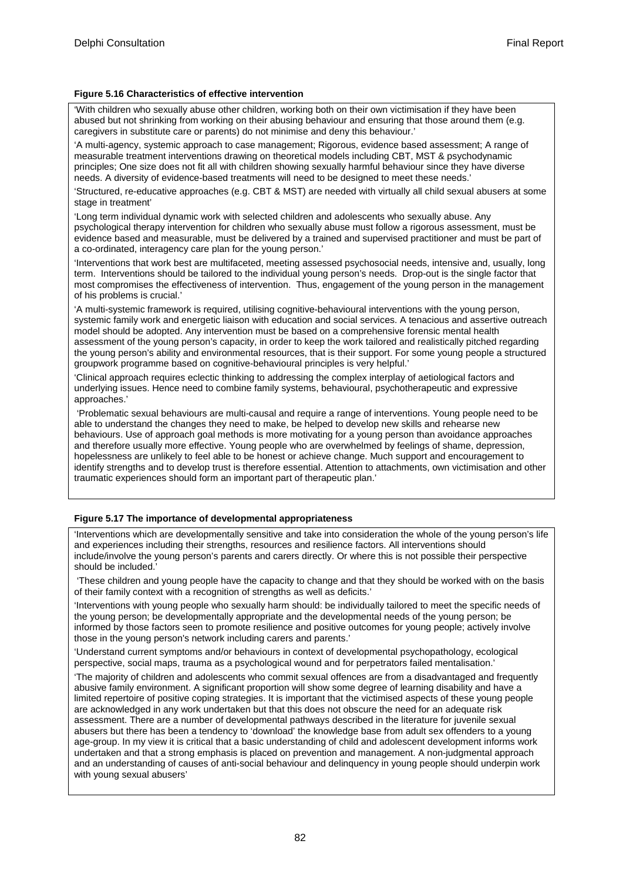**Figure 5.16 Characteristics of effective intervention**

'With children who sexually abuse other children, working both on their own victimisation if they have been abused but not shrinking from working on their abusing behaviour and ensuring that those around them (e.g. caregivers in substitute care or parents) do not minimise and deny this behaviour.'

'A multi-agency, systemic approach to case management; Rigorous, evidence based assessment; A range of measurable treatment interventions drawing on theoretical models including CBT, MST & psychodynamic principles; One size does not fit all with children showing sexually harmful behaviour since they have diverse needs. A diversity of evidence-based treatments will need to be designed to meet these needs.'

'Structured, re-educative approaches (e.g. CBT & MST) are needed with virtually all child sexual abusers at some stage in treatment'

'Long term individual dynamic work with selected children and adolescents who sexually abuse. Any psychological therapy intervention for children who sexually abuse must follow a rigorous assessment, must be evidence based and measurable, must be delivered by a trained and supervised practitioner and must be part of a co-ordinated, interagency care plan for the young person.'

'Interventions that work best are multifaceted, meeting assessed psychosocial needs, intensive and, usually, long term. Interventions should be tailored to the individual young person's needs. Drop-out is the single factor that most compromises the effectiveness of intervention. Thus, engagement of the young person in the management of his problems is crucial.'

'A multi-systemic framework is required, utilising cognitive-behavioural interventions with the young person, systemic family work and energetic liaison with education and social services. A tenacious and assertive outreach model should be adopted. Any intervention must be based on a comprehensive forensic mental health assessment of the young person's capacity, in order to keep the work tailored and realistically pitched regarding the young person's ability and environmental resources, that is their support. For some young people a structured groupwork programme based on cognitive-behavioural principles is very helpful.'

'Clinical approach requires eclectic thinking to addressing the complex interplay of aetiological factors and underlying issues. Hence need to combine family systems, behavioural, psychotherapeutic and expressive approaches.'

'Problematic sexual behaviours are multi-causal and require a range of interventions. Young people need to be able to understand the changes they need to make, be helped to develop new skills and rehearse new behaviours. Use of approach goal methods is more motivating for a young person than avoidance approaches and therefore usually more effective. Young people who are overwhelmed by feelings of shame, depression, hopelessness are unlikely to feel able to be honest or achieve change. Much support and encouragement to identify strengths and to develop trust is therefore essential. Attention to attachments, own victimisation and other traumatic experiences should form an important part of therapeutic plan.'

**Figure 5.17 The importance of developmental appropriateness**

'Interventions which are developmentally sensitive and take into consideration the whole of the young person's life and experiences including their strengths, resources and resilience factors. All interventions should include/involve the young person's parents and carers directly. Or where this is not possible their perspective should be included.'

'These children and young people have the capacity to change and that they should be worked with on the basis of their family context with a recognition of strengths as well as deficits.'

'Interventions with young people who sexually harm should: be individually tailored to meet the specific needs of the young person; be developmentally appropriate and the developmental needs of the young person; be informed by those factors seen to promote resilience and positive outcomes for young people; actively involve those in the young person's network including carers and parents.'

'Understand current symptoms and/or behaviours in context of developmental psychopathology, ecological perspective, social maps, trauma as a psychological wound and for perpetrators failed mentalisation.'

'The majority of children and adolescents who commit sexual offences are from a disadvantaged and frequently abusive family environment. A significant proportion will show some degree of learning disability and have a limited repertoire of positive coping strategies. It is important that the victimised aspects of these young people are acknowledged in any work undertaken but that this does not obscure the need for an adequate risk assessment. There are a number of developmental pathways described in the literature for juvenile sexual abusers but there has been a tendency to 'download' the knowledge base from adult sex offenders to a young age-group. In my view it is critical that a basic understanding of child and adolescent development informs work undertaken and that a strong emphasis is placed on prevention and management. A non-judgmental approach and an understanding of causes of anti-social behaviour and delinquency in young people should underpin work with young sexual abusers'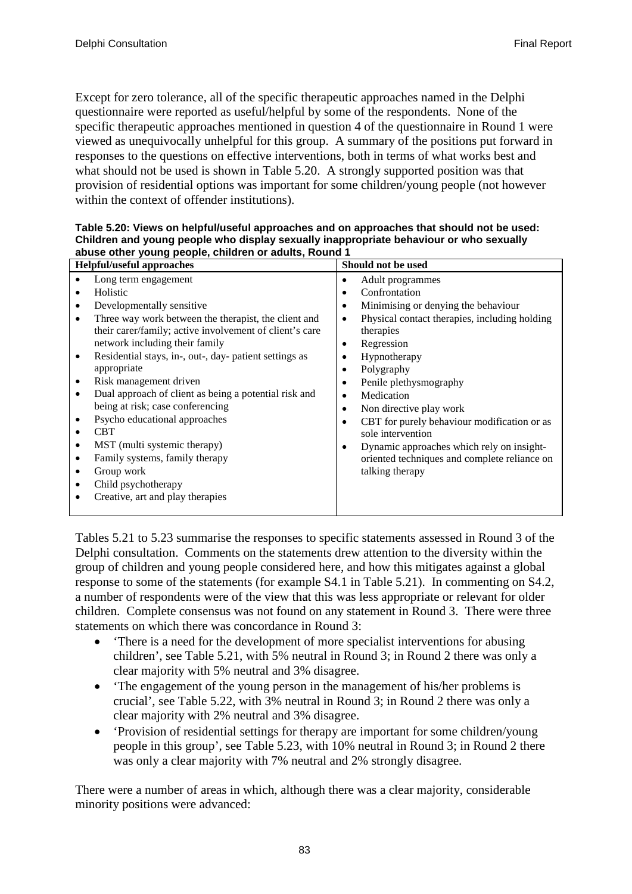Except for zero tolerance, all of the specific therapeutic approaches named in the Delphi questionnaire were reported as useful/helpful by some of the respondents. None of the specific therapeutic approaches mentioned in question 4 of the questionnaire in Round 1 were viewed as unequivocally unhelpful for this group. A summary of the positions put forward in responses to the questions on effective interventions, both in terms of what works best and what should not be used is shown in Table 5.20. A strongly supported position was that provision of residential options was important for some children/young people (not however within the context of offender institutions).

**Table 5.20: Views on helpful/useful approaches and on approaches that should not be used: Children and young people who display sexually inappropriate behaviour or who sexually abuse other young people, children or adults, Round 1**

| Helpful/useful approaches | Should not be used |
|---|---|
| • Long term engagement<br>• Holistic<br>• Developmentally sensitive<br>• Three way work between the therapist, the client and their carer/family; active involvement of client's care network including their family<br>• Residential stays, in-, out-, day- patient settings as appropriate<br>• Risk management driven<br>• Dual approach of client as being a potential risk and being at risk; case conferencing<br>• Psycho educational approaches<br>• CBT<br>• MST (multi systemic therapy)<br>• Family systems, family therapy<br>• Group work<br>• Child psychotherapy<br>• Creative, art and play therapies | • Adult programmes<br>• Confrontation<br>• Minimising or denying the behaviour<br>• Physical contact therapies, including holding therapies<br>• Regression<br>• Hypnotherapy<br>• Polygraphy<br>• Penile plethysmography<br>• Medication<br>• Non directive play work<br>• CBT for purely behaviour modification or as sole intervention<br>• Dynamic approaches which rely on insight-oriented techniques and complete reliance on talking therapy |

Tables 5.21 to 5.23 summarise the responses to specific statements assessed in Round 3 of the Delphi consultation. Comments on the statements drew attention to the diversity within the group of children and young people considered here, and how this mitigates against a global response to some of the statements (for example S4.1 in Table 5.21). In commenting on S4.2, a number of respondents were of the view that this was less appropriate or relevant for older children. Complete consensus was not found on any statement in Round 3. There were three statements on which there was concordance in Round 3:

- 'There is a need for the development of more specialist interventions for abusing children', see Table 5.21, with 5% neutral in Round 3; in Round 2 there was only a clear majority with 5% neutral and 3% disagree.
- 'The engagement of the young person in the management of his/her problems is crucial', see Table 5.22, with 3% neutral in Round 3; in Round 2 there was only a clear majority with 2% neutral and 3% disagree.
- 'Provision of residential settings for therapy are important for some children/young people in this group', see Table 5.23, with 10% neutral in Round 3; in Round 2 there was only a clear majority with 7% neutral and 2% strongly disagree.

There were a number of areas in which, although there was a clear majority, considerable minority positions were advanced: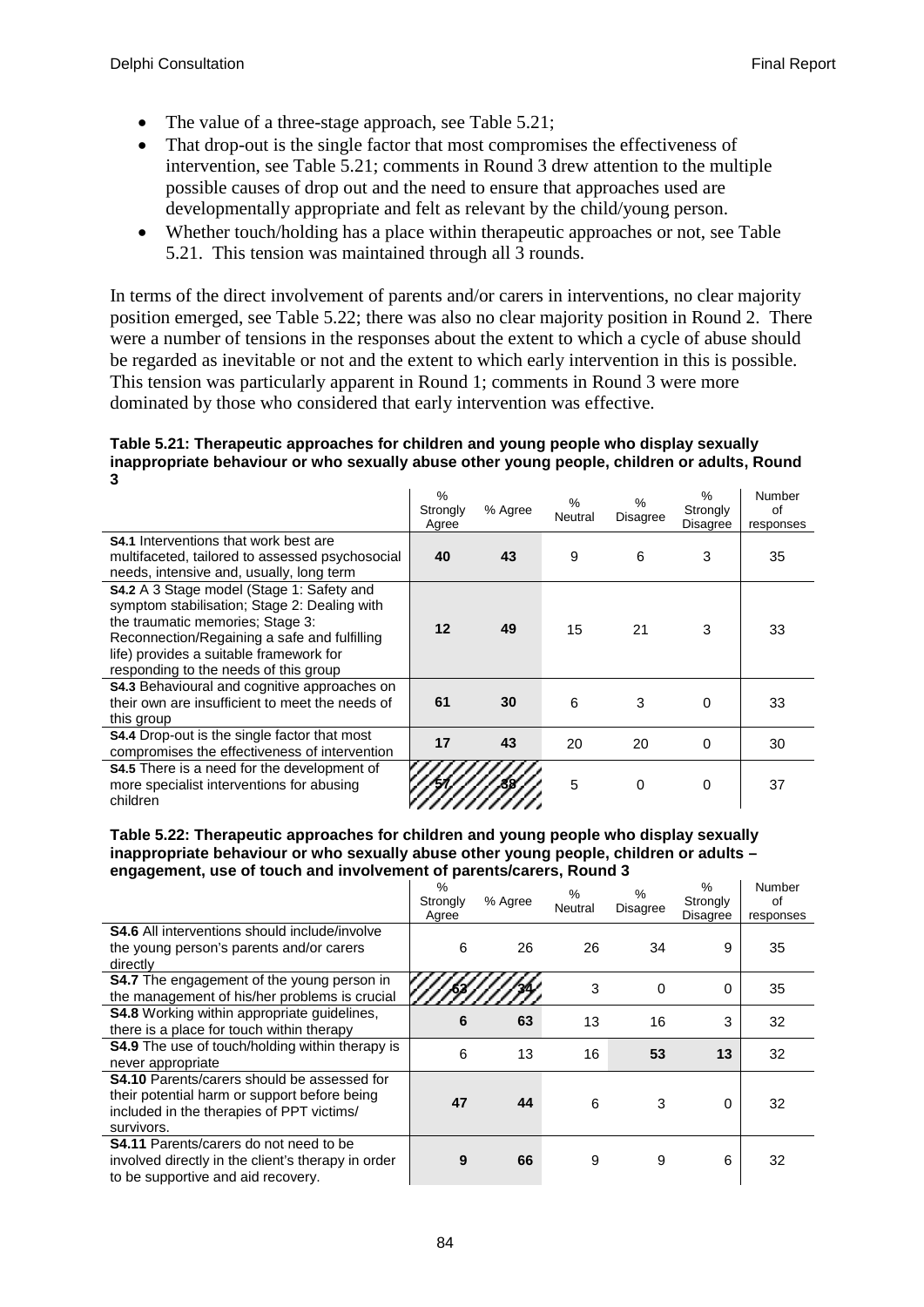- The value of a three-stage approach, see Table 5.21;
- That drop-out is the single factor that most compromises the effectiveness of intervention, see Table 5.21; comments in Round 3 drew attention to the multiple possible causes of drop out and the need to ensure that approaches used are developmentally appropriate and felt as relevant by the child/young person.
- Whether touch/holding has a place within therapeutic approaches or not, see Table 5.21. This tension was maintained through all 3 rounds.

In terms of the direct involvement of parents and/or carers in interventions, no clear majority position emerged, see Table 5.22; there was also no clear majority position in Round 2. There were a number of tensions in the responses about the extent to which a cycle of abuse should be regarded as inevitable or not and the extent to which early intervention in this is possible. This tension was particularly apparent in Round 1; comments in Round 3 were more dominated by those who considered that early intervention was effective.

**Table 5.21: Therapeutic approaches for children and young people who display sexually inappropriate behaviour or who sexually abuse other young people, children or adults, Round 3**

| | % Strongly Agree | % Agree | % Neutral | % Disagree | % Strongly Disagree | Number of responses |
|---|---|---|---|---|---|---|
| **S4.1** Interventions that work best are multifaceted, tailored to assessed psychosocial needs, intensive and, usually, long term | **40** | **43** | 9 | 6 | 3 | 35 |
| **S4.2** A 3 Stage model (Stage 1: Safety and symptom stabilisation; Stage 2: Dealing with the traumatic memories; Stage 3: Reconnection/Regaining a safe and fulfilling life) provides a suitable framework for responding to the needs of this group | **12** | **49** | 15 | 21 | 3 | 33 |
| **S4.3** Behavioural and cognitive approaches on their own are insufficient to meet the needs of this group | **61** | **30** | 6 | 3 | 0 | 33 |
| **S4.4** Drop-out is the single factor that most compromises the effectiveness of intervention | **17** | **43** | 20 | 20 | 0 | 30 |
| **S4.5** There is a need for the development of more specialist interventions for abusing children | **57** | **38** | 5 | 0 | 0 | 37 |

**Table 5.22: Therapeutic approaches for children and young people who display sexually inappropriate behaviour or who sexually abuse other young people, children or adults – engagement, use of touch and involvement of parents/carers, Round 3**

| | % Strongly Agree | % Agree | % Neutral | % Disagree | % Strongly Disagree | Number of responses |
|---|---|---|---|---|---|---|
| **S4.6** All interventions should include/involve the young person's parents and/or carers directly | 6 | 26 | 26 | 34 | 9 | 35 |
| **S4.7** The engagement of the young person in the management of his/her problems is crucial | **63** | **34** | 3 | 0 | 0 | 35 |
| **S4.8** Working within appropriate guidelines, there is a place for touch within therapy | **6** | **63** | 13 | 16 | 3 | 32 |
| **S4.9** The use of touch/holding within therapy is never appropriate | 6 | 13 | 16 | **53** | **13** | 32 |
| **S4.10** Parents/carers should be assessed for their potential harm or support before being included in the therapies of PPT victims/ survivors. | **47** | **44** | 6 | 3 | 0 | 32 |
| **S4.11** Parents/carers do not need to be involved directly in the client's therapy in order to be supportive and aid recovery. | **9** | **66** | 9 | 9 | 6 | 32 |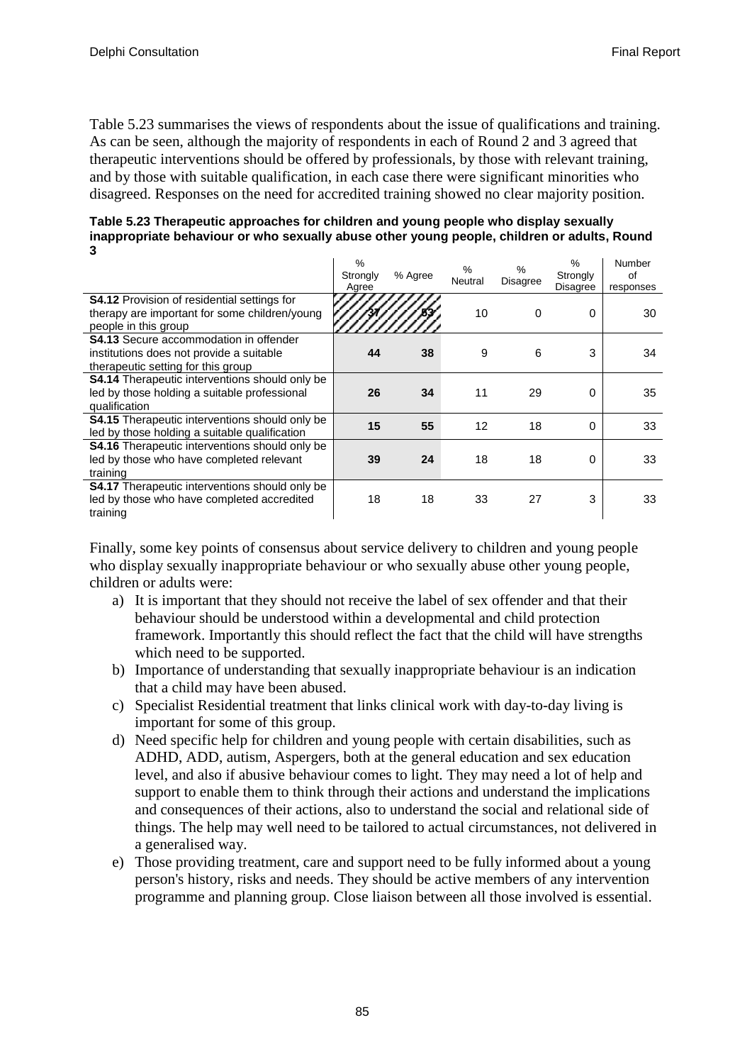Table 5.23 summarises the views of respondents about the issue of qualifications and training. As can be seen, although the majority of respondents in each of Round 2 and 3 agreed that therapeutic interventions should be offered by professionals, by those with relevant training, and by those with suitable qualification, in each case there were significant minorities who disagreed. Responses on the need for accredited training showed no clear majority position.

**Table 5.23 Therapeutic approaches for children and young people who display sexually inappropriate behaviour or who sexually abuse other young people, children or adults, Round 3**

| | % Strongly Agree | % Agree | % Neutral | % Disagree | % Strongly Disagree | Number of responses |
|---|---|---|---|---|---|---|
| **S4.12** Provision of residential settings for therapy are important for some children/young people in this group | 37 | 53 | 10 | 0 | 0 | 30 |
| **S4.13** Secure accommodation in offender institutions does not provide a suitable therapeutic setting for this group | **44** | **38** | 9 | 6 | 3 | 34 |
| **S4.14** Therapeutic interventions should only be led by those holding a suitable professional qualification | **26** | **34** | 11 | 29 | 0 | 35 |
| **S4.15** Therapeutic interventions should only be led by those holding a suitable qualification | **15** | **55** | 12 | 18 | 0 | 33 |
| **S4.16** Therapeutic interventions should only be led by those who have completed relevant training | **39** | **24** | 18 | 18 | 0 | 33 |
| **S4.17** Therapeutic interventions should only be led by those who have completed accredited training | 18 | 18 | 33 | 27 | 3 | 33 |

Finally, some key points of consensus about service delivery to children and young people who display sexually inappropriate behaviour or who sexually abuse other young people, children or adults were:

a) It is important that they should not receive the label of sex offender and that their behaviour should be understood within a developmental and child protection framework. Importantly this should reflect the fact that the child will have strengths which need to be supported.
b) Importance of understanding that sexually inappropriate behaviour is an indication that a child may have been abused.
c) Specialist Residential treatment that links clinical work with day-to-day living is important for some of this group.
d) Need specific help for children and young people with certain disabilities, such as ADHD, ADD, autism, Aspergers, both at the general education and sex education level, and also if abusive behaviour comes to light. They may need a lot of help and support to enable them to think through their actions and understand the implications and consequences of their actions, also to understand the social and relational side of things. The help may well need to be tailored to actual circumstances, not delivered in a generalised way.
e) Those providing treatment, care and support need to be fully informed about a young person's history, risks and needs. They should be active members of any intervention programme and planning group. Close liaison between all those involved is essential.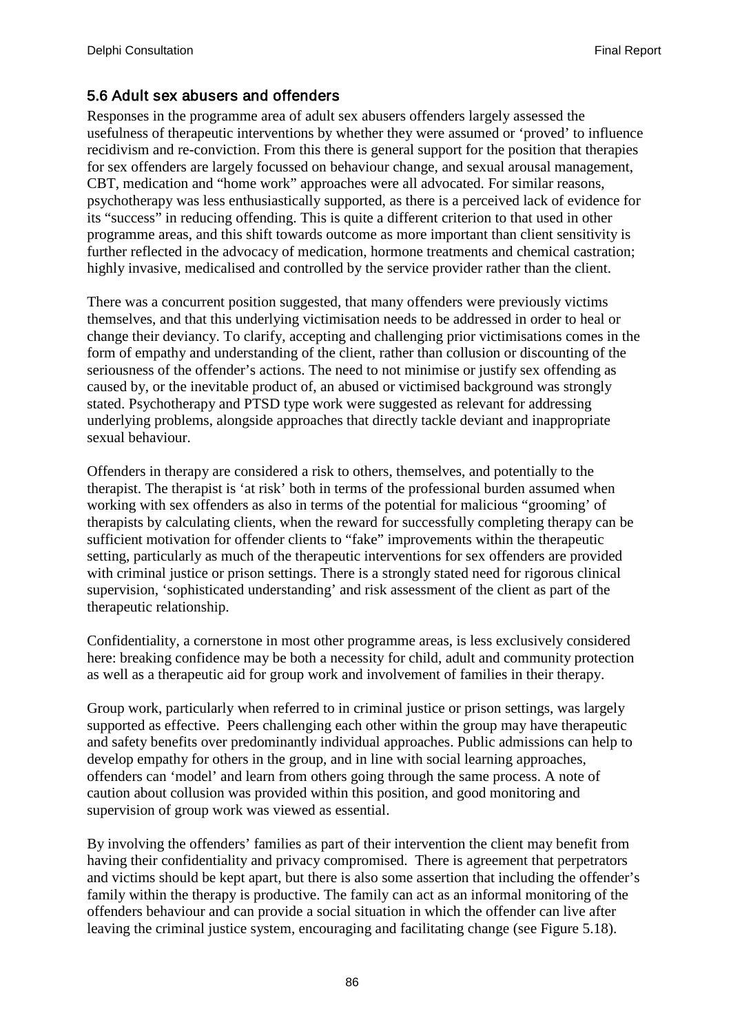## 5.6 Adult sex abusers and offenders

Responses in the programme area of adult sex abusers offenders largely assessed the usefulness of therapeutic interventions by whether they were assumed or 'proved' to influence recidivism and re-conviction. From this there is general support for the position that therapies for sex offenders are largely focussed on behaviour change, and sexual arousal management, CBT, medication and "home work" approaches were all advocated. For similar reasons, psychotherapy was less enthusiastically supported, as there is a perceived lack of evidence for its "success" in reducing offending. This is quite a different criterion to that used in other programme areas, and this shift towards outcome as more important than client sensitivity is further reflected in the advocacy of medication, hormone treatments and chemical castration; highly invasive, medicalised and controlled by the service provider rather than the client.

There was a concurrent position suggested, that many offenders were previously victims themselves, and that this underlying victimisation needs to be addressed in order to heal or change their deviancy. To clarify, accepting and challenging prior victimisations comes in the form of empathy and understanding of the client, rather than collusion or discounting of the seriousness of the offender's actions. The need to not minimise or justify sex offending as caused by, or the inevitable product of, an abused or victimised background was strongly stated. Psychotherapy and PTSD type work were suggested as relevant for addressing underlying problems, alongside approaches that directly tackle deviant and inappropriate sexual behaviour.

Offenders in therapy are considered a risk to others, themselves, and potentially to the therapist. The therapist is 'at risk' both in terms of the professional burden assumed when working with sex offenders as also in terms of the potential for malicious "grooming' of therapists by calculating clients, when the reward for successfully completing therapy can be sufficient motivation for offender clients to "fake" improvements within the therapeutic setting, particularly as much of the therapeutic interventions for sex offenders are provided with criminal justice or prison settings. There is a strongly stated need for rigorous clinical supervision, 'sophisticated understanding' and risk assessment of the client as part of the therapeutic relationship.

Confidentiality, a cornerstone in most other programme areas, is less exclusively considered here: breaking confidence may be both a necessity for child, adult and community protection as well as a therapeutic aid for group work and involvement of families in their therapy.

Group work, particularly when referred to in criminal justice or prison settings, was largely supported as effective. Peers challenging each other within the group may have therapeutic and safety benefits over predominantly individual approaches. Public admissions can help to develop empathy for others in the group, and in line with social learning approaches, offenders can 'model' and learn from others going through the same process. A note of caution about collusion was provided within this position, and good monitoring and supervision of group work was viewed as essential.

By involving the offenders' families as part of their intervention the client may benefit from having their confidentiality and privacy compromised. There is agreement that perpetrators and victims should be kept apart, but there is also some assertion that including the offender's family within the therapy is productive. The family can act as an informal monitoring of the offenders behaviour and can provide a social situation in which the offender can live after leaving the criminal justice system, encouraging and facilitating change (see Figure 5.18).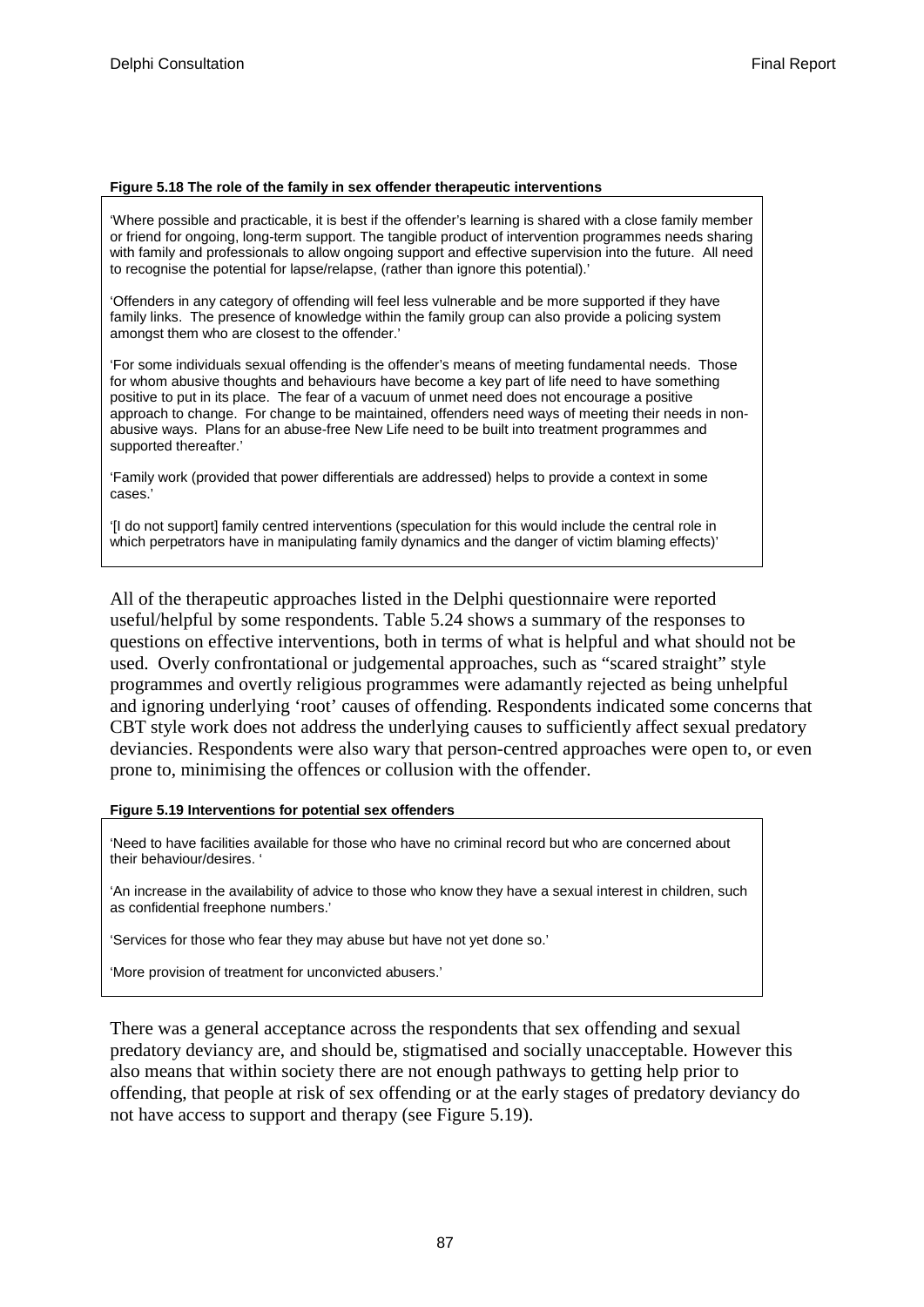**Figure 5.18 The role of the family in sex offender therapeutic interventions**

'Where possible and practicable, it is best if the offender's learning is shared with a close family member or friend for ongoing, long-term support. The tangible product of intervention programmes needs sharing with family and professionals to allow ongoing support and effective supervision into the future. All need to recognise the potential for lapse/relapse, (rather than ignore this potential).'

'Offenders in any category of offending will feel less vulnerable and be more supported if they have family links. The presence of knowledge within the family group can also provide a policing system amongst them who are closest to the offender.'

'For some individuals sexual offending is the offender's means of meeting fundamental needs. Those for whom abusive thoughts and behaviours have become a key part of life need to have something positive to put in its place. The fear of a vacuum of unmet need does not encourage a positive approach to change. For change to be maintained, offenders need ways of meeting their needs in non-abusive ways. Plans for an abuse-free New Life need to be built into treatment programmes and supported thereafter.'

'Family work (provided that power differentials are addressed) helps to provide a context in some cases.'

'[I do not support] family centred interventions (speculation for this would include the central role in which perpetrators have in manipulating family dynamics and the danger of victim blaming effects)'

All of the therapeutic approaches listed in the Delphi questionnaire were reported useful/helpful by some respondents. Table 5.24 shows a summary of the responses to questions on effective interventions, both in terms of what is helpful and what should not be used. Overly confrontational or judgemental approaches, such as "scared straight" style programmes and overtly religious programmes were adamantly rejected as being unhelpful and ignoring underlying 'root' causes of offending. Respondents indicated some concerns that CBT style work does not address the underlying causes to sufficiently affect sexual predatory deviancies. Respondents were also wary that person-centred approaches were open to, or even prone to, minimising the offences or collusion with the offender.

**Figure 5.19 Interventions for potential sex offenders**

'Need to have facilities available for those who have no criminal record but who are concerned about their behaviour/desires. '

'An increase in the availability of advice to those who know they have a sexual interest in children, such as confidential freephone numbers.'

'Services for those who fear they may abuse but have not yet done so.'

'More provision of treatment for unconvicted abusers.'

There was a general acceptance across the respondents that sex offending and sexual predatory deviancy are, and should be, stigmatised and socially unacceptable. However this also means that within society there are not enough pathways to getting help prior to offending, that people at risk of sex offending or at the early stages of predatory deviancy do not have access to support and therapy (see Figure 5.19).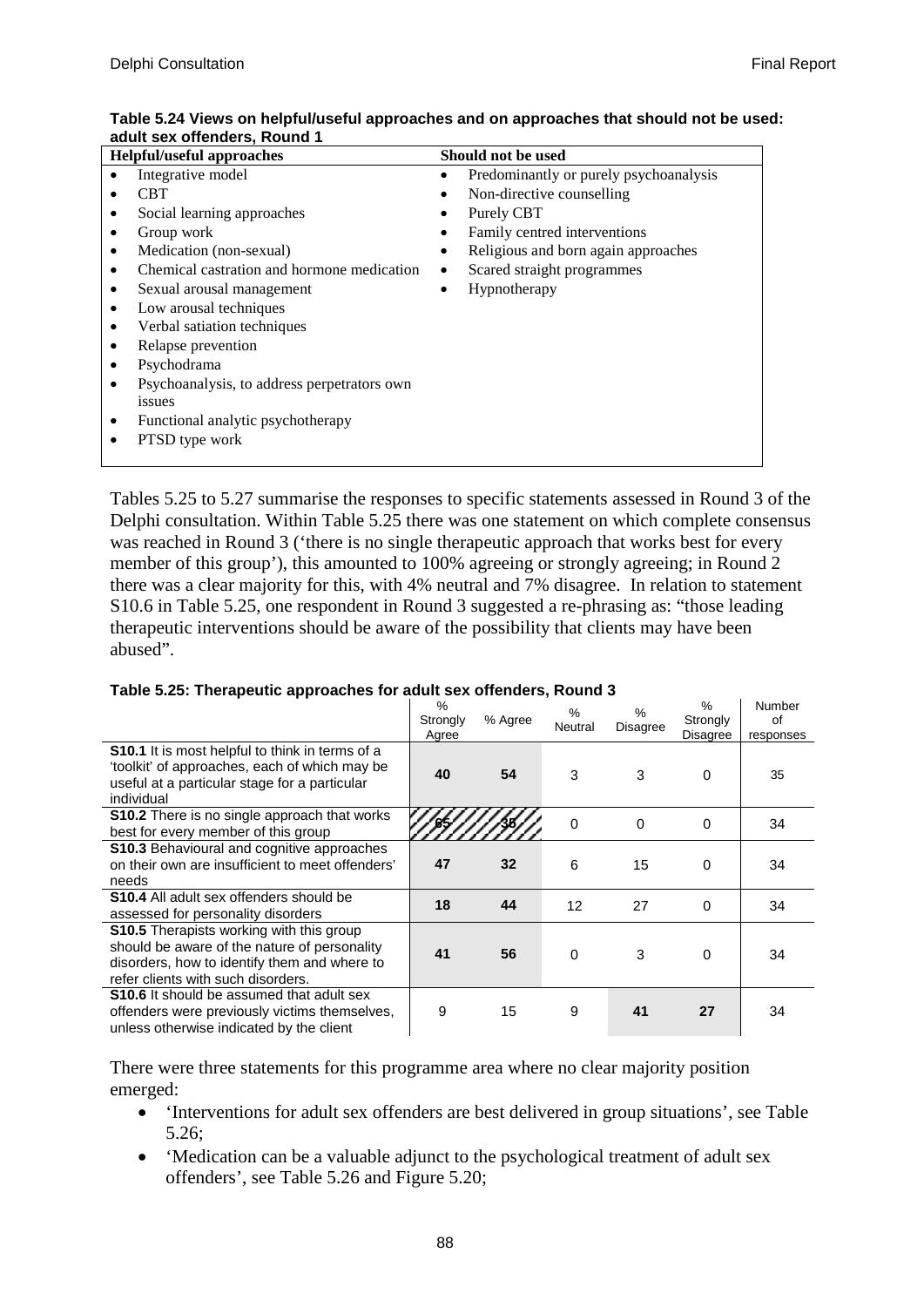**Table 5.24 Views on helpful/useful approaches and on approaches that should not be used: adult sex offenders, Round 1**

| Helpful/useful approaches | Should not be used |
|---|---|
| • Integrative model | • Predominantly or purely psychoanalysis |
| • CBT | • Non-directive counselling |
| • Social learning approaches | • Purely CBT |
| • Group work | • Family centred interventions |
| • Medication (non-sexual) | • Religious and born again approaches |
| • Chemical castration and hormone medication | • Scared straight programmes |
| • Sexual arousal management | • Hypnotherapy |
| • Low arousal techniques | |
| • Verbal satiation techniques | |
| • Relapse prevention | |
| • Psychodrama | |
| • Psychoanalysis, to address perpetrators own issues | |
| • Functional analytic psychotherapy | |
| • PTSD type work | |

Tables 5.25 to 5.27 summarise the responses to specific statements assessed in Round 3 of the Delphi consultation. Within Table 5.25 there was one statement on which complete consensus was reached in Round 3 ('there is no single therapeutic approach that works best for every member of this group'), this amounted to 100% agreeing or strongly agreeing; in Round 2 there was a clear majority for this, with 4% neutral and 7% disagree. In relation to statement S10.6 in Table 5.25, one respondent in Round 3 suggested a re-phrasing as: "those leading therapeutic interventions should be aware of the possibility that clients may have been abused".

**Table 5.25: Therapeutic approaches for adult sex offenders, Round 3**

| | % Strongly Agree | % Agree | % Neutral | % Disagree | % Strongly Disagree | Number of responses |
|---|---|---|---|---|---|---|
| **S10.1** It is most helpful to think in terms of a 'toolkit' of approaches, each of which may be useful at a particular stage for a particular individual | **40** | **54** | 3 | 3 | 0 | 35 |
| **S10.2** There is no single approach that works best for every member of this group | **65** | **35** | 0 | 0 | 0 | 34 |
| **S10.3** Behavioural and cognitive approaches on their own are insufficient to meet offenders' needs | **47** | **32** | 6 | 15 | 0 | 34 |
| **S10.4** All adult sex offenders should be assessed for personality disorders | **18** | **44** | 12 | 27 | 0 | 34 |
| **S10.5** Therapists working with this group should be aware of the nature of personality disorders, how to identify them and where to refer clients with such disorders. | **41** | **56** | 0 | 3 | 0 | 34 |
| **S10.6** It should be assumed that adult sex offenders were previously victims themselves, unless otherwise indicated by the client | 9 | 15 | 9 | **41** | **27** | 34 |

There were three statements for this programme area where no clear majority position emerged:

- 'Interventions for adult sex offenders are best delivered in group situations', see Table 5.26;
- 'Medication can be a valuable adjunct to the psychological treatment of adult sex offenders', see Table 5.26 and Figure 5.20;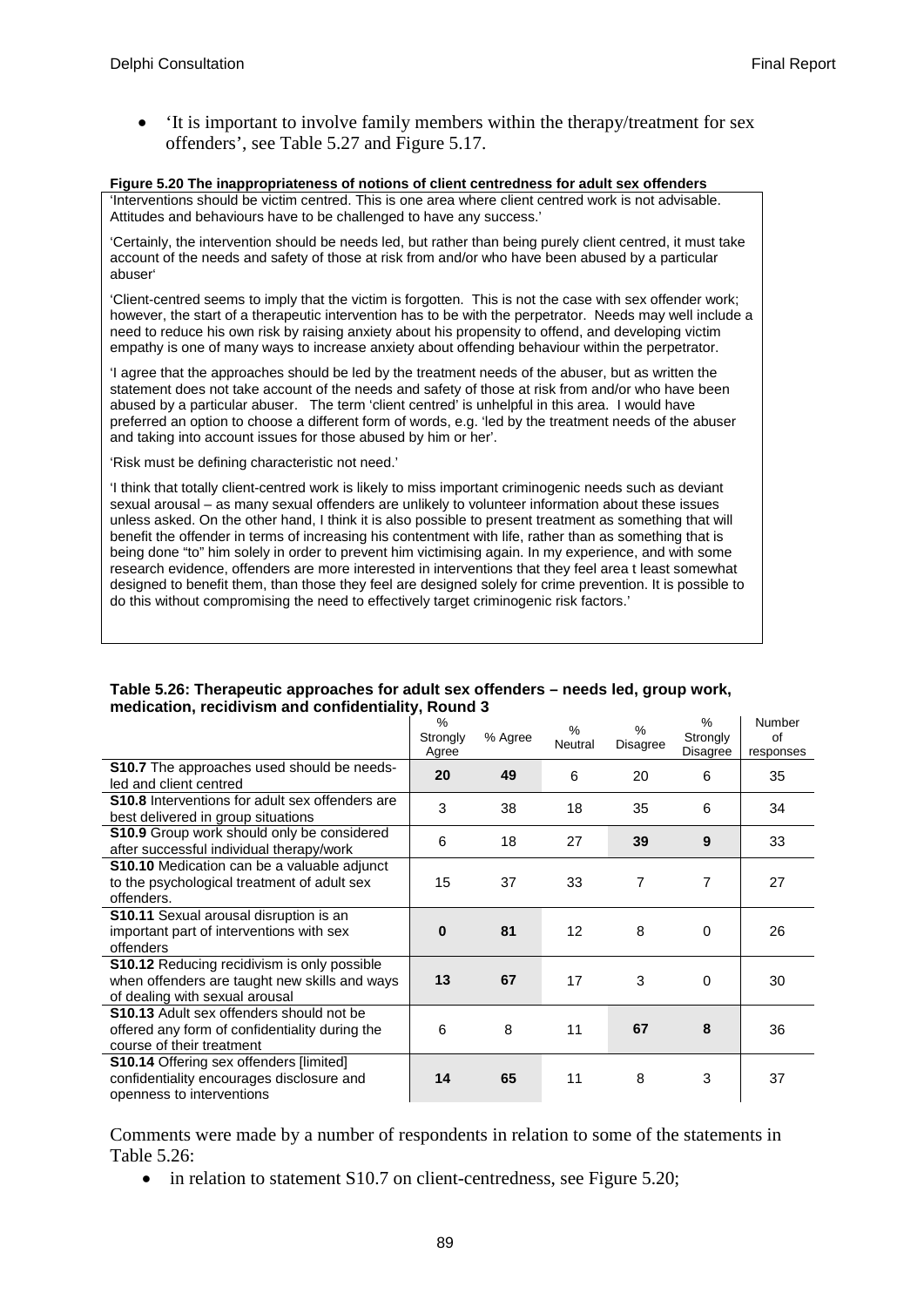- 'It is important to involve family members within the therapy/treatment for sex offenders', see Table 5.27 and Figure 5.17.

**Figure 5.20 The inappropriateness of notions of client centredness for adult sex offenders**

'Interventions should be victim centred. This is one area where client centred work is not advisable. Attitudes and behaviours have to be challenged to have any success.'

'Certainly, the intervention should be needs led, but rather than being purely client centred, it must take account of the needs and safety of those at risk from and/or who have been abused by a particular abuser'

'Client-centred seems to imply that the victim is forgotten. This is not the case with sex offender work; however, the start of a therapeutic intervention has to be with the perpetrator. Needs may well include a need to reduce his own risk by raising anxiety about his propensity to offend, and developing victim empathy is one of many ways to increase anxiety about offending behaviour within the perpetrator.

'I agree that the approaches should be led by the treatment needs of the abuser, but as written the statement does not take account of the needs and safety of those at risk from and/or who have been abused by a particular abuser. The term 'client centred' is unhelpful in this area. I would have preferred an option to choose a different form of words, e.g. 'led by the treatment needs of the abuser and taking into account issues for those abused by him or her'.

'Risk must be defining characteristic not need.'

'I think that totally client-centred work is likely to miss important criminogenic needs such as deviant sexual arousal – as many sexual offenders are unlikely to volunteer information about these issues unless asked. On the other hand, I think it is also possible to present treatment as something that will benefit the offender in terms of increasing his contentment with life, rather than as something that is being done "to" him solely in order to prevent him victimising again. In my experience, and with some research evidence, offenders are more interested in interventions that they feel area t least somewhat designed to benefit them, than those they feel are designed solely for crime prevention. It is possible to do this without compromising the need to effectively target criminogenic risk factors.'

**Table 5.26: Therapeutic approaches for adult sex offenders – needs led, group work, medication, recidivism and confidentiality, Round 3**

| | % Strongly Agree | % Agree | % Neutral | % Disagree | % Strongly Disagree | Number of responses |
|---|---|---|---|---|---|---|
| **S10.7** The approaches used should be needs-led and client centred | **20** | **49** | 6 | 20 | 6 | 35 |
| **S10.8** Interventions for adult sex offenders are best delivered in group situations | 3 | 38 | 18 | 35 | 6 | 34 |
| **S10.9** Group work should only be considered after successful individual therapy/work | 6 | 18 | 27 | **39** | **9** | 33 |
| **S10.10** Medication can be a valuable adjunct to the psychological treatment of adult sex offenders. | 15 | 37 | 33 | 7 | 7 | 27 |
| **S10.11** Sexual arousal disruption is an important part of interventions with sex offenders | **0** | **81** | 12 | 8 | 0 | 26 |
| **S10.12** Reducing recidivism is only possible when offenders are taught new skills and ways of dealing with sexual arousal | **13** | **67** | 17 | 3 | 0 | 30 |
| **S10.13** Adult sex offenders should not be offered any form of confidentiality during the course of their treatment | 6 | 8 | 11 | **67** | **8** | 36 |
| **S10.14** Offering sex offenders [limited] confidentiality encourages disclosure and openness to interventions | **14** | **65** | 11 | 8 | 3 | 37 |

Comments were made by a number of respondents in relation to some of the statements in Table 5.26:

- in relation to statement S10.7 on client-centredness, see Figure 5.20;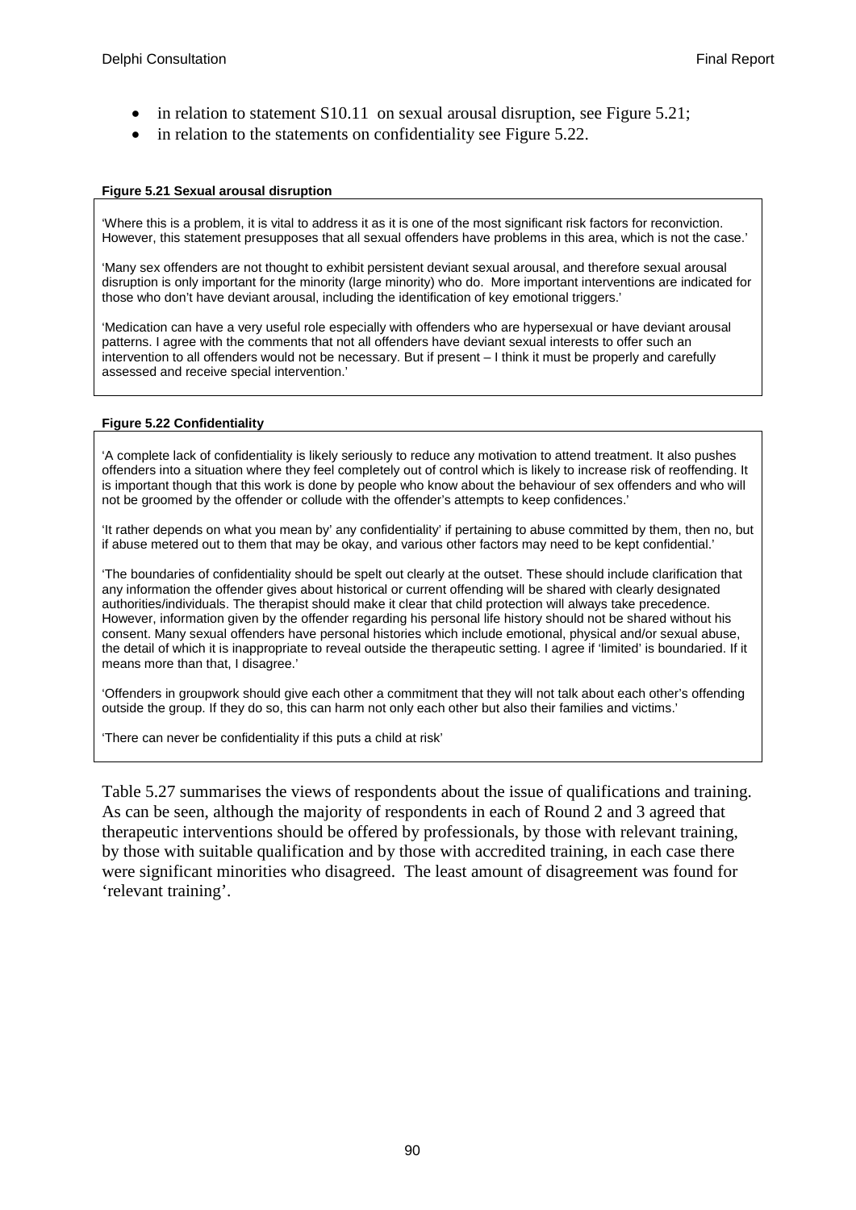- in relation to statement S10.11 on sexual arousal disruption, see Figure 5.21;
- in relation to the statements on confidentiality see Figure 5.22.

**Figure 5.21 Sexual arousal disruption**

'Where this is a problem, it is vital to address it as it is one of the most significant risk factors for reconviction. However, this statement presupposes that all sexual offenders have problems in this area, which is not the case.'

'Many sex offenders are not thought to exhibit persistent deviant sexual arousal, and therefore sexual arousal disruption is only important for the minority (large minority) who do. More important interventions are indicated for those who don't have deviant arousal, including the identification of key emotional triggers.'

'Medication can have a very useful role especially with offenders who are hypersexual or have deviant arousal patterns. I agree with the comments that not all offenders have deviant sexual interests to offer such an intervention to all offenders would not be necessary. But if present – I think it must be properly and carefully assessed and receive special intervention.'

**Figure 5.22 Confidentiality**

'A complete lack of confidentiality is likely seriously to reduce any motivation to attend treatment. It also pushes offenders into a situation where they feel completely out of control which is likely to increase risk of reoffending. It is important though that this work is done by people who know about the behaviour of sex offenders and who will not be groomed by the offender or collude with the offender's attempts to keep confidences.'

'It rather depends on what you mean by' any confidentiality' if pertaining to abuse committed by them, then no, but if abuse metered out to them that may be okay, and various other factors may need to be kept confidential.'

'The boundaries of confidentiality should be spelt out clearly at the outset. These should include clarification that any information the offender gives about historical or current offending will be shared with clearly designated authorities/individuals. The therapist should make it clear that child protection will always take precedence. However, information given by the offender regarding his personal life history should not be shared without his consent. Many sexual offenders have personal histories which include emotional, physical and/or sexual abuse, the detail of which it is inappropriate to reveal outside the therapeutic setting. I agree if 'limited' is boundaried. If it means more than that, I disagree.'

'Offenders in groupwork should give each other a commitment that they will not talk about each other's offending outside the group. If they do so, this can harm not only each other but also their families and victims.'

'There can never be confidentiality if this puts a child at risk'

Table 5.27 summarises the views of respondents about the issue of qualifications and training. As can be seen, although the majority of respondents in each of Round 2 and 3 agreed that therapeutic interventions should be offered by professionals, by those with relevant training, by those with suitable qualification and by those with accredited training, in each case there were significant minorities who disagreed. The least amount of disagreement was found for 'relevant training'.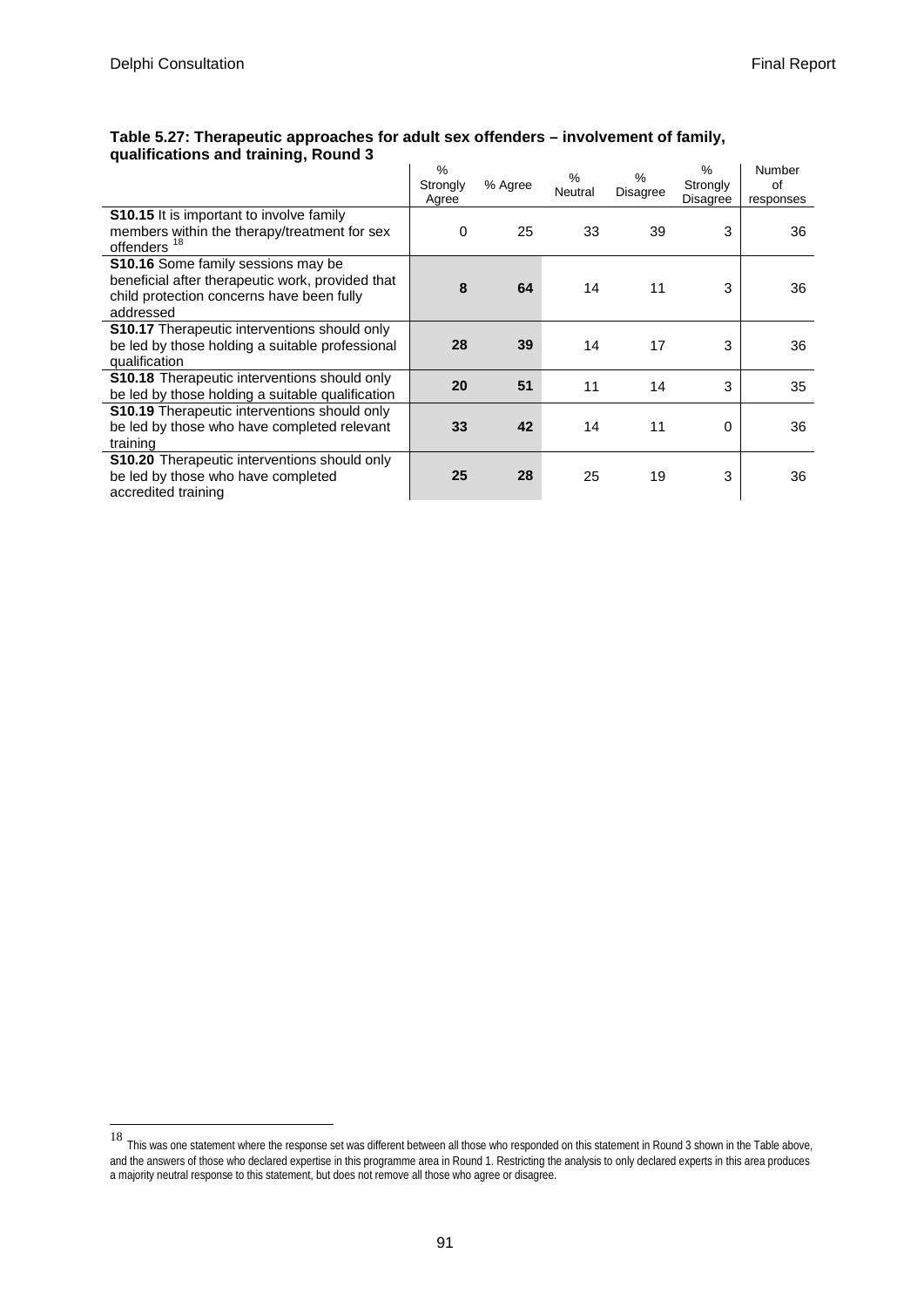**Table 5.27: Therapeutic approaches for adult sex offenders – involvement of family, qualifications and training, Round 3**

| | % Strongly Agree | % Agree | % Neutral | % Disagree | % Strongly Disagree | Number of responses |
|---|---|---|---|---|---|---|
| **S10.15** It is important to involve family members within the therapy/treatment for sex offenders [18] | 0 | 25 | 33 | 39 | 3 | 36 |
| **S10.16** Some family sessions may be beneficial after therapeutic work, provided that child protection concerns have been fully addressed | **8** | **64** | 14 | 11 | 3 | 36 |
| **S10.17** Therapeutic interventions should only be led by those holding a suitable professional qualification | **28** | **39** | 14 | 17 | 3 | 36 |
| **S10.18** Therapeutic interventions should only be led by those holding a suitable qualification | **20** | **51** | 11 | 14 | 3 | 35 |
| **S10.19** Therapeutic interventions should only be led by those who have completed relevant training | **33** | **42** | 14 | 11 | 0 | 36 |
| **S10.20** Therapeutic interventions should only be led by those who have completed accredited training | **25** | **28** | 25 | 19 | 3 | 36 |

[18] This was one statement where the response set was different between all those who responded on this statement in Round 3 shown in the Table above, and the answers of those who declared expertise in this programme area in Round 1. Restricting the analysis to only declared experts in this area produces a majority neutral response to this statement, but does not remove all those who agree or disagree.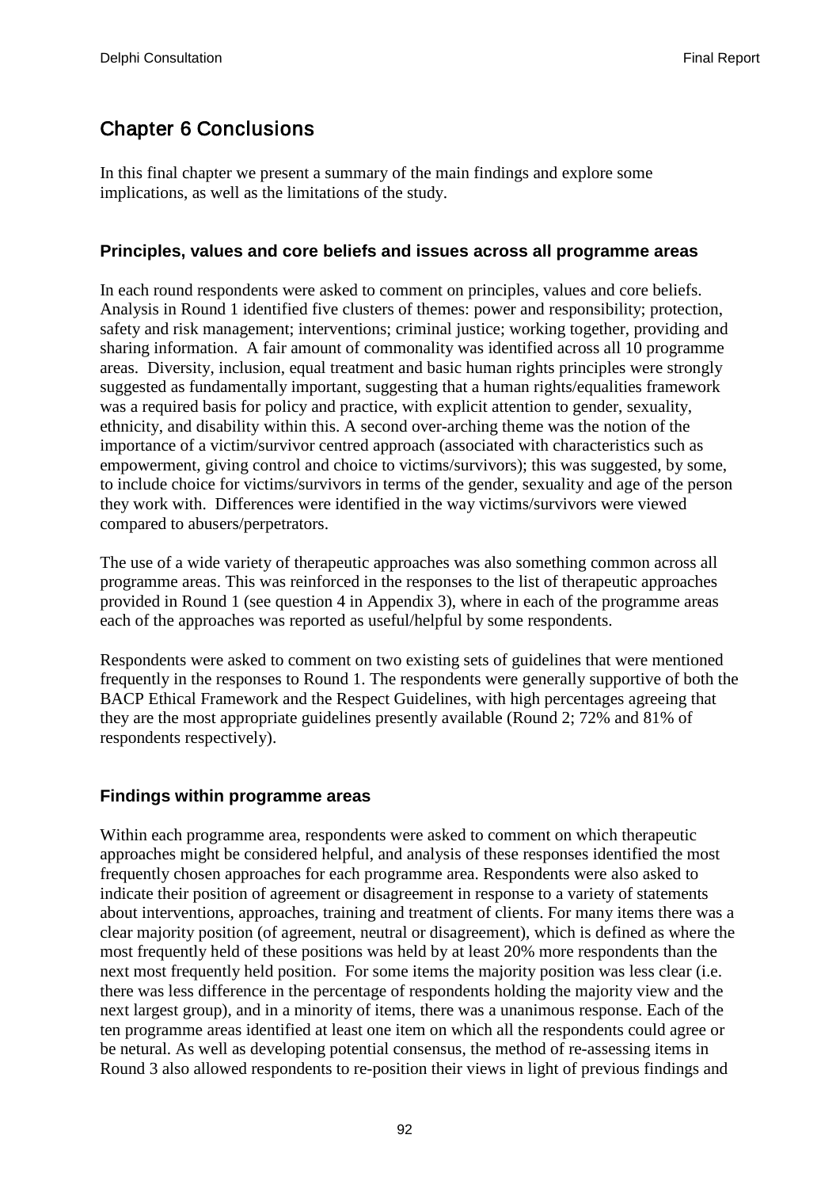# Chapter 6 Conclusions

In this final chapter we present a summary of the main findings and explore some implications, as well as the limitations of the study.

### Principles, values and core beliefs and issues across all programme areas

In each round respondents were asked to comment on principles, values and core beliefs. Analysis in Round 1 identified five clusters of themes: power and responsibility; protection, safety and risk management; interventions; criminal justice; working together, providing and sharing information. A fair amount of commonality was identified across all 10 programme areas. Diversity, inclusion, equal treatment and basic human rights principles were strongly suggested as fundamentally important, suggesting that a human rights/equalities framework was a required basis for policy and practice, with explicit attention to gender, sexuality, ethnicity, and disability within this. A second over-arching theme was the notion of the importance of a victim/survivor centred approach (associated with characteristics such as empowerment, giving control and choice to victims/survivors); this was suggested, by some, to include choice for victims/survivors in terms of the gender, sexuality and age of the person they work with. Differences were identified in the way victims/survivors were viewed compared to abusers/perpetrators.

The use of a wide variety of therapeutic approaches was also something common across all programme areas. This was reinforced in the responses to the list of therapeutic approaches provided in Round 1 (see question 4 in Appendix 3), where in each of the programme areas each of the approaches was reported as useful/helpful by some respondents.

Respondents were asked to comment on two existing sets of guidelines that were mentioned frequently in the responses to Round 1. The respondents were generally supportive of both the BACP Ethical Framework and the Respect Guidelines, with high percentages agreeing that they are the most appropriate guidelines presently available (Round 2; 72% and 81% of respondents respectively).

### Findings within programme areas

Within each programme area, respondents were asked to comment on which therapeutic approaches might be considered helpful, and analysis of these responses identified the most frequently chosen approaches for each programme area. Respondents were also asked to indicate their position of agreement or disagreement in response to a variety of statements about interventions, approaches, training and treatment of clients. For many items there was a clear majority position (of agreement, neutral or disagreement), which is defined as where the most frequently held of these positions was held by at least 20% more respondents than the next most frequently held position. For some items the majority position was less clear (i.e. there was less difference in the percentage of respondents holding the majority view and the next largest group), and in a minority of items, there was a unanimous response. Each of the ten programme areas identified at least one item on which all the respondents could agree or be netural. As well as developing potential consensus, the method of re-assessing items in Round 3 also allowed respondents to re-position their views in light of previous findings and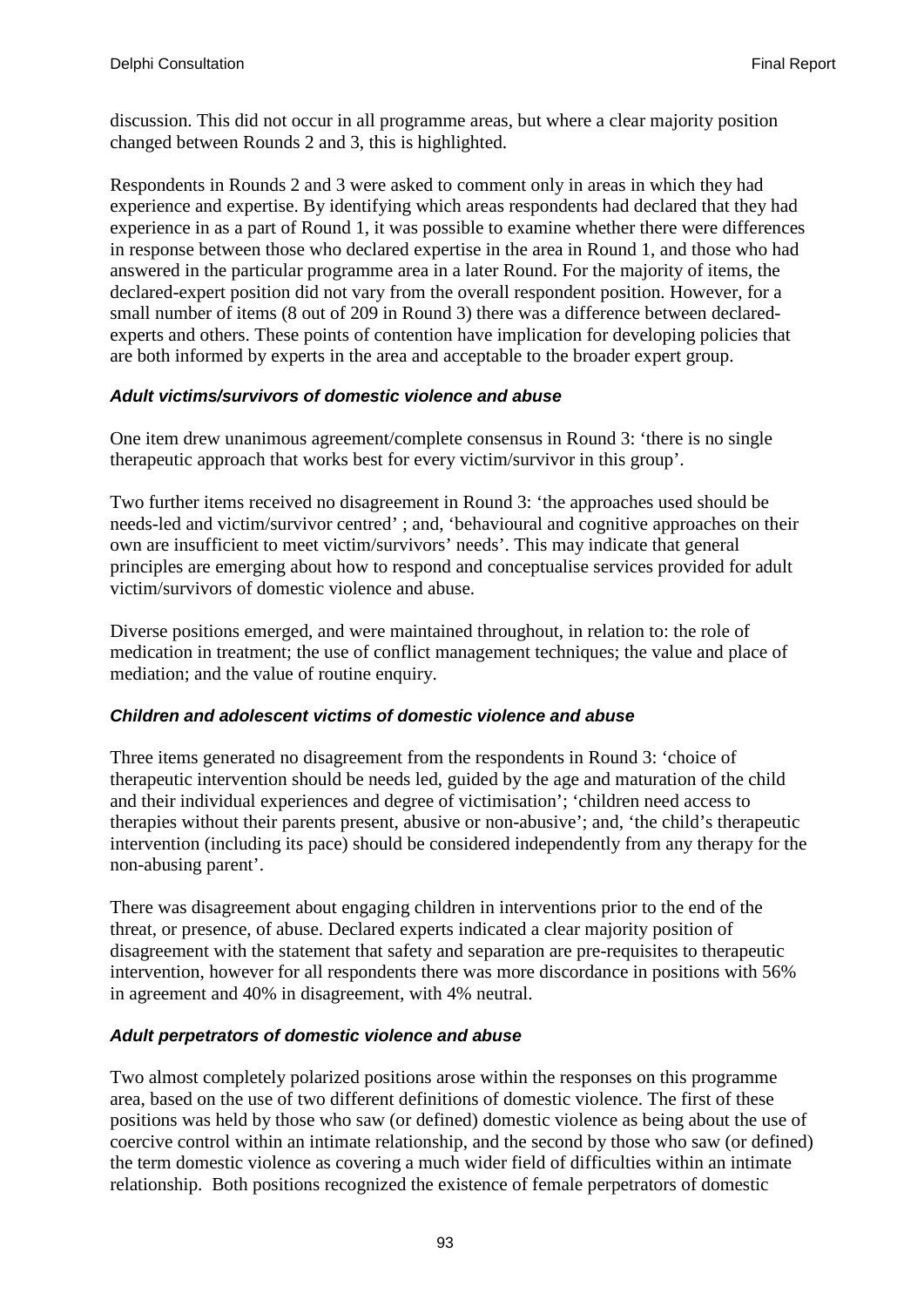discussion. This did not occur in all programme areas, but where a clear majority position changed between Rounds 2 and 3, this is highlighted.

Respondents in Rounds 2 and 3 were asked to comment only in areas in which they had experience and expertise. By identifying which areas respondents had declared that they had experience in as a part of Round 1, it was possible to examine whether there were differences in response between those who declared expertise in the area in Round 1, and those who had answered in the particular programme area in a later Round. For the majority of items, the declared-expert position did not vary from the overall respondent position. However, for a small number of items (8 out of 209 in Round 3) there was a difference between declared-experts and others. These points of contention have implication for developing policies that are both informed by experts in the area and acceptable to the broader expert group.

#### *Adult victims/survivors of domestic violence and abuse*

One item drew unanimous agreement/complete consensus in Round 3: 'there is no single therapeutic approach that works best for every victim/survivor in this group'.

Two further items received no disagreement in Round 3: 'the approaches used should be needs-led and victim/survivor centred' ; and, 'behavioural and cognitive approaches on their own are insufficient to meet victim/survivors' needs'. This may indicate that general principles are emerging about how to respond and conceptualise services provided for adult victim/survivors of domestic violence and abuse.

Diverse positions emerged, and were maintained throughout, in relation to: the role of medication in treatment; the use of conflict management techniques; the value and place of mediation; and the value of routine enquiry.

#### *Children and adolescent victims of domestic violence and abuse*

Three items generated no disagreement from the respondents in Round 3: 'choice of therapeutic intervention should be needs led, guided by the age and maturation of the child and their individual experiences and degree of victimisation'; 'children need access to therapies without their parents present, abusive or non-abusive'; and, 'the child's therapeutic intervention (including its pace) should be considered independently from any therapy for the non-abusing parent'.

There was disagreement about engaging children in interventions prior to the end of the threat, or presence, of abuse. Declared experts indicated a clear majority position of disagreement with the statement that safety and separation are pre-requisites to therapeutic intervention, however for all respondents there was more discordance in positions with 56% in agreement and 40% in disagreement, with 4% neutral.

#### *Adult perpetrators of domestic violence and abuse*

Two almost completely polarized positions arose within the responses on this programme area, based on the use of two different definitions of domestic violence. The first of these positions was held by those who saw (or defined) domestic violence as being about the use of coercive control within an intimate relationship, and the second by those who saw (or defined) the term domestic violence as covering a much wider field of difficulties within an intimate relationship. Both positions recognized the existence of female perpetrators of domestic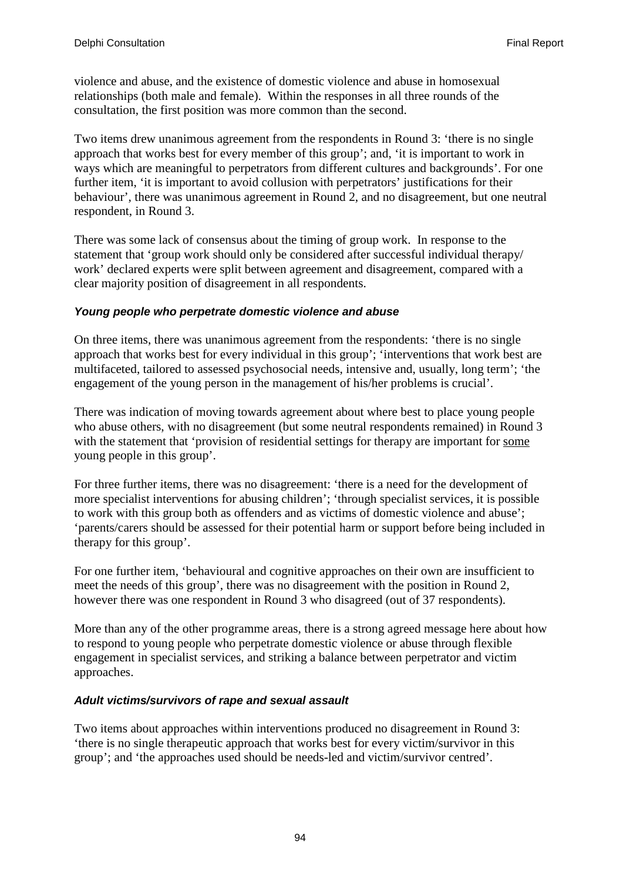violence and abuse, and the existence of domestic violence and abuse in homosexual relationships (both male and female). Within the responses in all three rounds of the consultation, the first position was more common than the second.

Two items drew unanimous agreement from the respondents in Round 3: 'there is no single approach that works best for every member of this group'; and, 'it is important to work in ways which are meaningful to perpetrators from different cultures and backgrounds'. For one further item, 'it is important to avoid collusion with perpetrators' justifications for their behaviour', there was unanimous agreement in Round 2, and no disagreement, but one neutral respondent, in Round 3.

There was some lack of consensus about the timing of group work. In response to the statement that 'group work should only be considered after successful individual therapy/ work' declared experts were split between agreement and disagreement, compared with a clear majority position of disagreement in all respondents.

### *Young people who perpetrate domestic violence and abuse*

On three items, there was unanimous agreement from the respondents: 'there is no single approach that works best for every individual in this group'; 'interventions that work best are multifaceted, tailored to assessed psychosocial needs, intensive and, usually, long term'; 'the engagement of the young person in the management of his/her problems is crucial'.

There was indication of moving towards agreement about where best to place young people who abuse others, with no disagreement (but some neutral respondents remained) in Round 3 with the statement that 'provision of residential settings for therapy are important for <u>some</u> young people in this group'.

For three further items, there was no disagreement: 'there is a need for the development of more specialist interventions for abusing children'; 'through specialist services, it is possible to work with this group both as offenders and as victims of domestic violence and abuse'; 'parents/carers should be assessed for their potential harm or support before being included in therapy for this group'.

For one further item, 'behavioural and cognitive approaches on their own are insufficient to meet the needs of this group', there was no disagreement with the position in Round 2, however there was one respondent in Round 3 who disagreed (out of 37 respondents).

More than any of the other programme areas, there is a strong agreed message here about how to respond to young people who perpetrate domestic violence or abuse through flexible engagement in specialist services, and striking a balance between perpetrator and victim approaches.

### *Adult victims/survivors of rape and sexual assault*

Two items about approaches within interventions produced no disagreement in Round 3: 'there is no single therapeutic approach that works best for every victim/survivor in this group'; and 'the approaches used should be needs-led and victim/survivor centred'.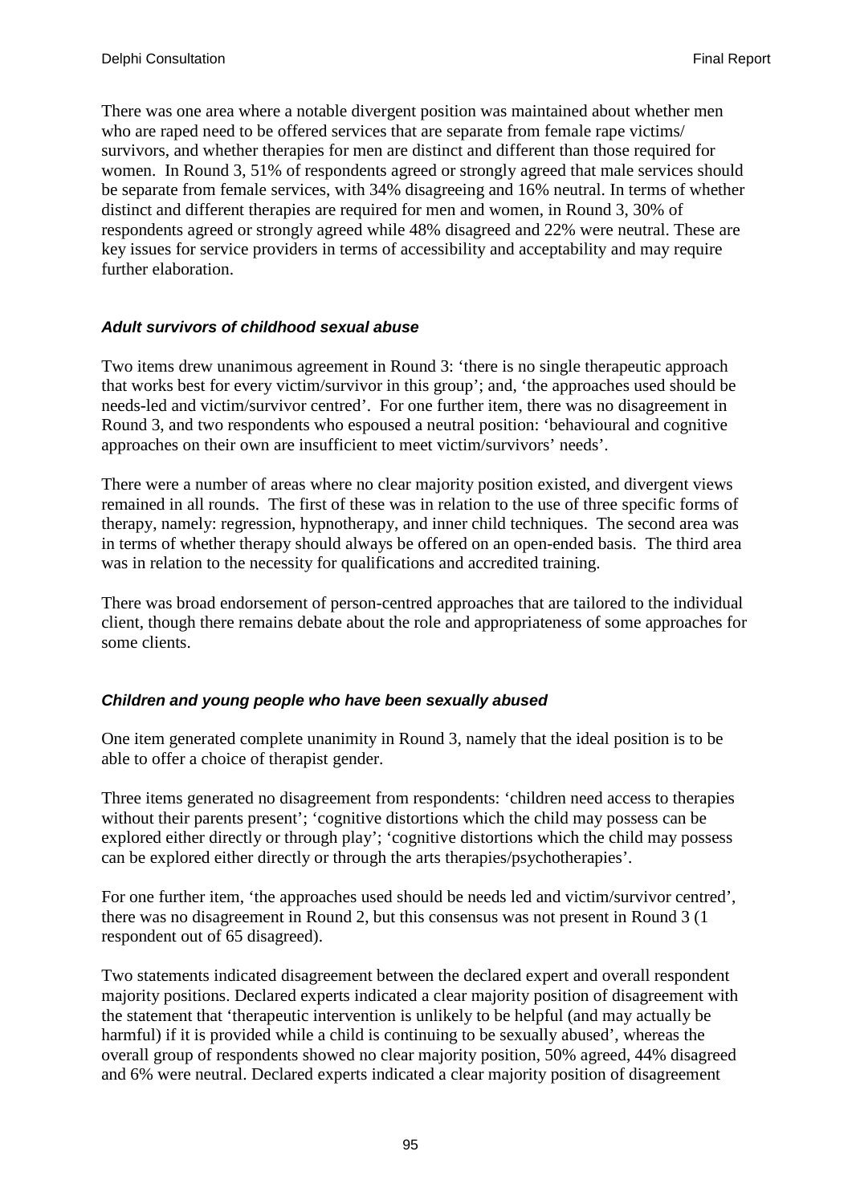There was one area where a notable divergent position was maintained about whether men who are raped need to be offered services that are separate from female rape victims/ survivors, and whether therapies for men are distinct and different than those required for women. In Round 3, 51% of respondents agreed or strongly agreed that male services should be separate from female services, with 34% disagreeing and 16% neutral. In terms of whether distinct and different therapies are required for men and women, in Round 3, 30% of respondents agreed or strongly agreed while 48% disagreed and 22% were neutral. These are key issues for service providers in terms of accessibility and acceptability and may require further elaboration.

### *Adult survivors of childhood sexual abuse*

Two items drew unanimous agreement in Round 3: 'there is no single therapeutic approach that works best for every victim/survivor in this group'; and, 'the approaches used should be needs-led and victim/survivor centred'. For one further item, there was no disagreement in Round 3, and two respondents who espoused a neutral position: 'behavioural and cognitive approaches on their own are insufficient to meet victim/survivors' needs'.

There were a number of areas where no clear majority position existed, and divergent views remained in all rounds. The first of these was in relation to the use of three specific forms of therapy, namely: regression, hypnotherapy, and inner child techniques. The second area was in terms of whether therapy should always be offered on an open-ended basis. The third area was in relation to the necessity for qualifications and accredited training.

There was broad endorsement of person-centred approaches that are tailored to the individual client, though there remains debate about the role and appropriateness of some approaches for some clients.

### *Children and young people who have been sexually abused*

One item generated complete unanimity in Round 3, namely that the ideal position is to be able to offer a choice of therapist gender.

Three items generated no disagreement from respondents: 'children need access to therapies without their parents present'; 'cognitive distortions which the child may possess can be explored either directly or through play'; 'cognitive distortions which the child may possess can be explored either directly or through the arts therapies/psychotherapies'.

For one further item, 'the approaches used should be needs led and victim/survivor centred', there was no disagreement in Round 2, but this consensus was not present in Round 3 (1 respondent out of 65 disagreed).

Two statements indicated disagreement between the declared expert and overall respondent majority positions. Declared experts indicated a clear majority position of disagreement with the statement that 'therapeutic intervention is unlikely to be helpful (and may actually be harmful) if it is provided while a child is continuing to be sexually abused', whereas the overall group of respondents showed no clear majority position, 50% agreed, 44% disagreed and 6% were neutral. Declared experts indicated a clear majority position of disagreement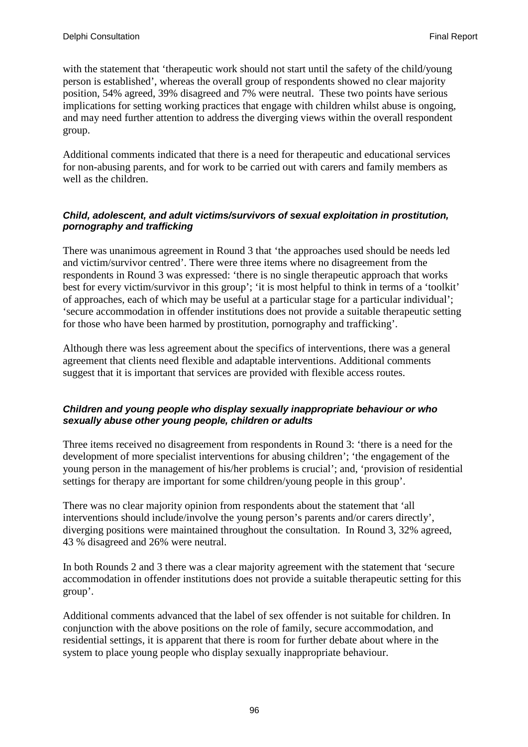with the statement that 'therapeutic work should not start until the safety of the child/young person is established', whereas the overall group of respondents showed no clear majority position, 54% agreed, 39% disagreed and 7% were neutral. These two points have serious implications for setting working practices that engage with children whilst abuse is ongoing, and may need further attention to address the diverging views within the overall respondent group.

Additional comments indicated that there is a need for therapeutic and educational services for non-abusing parents, and for work to be carried out with carers and family members as well as the children.

***Child, adolescent, and adult victims/survivors of sexual exploitation in prostitution, pornography and trafficking***

There was unanimous agreement in Round 3 that 'the approaches used should be needs led and victim/survivor centred'. There were three items where no disagreement from the respondents in Round 3 was expressed: 'there is no single therapeutic approach that works best for every victim/survivor in this group'; 'it is most helpful to think in terms of a 'toolkit' of approaches, each of which may be useful at a particular stage for a particular individual'; 'secure accommodation in offender institutions does not provide a suitable therapeutic setting for those who have been harmed by prostitution, pornography and trafficking'.

Although there was less agreement about the specifics of interventions, there was a general agreement that clients need flexible and adaptable interventions. Additional comments suggest that it is important that services are provided with flexible access routes.

***Children and young people who display sexually inappropriate behaviour or who sexually abuse other young people, children or adults***

Three items received no disagreement from respondents in Round 3: 'there is a need for the development of more specialist interventions for abusing children'; 'the engagement of the young person in the management of his/her problems is crucial'; and, 'provision of residential settings for therapy are important for some children/young people in this group'.

There was no clear majority opinion from respondents about the statement that 'all interventions should include/involve the young person's parents and/or carers directly', diverging positions were maintained throughout the consultation. In Round 3, 32% agreed, 43 % disagreed and 26% were neutral.

In both Rounds 2 and 3 there was a clear majority agreement with the statement that 'secure accommodation in offender institutions does not provide a suitable therapeutic setting for this group'.

Additional comments advanced that the label of sex offender is not suitable for children. In conjunction with the above positions on the role of family, secure accommodation, and residential settings, it is apparent that there is room for further debate about where in the system to place young people who display sexually inappropriate behaviour.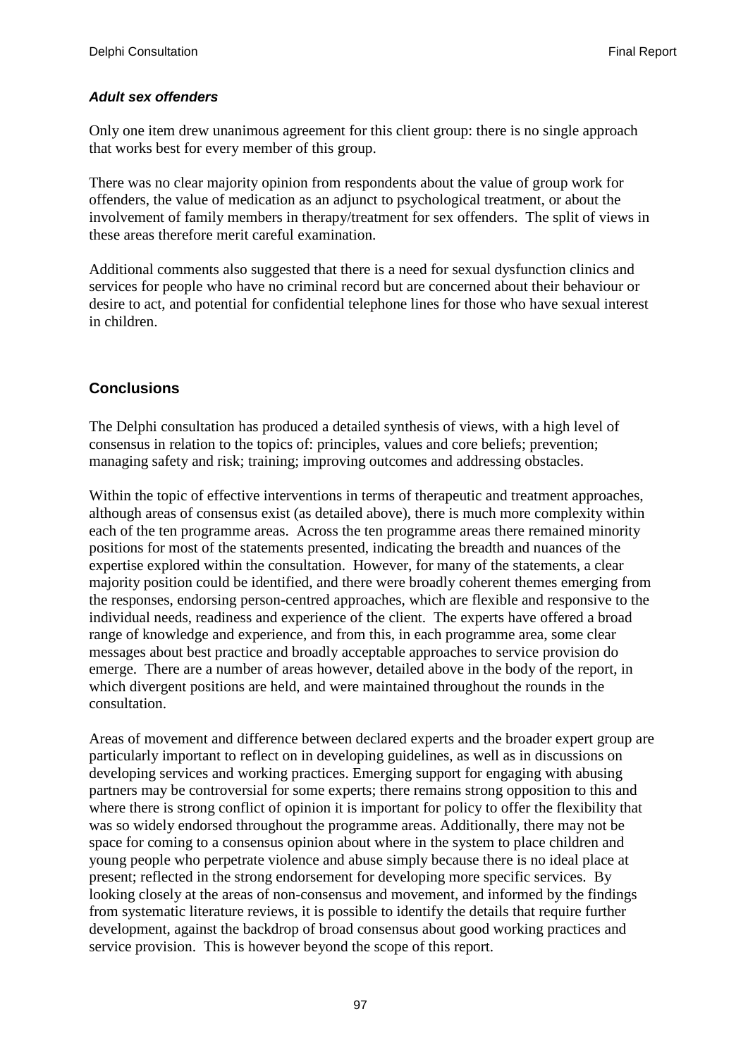***Adult sex offenders***

Only one item drew unanimous agreement for this client group: there is no single approach that works best for every member of this group.

There was no clear majority opinion from respondents about the value of group work for offenders, the value of medication as an adjunct to psychological treatment, or about the involvement of family members in therapy/treatment for sex offenders. The split of views in these areas therefore merit careful examination.

Additional comments also suggested that there is a need for sexual dysfunction clinics and services for people who have no criminal record but are concerned about their behaviour or desire to act, and potential for confidential telephone lines for those who have sexual interest in children.

## Conclusions

The Delphi consultation has produced a detailed synthesis of views, with a high level of consensus in relation to the topics of: principles, values and core beliefs; prevention; managing safety and risk; training; improving outcomes and addressing obstacles.

Within the topic of effective interventions in terms of therapeutic and treatment approaches, although areas of consensus exist (as detailed above), there is much more complexity within each of the ten programme areas. Across the ten programme areas there remained minority positions for most of the statements presented, indicating the breadth and nuances of the expertise explored within the consultation. However, for many of the statements, a clear majority position could be identified, and there were broadly coherent themes emerging from the responses, endorsing person-centred approaches, which are flexible and responsive to the individual needs, readiness and experience of the client. The experts have offered a broad range of knowledge and experience, and from this, in each programme area, some clear messages about best practice and broadly acceptable approaches to service provision do emerge. There are a number of areas however, detailed above in the body of the report, in which divergent positions are held, and were maintained throughout the rounds in the consultation.

Areas of movement and difference between declared experts and the broader expert group are particularly important to reflect on in developing guidelines, as well as in discussions on developing services and working practices. Emerging support for engaging with abusing partners may be controversial for some experts; there remains strong opposition to this and where there is strong conflict of opinion it is important for policy to offer the flexibility that was so widely endorsed throughout the programme areas. Additionally, there may not be space for coming to a consensus opinion about where in the system to place children and young people who perpetrate violence and abuse simply because there is no ideal place at present; reflected in the strong endorsement for developing more specific services. By looking closely at the areas of non-consensus and movement, and informed by the findings from systematic literature reviews, it is possible to identify the details that require further development, against the backdrop of broad consensus about good working practices and service provision. This is however beyond the scope of this report.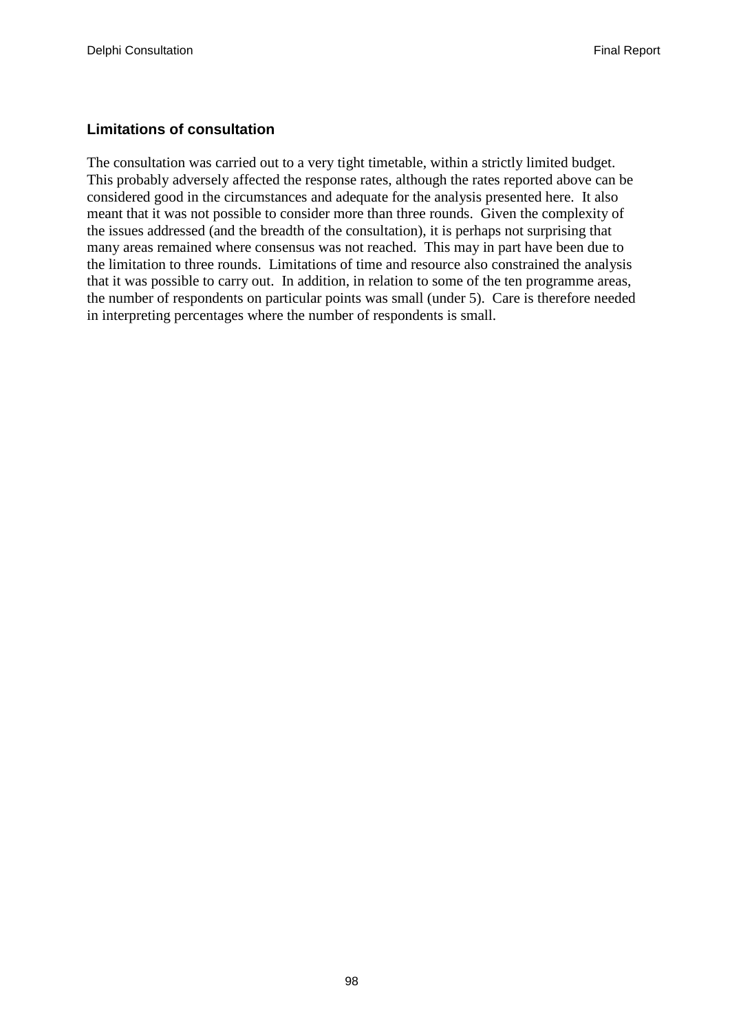### Limitations of consultation

The consultation was carried out to a very tight timetable, within a strictly limited budget. This probably adversely affected the response rates, although the rates reported above can be considered good in the circumstances and adequate for the analysis presented here. It also meant that it was not possible to consider more than three rounds. Given the complexity of the issues addressed (and the breadth of the consultation), it is perhaps not surprising that many areas remained where consensus was not reached. This may in part have been due to the limitation to three rounds. Limitations of time and resource also constrained the analysis that it was possible to carry out. In addition, in relation to some of the ten programme areas, the number of respondents on particular points was small (under 5). Care is therefore needed in interpreting percentages where the number of respondents is small.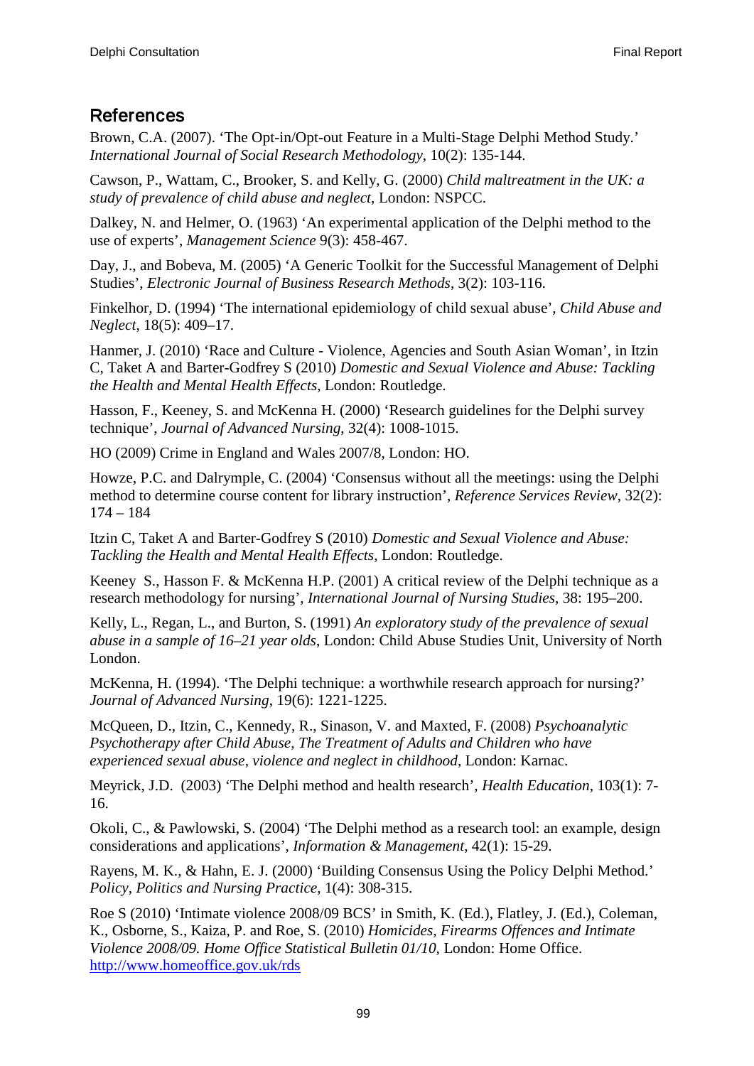## References

Brown, C.A. (2007). 'The Opt-in/Opt-out Feature in a Multi-Stage Delphi Method Study.' *International Journal of Social Research Methodology*, 10(2): 135-144.

Cawson, P., Wattam, C., Brooker, S. and Kelly, G. (2000) *Child maltreatment in the UK: a study of prevalence of child abuse and neglect*, London: NSPCC.

Dalkey, N. and Helmer, O. (1963) 'An experimental application of the Delphi method to the use of experts', *Management Science* 9(3): 458-467.

Day, J., and Bobeva, M. (2005) 'A Generic Toolkit for the Successful Management of Delphi Studies', *Electronic Journal of Business Research Methods*, 3(2): 103-116.

Finkelhor, D. (1994) 'The international epidemiology of child sexual abuse', *Child Abuse and Neglect*, 18(5): 409–17.

Hanmer, J. (2010) 'Race and Culture - Violence, Agencies and South Asian Woman', in Itzin C, Taket A and Barter-Godfrey S (2010) *Domestic and Sexual Violence and Abuse: Tackling the Health and Mental Health Effects*, London: Routledge.

Hasson, F., Keeney, S. and McKenna H. (2000) 'Research guidelines for the Delphi survey technique', *Journal of Advanced Nursing*, 32(4): 1008-1015.

HO (2009) Crime in England and Wales 2007/8, London: HO.

Howze, P.C. and Dalrymple, C. (2004) 'Consensus without all the meetings: using the Delphi method to determine course content for library instruction', *Reference Services Review*, 32(2): 174 – 184

Itzin C, Taket A and Barter-Godfrey S (2010) *Domestic and Sexual Violence and Abuse: Tackling the Health and Mental Health Effects*, London: Routledge.

Keeney S., Hasson F. & McKenna H.P. (2001) A critical review of the Delphi technique as a research methodology for nursing', *International Journal of Nursing Studies*, 38: 195–200.

Kelly, L., Regan, L., and Burton, S. (1991) *An exploratory study of the prevalence of sexual abuse in a sample of 16–21 year olds*, London: Child Abuse Studies Unit, University of North London.

McKenna, H. (1994). 'The Delphi technique: a worthwhile research approach for nursing?' *Journal of Advanced Nursing*, 19(6): 1221-1225.

McQueen, D., Itzin, C., Kennedy, R., Sinason, V. and Maxted, F. (2008) *Psychoanalytic Psychotherapy after Child Abuse, The Treatment of Adults and Children who have experienced sexual abuse, violence and neglect in childhood*, London: Karnac.

Meyrick, J.D. (2003) 'The Delphi method and health research', *Health Education*, 103(1): 7-16.

Okoli, C., & Pawlowski, S. (2004) 'The Delphi method as a research tool: an example, design considerations and applications', *Information & Management*, 42(1): 15-29.

Rayens, M. K., & Hahn, E. J. (2000) 'Building Consensus Using the Policy Delphi Method.' *Policy, Politics and Nursing Practice*, 1(4): 308-315.

Roe S (2010) 'Intimate violence 2008/09 BCS' in Smith, K. (Ed.), Flatley, J. (Ed.), Coleman, K., Osborne, S., Kaiza, P. and Roe, S. (2010) *Homicides, Firearms Offences and Intimate Violence 2008/09. Home Office Statistical Bulletin 01/10*, London: Home Office. http://www.homeoffice.gov.uk/rds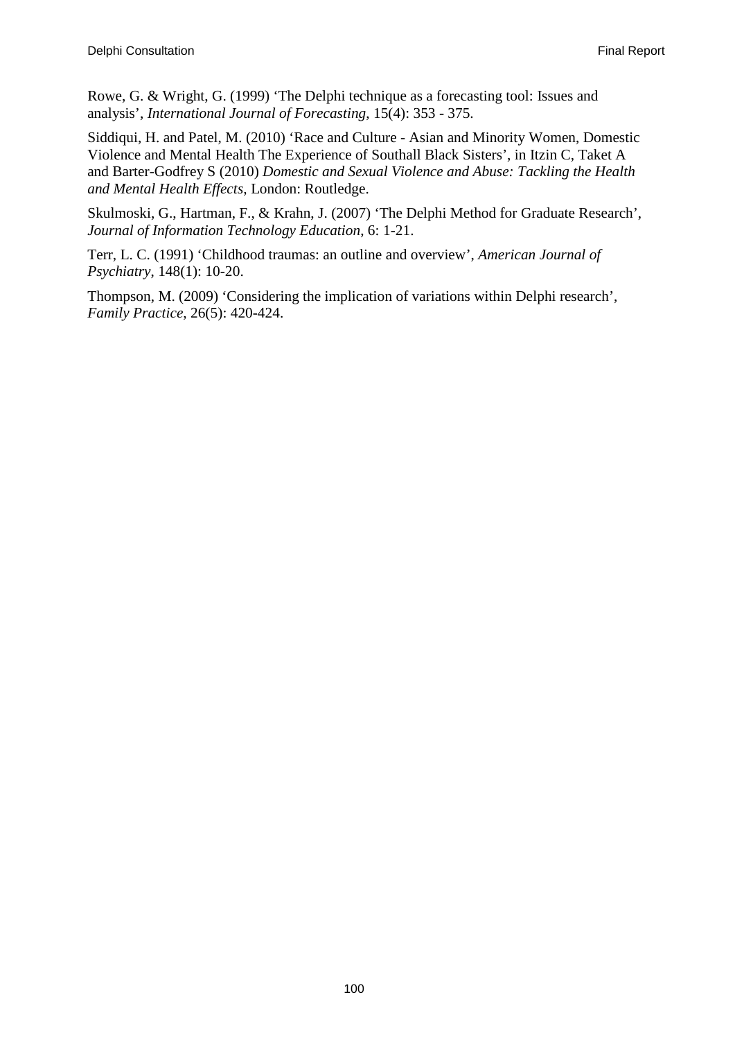Rowe, G. & Wright, G. (1999) 'The Delphi technique as a forecasting tool: Issues and analysis', *International Journal of Forecasting*, 15(4): 353 - 375.

Siddiqui, H. and Patel, M. (2010) 'Race and Culture - Asian and Minority Women, Domestic Violence and Mental Health The Experience of Southall Black Sisters', in Itzin C, Taket A and Barter-Godfrey S (2010) *Domestic and Sexual Violence and Abuse: Tackling the Health and Mental Health Effects*, London: Routledge.

Skulmoski, G., Hartman, F., & Krahn, J. (2007) 'The Delphi Method for Graduate Research', *Journal of Information Technology Education*, 6: 1-21.

Terr, L. C. (1991) 'Childhood traumas: an outline and overview', *American Journal of Psychiatry*, 148(1): 10-20.

Thompson, M. (2009) 'Considering the implication of variations within Delphi research', *Family Practice*, 26(5): 420-424.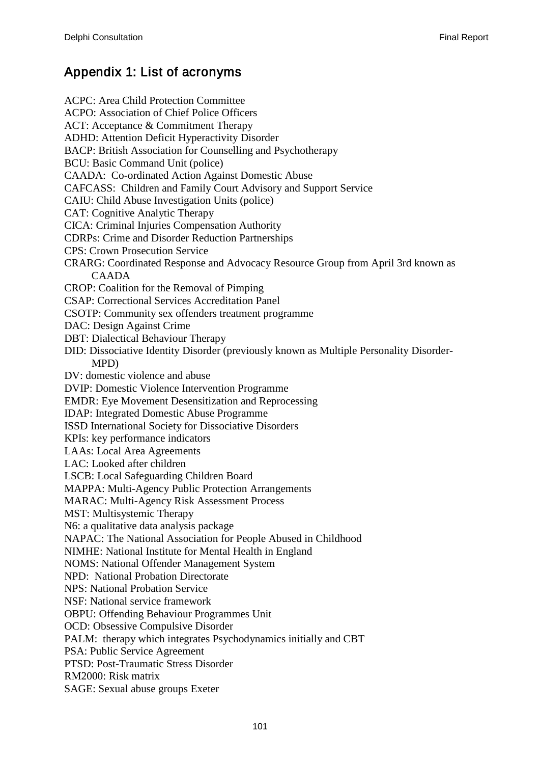## Appendix 1: List of acronyms

ACPC: Area Child Protection Committee
ACPO: Association of Chief Police Officers
ACT: Acceptance & Commitment Therapy
ADHD: Attention Deficit Hyperactivity Disorder
BACP: British Association for Counselling and Psychotherapy
BCU: Basic Command Unit (police)
CAADA: Co-ordinated Action Against Domestic Abuse
CAFCASS: Children and Family Court Advisory and Support Service
CAIU: Child Abuse Investigation Units (police)
CAT: Cognitive Analytic Therapy
CICA: Criminal Injuries Compensation Authority
CDRPs: Crime and Disorder Reduction Partnerships
CPS: Crown Prosecution Service
CRARG: Coordinated Response and Advocacy Resource Group from April 3rd known as CAADA
CROP: Coalition for the Removal of Pimping
CSAP: Correctional Services Accreditation Panel
CSOTP: Community sex offenders treatment programme
DAC: Design Against Crime
DBT: Dialectical Behaviour Therapy
DID: Dissociative Identity Disorder (previously known as Multiple Personality Disorder-MPD)
DV: domestic violence and abuse
DVIP: Domestic Violence Intervention Programme
EMDR: Eye Movement Desensitization and Reprocessing
IDAP: Integrated Domestic Abuse Programme
ISSD International Society for Dissociative Disorders
KPIs: key performance indicators
LAAs: Local Area Agreements
LAC: Looked after children
LSCB: Local Safeguarding Children Board
MAPPA: Multi-Agency Public Protection Arrangements
MARAC: Multi-Agency Risk Assessment Process
MST: Multisystemic Therapy
N6: a qualitative data analysis package
NAPAC: The National Association for People Abused in Childhood
NIMHE: National Institute for Mental Health in England
NOMS: National Offender Management System
NPD: National Probation Directorate
NPS: National Probation Service
NSF: National service framework
OBPU: Offending Behaviour Programmes Unit
OCD: Obsessive Compulsive Disorder
PALM: therapy which integrates Psychodynamics initially and CBT
PSA: Public Service Agreement
PTSD: Post-Traumatic Stress Disorder
RM2000: Risk matrix
SAGE: Sexual abuse groups Exeter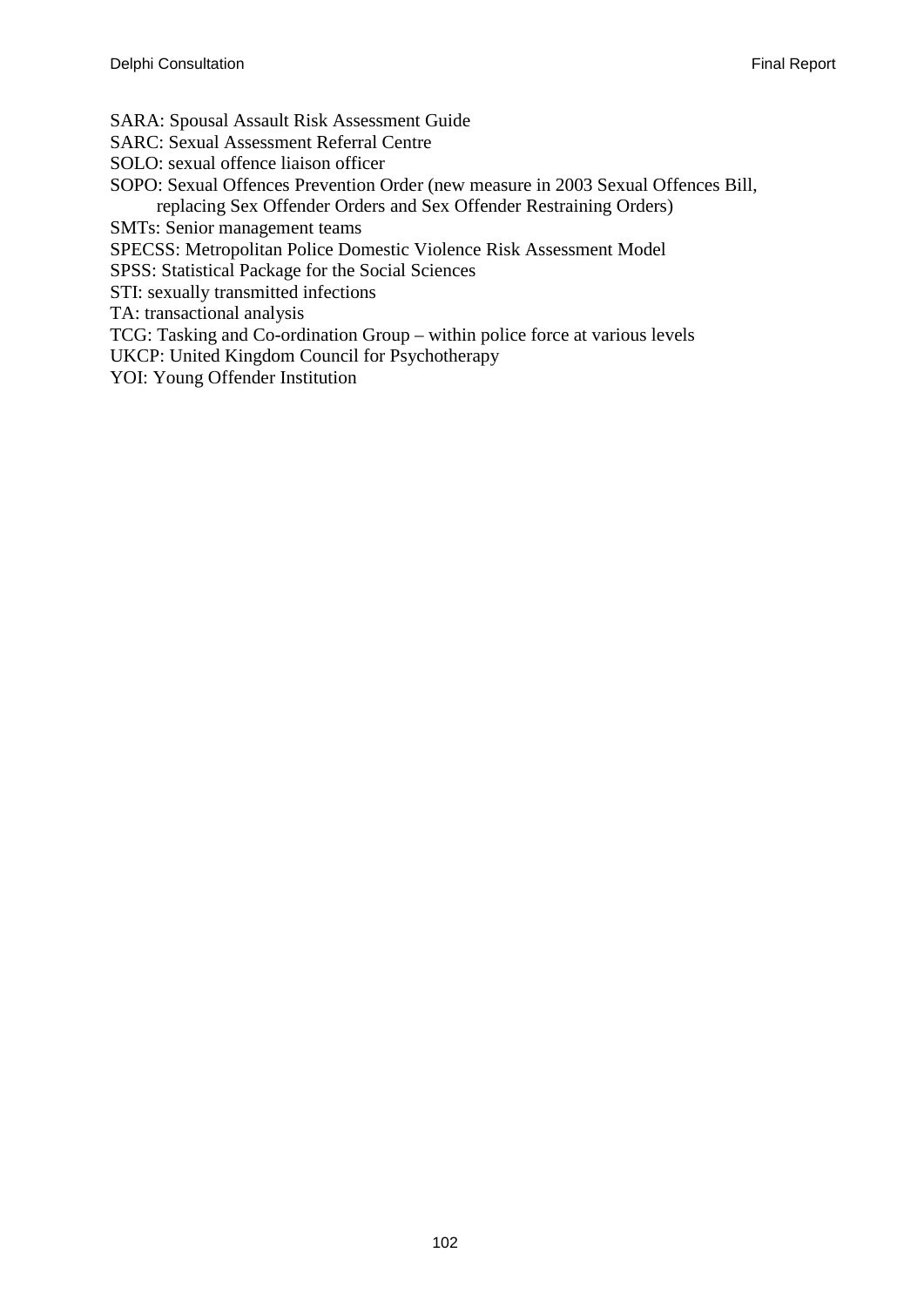SARA: Spousal Assault Risk Assessment Guide  
SARC: Sexual Assessment Referral Centre  
SOLO: sexual offence liaison officer  
SOPO: Sexual Offences Prevention Order (new measure in 2003 Sexual Offences Bill, replacing Sex Offender Orders and Sex Offender Restraining Orders)  
SMTs: Senior management teams  
SPECSS: Metropolitan Police Domestic Violence Risk Assessment Model  
SPSS: Statistical Package for the Social Sciences  
STI: sexually transmitted infections  
TA: transactional analysis  
TCG: Tasking and Co-ordination Group – within police force at various levels  
UKCP: United Kingdom Council for Psychotherapy  
YOI: Young Offender Institution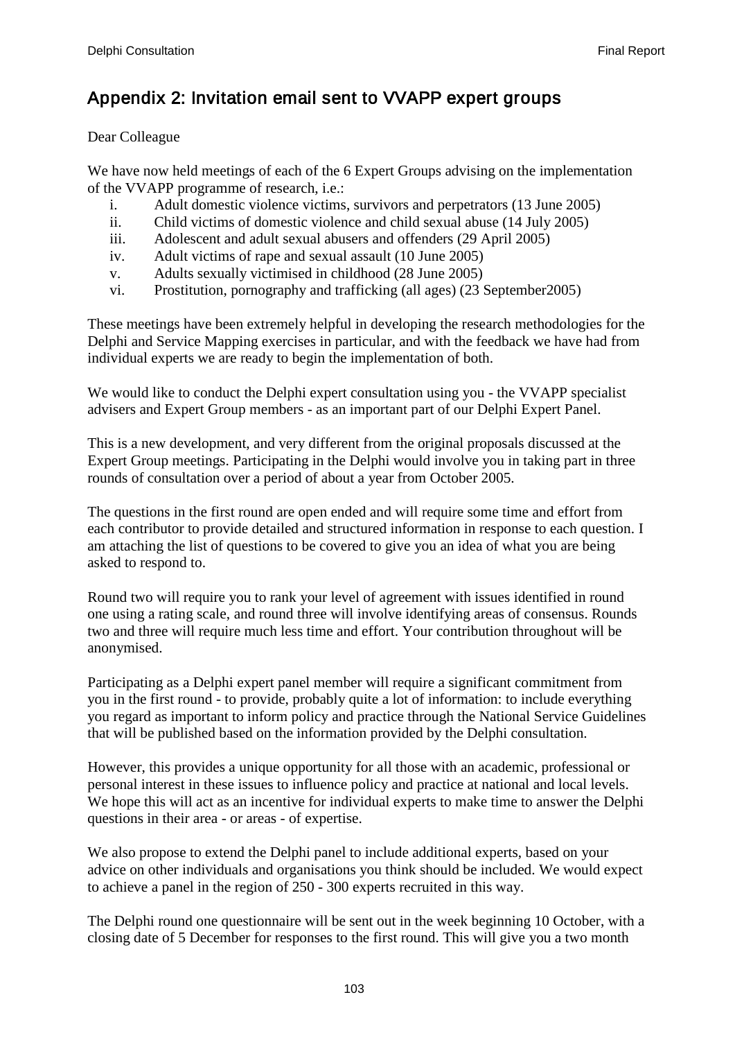## Appendix 2: Invitation email sent to VVAPP expert groups

Dear Colleague

We have now held meetings of each of the 6 Expert Groups advising on the implementation of the VVAPP programme of research, i.e.:

i. Adult domestic violence victims, survivors and perpetrators (13 June 2005)
ii. Child victims of domestic violence and child sexual abuse (14 July 2005)
iii. Adolescent and adult sexual abusers and offenders (29 April 2005)
iv. Adult victims of rape and sexual assault (10 June 2005)
v. Adults sexually victimised in childhood (28 June 2005)
vi. Prostitution, pornography and trafficking (all ages) (23 September2005)

These meetings have been extremely helpful in developing the research methodologies for the Delphi and Service Mapping exercises in particular, and with the feedback we have had from individual experts we are ready to begin the implementation of both.

We would like to conduct the Delphi expert consultation using you - the VVAPP specialist advisers and Expert Group members - as an important part of our Delphi Expert Panel.

This is a new development, and very different from the original proposals discussed at the Expert Group meetings. Participating in the Delphi would involve you in taking part in three rounds of consultation over a period of about a year from October 2005.

The questions in the first round are open ended and will require some time and effort from each contributor to provide detailed and structured information in response to each question. I am attaching the list of questions to be covered to give you an idea of what you are being asked to respond to.

Round two will require you to rank your level of agreement with issues identified in round one using a rating scale, and round three will involve identifying areas of consensus. Rounds two and three will require much less time and effort. Your contribution throughout will be anonymised.

Participating as a Delphi expert panel member will require a significant commitment from you in the first round - to provide, probably quite a lot of information: to include everything you regard as important to inform policy and practice through the National Service Guidelines that will be published based on the information provided by the Delphi consultation.

However, this provides a unique opportunity for all those with an academic, professional or personal interest in these issues to influence policy and practice at national and local levels. We hope this will act as an incentive for individual experts to make time to answer the Delphi questions in their area - or areas - of expertise.

We also propose to extend the Delphi panel to include additional experts, based on your advice on other individuals and organisations you think should be included. We would expect to achieve a panel in the region of 250 - 300 experts recruited in this way.

The Delphi round one questionnaire will be sent out in the week beginning 10 October, with a closing date of 5 December for responses to the first round. This will give you a two month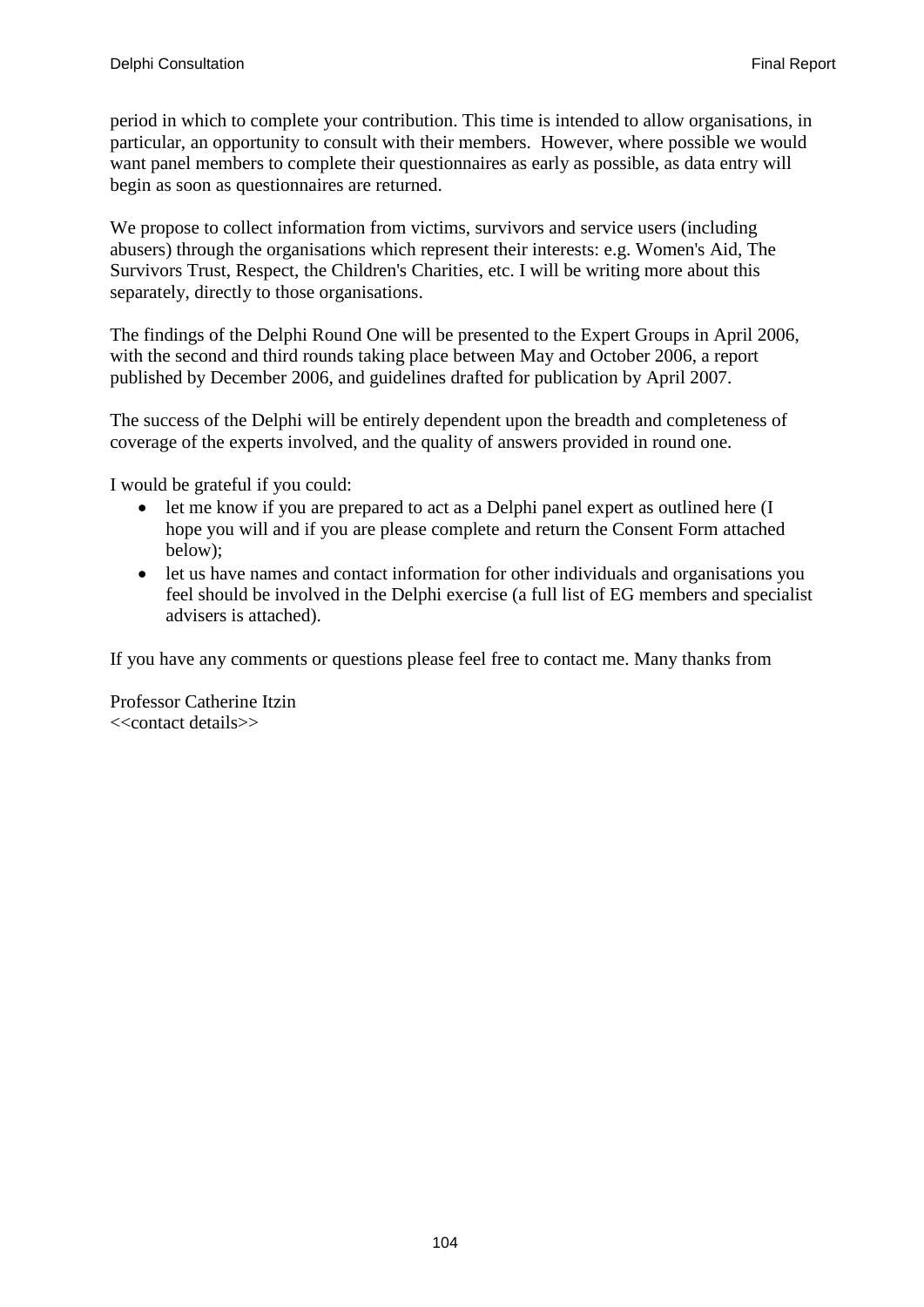period in which to complete your contribution. This time is intended to allow organisations, in particular, an opportunity to consult with their members. However, where possible we would want panel members to complete their questionnaires as early as possible, as data entry will begin as soon as questionnaires are returned.

We propose to collect information from victims, survivors and service users (including abusers) through the organisations which represent their interests: e.g. Women's Aid, The Survivors Trust, Respect, the Children's Charities, etc. I will be writing more about this separately, directly to those organisations.

The findings of the Delphi Round One will be presented to the Expert Groups in April 2006, with the second and third rounds taking place between May and October 2006, a report published by December 2006, and guidelines drafted for publication by April 2007.

The success of the Delphi will be entirely dependent upon the breadth and completeness of coverage of the experts involved, and the quality of answers provided in round one.

I would be grateful if you could:

- let me know if you are prepared to act as a Delphi panel expert as outlined here (I hope you will and if you are please complete and return the Consent Form attached below);
- let us have names and contact information for other individuals and organisations you feel should be involved in the Delphi exercise (a full list of EG members and specialist advisers is attached).

If you have any comments or questions please feel free to contact me. Many thanks from

Professor Catherine Itzin
<<contact details>>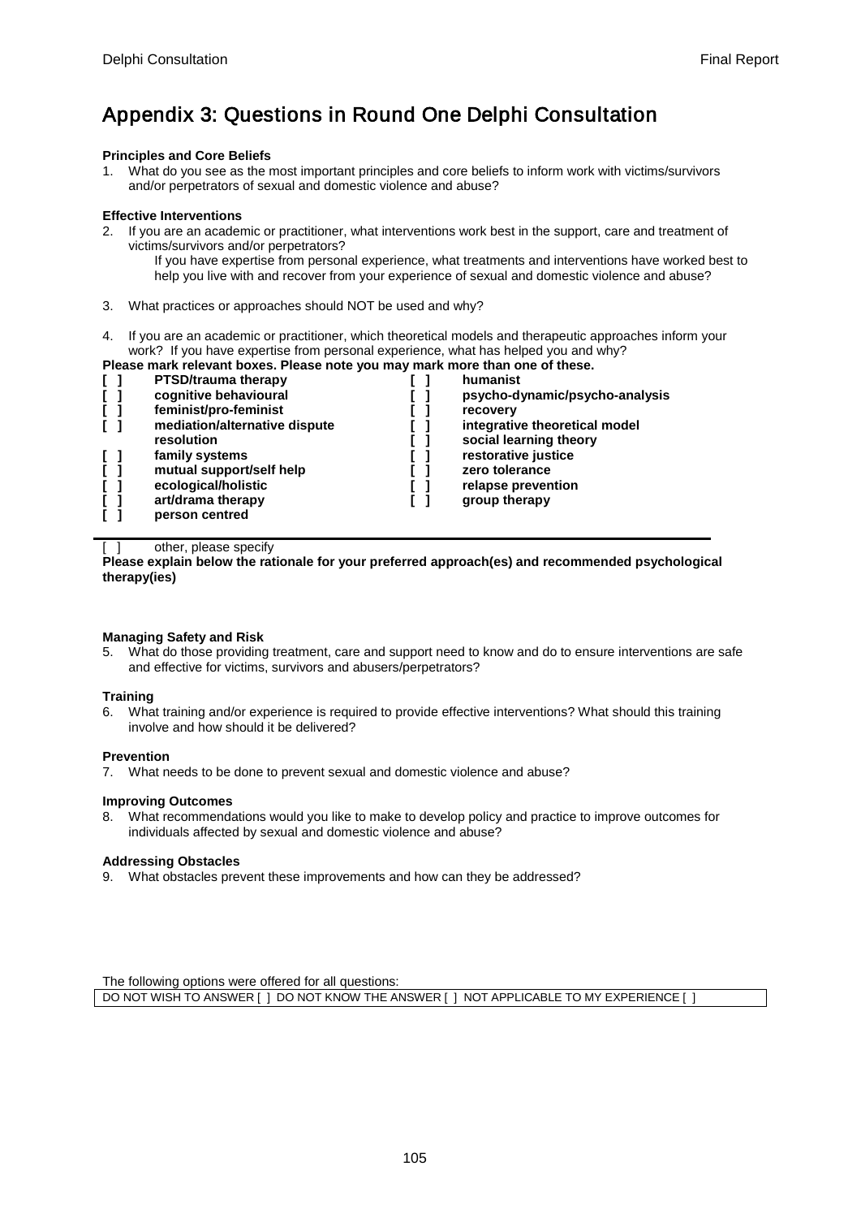# Appendix 3: Questions in Round One Delphi Consultation

**Principles and Core Beliefs**

1. What do you see as the most important principles and core beliefs to inform work with victims/survivors and/or perpetrators of sexual and domestic violence and abuse?

**Effective Interventions**

2. If you are an academic or practitioner, what interventions work best in the support, care and treatment of victims/survivors and/or perpetrators?

   If you have expertise from personal experience, what treatments and interventions have worked best to help you live with and recover from your experience of sexual and domestic violence and abuse?

3. What practices or approaches should NOT be used and why?

4. If you are an academic or practitioner, which theoretical models and therapeutic approaches inform your work? If you have expertise from personal experience, what has helped you and why?

**Please mark relevant boxes. Please note you may mark more than one of these.**

| | | | |
|---|---|---|---|
| **[ ]** | **PTSD/trauma therapy** | **[ ]** | **humanist** |
| **[ ]** | **cognitive behavioural** | **[ ]** | **psycho-dynamic/psycho-analysis** |
| **[ ]** | **feminist/pro-feminist** | **[ ]** | **recovery** |
| **[ ]** | **mediation/alternative dispute resolution** | **[ ]** | **integrative theoretical model** |
| | | **[ ]** | **social learning theory** |
| **[ ]** | **family systems** | **[ ]** | **restorative justice** |
| **[ ]** | **mutual support/self help** | **[ ]** | **zero tolerance** |
| **[ ]** | **ecological/holistic** | **[ ]** | **relapse prevention** |
| **[ ]** | **art/drama therapy** | **[ ]** | **group therapy** |
| **[ ]** | **person centred** | | |

[ ] other, please specify

**Please explain below the rationale for your preferred approach(es) and recommended psychological therapy(ies)**

**Managing Safety and Risk**

5. What do those providing treatment, care and support need to know and do to ensure interventions are safe and effective for victims, survivors and abusers/perpetrators?

**Training**

6. What training and/or experience is required to provide effective interventions? What should this training involve and how should it be delivered?

**Prevention**

7. What needs to be done to prevent sexual and domestic violence and abuse?

**Improving Outcomes**

8. What recommendations would you like to make to develop policy and practice to improve outcomes for individuals affected by sexual and domestic violence and abuse?

**Addressing Obstacles**

9. What obstacles prevent these improvements and how can they be addressed?

The following options were offered for all questions:

DO NOT WISH TO ANSWER [ ] DO NOT KNOW THE ANSWER [ ] NOT APPLICABLE TO MY EXPERIENCE [ ]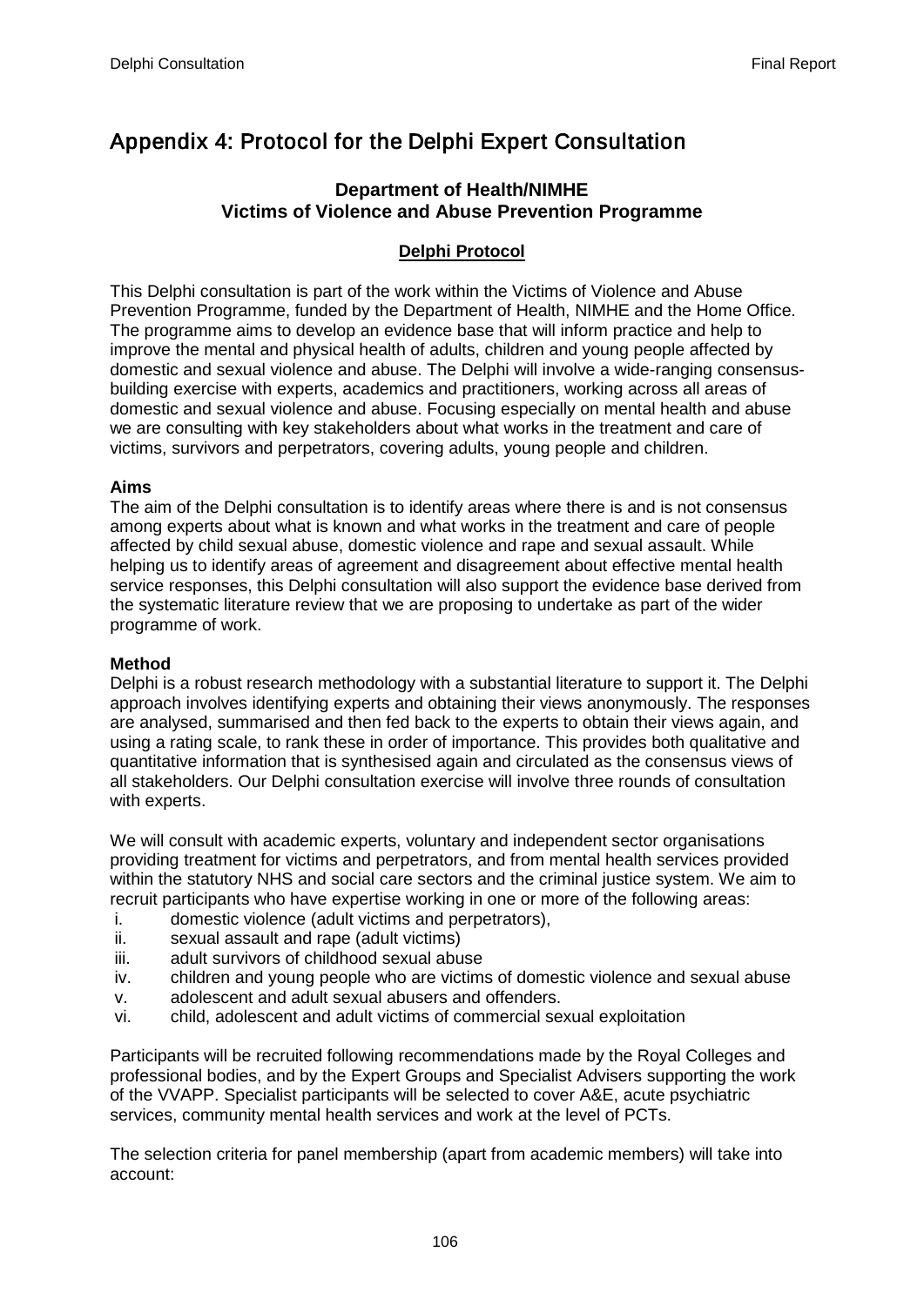# Appendix 4: Protocol for the Delphi Expert Consultation

**Department of Health/NIMHE**
**Victims of Violence and Abuse Prevention Programme**

**Delphi Protocol**

This Delphi consultation is part of the work within the Victims of Violence and Abuse Prevention Programme, funded by the Department of Health, NIMHE and the Home Office. The programme aims to develop an evidence base that will inform practice and help to improve the mental and physical health of adults, children and young people affected by domestic and sexual violence and abuse. The Delphi will involve a wide-ranging consensus-building exercise with experts, academics and practitioners, working across all areas of domestic and sexual violence and abuse. Focusing especially on mental health and abuse we are consulting with key stakeholders about what works in the treatment and care of victims, survivors and perpetrators, covering adults, young people and children.

**Aims**

The aim of the Delphi consultation is to identify areas where there is and is not consensus among experts about what is known and what works in the treatment and care of people affected by child sexual abuse, domestic violence and rape and sexual assault. While helping us to identify areas of agreement and disagreement about effective mental health service responses, this Delphi consultation will also support the evidence base derived from the systematic literature review that we are proposing to undertake as part of the wider programme of work.

**Method**

Delphi is a robust research methodology with a substantial literature to support it. The Delphi approach involves identifying experts and obtaining their views anonymously. The responses are analysed, summarised and then fed back to the experts to obtain their views again, and using a rating scale, to rank these in order of importance. This provides both qualitative and quantitative information that is synthesised again and circulated as the consensus views of all stakeholders. Our Delphi consultation exercise will involve three rounds of consultation with experts.

We will consult with academic experts, voluntary and independent sector organisations providing treatment for victims and perpetrators, and from mental health services provided within the statutory NHS and social care sectors and the criminal justice system. We aim to recruit participants who have expertise working in one or more of the following areas:

i. domestic violence (adult victims and perpetrators),
ii. sexual assault and rape (adult victims)
iii. adult survivors of childhood sexual abuse
iv. children and young people who are victims of domestic violence and sexual abuse
v. adolescent and adult sexual abusers and offenders.
vi. child, adolescent and adult victims of commercial sexual exploitation

Participants will be recruited following recommendations made by the Royal Colleges and professional bodies, and by the Expert Groups and Specialist Advisers supporting the work of the VVAPP. Specialist participants will be selected to cover A&E, acute psychiatric services, community mental health services and work at the level of PCTs.

The selection criteria for panel membership (apart from academic members) will take into account: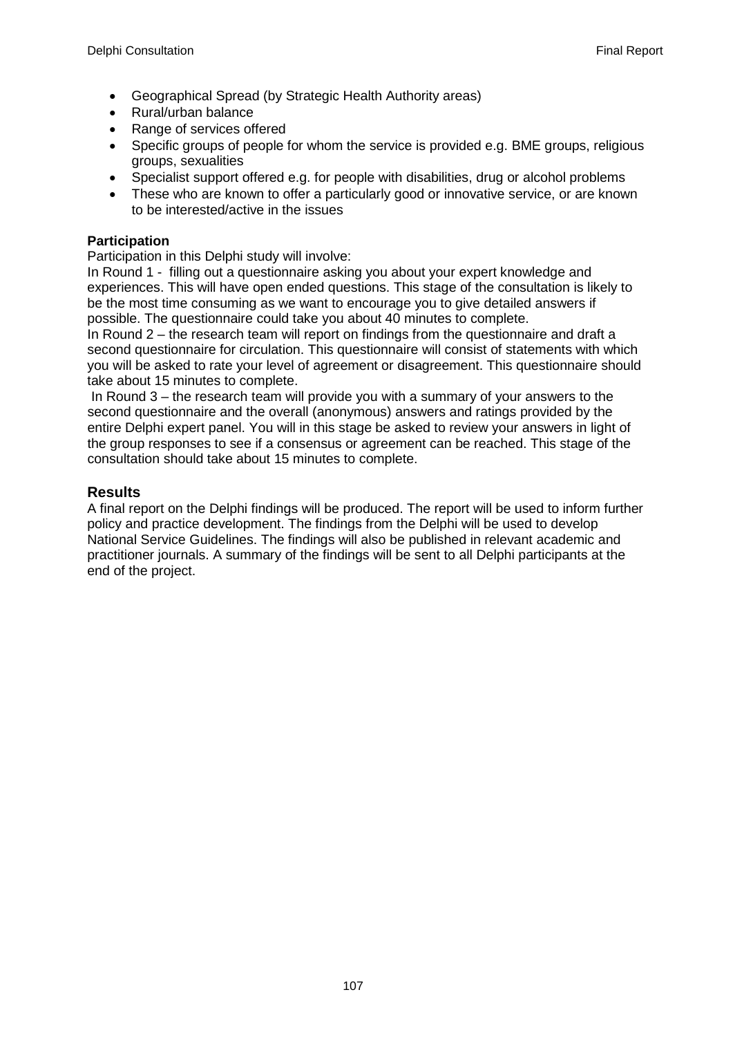- Geographical Spread (by Strategic Health Authority areas)
- Rural/urban balance
- Range of services offered
- Specific groups of people for whom the service is provided e.g. BME groups, religious groups, sexualities
- Specialist support offered e.g. for people with disabilities, drug or alcohol problems
- These who are known to offer a particularly good or innovative service, or are known to be interested/active in the issues

**Participation**

Participation in this Delphi study will involve:

In Round 1 - filling out a questionnaire asking you about your expert knowledge and experiences. This will have open ended questions. This stage of the consultation is likely to be the most time consuming as we want to encourage you to give detailed answers if possible. The questionnaire could take you about 40 minutes to complete.

In Round 2 – the research team will report on findings from the questionnaire and draft a second questionnaire for circulation. This questionnaire will consist of statements with which you will be asked to rate your level of agreement or disagreement. This questionnaire should take about 15 minutes to complete.

In Round 3 – the research team will provide you with a summary of your answers to the second questionnaire and the overall (anonymous) answers and ratings provided by the entire Delphi expert panel. You will in this stage be asked to review your answers in light of the group responses to see if a consensus or agreement can be reached. This stage of the consultation should take about 15 minutes to complete.

## Results

A final report on the Delphi findings will be produced. The report will be used to inform further policy and practice development. The findings from the Delphi will be used to develop National Service Guidelines. The findings will also be published in relevant academic and practitioner journals. A summary of the findings will be sent to all Delphi participants at the end of the project.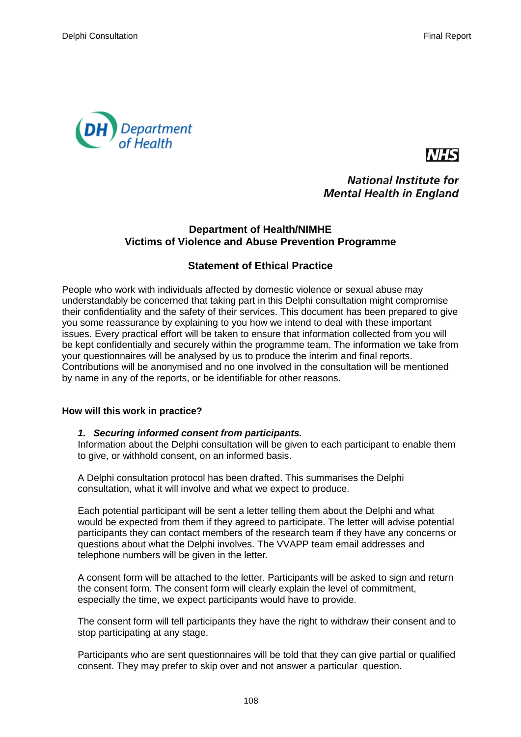Department of Health

NHS

National Institute for Mental Health in England

**Department of Health/NIMHE**
**Victims of Violence and Abuse Prevention Programme**

## Statement of Ethical Practice

People who work with individuals affected by domestic violence or sexual abuse may understandably be concerned that taking part in this Delphi consultation might compromise their confidentiality and the safety of their services. This document has been prepared to give you some reassurance by explaining to you how we intend to deal with these important issues. Every practical effort will be taken to ensure that information collected from you will be kept confidentially and securely within the programme team. The information we take from your questionnaires will be analysed by us to produce the interim and final reports. Contributions will be anonymised and no one involved in the consultation will be mentioned by name in any of the reports, or be identifiable for other reasons.

### How will this work in practice?

***1. Securing informed consent from participants.***

Information about the Delphi consultation will be given to each participant to enable them to give, or withhold consent, on an informed basis.

A Delphi consultation protocol has been drafted. This summarises the Delphi consultation, what it will involve and what we expect to produce.

Each potential participant will be sent a letter telling them about the Delphi and what would be expected from them if they agreed to participate. The letter will advise potential participants they can contact members of the research team if they have any concerns or questions about what the Delphi involves. The VVAPP team email addresses and telephone numbers will be given in the letter.

A consent form will be attached to the letter. Participants will be asked to sign and return the consent form. The consent form will clearly explain the level of commitment, especially the time, we expect participants would have to provide.

The consent form will tell participants they have the right to withdraw their consent and to stop participating at any stage.

Participants who are sent questionnaires will be told that they can give partial or qualified consent. They may prefer to skip over and not answer a particular question.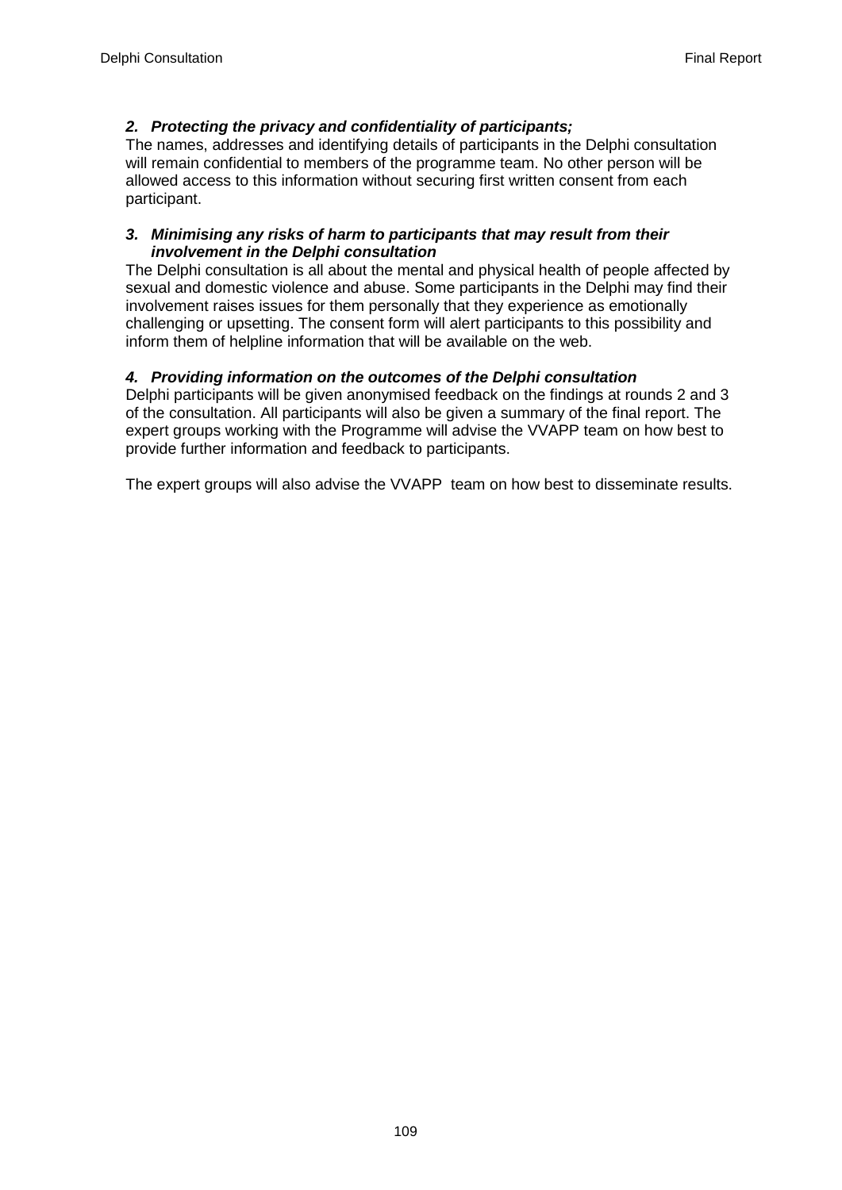### *2. Protecting the privacy and confidentiality of participants;*

The names, addresses and identifying details of participants in the Delphi consultation will remain confidential to members of the programme team. No other person will be allowed access to this information without securing first written consent from each participant.

### *3. Minimising any risks of harm to participants that may result from their involvement in the Delphi consultation*

The Delphi consultation is all about the mental and physical health of people affected by sexual and domestic violence and abuse. Some participants in the Delphi may find their involvement raises issues for them personally that they experience as emotionally challenging or upsetting. The consent form will alert participants to this possibility and inform them of helpline information that will be available on the web.

### *4. Providing information on the outcomes of the Delphi consultation*

Delphi participants will be given anonymised feedback on the findings at rounds 2 and 3 of the consultation. All participants will also be given a summary of the final report. The expert groups working with the Programme will advise the VVAPP team on how best to provide further information and feedback to participants.

The expert groups will also advise the VVAPP team on how best to disseminate results.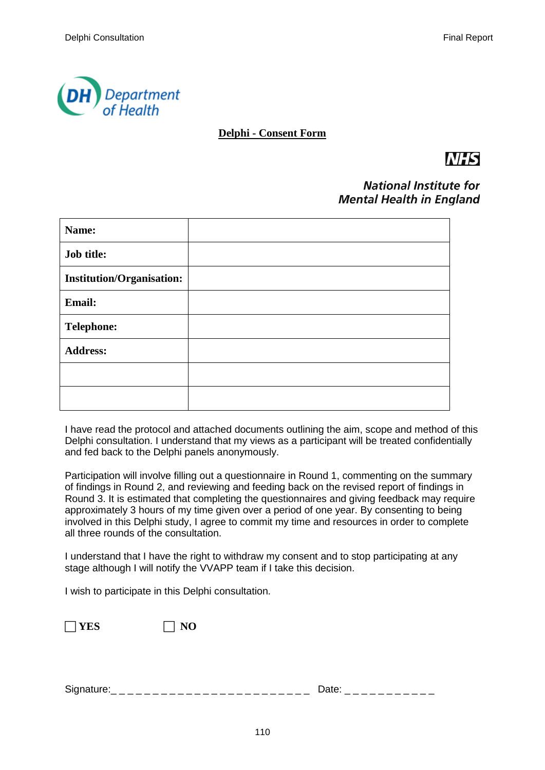Department of Health

## Delphi - Consent Form

NHS

*National Institute for Mental Health in England*

| **Name:** | |
|---|---|
| **Job title:** | |
| **Institution/Organisation:** | |
| **Email:** | |
| **Telephone:** | |
| **Address:** | |
| | |
| | |

I have read the protocol and attached documents outlining the aim, scope and method of this Delphi consultation. I understand that my views as a participant will be treated confidentially and fed back to the Delphi panels anonymously.

Participation will involve filling out a questionnaire in Round 1, commenting on the summary of findings in Round 2, and reviewing and feeding back on the revised report of findings in Round 3. It is estimated that completing the questionnaires and giving feedback may require approximately 3 hours of my time given over a period of one year. By consenting to being involved in this Delphi study, I agree to commit my time and resources in order to complete all three rounds of the consultation.

I understand that I have the right to withdraw my consent and to stop participating at any stage although I will notify the VVAPP team if I take this decision.

I wish to participate in this Delphi consultation.

☐ **YES** ☐ **NO**

Signature:_ _ _ _ _ _ _ _ _ _ _ _ _ _ _ _ _ _ _ _ _ _ _ _ _ Date: _ _ _ _ _ _ _ _ _ _ _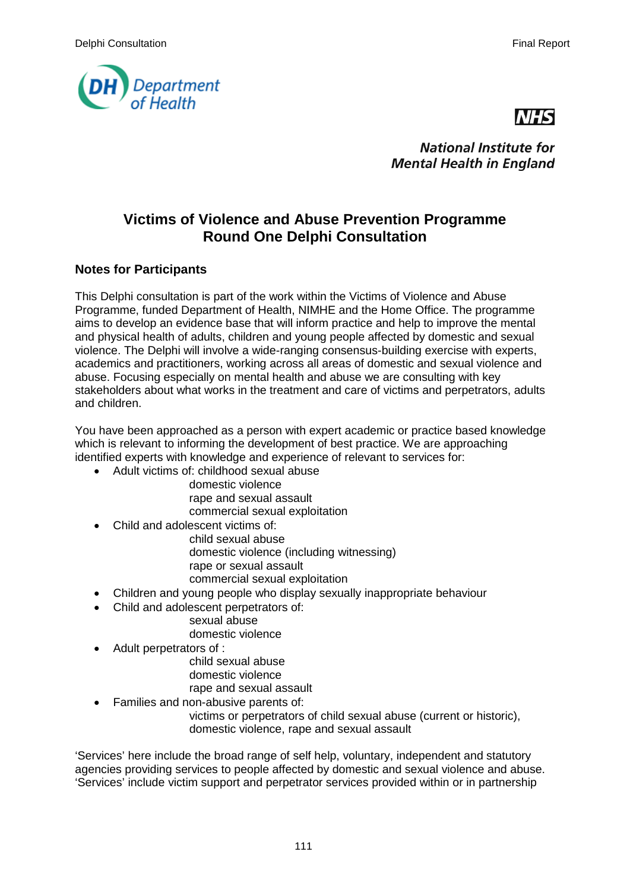Department of Health

NHS

*National Institute for Mental Health in England*

# Victims of Violence and Abuse Prevention Programme Round One Delphi Consultation

## Notes for Participants

This Delphi consultation is part of the work within the Victims of Violence and Abuse Programme, funded Department of Health, NIMHE and the Home Office. The programme aims to develop an evidence base that will inform practice and help to improve the mental and physical health of adults, children and young people affected by domestic and sexual violence. The Delphi will involve a wide-ranging consensus-building exercise with experts, academics and practitioners, working across all areas of domestic and sexual violence and abuse. Focusing especially on mental health and abuse we are consulting with key stakeholders about what works in the treatment and care of victims and perpetrators, adults and children.

You have been approached as a person with expert academic or practice based knowledge which is relevant to informing the development of best practice. We are approaching identified experts with knowledge and experience of relevant to services for:

- Adult victims of: childhood sexual abuse
  - domestic violence
  - rape and sexual assault
  - commercial sexual exploitation
- Child and adolescent victims of:
  - child sexual abuse
  - domestic violence (including witnessing)
  - rape or sexual assault
  - commercial sexual exploitation
- Children and young people who display sexually inappropriate behaviour
- Child and adolescent perpetrators of:
  - sexual abuse
  - domestic violence
- Adult perpetrators of :
  - child sexual abuse
  - domestic violence
  - rape and sexual assault
- Families and non-abusive parents of:
  - victims or perpetrators of child sexual abuse (current or historic), domestic violence, rape and sexual assault

'Services' here include the broad range of self help, voluntary, independent and statutory agencies providing services to people affected by domestic and sexual violence and abuse. 'Services' include victim support and perpetrator services provided within or in partnership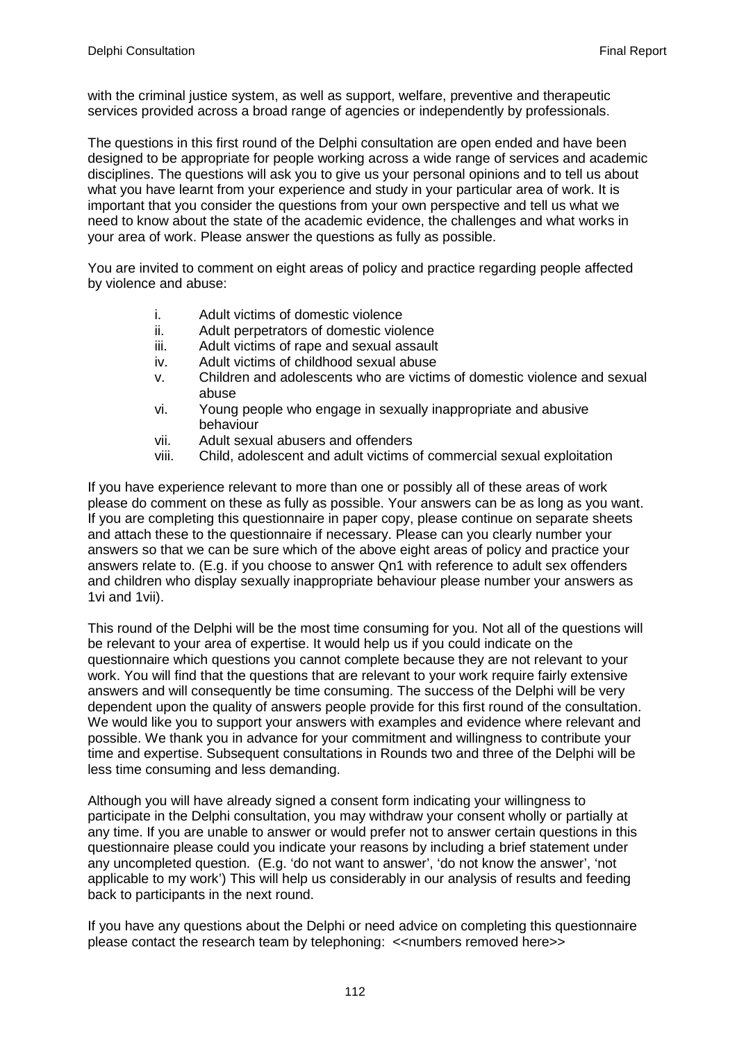with the criminal justice system, as well as support, welfare, preventive and therapeutic services provided across a broad range of agencies or independently by professionals.

The questions in this first round of the Delphi consultation are open ended and have been designed to be appropriate for people working across a wide range of services and academic disciplines. The questions will ask you to give us your personal opinions and to tell us about what you have learnt from your experience and study in your particular area of work. It is important that you consider the questions from your own perspective and tell us what we need to know about the state of the academic evidence, the challenges and what works in your area of work. Please answer the questions as fully as possible.

You are invited to comment on eight areas of policy and practice regarding people affected by violence and abuse:

i. Adult victims of domestic violence
ii. Adult perpetrators of domestic violence
iii. Adult victims of rape and sexual assault
iv. Adult victims of childhood sexual abuse
v. Children and adolescents who are victims of domestic violence and sexual abuse
vi. Young people who engage in sexually inappropriate and abusive behaviour
vii. Adult sexual abusers and offenders
viii. Child, adolescent and adult victims of commercial sexual exploitation

If you have experience relevant to more than one or possibly all of these areas of work please do comment on these as fully as possible. Your answers can be as long as you want. If you are completing this questionnaire in paper copy, please continue on separate sheets and attach these to the questionnaire if necessary. Please can you clearly number your answers so that we can be sure which of the above eight areas of policy and practice your answers relate to. (E.g. if you choose to answer Qn1 with reference to adult sex offenders and children who display sexually inappropriate behaviour please number your answers as 1vi and 1vii).

This round of the Delphi will be the most time consuming for you. Not all of the questions will be relevant to your area of expertise. It would help us if you could indicate on the questionnaire which questions you cannot complete because they are not relevant to your work. You will find that the questions that are relevant to your work require fairly extensive answers and will consequently be time consuming. The success of the Delphi will be very dependent upon the quality of answers people provide for this first round of the consultation. We would like you to support your answers with examples and evidence where relevant and possible. We thank you in advance for your commitment and willingness to contribute your time and expertise. Subsequent consultations in Rounds two and three of the Delphi will be less time consuming and less demanding.

Although you will have already signed a consent form indicating your willingness to participate in the Delphi consultation, you may withdraw your consent wholly or partially at any time. If you are unable to answer or would prefer not to answer certain questions in this questionnaire please could you indicate your reasons by including a brief statement under any uncompleted question. (E.g. 'do not want to answer', 'do not know the answer', 'not applicable to my work') This will help us considerably in our analysis of results and feeding back to participants in the next round.

If you have any questions about the Delphi or need advice on completing this questionnaire please contact the research team by telephoning: <<numbers removed here>>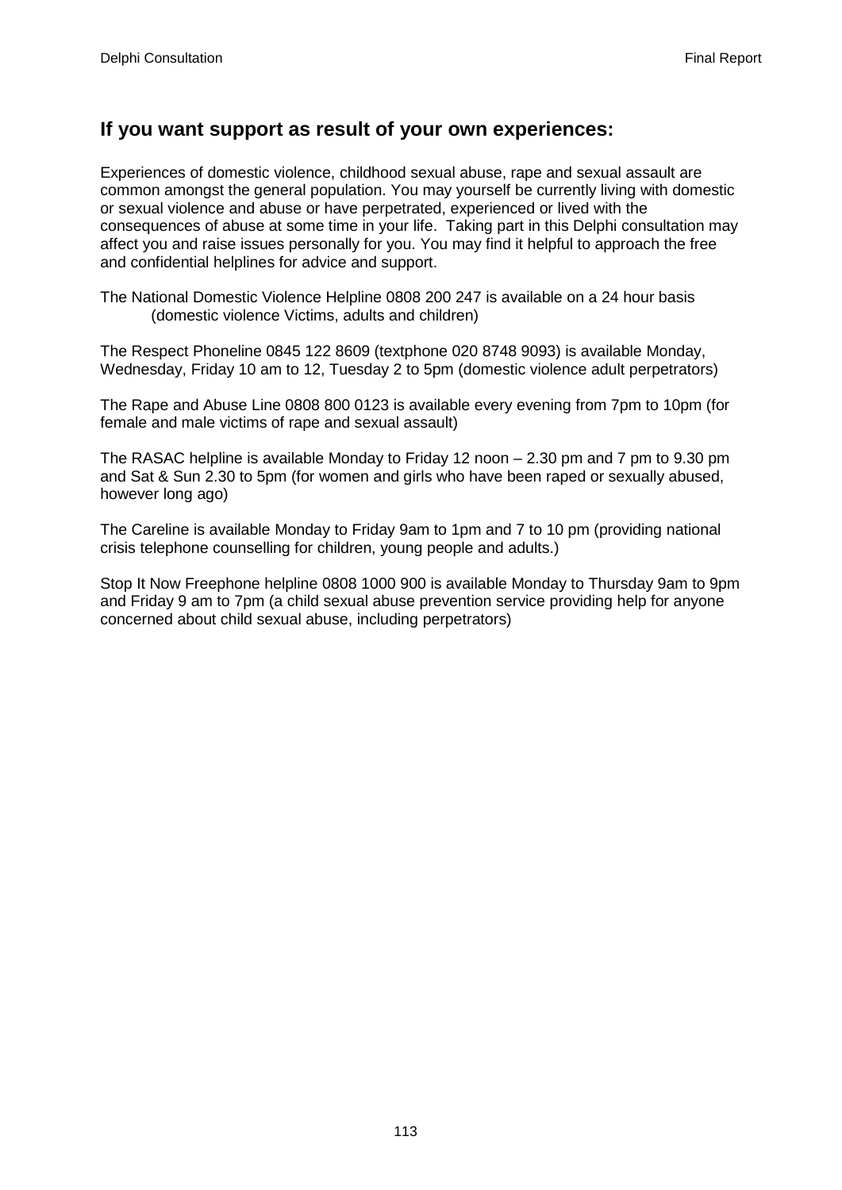## If you want support as result of your own experiences:

Experiences of domestic violence, childhood sexual abuse, rape and sexual assault are common amongst the general population. You may yourself be currently living with domestic or sexual violence and abuse or have perpetrated, experienced or lived with the consequences of abuse at some time in your life. Taking part in this Delphi consultation may affect you and raise issues personally for you. You may find it helpful to approach the free and confidential helplines for advice and support.

The National Domestic Violence Helpline 0808 200 247 is available on a 24 hour basis (domestic violence Victims, adults and children)

The Respect Phoneline 0845 122 8609 (textphone 020 8748 9093) is available Monday, Wednesday, Friday 10 am to 12, Tuesday 2 to 5pm (domestic violence adult perpetrators)

The Rape and Abuse Line 0808 800 0123 is available every evening from 7pm to 10pm (for female and male victims of rape and sexual assault)

The RASAC helpline is available Monday to Friday 12 noon – 2.30 pm and 7 pm to 9.30 pm and Sat & Sun 2.30 to 5pm (for women and girls who have been raped or sexually abused, however long ago)

The Careline is available Monday to Friday 9am to 1pm and 7 to 10 pm (providing national crisis telephone counselling for children, young people and adults.)

Stop It Now Freephone helpline 0808 1000 900 is available Monday to Thursday 9am to 9pm and Friday 9 am to 7pm (a child sexual abuse prevention service providing help for anyone concerned about child sexual abuse, including perpetrators)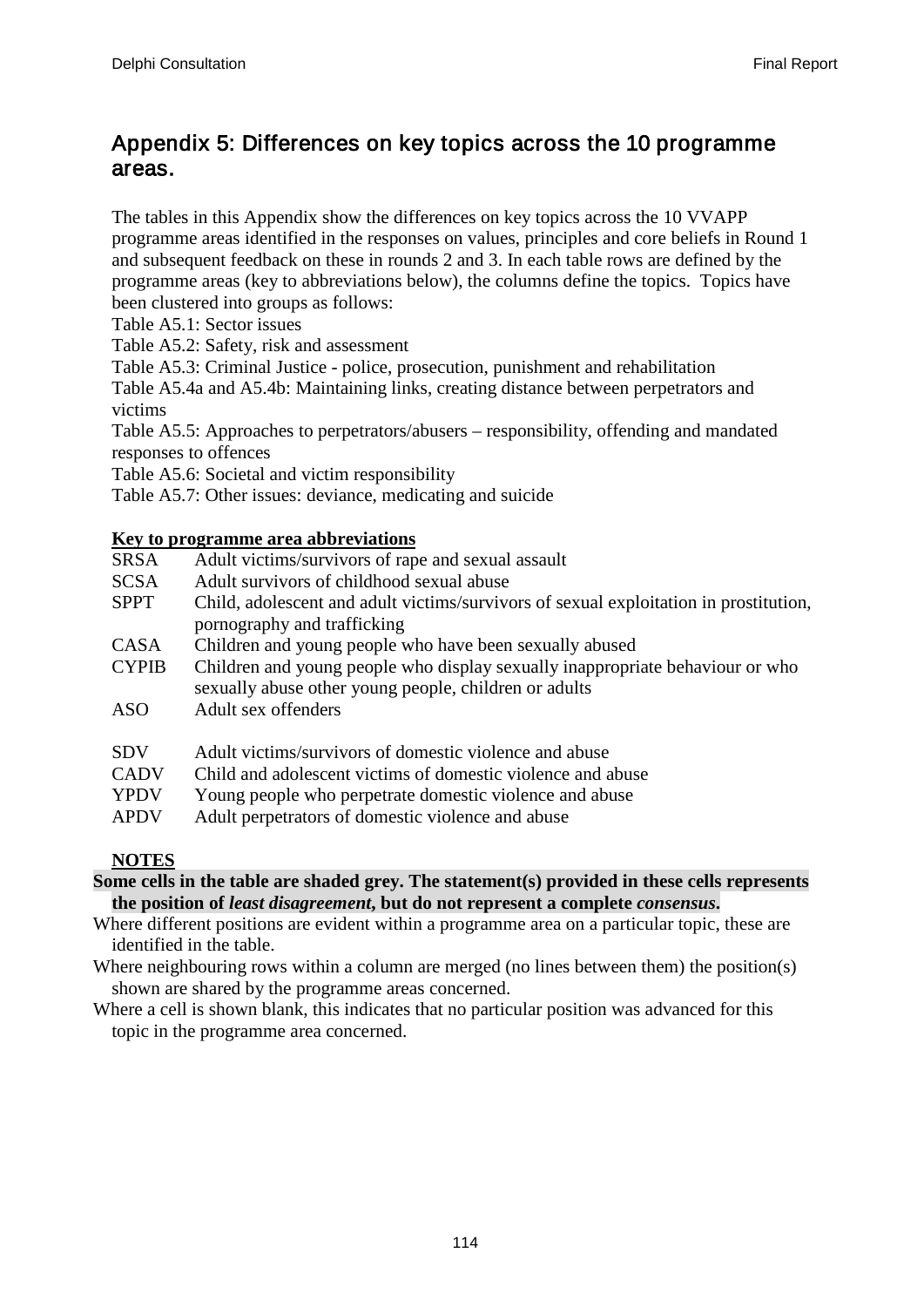## Appendix 5: Differences on key topics across the 10 programme areas.

The tables in this Appendix show the differences on key topics across the 10 VVAPP programme areas identified in the responses on values, principles and core beliefs in Round 1 and subsequent feedback on these in rounds 2 and 3. In each table rows are defined by the programme areas (key to abbreviations below), the columns define the topics. Topics have been clustered into groups as follows:

Table A5.1: Sector issues
Table A5.2: Safety, risk and assessment
Table A5.3: Criminal Justice - police, prosecution, punishment and rehabilitation
Table A5.4a and A5.4b: Maintaining links, creating distance between perpetrators and victims
Table A5.5: Approaches to perpetrators/abusers – responsibility, offending and mandated responses to offences
Table A5.6: Societal and victim responsibility
Table A5.7: Other issues: deviance, medicating and suicide

**Key to programme area abbreviations**

| | |
|---|---|
| SRSA | Adult victims/survivors of rape and sexual assault |
| SCSA | Adult survivors of childhood sexual abuse |
| SPPT | Child, adolescent and adult victims/survivors of sexual exploitation in prostitution, pornography and trafficking |
| CASA | Children and young people who have been sexually abused |
| CYPIB | Children and young people who display sexually inappropriate behaviour or who sexually abuse other young people, children or adults |
| ASO | Adult sex offenders |
| SDV | Adult victims/survivors of domestic violence and abuse |
| CADV | Child and adolescent victims of domestic violence and abuse |
| YPDV | Young people who perpetrate domestic violence and abuse |
| APDV | Adult perpetrators of domestic violence and abuse |

**NOTES**

**Some cells in the table are shaded grey. The statement(s) provided in these cells represents the position of *least disagreement*, but do not represent a complete *consensus*.**

Where different positions are evident within a programme area on a particular topic, these are identified in the table.

Where neighbouring rows within a column are merged (no lines between them) the position(s) shown are shared by the programme areas concerned.

Where a cell is shown blank, this indicates that no particular position was advanced for this topic in the programme area concerned.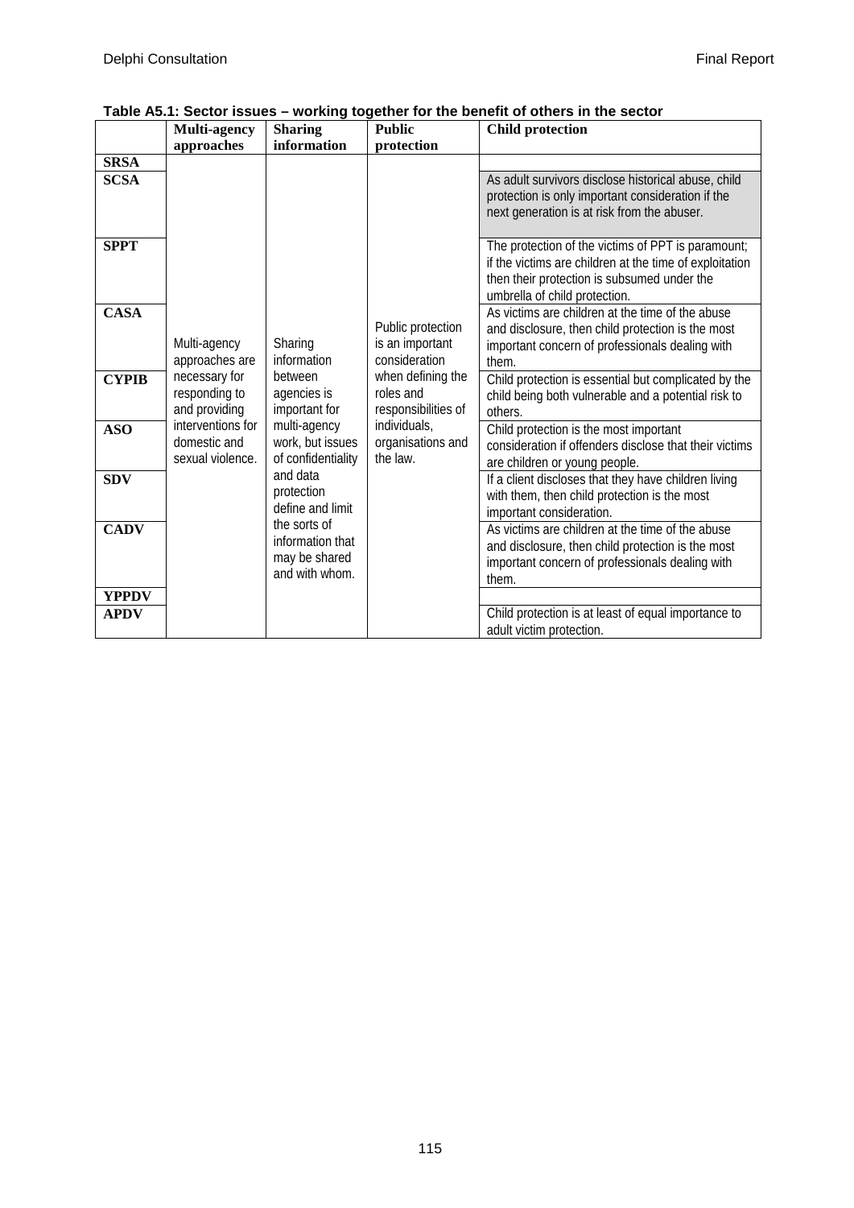**Table A5.1: Sector issues – working together for the benefit of others in the sector**

| | Multi-agency approaches | Sharing information | Public protection | Child protection |
|---|---|---|---|---|
| SRSA | Multi-agency approaches are necessary for responding to and providing interventions for domestic and sexual violence. | Sharing information between agencies is important for multi-agency work, but issues of confidentiality and data protection define and limit the sorts of information that may be shared and with whom. | Public protection is an important consideration when defining the roles and responsibilities of individuals, organisations and the law. | |
| SCSA | | | | As adult survivors disclose historical abuse, child protection is only important consideration if the next generation is at risk from the abuser. |
| SPPT | | | | The protection of the victims of PPT is paramount; if the victims are children at the time of exploitation then their protection is subsumed under the umbrella of child protection. |
| CASA | | | | As victims are children at the time of the abuse and disclosure, then child protection is the most important concern of professionals dealing with them. |
| CYPIB | | | | Child protection is essential but complicated by the child being both vulnerable and a potential risk to others. |
| ASO | | | | Child protection is the most important consideration if offenders disclose that their victims are children or young people. |
| SDV | | | | If a client discloses that they have children living with them, then child protection is the most important consideration. |
| CADV | | | | As victims are children at the time of the abuse and disclosure, then child protection is the most important concern of professionals dealing with them. |
| YPPDV | | | | |
| APDV | | | | Child protection is at least of equal importance to adult victim protection. |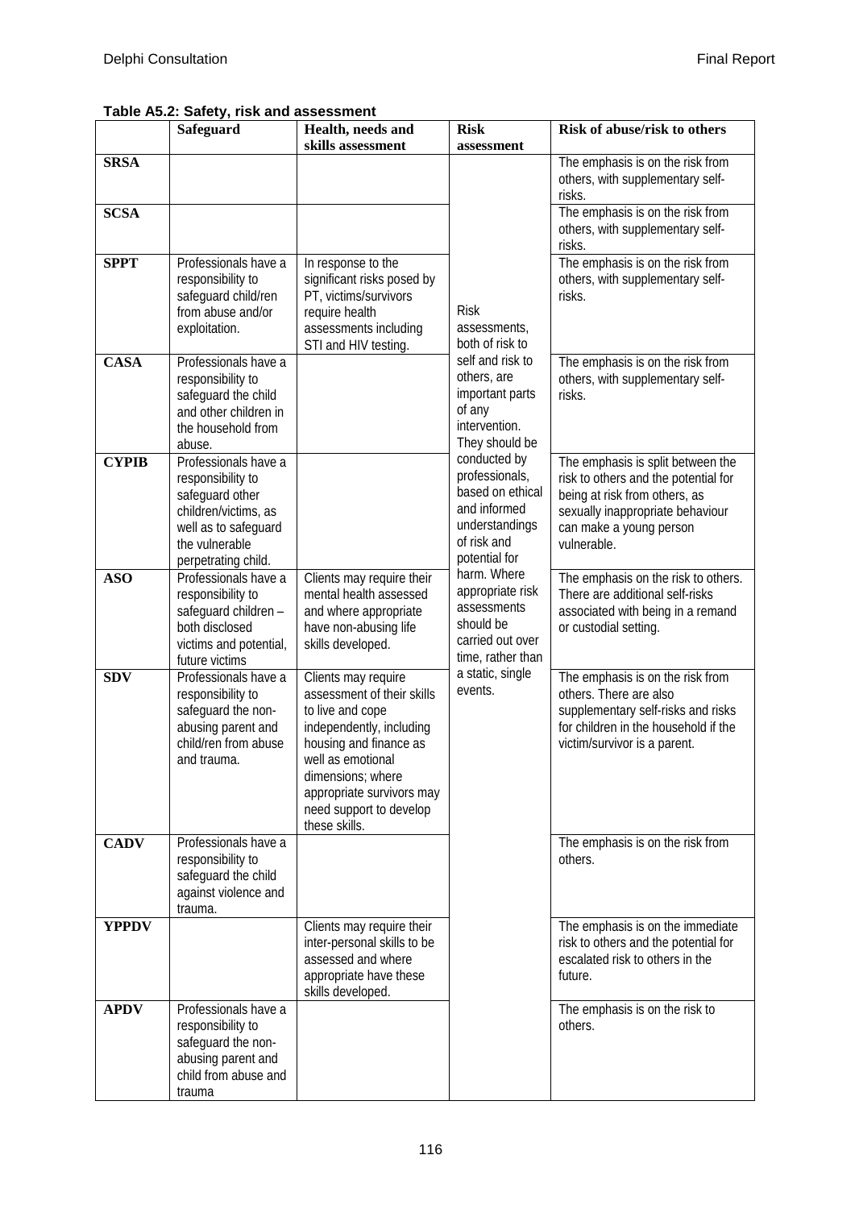**Table A5.2: Safety, risk and assessment**

| | Safeguard | Health, needs and skills assessment | Risk assessment | Risk of abuse/risk to others |
|---|---|---|---|---|
| **SRSA** | | | Risk assessments, both of risk to self and risk to others, are important parts of any intervention. They should be conducted by professionals, based on ethical and informed understandings of risk and potential for harm. Where appropriate risk assessments should be carried out over time, rather than a static, single events. | The emphasis is on the risk from others, with supplementary self-risks. |
| **SCSA** | | | | The emphasis is on the risk from others, with supplementary self-risks. |
| **SPPT** | Professionals have a responsibility to safeguard child/ren from abuse and/or exploitation. | In response to the significant risks posed by PT, victims/survivors require health assessments including STI and HIV testing. | | The emphasis is on the risk from others, with supplementary self-risks. |
| **CASA** | Professionals have a responsibility to safeguard the child and other children in the household from abuse. | | | The emphasis is on the risk from others, with supplementary self-risks. |
| **CYPIB** | Professionals have a responsibility to safeguard other children/victims, as well as to safeguard the vulnerable perpetrating child. | | | The emphasis is split between the risk to others and the potential for being at risk from others, as sexually inappropriate behaviour can make a young person vulnerable. |
| **ASO** | Professionals have a responsibility to safeguard children – both disclosed victims and potential, future victims | Clients may require their mental health assessed and where appropriate have non-abusing life skills developed. | | The emphasis on the risk to others. There are additional self-risks associated with being in a remand or custodial setting. |
| **SDV** | Professionals have a responsibility to safeguard the non-abusing parent and child/ren from abuse and trauma. | Clients may require assessment of their skills to live and cope independently, including housing and finance as well as emotional dimensions; where appropriate survivors may need support to develop these skills. | | The emphasis is on the risk from others. There are also supplementary self-risks and risks for children in the household if the victim/survivor is a parent. |
| **CADV** | Professionals have a responsibility to safeguard the child against violence and trauma. | | | The emphasis is on the risk from others. |
| **YPPDV** | | Clients may require their inter-personal skills to be assessed and where appropriate have these skills developed. | | The emphasis is on the immediate risk to others and the potential for escalated risk to others in the future. |
| **APDV** | Professionals have a responsibility to safeguard the non-abusing parent and child from abuse and trauma | | | The emphasis is on the risk to others. |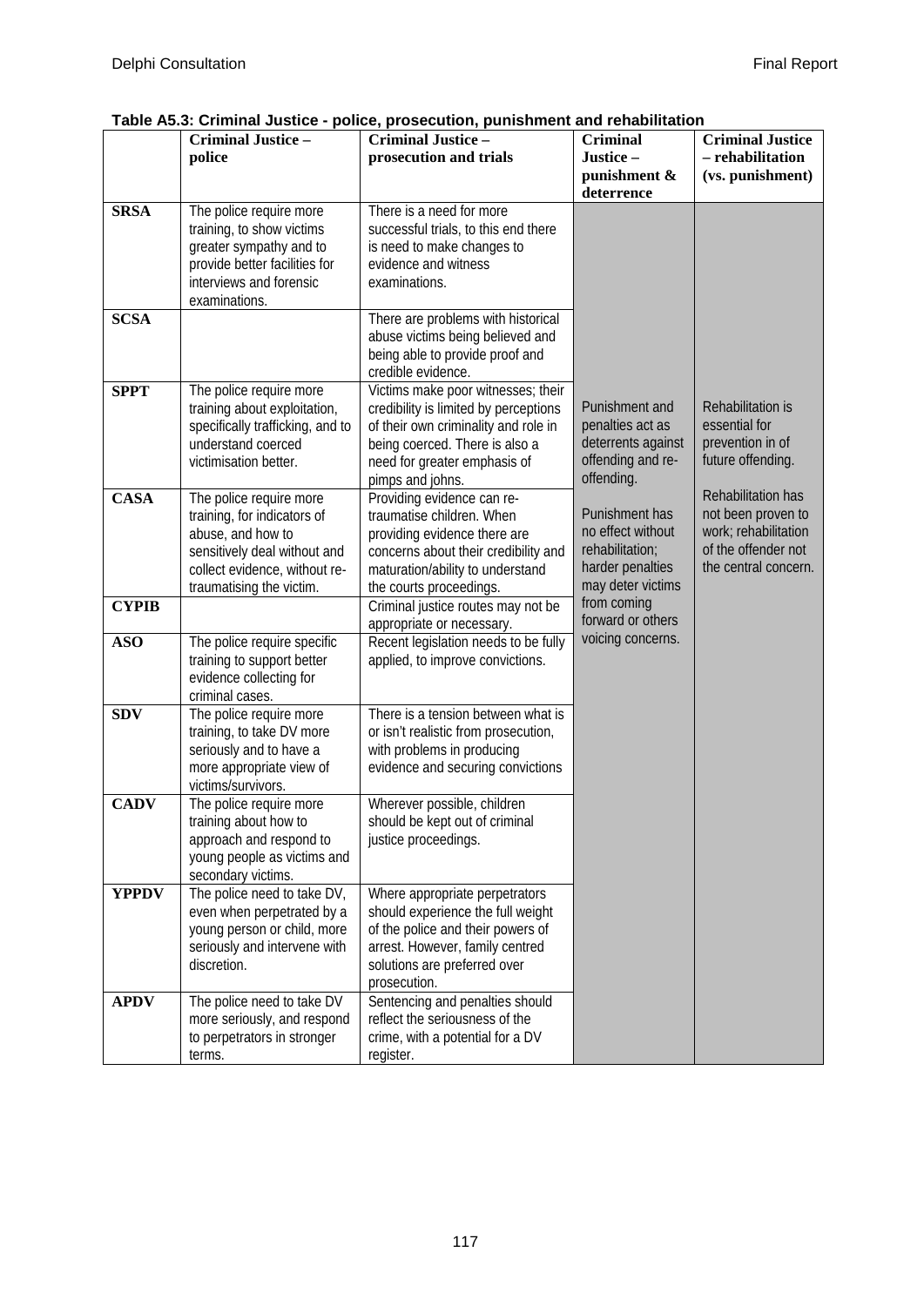**Table A5.3: Criminal Justice - police, prosecution, punishment and rehabilitation**

| | Criminal Justice – police | Criminal Justice – prosecution and trials | Criminal Justice – punishment & deterrence | Criminal Justice – rehabilitation (vs. punishment) |
|---|---|---|---|---|
| **SRSA** | The police require more training, to show victims greater sympathy and to provide better facilities for interviews and forensic examinations. | There is a need for more successful trials, to this end there is need to make changes to evidence and witness examinations. | Punishment and penalties act as deterrents against offending and re-offending.<br><br>Punishment has no effect without rehabilitation; harder penalties may deter victims from coming forward or others voicing concerns. | Rehabilitation is essential for prevention in of future offending.<br><br>Rehabilitation has not been proven to work; rehabilitation of the offender not the central concern. |
| **SCSA** | | There are problems with historical abuse victims being believed and being able to provide proof and credible evidence. | | |
| **SPPT** | The police require more training about exploitation, specifically trafficking, and to understand coerced victimisation better. | Victims make poor witnesses; their credibility is limited by perceptions of their own criminality and role in being coerced. There is also a need for greater emphasis of pimps and johns. | | |
| **CASA** | The police require more training, for indicators of abuse, and how to sensitively deal without and collect evidence, without re-traumatising the victim. | Providing evidence can re-traumatise children. When providing evidence there are concerns about their credibility and maturation/ability to understand the courts proceedings. | | |
| **CYPIB** | | Criminal justice routes may not be appropriate or necessary. | | |
| **ASO** | The police require specific training to support better evidence collecting for criminal cases. | Recent legislation needs to be fully applied, to improve convictions. | | |
| **SDV** | The police require more training, to take DV more seriously and to have a more appropriate view of victims/survivors. | There is a tension between what is or isn't realistic from prosecution, with problems in producing evidence and securing convictions | | |
| **CADV** | The police require more training about how to approach and respond to young people as victims and secondary victims. | Wherever possible, children should be kept out of criminal justice proceedings. | | |
| **YPPDV** | The police need to take DV, even when perpetrated by a young person or child, more seriously and intervene with discretion. | Where appropriate perpetrators should experience the full weight of the police and their powers of arrest. However, family centred solutions are preferred over prosecution. | | |
| **APDV** | The police need to take DV more seriously, and respond to perpetrators in stronger terms. | Sentencing and penalties should reflect the seriousness of the crime, with a potential for a DV register. | | |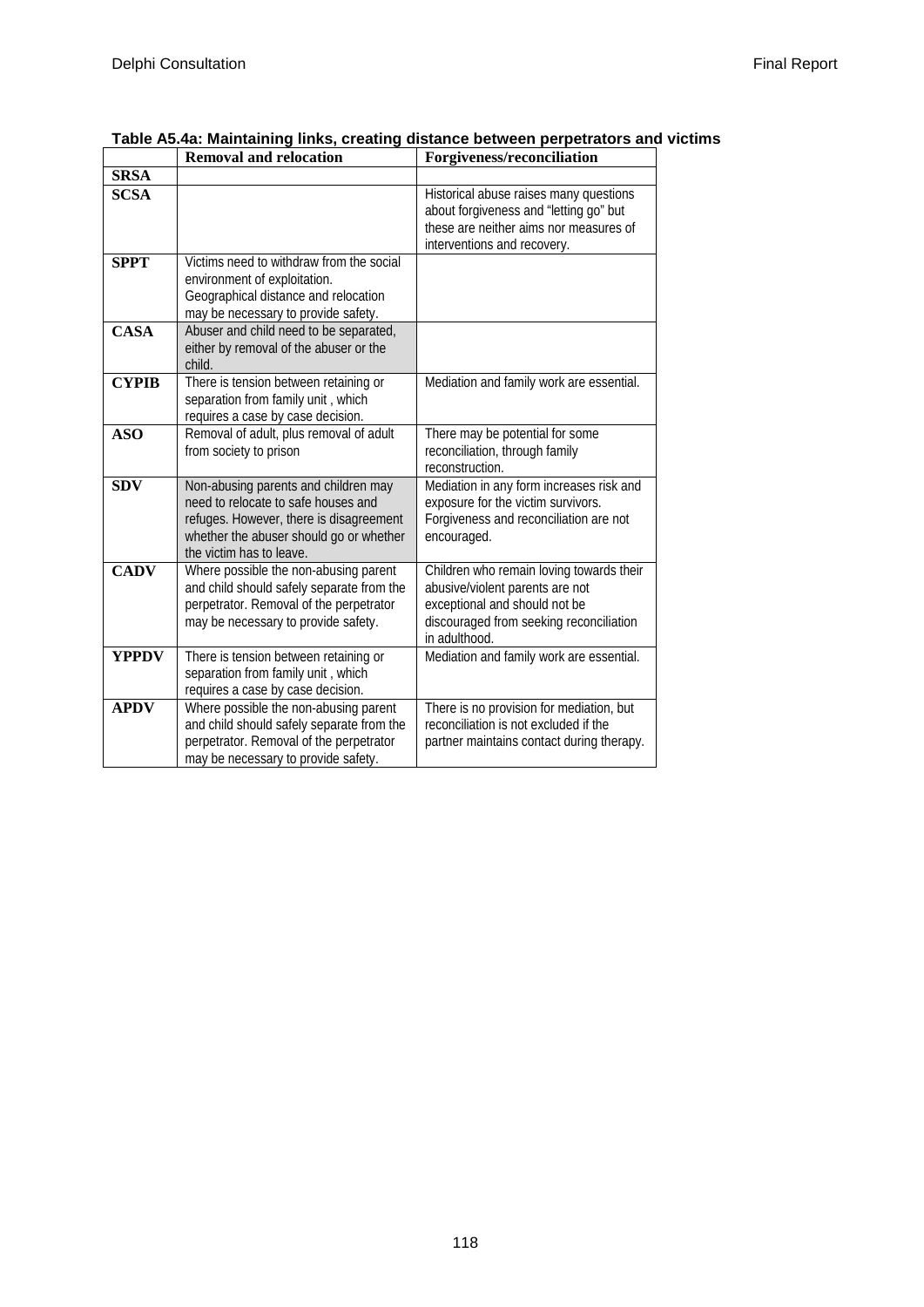**Table A5.4a: Maintaining links, creating distance between perpetrators and victims**

| | Removal and relocation | Forgiveness/reconciliation |
|---|---|---|
| **SRSA** | | |
| **SCSA** | | Historical abuse raises many questions about forgiveness and "letting go" but these are neither aims nor measures of interventions and recovery. |
| **SPPT** | Victims need to withdraw from the social environment of exploitation. Geographical distance and relocation may be necessary to provide safety. | |
| **CASA** | Abuser and child need to be separated, either by removal of the abuser or the child. | |
| **CYPIB** | There is tension between retaining or separation from family unit , which requires a case by case decision. | Mediation and family work are essential. |
| **ASO** | Removal of adult, plus removal of adult from society to prison | There may be potential for some reconciliation, through family reconstruction. |
| **SDV** | Non-abusing parents and children may need to relocate to safe houses and refuges. However, there is disagreement whether the abuser should go or whether the victim has to leave. | Mediation in any form increases risk and exposure for the victim survivors. Forgiveness and reconciliation are not encouraged. |
| **CADV** | Where possible the non-abusing parent and child should safely separate from the perpetrator. Removal of the perpetrator may be necessary to provide safety. | Children who remain loving towards their abusive/violent parents are not exceptional and should not be discouraged from seeking reconciliation in adulthood. |
| **YPPDV** | There is tension between retaining or separation from family unit , which requires a case by case decision. | Mediation and family work are essential. |
| **APDV** | Where possible the non-abusing parent and child should safely separate from the perpetrator. Removal of the perpetrator may be necessary to provide safety. | There is no provision for mediation, but reconciliation is not excluded if the partner maintains contact during therapy. |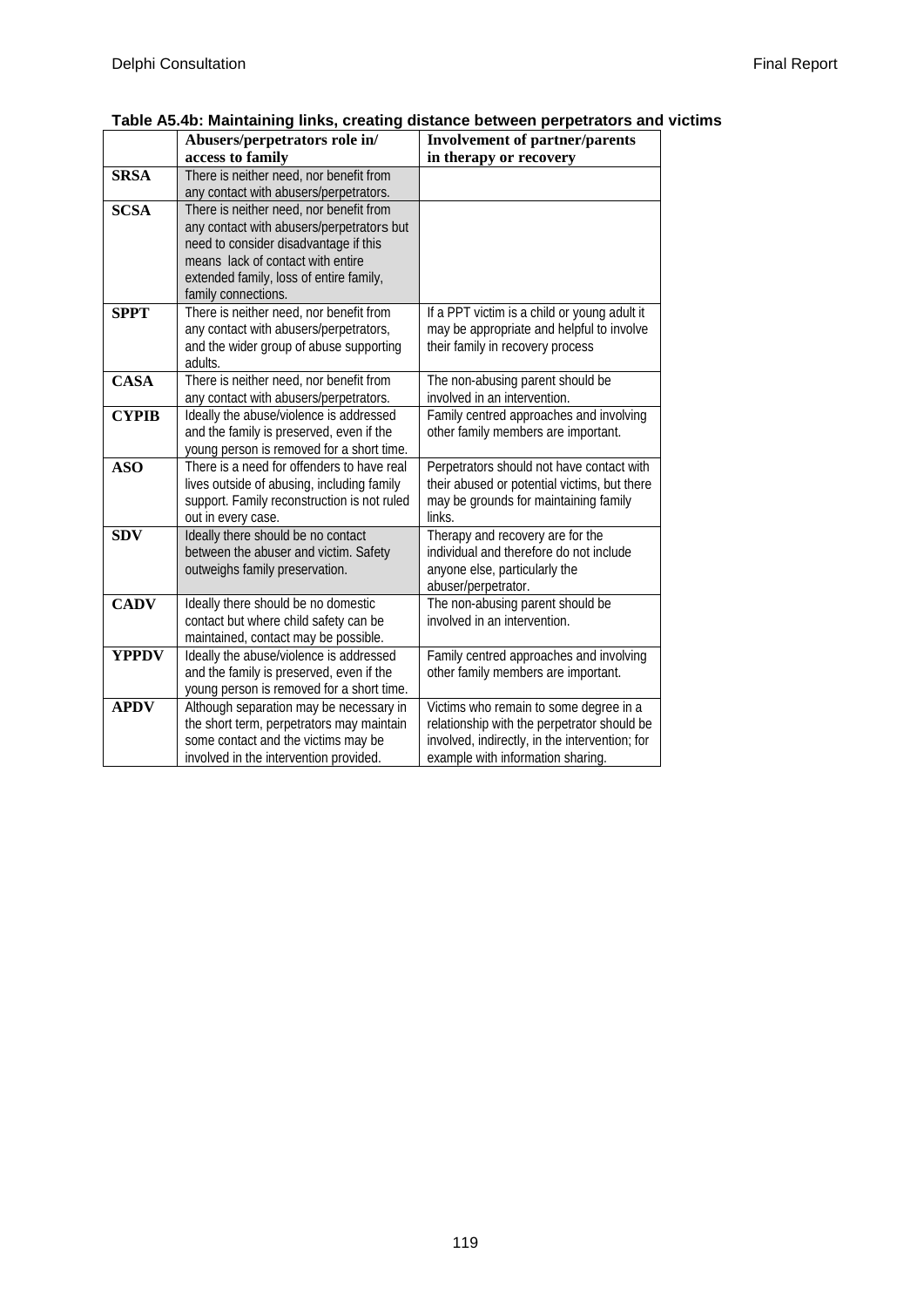**Table A5.4b: Maintaining links, creating distance between perpetrators and victims**

| | Abusers/perpetrators role in/ access to family | Involvement of partner/parents in therapy or recovery |
|---|---|---|
| **SRSA** | There is neither need, nor benefit from any contact with abusers/perpetrators. | |
| **SCSA** | There is neither need, nor benefit from any contact with abusers/perpetrators but need to consider disadvantage if this means lack of contact with entire extended family, loss of entire family, family connections. | |
| **SPPT** | There is neither need, nor benefit from any contact with abusers/perpetrators, and the wider group of abuse supporting adults. | If a PPT victim is a child or young adult it may be appropriate and helpful to involve their family in recovery process |
| **CASA** | There is neither need, nor benefit from any contact with abusers/perpetrators. | The non-abusing parent should be involved in an intervention. |
| **CYPIB** | Ideally the abuse/violence is addressed and the family is preserved, even if the young person is removed for a short time. | Family centred approaches and involving other family members are important. |
| **ASO** | There is a need for offenders to have real lives outside of abusing, including family support. Family reconstruction is not ruled out in every case. | Perpetrators should not have contact with their abused or potential victims, but there may be grounds for maintaining family links. |
| **SDV** | Ideally there should be no contact between the abuser and victim. Safety outweighs family preservation. | Therapy and recovery are for the individual and therefore do not include anyone else, particularly the abuser/perpetrator. |
| **CADV** | Ideally there should be no domestic contact but where child safety can be maintained, contact may be possible. | The non-abusing parent should be involved in an intervention. |
| **YPPDV** | Ideally the abuse/violence is addressed and the family is preserved, even if the young person is removed for a short time. | Family centred approaches and involving other family members are important. |
| **APDV** | Although separation may be necessary in the short term, perpetrators may maintain some contact and the victims may be involved in the intervention provided. | Victims who remain to some degree in a relationship with the perpetrator should be involved, indirectly, in the intervention; for example with information sharing. |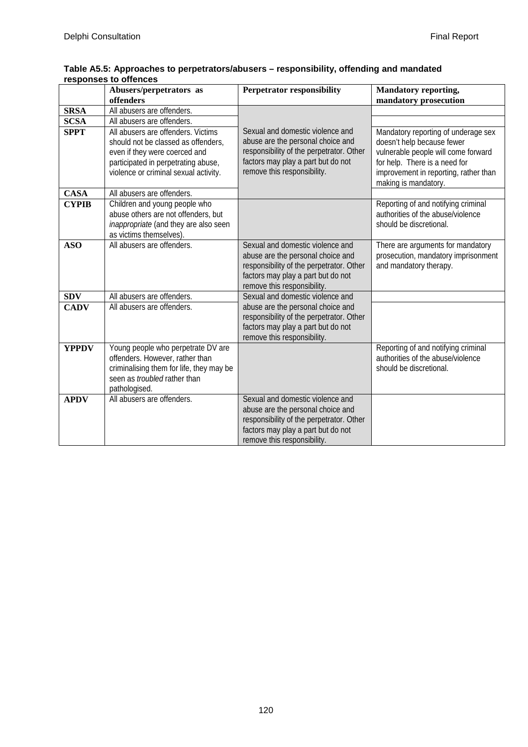**Table A5.5: Approaches to perpetrators/abusers – responsibility, offending and mandated responses to offences**

| | Abusers/perpetrators as offenders | Perpetrator responsibility | Mandatory reporting, mandatory prosecution |
|---|---|---|---|
| **SRSA** | All abusers are offenders. | Sexual and domestic violence and abuse are the personal choice and responsibility of the perpetrator. Other factors may play a part but do not remove this responsibility. | |
| **SCSA** | All abusers are offenders. | | |
| **SPPT** | All abusers are offenders. Victims should not be classed as offenders, even if they were coerced and participated in perpetrating abuse, violence or criminal sexual activity. | | Mandatory reporting of underage sex doesn't help because fewer vulnerable people will come forward for help. There is a need for improvement in reporting, rather than making is mandatory. |
| **CASA** | All abusers are offenders. | | |
| **CYPIB** | Children and young people who abuse others are not offenders, but *inappropriate* (and they are also seen as victims themselves). | | Reporting of and notifying criminal authorities of the abuse/violence should be discretional. |
| **ASO** | All abusers are offenders. | Sexual and domestic violence and abuse are the personal choice and responsibility of the perpetrator. Other factors may play a part but do not remove this responsibility. | There are arguments for mandatory prosecution, mandatory imprisonment and mandatory therapy. |
| **SDV** | All abusers are offenders. | Sexual and domestic violence and abuse are the personal choice and responsibility of the perpetrator. Other factors may play a part but do not remove this responsibility. | |
| **CADV** | All abusers are offenders. | | |
| **YPPDV** | Young people who perpetrate DV are offenders. However, rather than criminalising them for life, they may be seen as *troubled* rather than pathologised. | | Reporting of and notifying criminal authorities of the abuse/violence should be discretional. |
| **APDV** | All abusers are offenders. | Sexual and domestic violence and abuse are the personal choice and responsibility of the perpetrator. Other factors may play a part but do not remove this responsibility. | |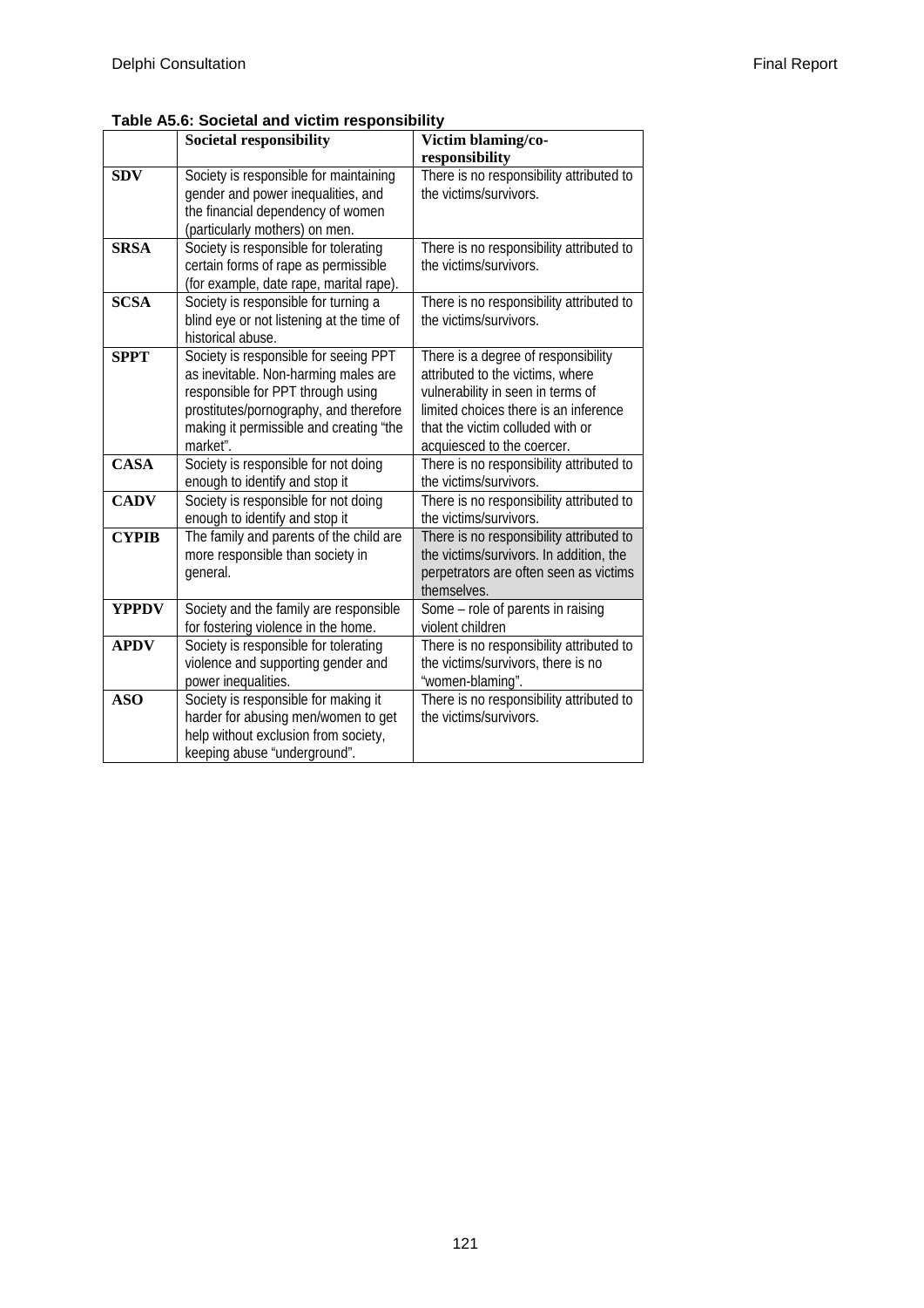**Table A5.6: Societal and victim responsibility**

| | Societal responsibility | Victim blaming/co-responsibility |
|---|---|---|
| **SDV** | Society is responsible for maintaining gender and power inequalities, and the financial dependency of women (particularly mothers) on men. | There is no responsibility attributed to the victims/survivors. |
| **SRSA** | Society is responsible for tolerating certain forms of rape as permissible (for example, date rape, marital rape). | There is no responsibility attributed to the victims/survivors. |
| **SCSA** | Society is responsible for turning a blind eye or not listening at the time of historical abuse. | There is no responsibility attributed to the victims/survivors. |
| **SPPT** | Society is responsible for seeing PPT as inevitable. Non-harming males are responsible for PPT through using prostitutes/pornography, and therefore making it permissible and creating "the market". | There is a degree of responsibility attributed to the victims, where vulnerability in seen in terms of limited choices there is an inference that the victim colluded with or acquiesced to the coercer. |
| **CASA** | Society is responsible for not doing enough to identify and stop it | There is no responsibility attributed to the victims/survivors. |
| **CADV** | Society is responsible for not doing enough to identify and stop it | There is no responsibility attributed to the victims/survivors. |
| **CYPIB** | The family and parents of the child are more responsible than society in general. | There is no responsibility attributed to the victims/survivors. In addition, the perpetrators are often seen as victims themselves. |
| **YPPDV** | Society and the family are responsible for fostering violence in the home. | Some – role of parents in raising violent children |
| **APDV** | Society is responsible for tolerating violence and supporting gender and power inequalities. | There is no responsibility attributed to the victims/survivors, there is no "women-blaming". |
| **ASO** | Society is responsible for making it harder for abusing men/women to get help without exclusion from society, keeping abuse "underground". | There is no responsibility attributed to the victims/survivors. |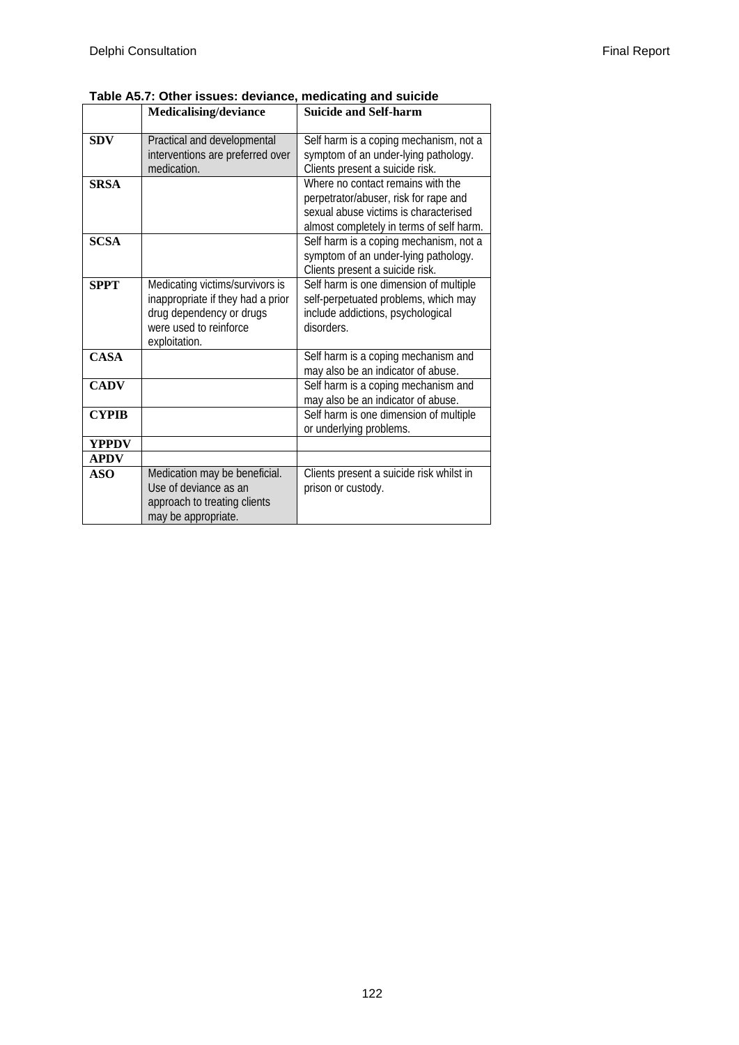**Table A5.7: Other issues: deviance, medicating and suicide**

| | Medicalising/deviance | Suicide and Self-harm |
|---|---|---|
| **SDV** | Practical and developmental interventions are preferred over medication. | Self harm is a coping mechanism, not a symptom of an under-lying pathology. Clients present a suicide risk. |
| **SRSA** | | Where no contact remains with the perpetrator/abuser, risk for rape and sexual abuse victims is characterised almost completely in terms of self harm. |
| **SCSA** | | Self harm is a coping mechanism, not a symptom of an under-lying pathology. Clients present a suicide risk. |
| **SPPT** | Medicating victims/survivors is inappropriate if they had a prior drug dependency or drugs were used to reinforce exploitation. | Self harm is one dimension of multiple self-perpetuated problems, which may include addictions, psychological disorders. |
| **CASA** | | Self harm is a coping mechanism and may also be an indicator of abuse. |
| **CADV** | | Self harm is a coping mechanism and may also be an indicator of abuse. |
| **CYPIB** | | Self harm is one dimension of multiple or underlying problems. |
| **YPPDV** | | |
| **APDV** | | |
| **ASO** | Medication may be beneficial. Use of deviance as an approach to treating clients may be appropriate. | Clients present a suicide risk whilst in prison or custody. |